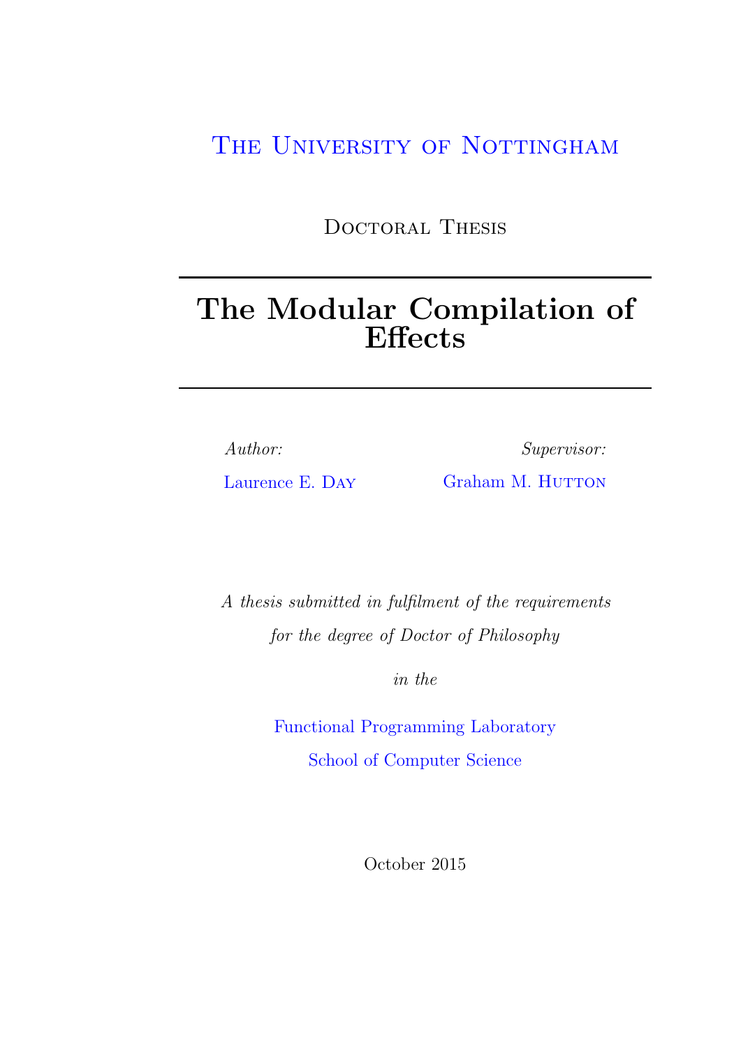The University of Nottingham

Doctoral Thesis

---

# The Modular Compilation of Effects

---

*Author:*

Laurence E. Day

*Supervisor:*

Graham M. Hutton

*A thesis submitted in fulfilment of the requirements*

*for the degree of Doctor of Philosophy*

*in the*

Functional Programming Laboratory

School of Computer Science

October 2015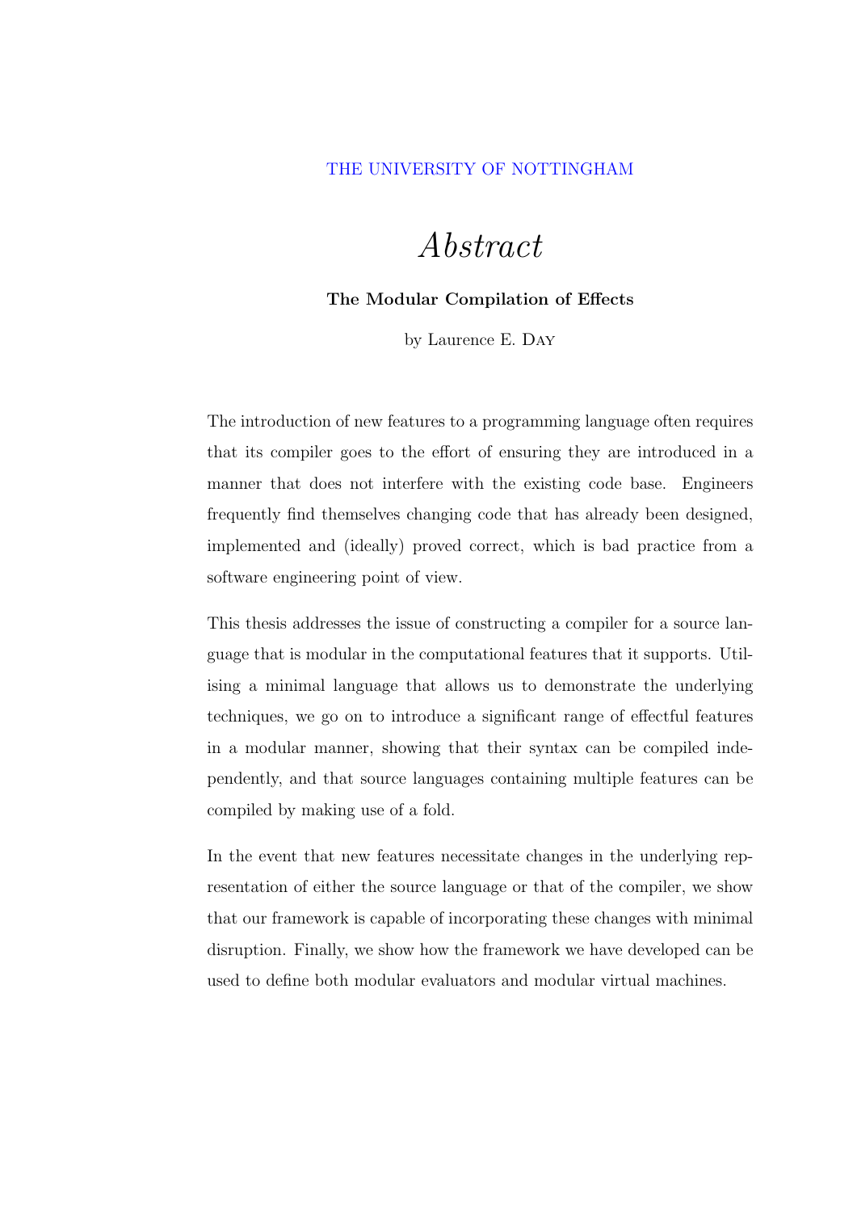THE UNIVERSITY OF NOTTINGHAM

# *Abstract*

**The Modular Compilation of Effects**

by Laurence E. Day

The introduction of new features to a programming language often requires that its compiler goes to the effort of ensuring they are introduced in a manner that does not interfere with the existing code base. Engineers frequently find themselves changing code that has already been designed, implemented and (ideally) proved correct, which is bad practice from a software engineering point of view.

This thesis addresses the issue of constructing a compiler for a source language that is modular in the computational features that it supports. Utilising a minimal language that allows us to demonstrate the underlying techniques, we go on to introduce a significant range of effectful features in a modular manner, showing that their syntax can be compiled independently, and that source languages containing multiple features can be compiled by making use of a fold.

In the event that new features necessitate changes in the underlying representation of either the source language or that of the compiler, we show that our framework is capable of incorporating these changes with minimal disruption. Finally, we show how the framework we have developed can be used to define both modular evaluators and modular virtual machines.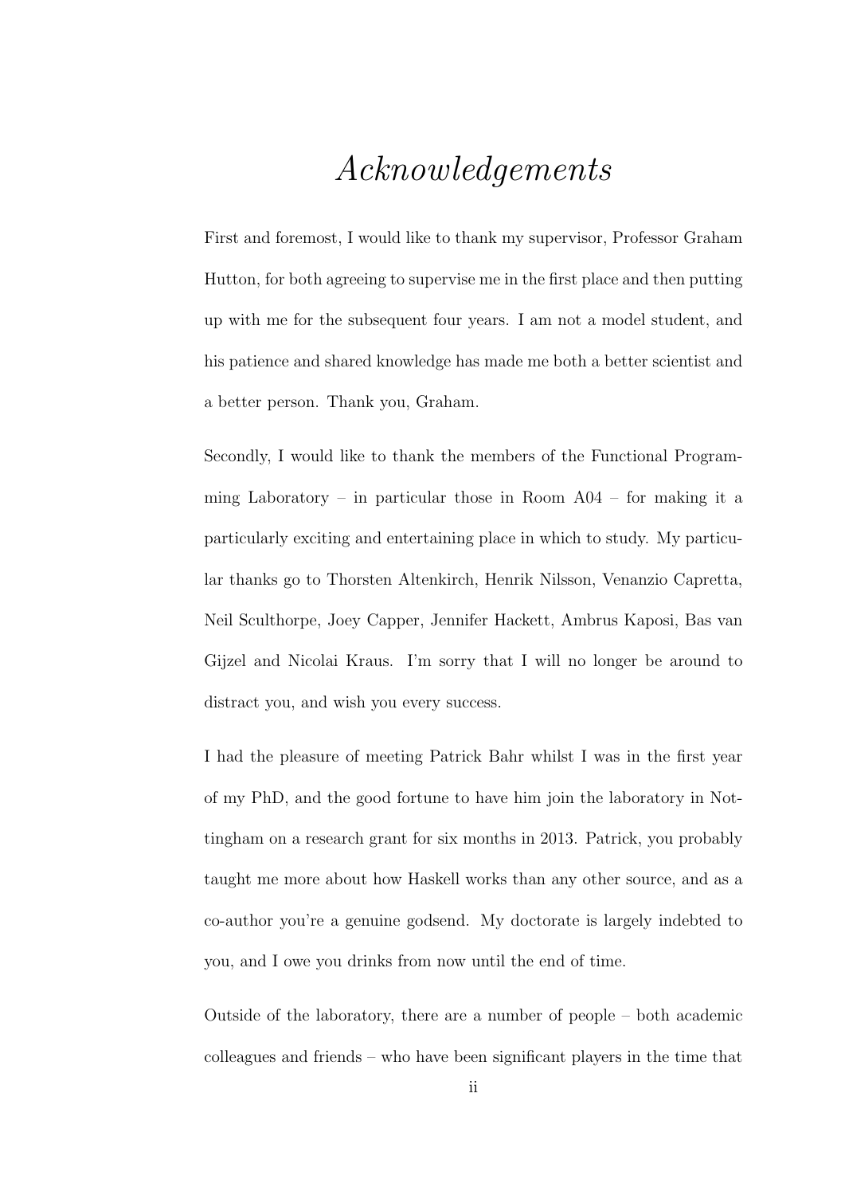# *Acknowledgements*

First and foremost, I would like to thank my supervisor, Professor Graham Hutton, for both agreeing to supervise me in the first place and then putting up with me for the subsequent four years. I am not a model student, and his patience and shared knowledge has made me both a better scientist and a better person. Thank you, Graham.

Secondly, I would like to thank the members of the Functional Programming Laboratory – in particular those in Room A04 – for making it a particularly exciting and entertaining place in which to study. My particular thanks go to Thorsten Altenkirch, Henrik Nilsson, Venanzio Capretta, Neil Sculthorpe, Joey Capper, Jennifer Hackett, Ambrus Kaposi, Bas van Gijzel and Nicolai Kraus. I'm sorry that I will no longer be around to distract you, and wish you every success.

I had the pleasure of meeting Patrick Bahr whilst I was in the first year of my PhD, and the good fortune to have him join the laboratory in Nottingham on a research grant for six months in 2013. Patrick, you probably taught me more about how Haskell works than any other source, and as a co-author you're a genuine godsend. My doctorate is largely indebted to you, and I owe you drinks from now until the end of time.

Outside of the laboratory, there are a number of people – both academic colleagues and friends – who have been significant players in the time that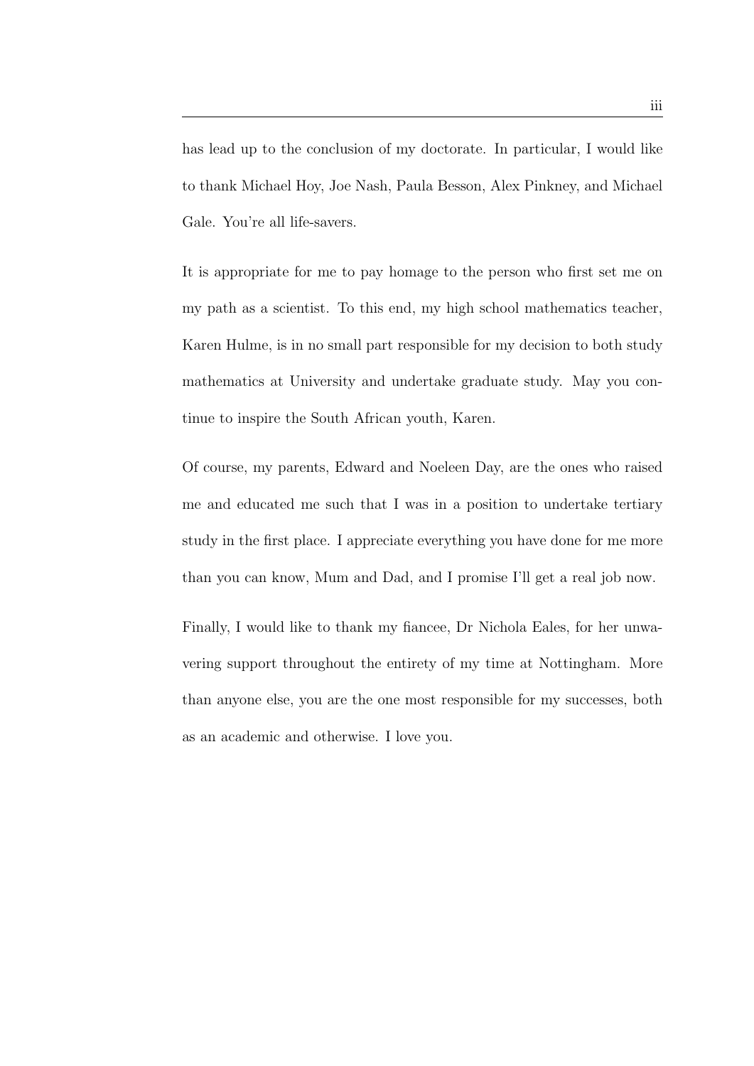has lead up to the conclusion of my doctorate. In particular, I would like to thank Michael Hoy, Joe Nash, Paula Besson, Alex Pinkney, and Michael Gale. You're all life-savers.

It is appropriate for me to pay homage to the person who first set me on my path as a scientist. To this end, my high school mathematics teacher, Karen Hulme, is in no small part responsible for my decision to both study mathematics at University and undertake graduate study. May you continue to inspire the South African youth, Karen.

Of course, my parents, Edward and Noeleen Day, are the ones who raised me and educated me such that I was in a position to undertake tertiary study in the first place. I appreciate everything you have done for me more than you can know, Mum and Dad, and I promise I'll get a real job now.

Finally, I would like to thank my fiancee, Dr Nichola Eales, for her unwavering support throughout the entirety of my time at Nottingham. More than anyone else, you are the one most responsible for my successes, both as an academic and otherwise. I love you.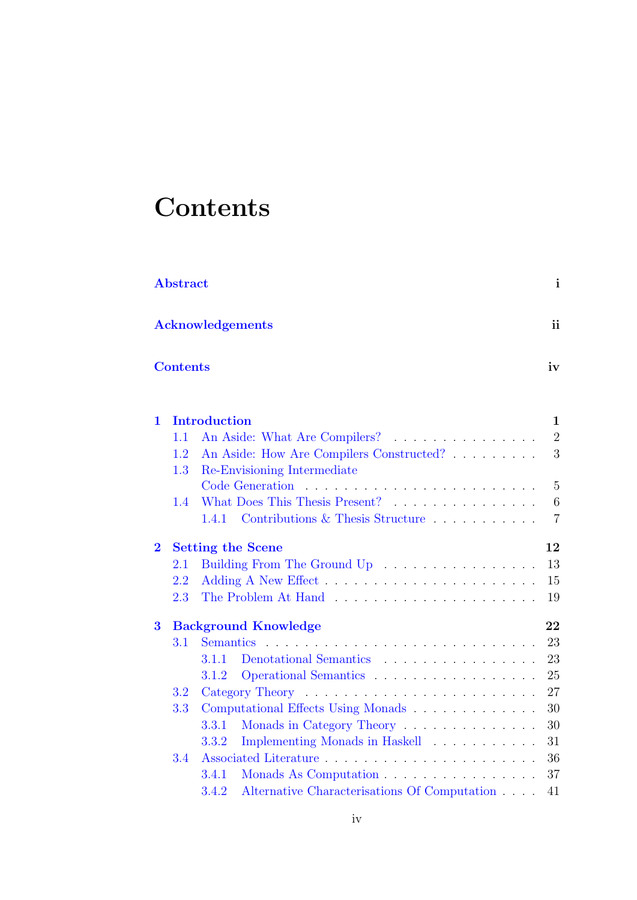# Contents

**Abstract** — i

**Acknowledgements** — ii

**Contents** — iv

**1 Introduction** — 1

- 1.1 An Aside: What Are Compilers? — 2
- 1.2 An Aside: How Are Compilers Constructed? — 3
- 1.3 Re-Envisioning Intermediate Code Generation — 5
- 1.4 What Does This Thesis Present? — 6
  - 1.4.1 Contributions & Thesis Structure — 7

**2 Setting the Scene** — 12

- 2.1 Building From The Ground Up — 13
- 2.2 Adding A New Effect — 15
- 2.3 The Problem At Hand — 19

**3 Background Knowledge** — 22

- 3.1 Semantics — 23
  - 3.1.1 Denotational Semantics — 23
  - 3.1.2 Operational Semantics — 25
- 3.2 Category Theory — 27
- 3.3 Computational Effects Using Monads — 30
  - 3.3.1 Monads in Category Theory — 30
  - 3.3.2 Implementing Monads in Haskell — 31
- 3.4 Associated Literature — 36
  - 3.4.1 Monads As Computation — 37
  - 3.4.2 Alternative Characterisations Of Computation — 41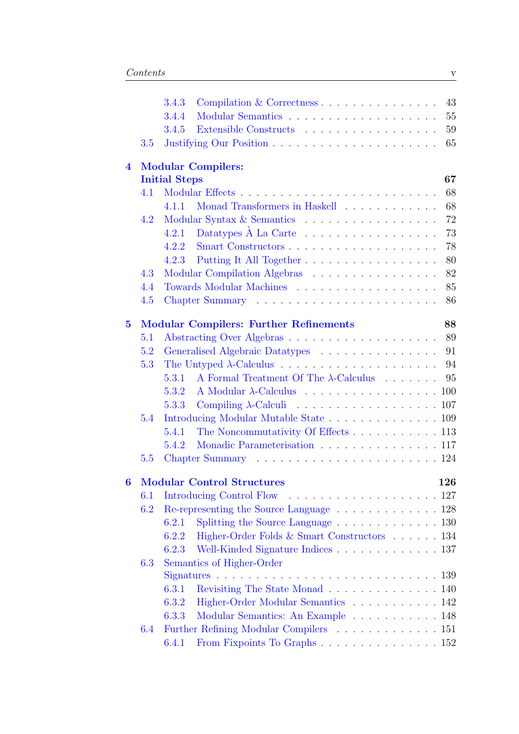- 3.4.3 Compilation & Correctness . . . . . . . . . . . . . . . 43
- 3.4.4 Modular Semantics . . . . . . . . . . . . . . . . . . 55
- 3.4.5 Extensible Constructs . . . . . . . . . . . . . . . . 59
- 3.5 Justifying Our Position . . . . . . . . . . . . . . . . . . . 65

**4 Modular Compilers: Initial Steps** **67**

- 4.1 Modular Effects . . . . . . . . . . . . . . . . . . . . . . . 68
  - 4.1.1 Monad Transformers in Haskell . . . . . . . . . . . 68
- 4.2 Modular Syntax & Semantics . . . . . . . . . . . . . . . . 72
  - 4.2.1 Datatypes À La Carte . . . . . . . . . . . . . . . . 73
  - 4.2.2 Smart Constructors . . . . . . . . . . . . . . . . . . 78
  - 4.2.3 Putting It All Together . . . . . . . . . . . . . . . . 80
- 4.3 Modular Compilation Algebras . . . . . . . . . . . . . . . 82
- 4.4 Towards Modular Machines . . . . . . . . . . . . . . . . . 85
- 4.5 Chapter Summary . . . . . . . . . . . . . . . . . . . . . . 86

**5 Modular Compilers: Further Refinements** **88**

- 5.1 Abstracting Over Algebras . . . . . . . . . . . . . . . . . . 89
- 5.2 Generalised Algebraic Datatypes . . . . . . . . . . . . . . 91
- 5.3 The Untyped $\lambda$-Calculus . . . . . . . . . . . . . . . . . . . 94
  - 5.3.1 A Formal Treatment Of The $\lambda$-Calculus . . . . . . . 95
  - 5.3.2 A Modular $\lambda$-Calculus . . . . . . . . . . . . . . . . . 100
  - 5.3.3 Compiling $\lambda$-Calculi . . . . . . . . . . . . . . . . . 107
- 5.4 Introducing Modular Mutable State . . . . . . . . . . . . . 109
  - 5.4.1 The Noncommutativity Of Effects . . . . . . . . . . . 113
  - 5.4.2 Monadic Parameterisation . . . . . . . . . . . . . . . 117
- 5.5 Chapter Summary . . . . . . . . . . . . . . . . . . . . . . 124

**6 Modular Control Structures** **126**

- 6.1 Introducing Control Flow . . . . . . . . . . . . . . . . . . 127
- 6.2 Re-representing the Source Language . . . . . . . . . . . . 128
  - 6.2.1 Splitting the Source Language . . . . . . . . . . . . . 130
  - 6.2.2 Higher-Order Folds & Smart Constructors . . . . . . 134
  - 6.2.3 Well-Kinded Signature Indices . . . . . . . . . . . . . 137
- 6.3 Semantics of Higher-Order Signatures . . . . . . . . . . . . . . . . . . . . . . . . . . 139
  - 6.3.1 Revisiting The State Monad . . . . . . . . . . . . . . 140
  - 6.3.2 Higher-Order Modular Semantics . . . . . . . . . . . 142
  - 6.3.3 Modular Semantics: An Example . . . . . . . . . . . 148
- 6.4 Further Refining Modular Compilers . . . . . . . . . . . . . 151
  - 6.4.1 From Fixpoints To Graphs . . . . . . . . . . . . . . . 152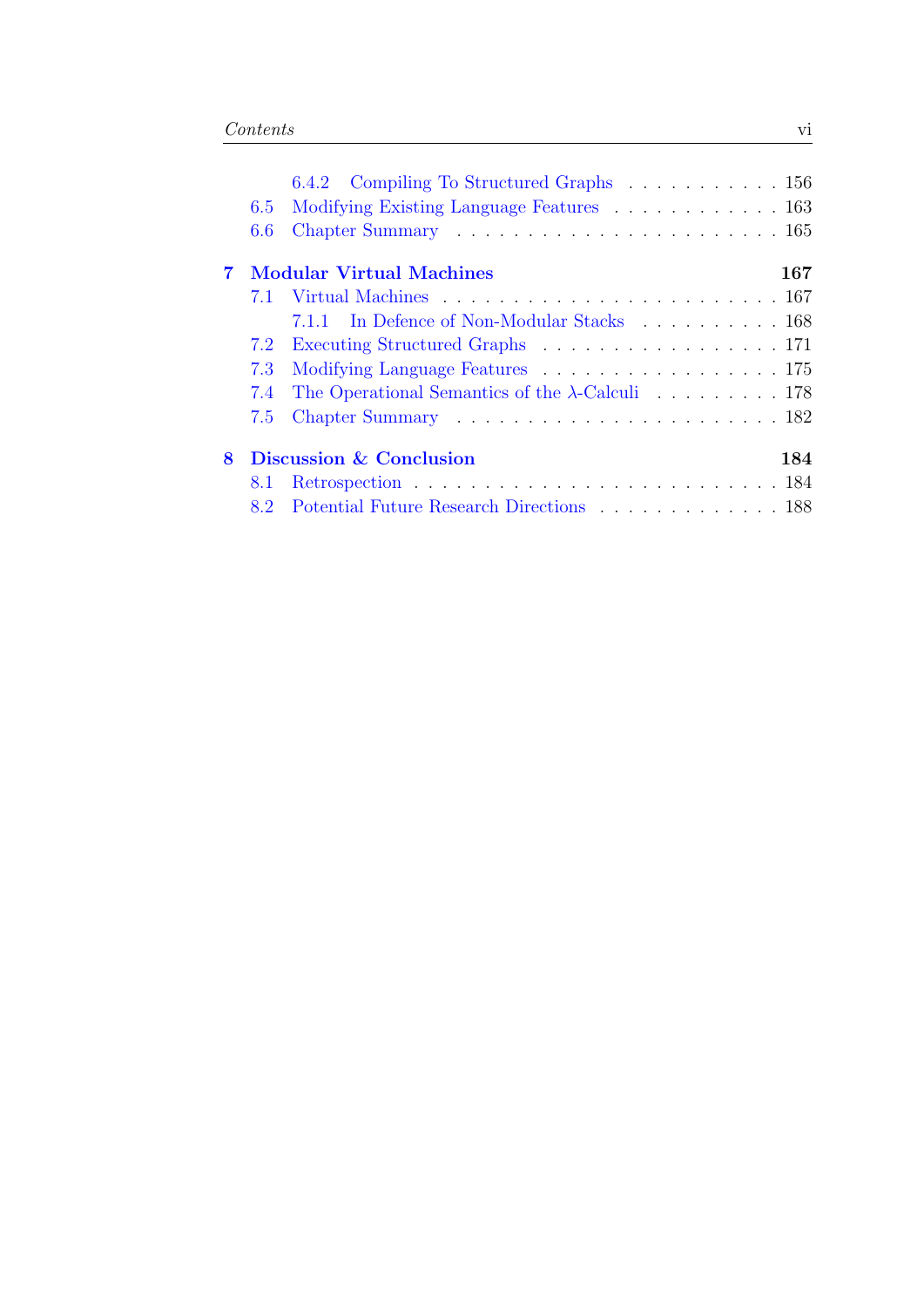- 6.4.2 Compiling To Structured Graphs . . . . . . . . . . . 156
- 6.5 Modifying Existing Language Features . . . . . . . . . . . . 163
- 6.6 Chapter Summary . . . . . . . . . . . . . . . . . . . . . . 165

**7 Modular Virtual Machines** **167**

- 7.1 Virtual Machines . . . . . . . . . . . . . . . . . . . . . . . 167
  - 7.1.1 In Defence of Non-Modular Stacks . . . . . . . . . . 168
- 7.2 Executing Structured Graphs . . . . . . . . . . . . . . . . . 171
- 7.3 Modifying Language Features . . . . . . . . . . . . . . . . . 175
- 7.4 The Operational Semantics of the $\lambda$-Calculi . . . . . . . . . 178
- 7.5 Chapter Summary . . . . . . . . . . . . . . . . . . . . . . 182

**8 Discussion & Conclusion** **184**

- 8.1 Retrospection . . . . . . . . . . . . . . . . . . . . . . . . . 184
- 8.2 Potential Future Research Directions . . . . . . . . . . . . . 188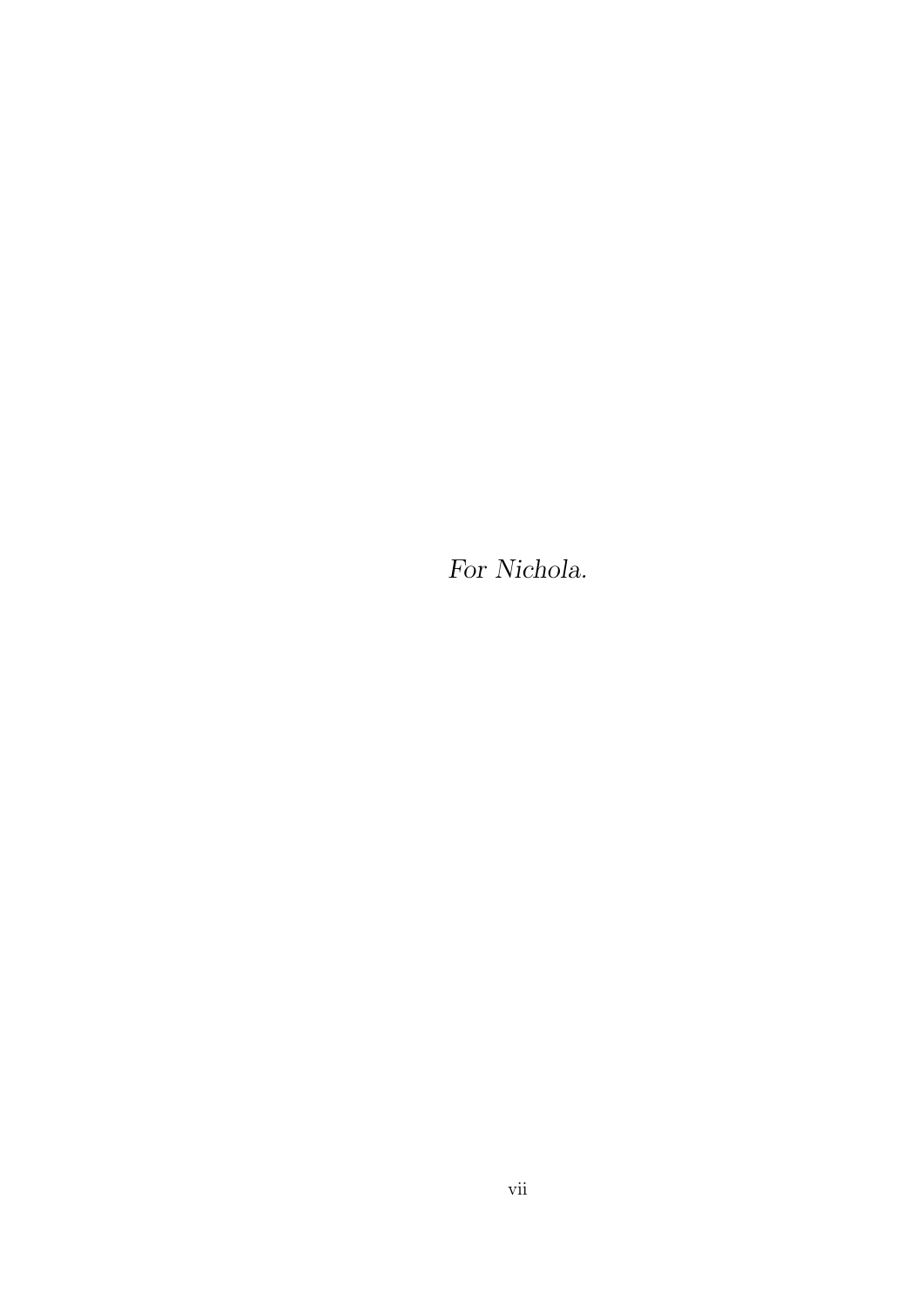*For Nichola.*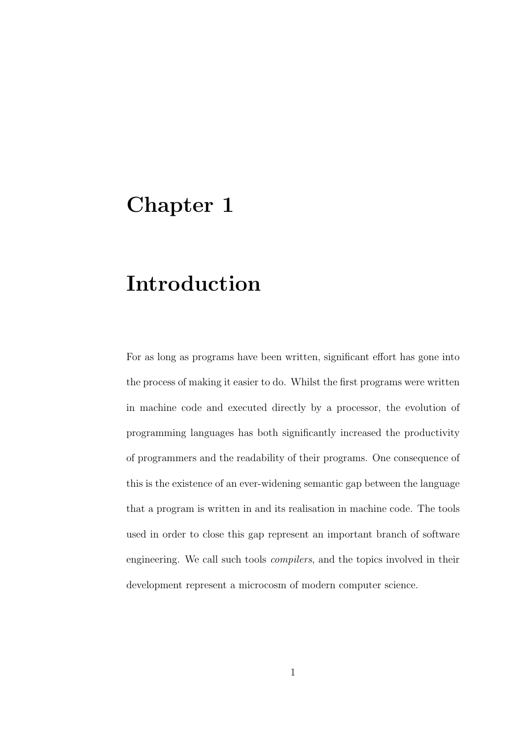# Chapter 1

# Introduction

For as long as programs have been written, significant effort has gone into the process of making it easier to do. Whilst the first programs were written in machine code and executed directly by a processor, the evolution of programming languages has both significantly increased the productivity of programmers and the readability of their programs. One consequence of this is the existence of an ever-widening semantic gap between the language that a program is written in and its realisation in machine code. The tools used in order to close this gap represent an important branch of software engineering. We call such tools *compilers*, and the topics involved in their development represent a microcosm of modern computer science.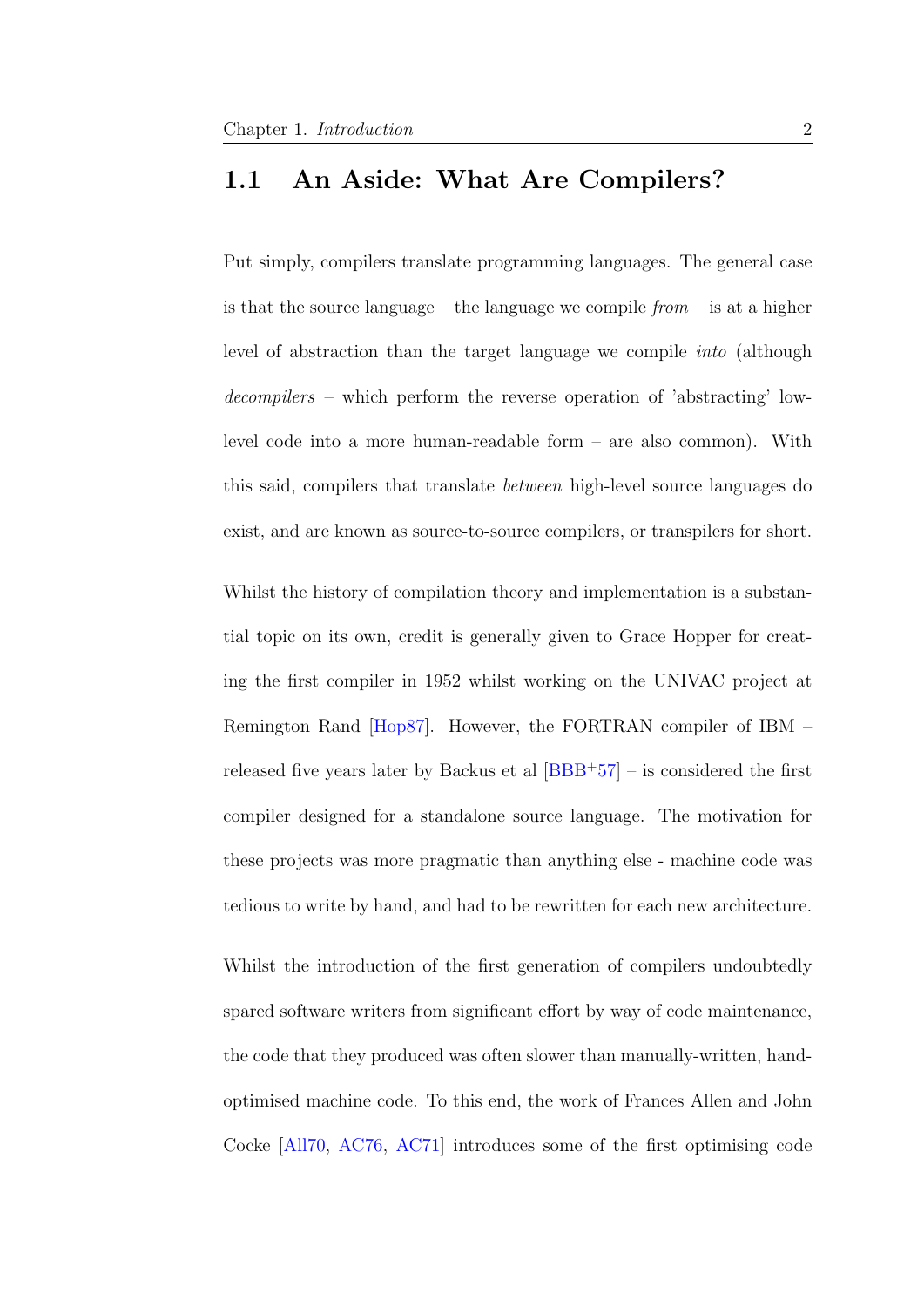## 1.1 An Aside: What Are Compilers?

Put simply, compilers translate programming languages. The general case is that the source language – the language we compile *from* – is at a higher level of abstraction than the target language we compile *into* (although *decompilers* – which perform the reverse operation of 'abstracting' low-level code into a more human-readable form – are also common). With this said, compilers that translate *between* high-level source languages do exist, and are known as source-to-source compilers, or transpilers for short.

Whilst the history of compilation theory and implementation is a substantial topic on its own, credit is generally given to Grace Hopper for creating the first compiler in 1952 whilst working on the UNIVAC project at Remington Rand [Hop87]. However, the FORTRAN compiler of IBM – released five years later by Backus et al [BBB+57] – is considered the first compiler designed for a standalone source language. The motivation for these projects was more pragmatic than anything else - machine code was tedious to write by hand, and had to be rewritten for each new architecture.

Whilst the introduction of the first generation of compilers undoubtedly spared software writers from significant effort by way of code maintenance, the code that they produced was often slower than manually-written, hand-optimised machine code. To this end, the work of Frances Allen and John Cocke [All70, AC76, AC71] introduces some of the first optimising code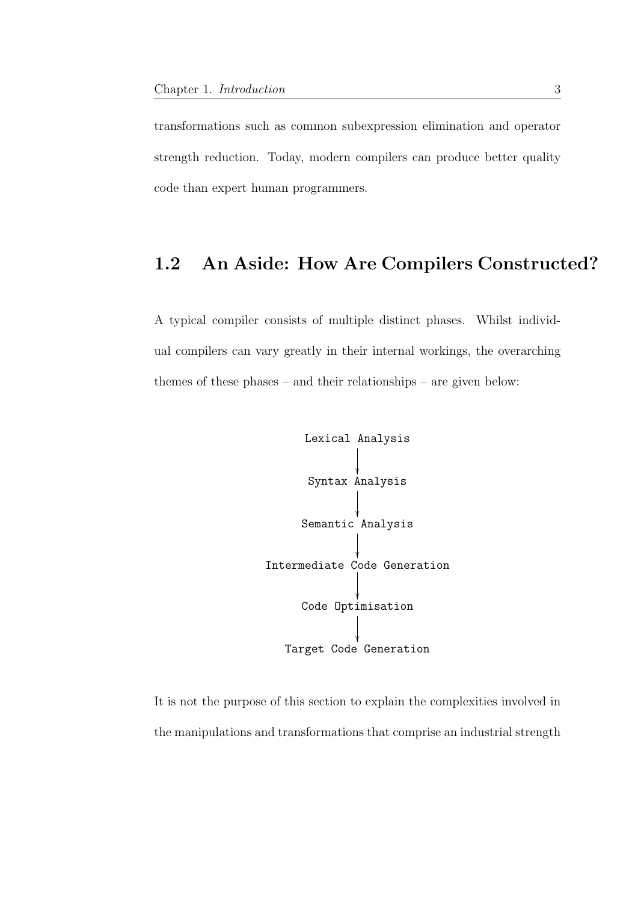transformations such as common subexpression elimination and operator strength reduction. Today, modern compilers can produce better quality code than expert human programmers.

## 1.2 An Aside: How Are Compilers Constructed?

A typical compiler consists of multiple distinct phases. Whilst individual compilers can vary greatly in their internal workings, the overarching themes of these phases – and their relationships – are given below:

```
        Lexical Analysis
               |
               v
        Syntax Analysis
               |
               v
       Semantic Analysis
               |
               v
Intermediate Code Generation
               |
               v
       Code Optimisation
               |
               v
     Target Code Generation
```

It is not the purpose of this section to explain the complexities involved in the manipulations and transformations that comprise an industrial strength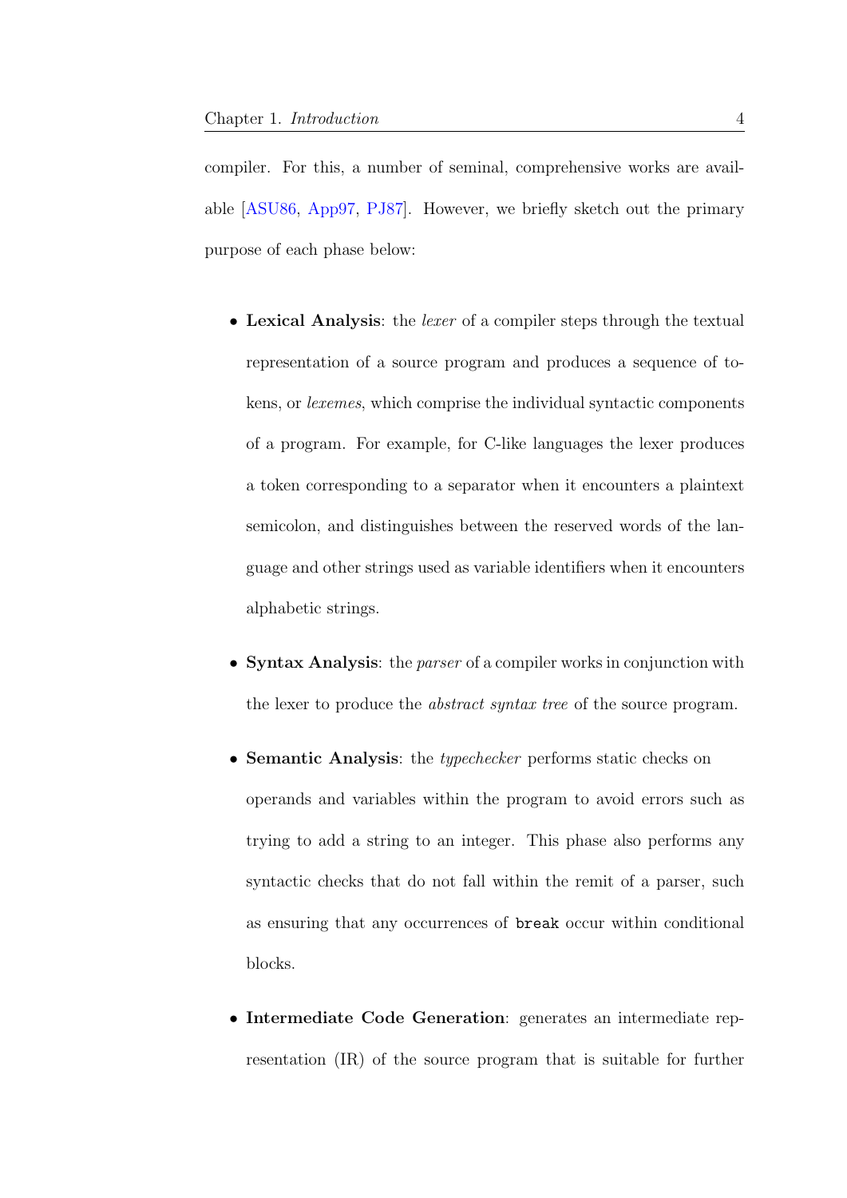compiler. For this, a number of seminal, comprehensive works are available [ASU86, App97, PJ87]. However, we briefly sketch out the primary purpose of each phase below:

- **Lexical Analysis**: the *lexer* of a compiler steps through the textual representation of a source program and produces a sequence of tokens, or *lexemes*, which comprise the individual syntactic components of a program. For example, for C-like languages the lexer produces a token corresponding to a separator when it encounters a plaintext semicolon, and distinguishes between the reserved words of the language and other strings used as variable identifiers when it encounters alphabetic strings.

- **Syntax Analysis**: the *parser* of a compiler works in conjunction with the lexer to produce the *abstract syntax tree* of the source program.

- **Semantic Analysis**: the *typechecker* performs static checks on operands and variables within the program to avoid errors such as trying to add a string to an integer. This phase also performs any syntactic checks that do not fall within the remit of a parser, such as ensuring that any occurrences of `break` occur within conditional blocks.

- **Intermediate Code Generation**: generates an intermediate representation (IR) of the source program that is suitable for further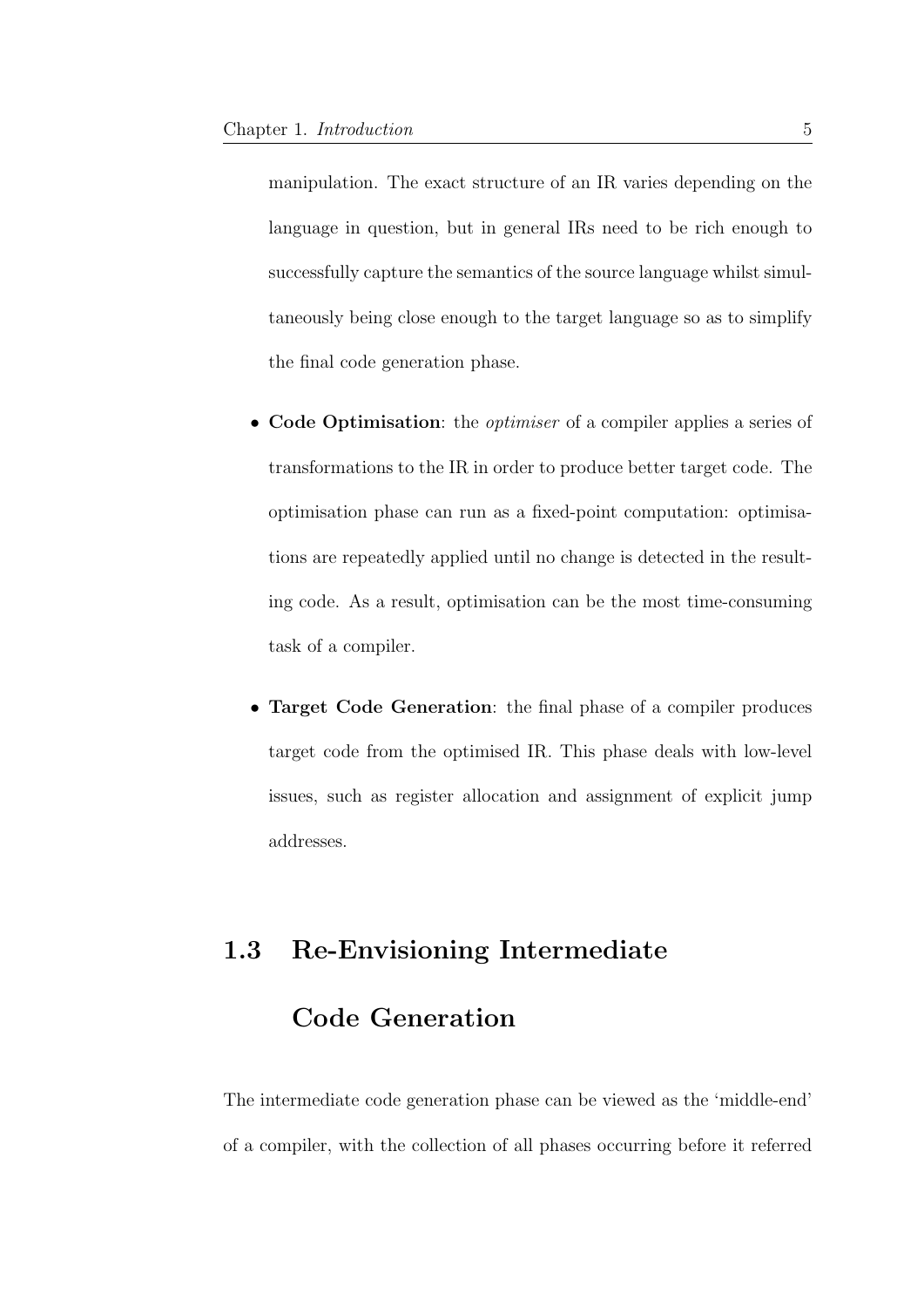manipulation. The exact structure of an IR varies depending on the language in question, but in general IRs need to be rich enough to successfully capture the semantics of the source language whilst simultaneously being close enough to the target language so as to simplify the final code generation phase.

- **Code Optimisation**: the *optimiser* of a compiler applies a series of transformations to the IR in order to produce better target code. The optimisation phase can run as a fixed-point computation: optimisations are repeatedly applied until no change is detected in the resulting code. As a result, optimisation can be the most time-consuming task of a compiler.

- **Target Code Generation**: the final phase of a compiler produces target code from the optimised IR. This phase deals with low-level issues, such as register allocation and assignment of explicit jump addresses.

## 1.3 Re-Envisioning Intermediate Code Generation

The intermediate code generation phase can be viewed as the 'middle-end' of a compiler, with the collection of all phases occurring before it referred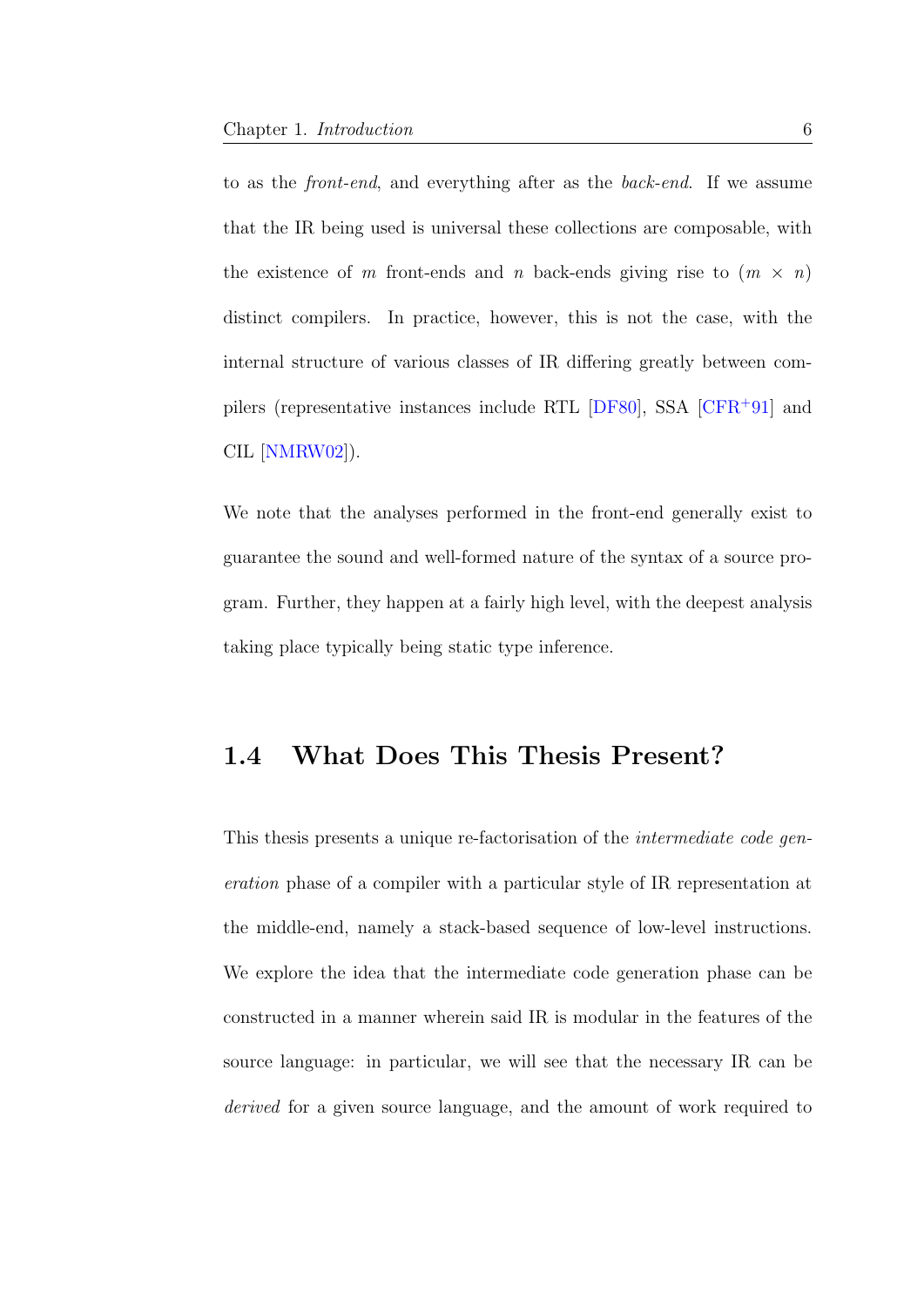to as the *front-end*, and everything after as the *back-end*. If we assume that the IR being used is universal these collections are composable, with the existence of $m$ front-ends and $n$ back-ends giving rise to $(m \times n)$ distinct compilers. In practice, however, this is not the case, with the internal structure of various classes of IR differing greatly between compilers (representative instances include RTL [DF80], SSA [CFR+91] and CIL [NMRW02]).

We note that the analyses performed in the front-end generally exist to guarantee the sound and well-formed nature of the syntax of a source program. Further, they happen at a fairly high level, with the deepest analysis taking place typically being static type inference.

## 1.4 What Does This Thesis Present?

This thesis presents a unique re-factorisation of the *intermediate code generation* phase of a compiler with a particular style of IR representation at the middle-end, namely a stack-based sequence of low-level instructions. We explore the idea that the intermediate code generation phase can be constructed in a manner wherein said IR is modular in the features of the source language: in particular, we will see that the necessary IR can be *derived* for a given source language, and the amount of work required to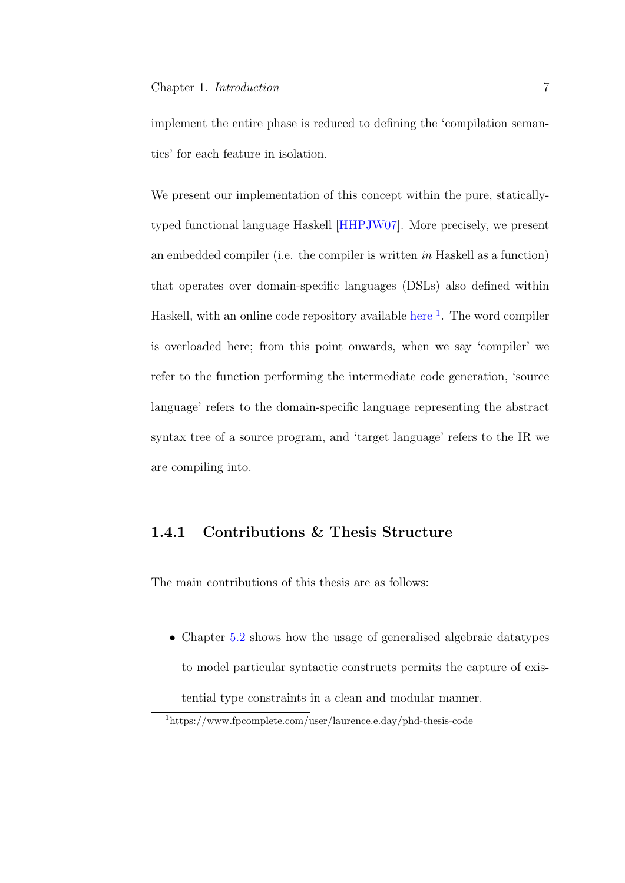implement the entire phase is reduced to defining the 'compilation semantics' for each feature in isolation.

We present our implementation of this concept within the pure, statically-typed functional language Haskell [HHPJW07]. More precisely, we present an embedded compiler (i.e. the compiler is written *in* Haskell as a function) that operates over domain-specific languages (DSLs) also defined within Haskell, with an online code repository available here [1]. The word compiler is overloaded here; from this point onwards, when we say 'compiler' we refer to the function performing the intermediate code generation, 'source language' refers to the domain-specific language representing the abstract syntax tree of a source program, and 'target language' refers to the IR we are compiling into.

### 1.4.1 Contributions & Thesis Structure

The main contributions of this thesis are as follows:

- Chapter 5.2 shows how the usage of generalised algebraic datatypes to model particular syntactic constructs permits the capture of existential type constraints in a clean and modular manner.

[1] https://www.fpcomplete.com/user/laurence.e.day/phd-thesis-code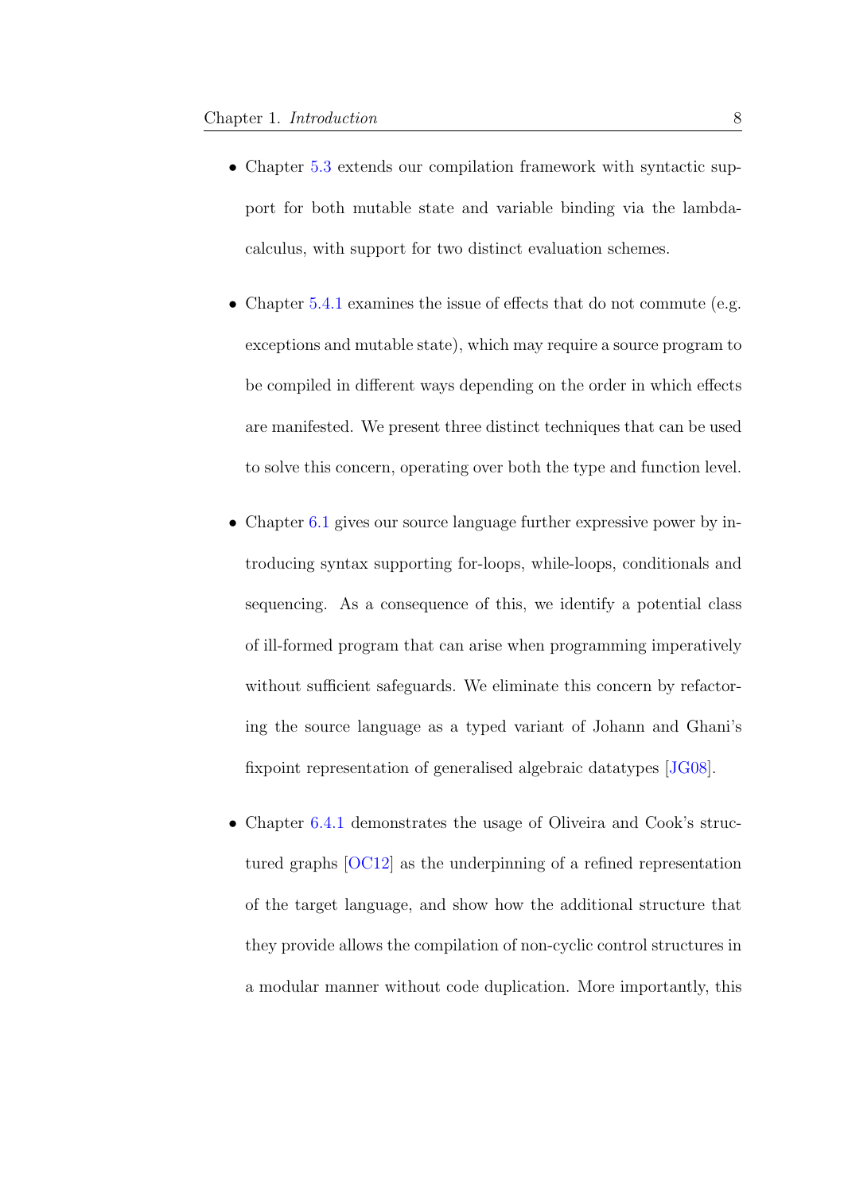- Chapter 5.3 extends our compilation framework with syntactic support for both mutable state and variable binding via the lambda-calculus, with support for two distinct evaluation schemes.

- Chapter 5.4.1 examines the issue of effects that do not commute (e.g. exceptions and mutable state), which may require a source program to be compiled in different ways depending on the order in which effects are manifested. We present three distinct techniques that can be used to solve this concern, operating over both the type and function level.

- Chapter 6.1 gives our source language further expressive power by introducing syntax supporting for-loops, while-loops, conditionals and sequencing. As a consequence of this, we identify a potential class of ill-formed program that can arise when programming imperatively without sufficient safeguards. We eliminate this concern by refactoring the source language as a typed variant of Johann and Ghani's fixpoint representation of generalised algebraic datatypes [JG08].

- Chapter 6.4.1 demonstrates the usage of Oliveira and Cook's structured graphs [OC12] as the underpinning of a refined representation of the target language, and show how the additional structure that they provide allows the compilation of non-cyclic control structures in a modular manner without code duplication. More importantly, this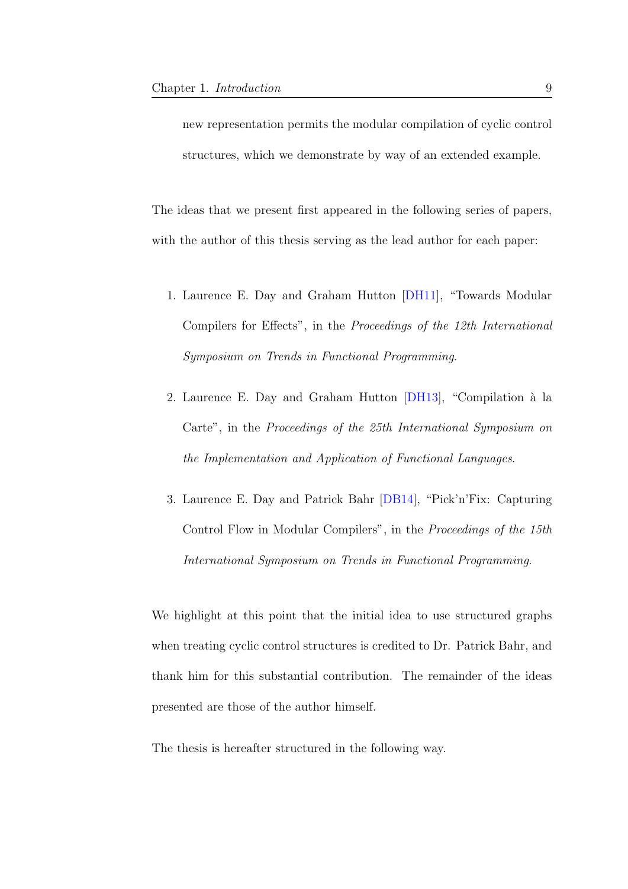new representation permits the modular compilation of cyclic control structures, which we demonstrate by way of an extended example.

The ideas that we present first appeared in the following series of papers, with the author of this thesis serving as the lead author for each paper:

1. Laurence E. Day and Graham Hutton [DH11], "Towards Modular Compilers for Effects", in the *Proceedings of the 12th International Symposium on Trends in Functional Programming*.

2. Laurence E. Day and Graham Hutton [DH13], "Compilation à la Carte", in the *Proceedings of the 25th International Symposium on the Implementation and Application of Functional Languages*.

3. Laurence E. Day and Patrick Bahr [DB14], "Pick'n'Fix: Capturing Control Flow in Modular Compilers", in the *Proceedings of the 15th International Symposium on Trends in Functional Programming*.

We highlight at this point that the initial idea to use structured graphs when treating cyclic control structures is credited to Dr. Patrick Bahr, and thank him for this substantial contribution. The remainder of the ideas presented are those of the author himself.

The thesis is hereafter structured in the following way.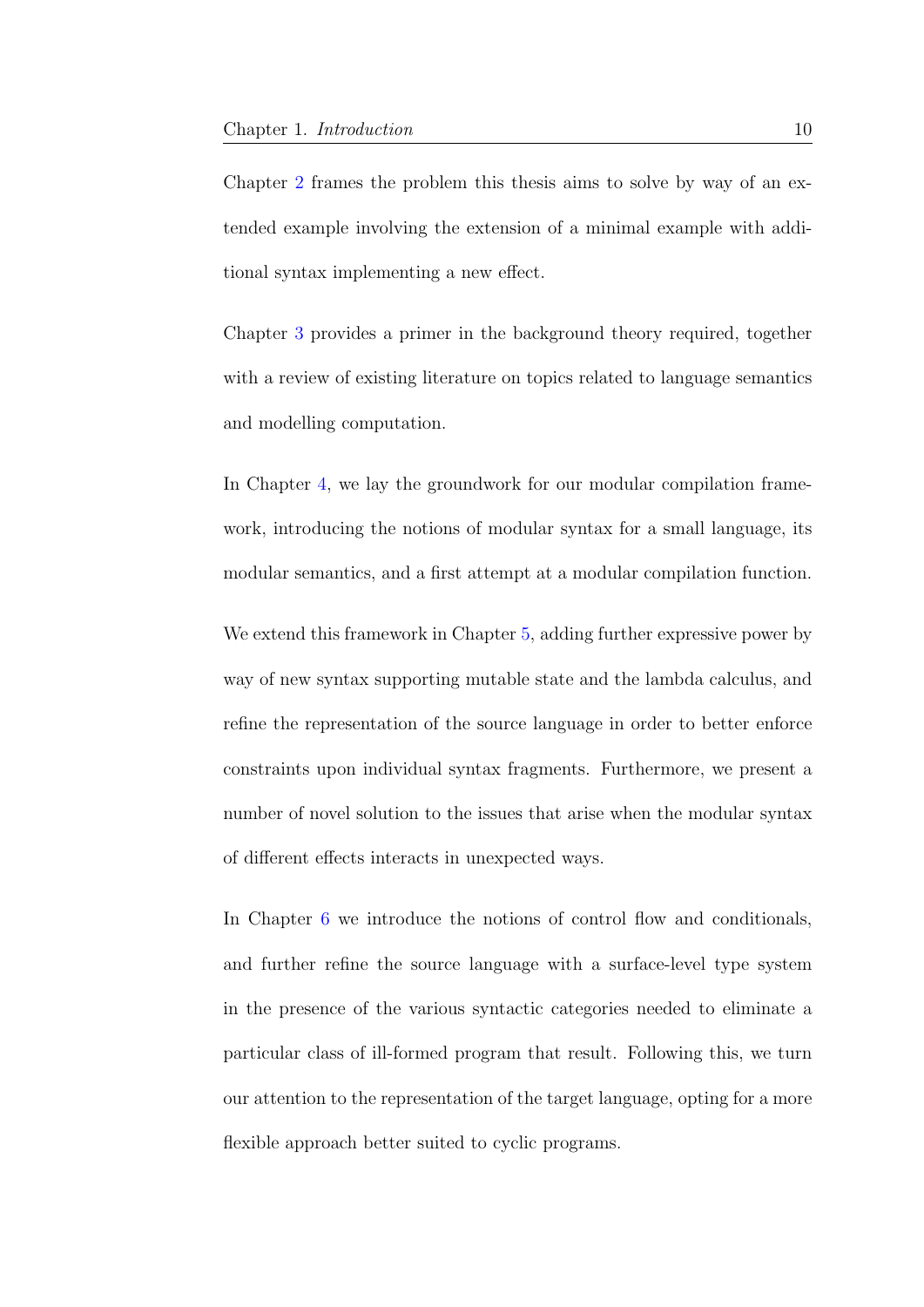Chapter 2 frames the problem this thesis aims to solve by way of an extended example involving the extension of a minimal example with additional syntax implementing a new effect.

Chapter 3 provides a primer in the background theory required, together with a review of existing literature on topics related to language semantics and modelling computation.

In Chapter 4, we lay the groundwork for our modular compilation framework, introducing the notions of modular syntax for a small language, its modular semantics, and a first attempt at a modular compilation function.

We extend this framework in Chapter 5, adding further expressive power by way of new syntax supporting mutable state and the lambda calculus, and refine the representation of the source language in order to better enforce constraints upon individual syntax fragments. Furthermore, we present a number of novel solution to the issues that arise when the modular syntax of different effects interacts in unexpected ways.

In Chapter 6 we introduce the notions of control flow and conditionals, and further refine the source language with a surface-level type system in the presence of the various syntactic categories needed to eliminate a particular class of ill-formed program that result. Following this, we turn our attention to the representation of the target language, opting for a more flexible approach better suited to cyclic programs.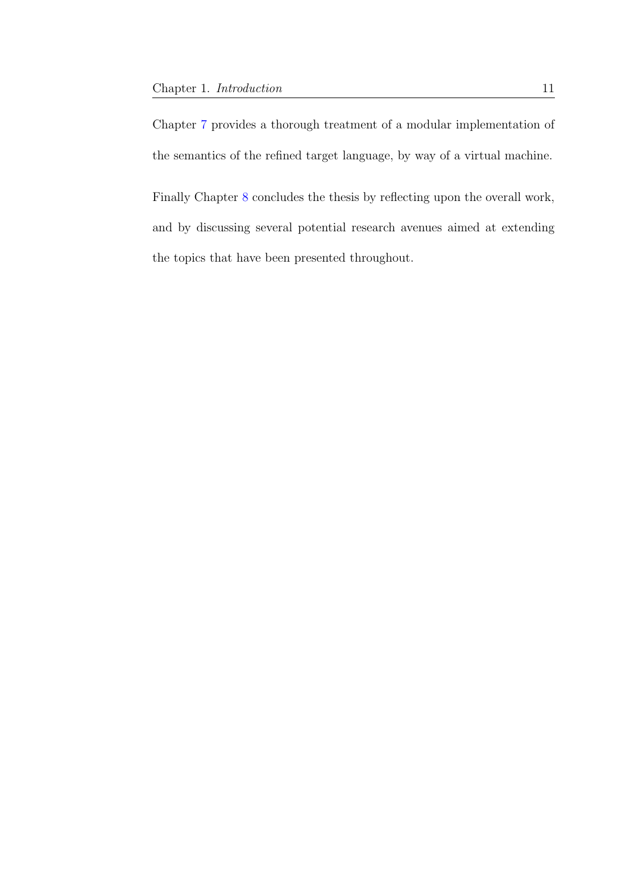Chapter 7 provides a thorough treatment of a modular implementation of the semantics of the refined target language, by way of a virtual machine.

Finally Chapter 8 concludes the thesis by reflecting upon the overall work, and by discussing several potential research avenues aimed at extending the topics that have been presented throughout.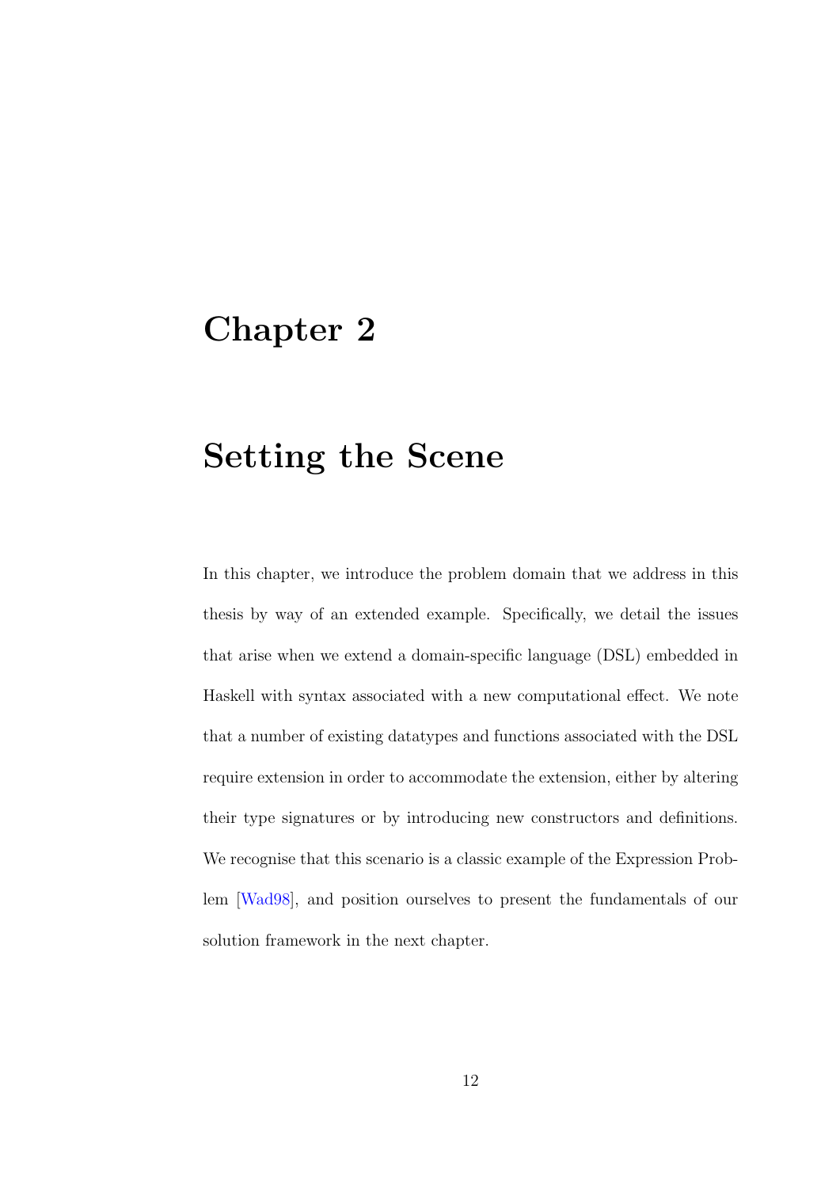# Chapter 2

# Setting the Scene

In this chapter, we introduce the problem domain that we address in this thesis by way of an extended example. Specifically, we detail the issues that arise when we extend a domain-specific language (DSL) embedded in Haskell with syntax associated with a new computational effect. We note that a number of existing datatypes and functions associated with the DSL require extension in order to accommodate the extension, either by altering their type signatures or by introducing new constructors and definitions. We recognise that this scenario is a classic example of the Expression Problem [Wad98], and position ourselves to present the fundamentals of our solution framework in the next chapter.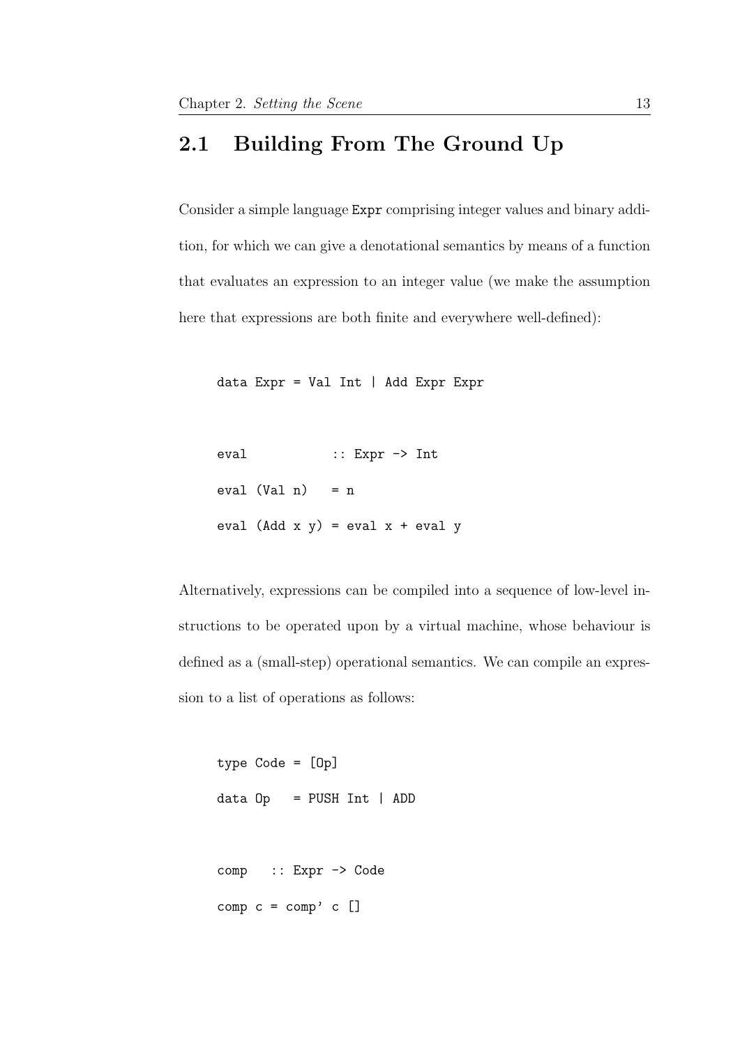## 2.1 Building From The Ground Up

Consider a simple language `Expr` comprising integer values and binary addition, for which we can give a denotational semantics by means of a function that evaluates an expression to an integer value (we make the assumption here that expressions are both finite and everywhere well-defined):

```
data Expr = Val Int | Add Expr Expr
```

```
eval           :: Expr -> Int
eval (Val n)   = n
eval (Add x y) = eval x + eval y
```

Alternatively, expressions can be compiled into a sequence of low-level instructions to be operated upon by a virtual machine, whose behaviour is defined as a (small-step) operational semantics. We can compile an expression to a list of operations as follows:

```
type Code = [Op]
data Op   = PUSH Int | ADD
```

```
comp   :: Expr -> Code
comp c = comp' c []
```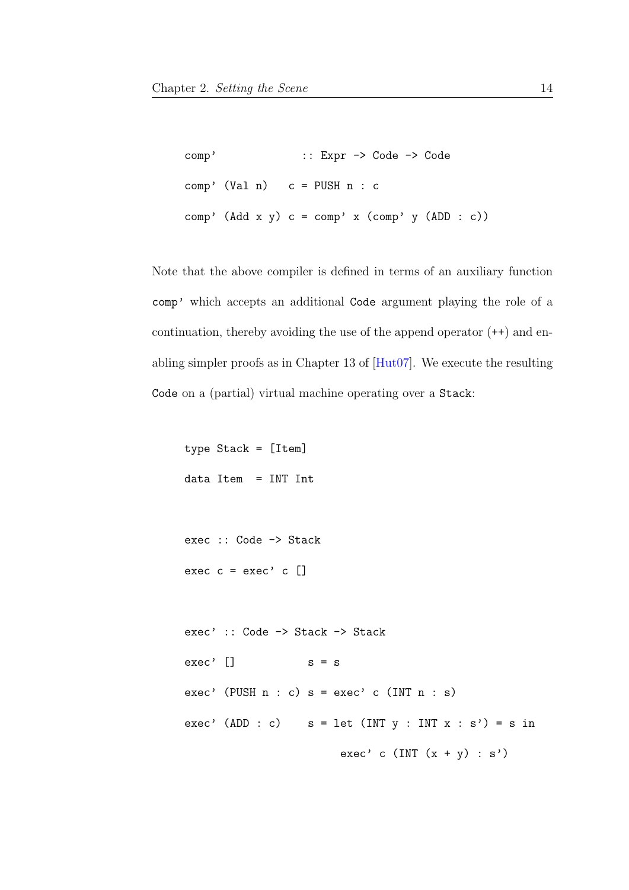```
comp'             :: Expr -> Code -> Code
comp' (Val n)   c = PUSH n : c
comp' (Add x y) c = comp' x (comp' y (ADD : c))
```

Note that the above compiler is defined in terms of an auxiliary function `comp'` which accepts an additional `Code` argument playing the role of a continuation, thereby avoiding the use of the append operator (`++`) and enabling simpler proofs as in Chapter 13 of [Hut07]. We execute the resulting `Code` on a (partial) virtual machine operating over a `Stack`:

```
type Stack = [Item]
data Item  = INT Int

exec :: Code -> Stack
exec c = exec' c []

exec' :: Code -> Stack -> Stack
exec' []           s = s
exec' (PUSH n : c) s = exec' c (INT n : s)
exec' (ADD : c)    s = let (INT y : INT x : s') = s in
                           exec' c (INT (x + y) : s')
```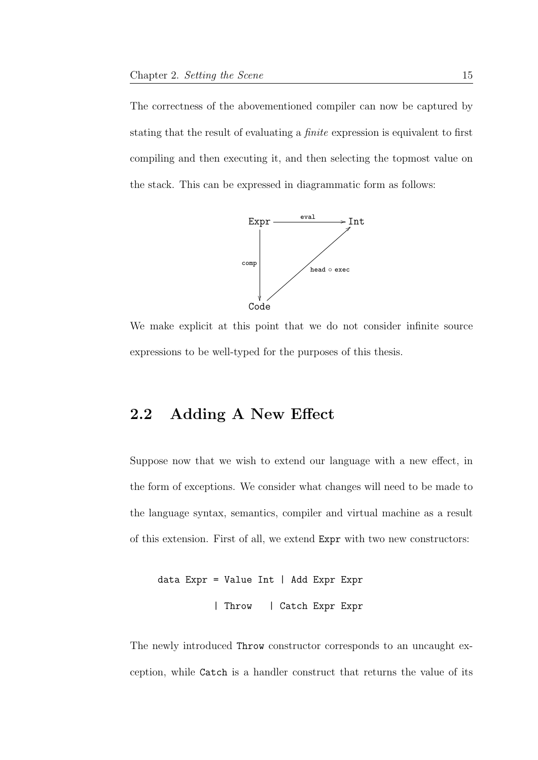The correctness of the abovementioned compiler can now be captured by stating that the result of evaluating a *finite* expression is equivalent to first compiling and then executing it, and then selecting the topmost value on the stack. This can be expressed in diagrammatic form as follows:

```
Expr ----eval----> Int
  |               ↗
comp       head ∘ exec
  |         /
  v        /
Code -----
```

We make explicit at this point that we do not consider infinite source expressions to be well-typed for the purposes of this thesis.

## 2.2 Adding A New Effect

Suppose now that we wish to extend our language with a new effect, in the form of exceptions. We consider what changes will need to be made to the language syntax, semantics, compiler and virtual machine as a result of this extension. First of all, we extend `Expr` with two new constructors:

```
data Expr = Value Int | Add Expr Expr
          | Throw     | Catch Expr Expr
```

The newly introduced `Throw` constructor corresponds to an uncaught exception, while `Catch` is a handler construct that returns the value of its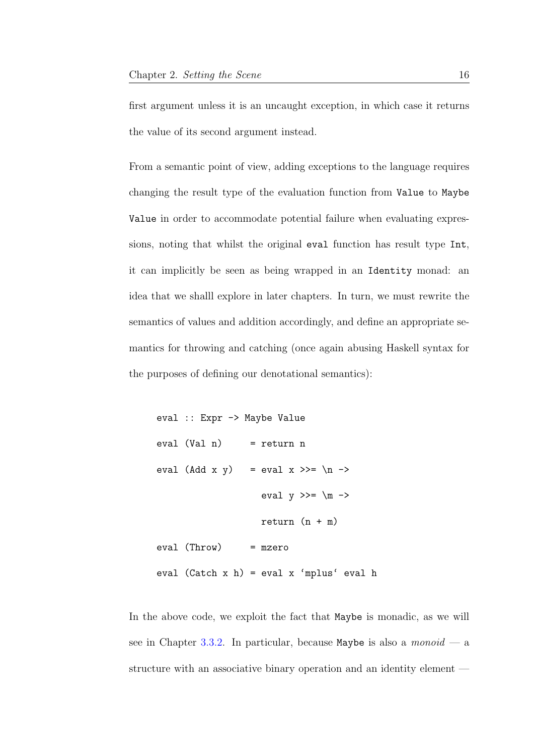first argument unless it is an uncaught exception, in which case it returns the value of its second argument instead.

From a semantic point of view, adding exceptions to the language requires changing the result type of the evaluation function from `Value` to `Maybe Value` in order to accommodate potential failure when evaluating expressions, noting that whilst the original `eval` function has result type `Int`, it can implicitly be seen as being wrapped in an `Identity` monad: an idea that we shalll explore in later chapters. In turn, we must rewrite the semantics of values and addition accordingly, and define an appropriate semantics for throwing and catching (once again abusing Haskell syntax for the purposes of defining our denotational semantics):

```
eval :: Expr -> Maybe Value
eval (Val n)     = return n
eval (Add x y)   = eval x >>= \n ->
                   eval y >>= \m ->
                   return (n + m)
eval (Throw)     = mzero
eval (Catch x h) = eval x `mplus` eval h
```

In the above code, we exploit the fact that `Maybe` is monadic, as we will see in Chapter 3.3.2. In particular, because `Maybe` is also a *monoid* — a structure with an associative binary operation and an identity element —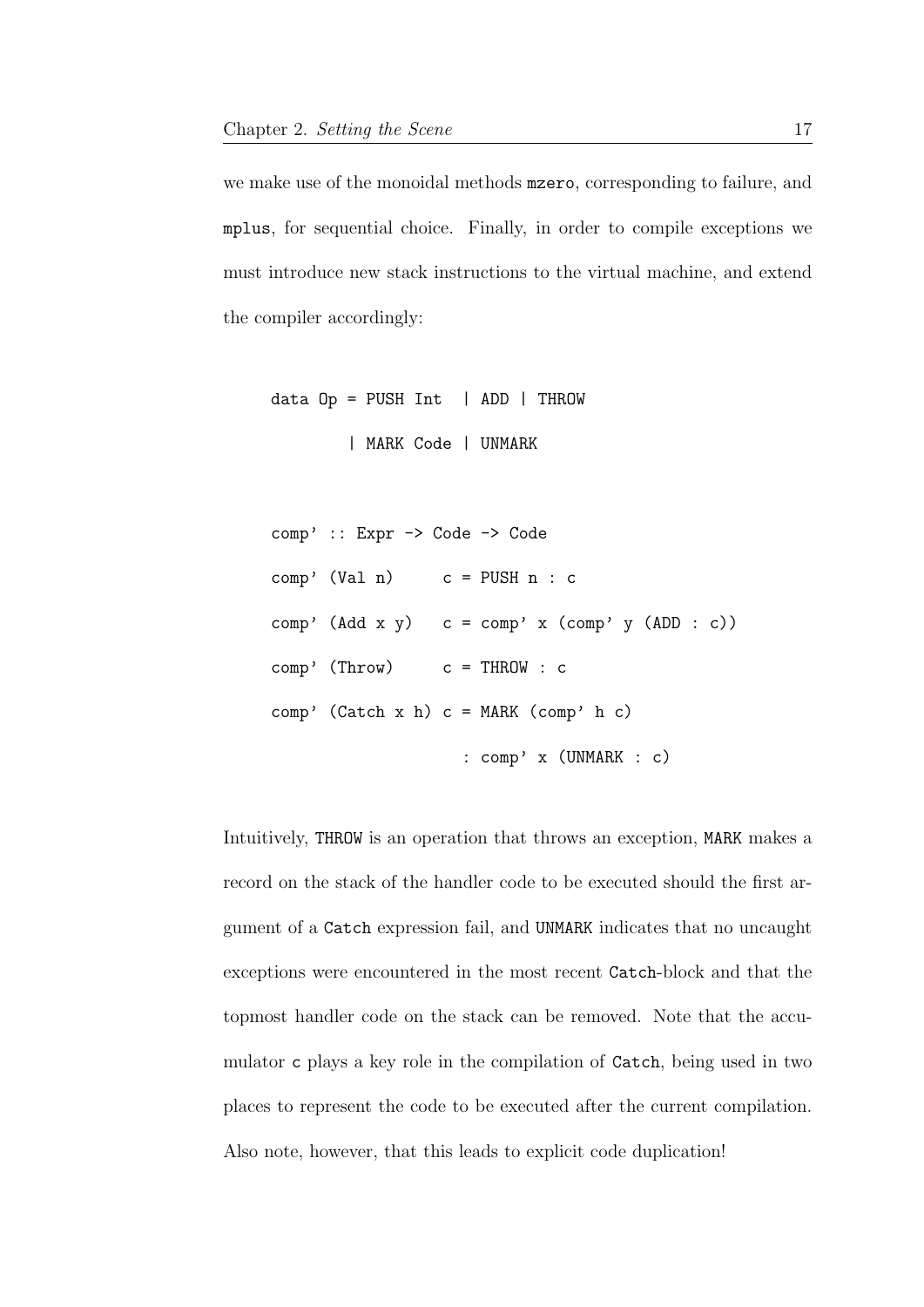we make use of the monoidal methods `mzero`, corresponding to failure, and `mplus`, for sequential choice. Finally, in order to compile exceptions we must introduce new stack instructions to the virtual machine, and extend the compiler accordingly:

```
data Op = PUSH Int  | ADD | THROW
        | MARK Code | UNMARK

comp' :: Expr -> Code -> Code
comp' (Val n)     c = PUSH n : c
comp' (Add x y)   c = comp' x (comp' y (ADD : c))
comp' (Throw)     c = THROW : c
comp' (Catch x h) c = MARK (comp' h c)
                      : comp' x (UNMARK : c)
```

Intuitively, `THROW` is an operation that throws an exception, `MARK` makes a record on the stack of the handler code to be executed should the first argument of a `Catch` expression fail, and `UNMARK` indicates that no uncaught exceptions were encountered in the most recent `Catch`-block and that the topmost handler code on the stack can be removed. Note that the accumulator `c` plays a key role in the compilation of `Catch`, being used in two places to represent the code to be executed after the current compilation. Also note, however, that this leads to explicit code duplication!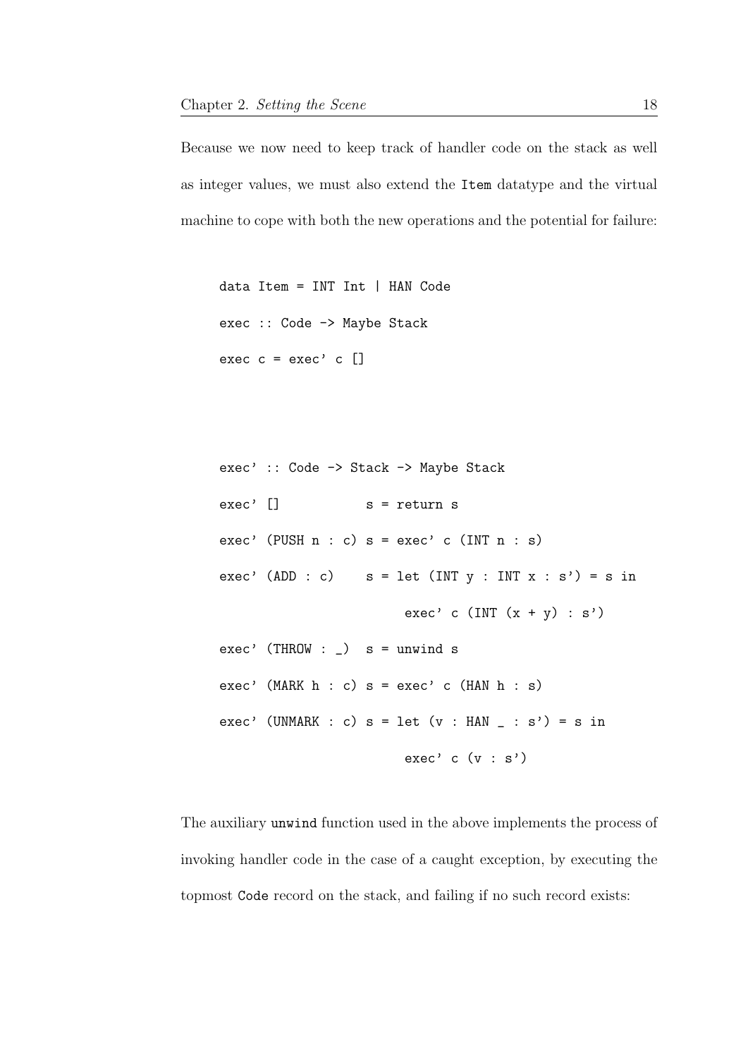Because we now need to keep track of handler code on the stack as well as integer values, we must also extend the `Item` datatype and the virtual machine to cope with both the new operations and the potential for failure:

```
data Item = INT Int | HAN Code
exec :: Code -> Maybe Stack
exec c = exec' c []



exec' :: Code -> Stack -> Maybe Stack
exec' []            s = return s
exec' (PUSH n : c) s = exec' c (INT n : s)
exec' (ADD : c)    s = let (INT y : INT x : s') = s in
                         exec' c (INT (x + y) : s')
exec' (THROW : _)  s = unwind s
exec' (MARK h : c) s = exec' c (HAN h : s)
exec' (UNMARK : c) s = let (v : HAN _ : s') = s in
                         exec' c (v : s')
```

The auxiliary `unwind` function used in the above implements the process of invoking handler code in the case of a caught exception, by executing the topmost `Code` record on the stack, and failing if no such record exists: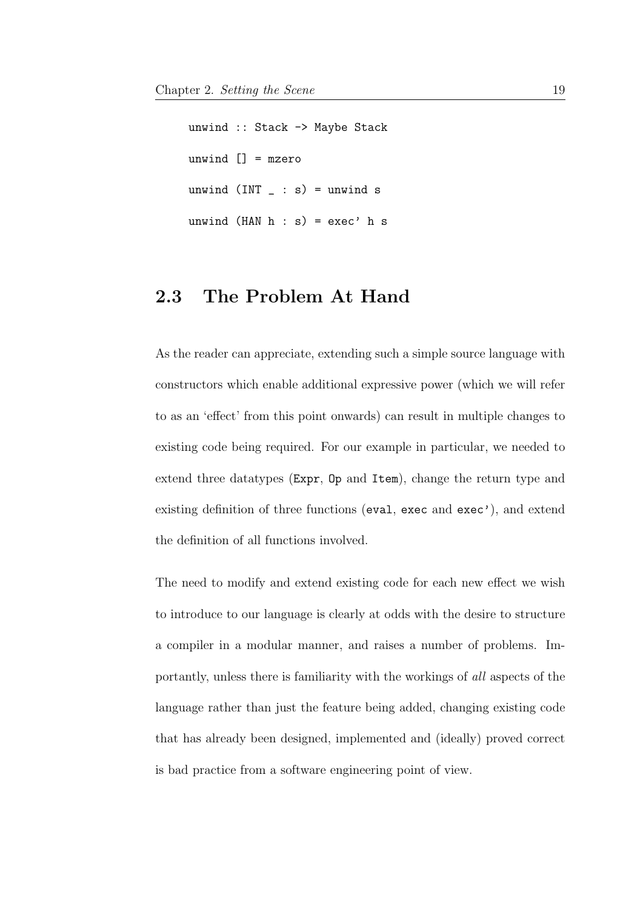```
unwind :: Stack -> Maybe Stack
unwind [] = mzero
unwind (INT _ : s) = unwind s
unwind (HAN h : s) = exec' h s
```

## 2.3 The Problem At Hand

As the reader can appreciate, extending such a simple source language with constructors which enable additional expressive power (which we will refer to as an 'effect' from this point onwards) can result in multiple changes to existing code being required. For our example in particular, we needed to extend three datatypes (`Expr`, `Op` and `Item`), change the return type and existing definition of three functions (`eval`, `exec` and `exec'`), and extend the definition of all functions involved.

The need to modify and extend existing code for each new effect we wish to introduce to our language is clearly at odds with the desire to structure a compiler in a modular manner, and raises a number of problems. Importantly, unless there is familiarity with the workings of *all* aspects of the language rather than just the feature being added, changing existing code that has already been designed, implemented and (ideally) proved correct is bad practice from a software engineering point of view.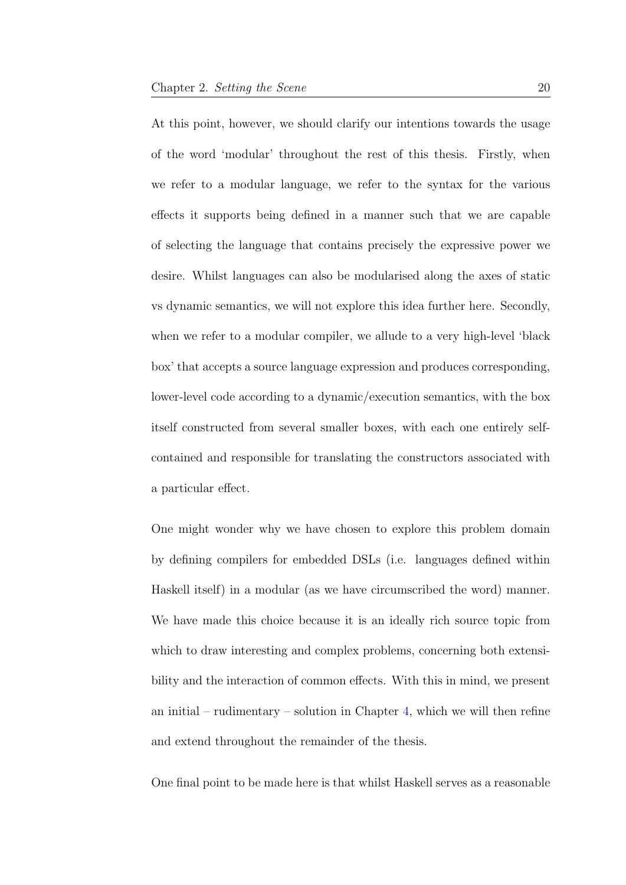At this point, however, we should clarify our intentions towards the usage of the word 'modular' throughout the rest of this thesis. Firstly, when we refer to a modular language, we refer to the syntax for the various effects it supports being defined in a manner such that we are capable of selecting the language that contains precisely the expressive power we desire. Whilst languages can also be modularised along the axes of static vs dynamic semantics, we will not explore this idea further here. Secondly, when we refer to a modular compiler, we allude to a very high-level 'black box' that accepts a source language expression and produces corresponding, lower-level code according to a dynamic/execution semantics, with the box itself constructed from several smaller boxes, with each one entirely self-contained and responsible for translating the constructors associated with a particular effect.

One might wonder why we have chosen to explore this problem domain by defining compilers for embedded DSLs (i.e. languages defined within Haskell itself) in a modular (as we have circumscribed the word) manner. We have made this choice because it is an ideally rich source topic from which to draw interesting and complex problems, concerning both extensibility and the interaction of common effects. With this in mind, we present an initial – rudimentary – solution in Chapter 4, which we will then refine and extend throughout the remainder of the thesis.

One final point to be made here is that whilst Haskell serves as a reasonable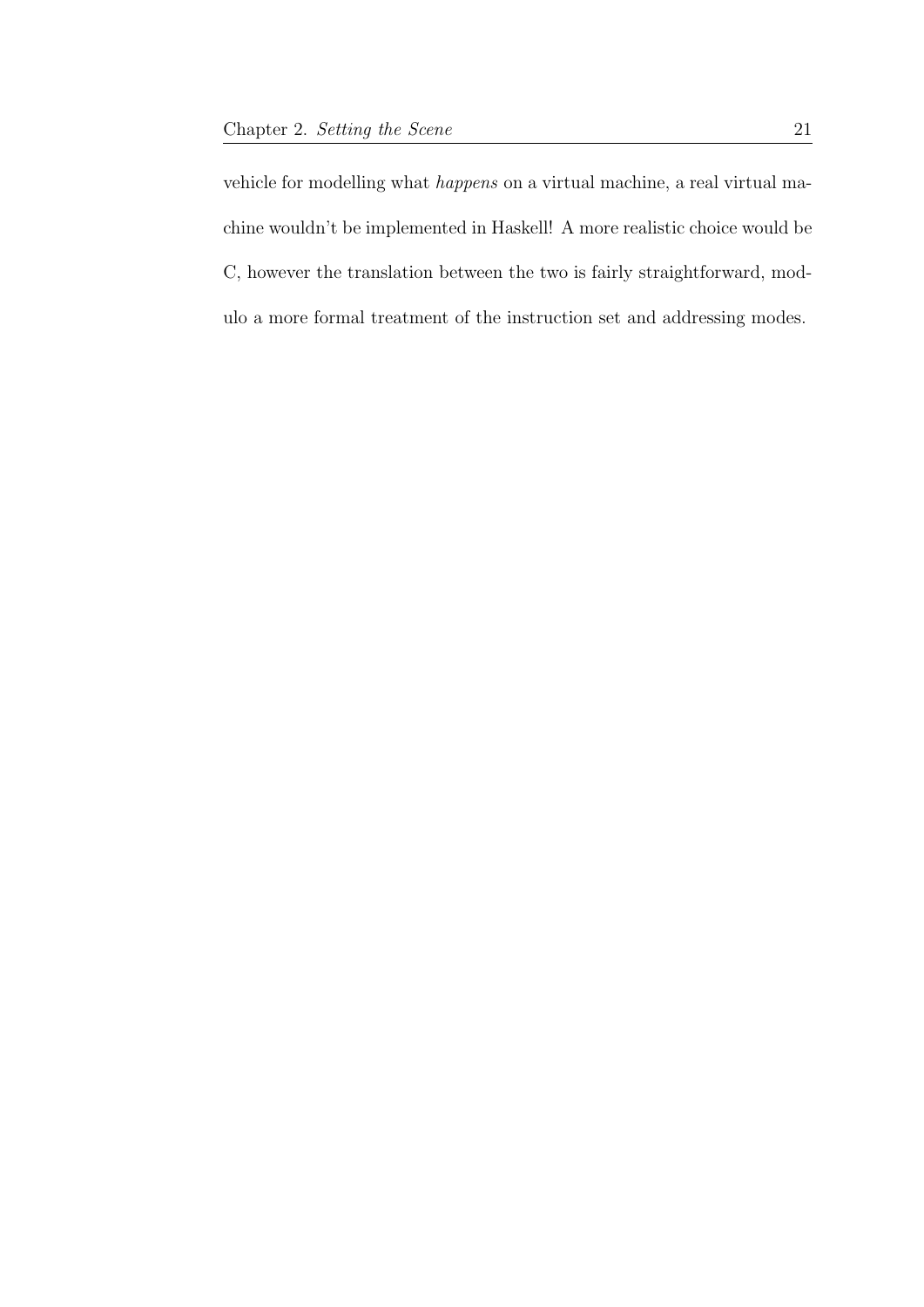vehicle for modelling what *happens* on a virtual machine, a real virtual machine wouldn't be implemented in Haskell! A more realistic choice would be C, however the translation between the two is fairly straightforward, modulo a more formal treatment of the instruction set and addressing modes.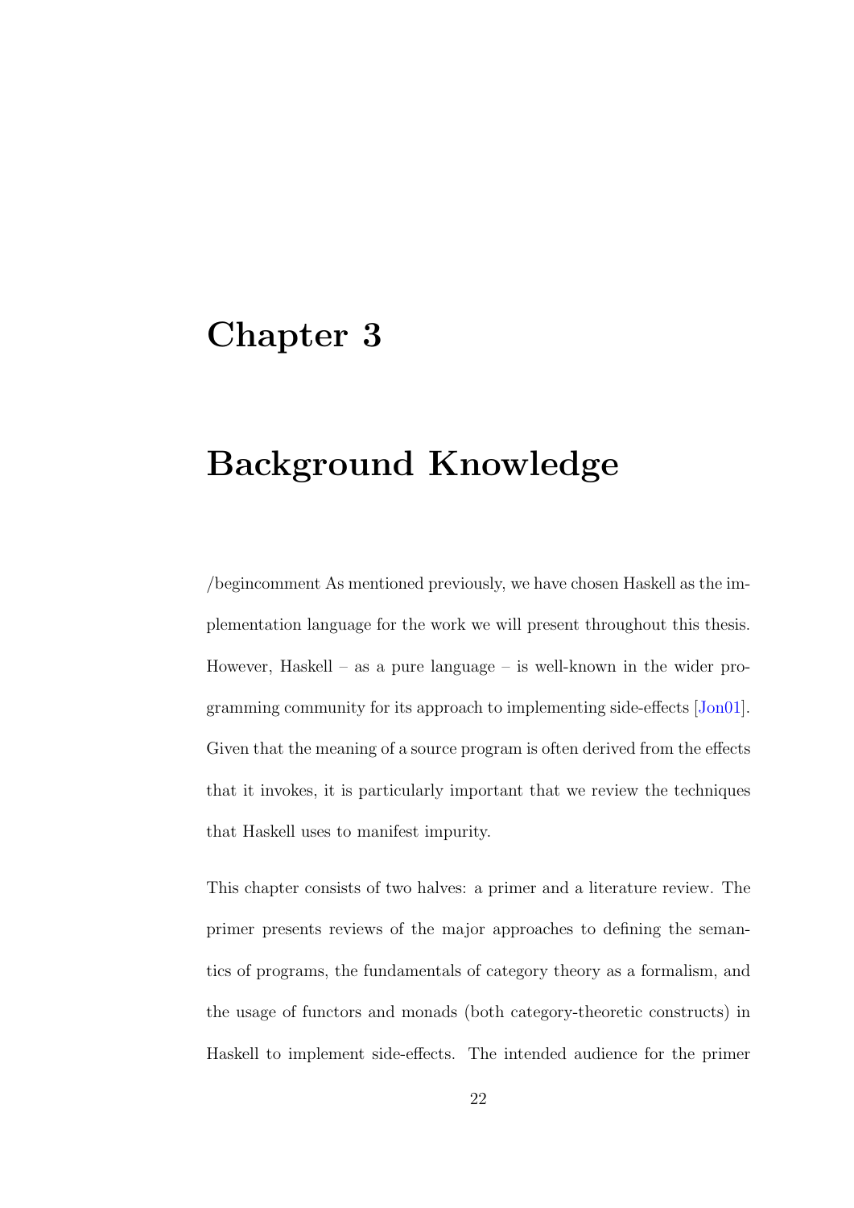# Chapter 3

# Background Knowledge

/begincomment As mentioned previously, we have chosen Haskell as the implementation language for the work we will present throughout this thesis. However, Haskell – as a pure language – is well-known in the wider programming community for its approach to implementing side-effects [Jon01]. Given that the meaning of a source program is often derived from the effects that it invokes, it is particularly important that we review the techniques that Haskell uses to manifest impurity.

This chapter consists of two halves: a primer and a literature review. The primer presents reviews of the major approaches to defining the semantics of programs, the fundamentals of category theory as a formalism, and the usage of functors and monads (both category-theoretic constructs) in Haskell to implement side-effects. The intended audience for the primer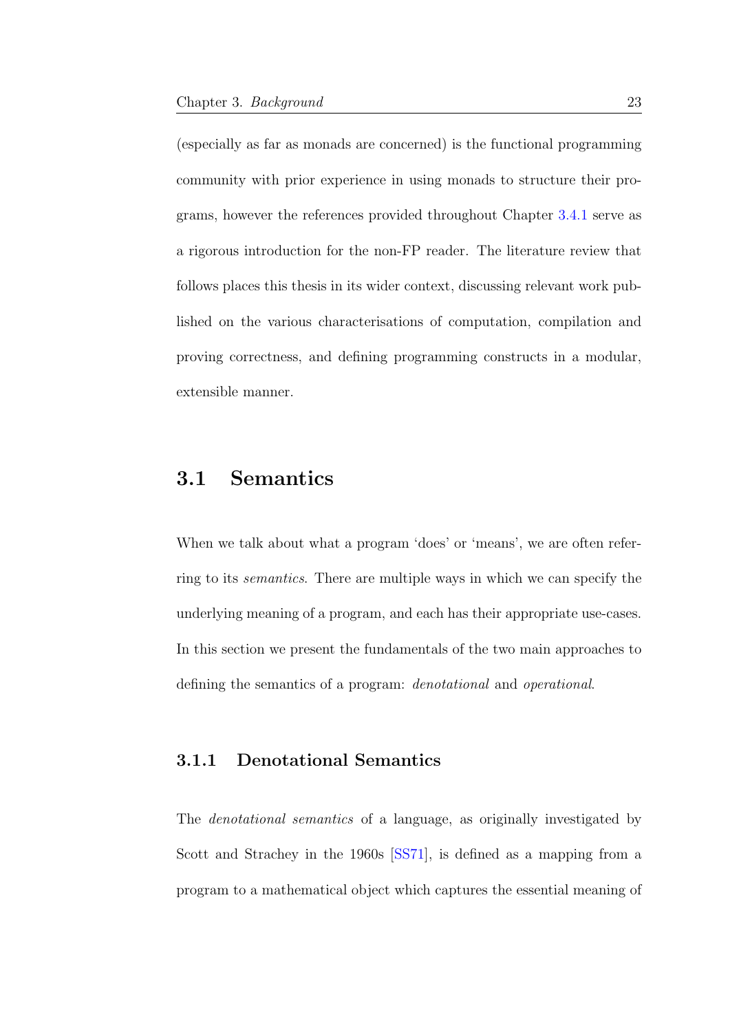(especially as far as monads are concerned) is the functional programming community with prior experience in using monads to structure their programs, however the references provided throughout Chapter 3.4.1 serve as a rigorous introduction for the non-FP reader. The literature review that follows places this thesis in its wider context, discussing relevant work published on the various characterisations of computation, compilation and proving correctness, and defining programming constructs in a modular, extensible manner.

## 3.1 Semantics

When we talk about what a program 'does' or 'means', we are often referring to its *semantics*. There are multiple ways in which we can specify the underlying meaning of a program, and each has their appropriate use-cases. In this section we present the fundamentals of the two main approaches to defining the semantics of a program: *denotational* and *operational*.

### 3.1.1 Denotational Semantics

The *denotational semantics* of a language, as originally investigated by Scott and Strachey in the 1960s [SS71], is defined as a mapping from a program to a mathematical object which captures the essential meaning of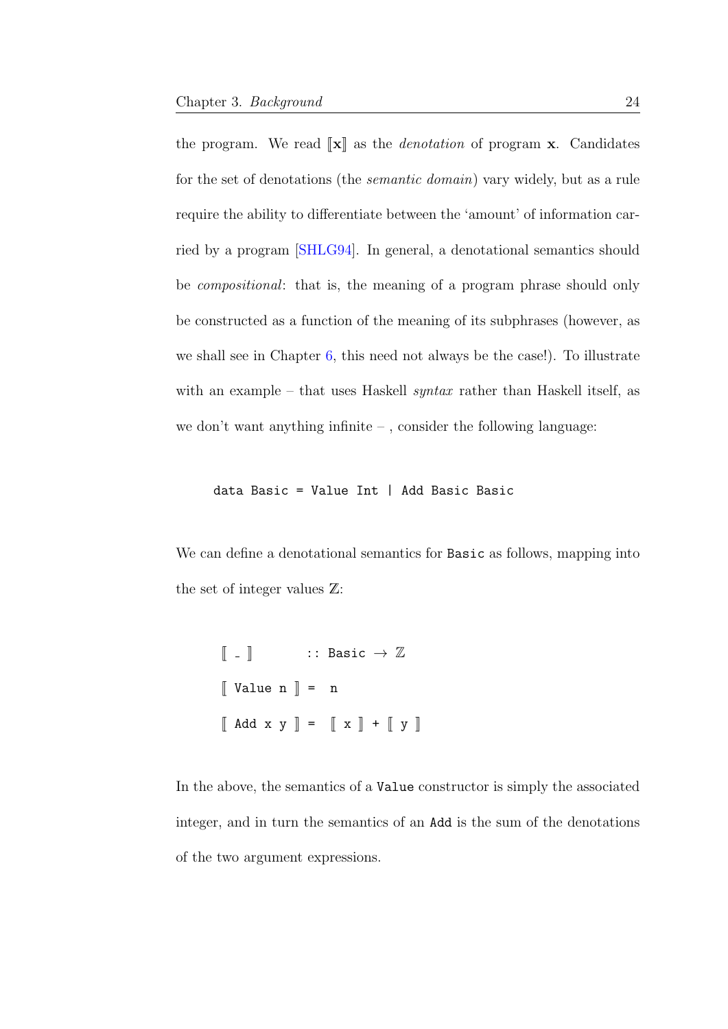the program. We read $[\![\mathbf{x}]\!]$ as the *denotation* of program **x**. Candidates for the set of denotations (the *semantic domain*) vary widely, but as a rule require the ability to differentiate between the 'amount' of information carried by a program [SHLG94]. In general, a denotational semantics should be *compositional*: that is, the meaning of a program phrase should only be constructed as a function of the meaning of its subphrases (however, as we shall see in Chapter 6, this need not always be the case!). To illustrate with an example – that uses Haskell *syntax* rather than Haskell itself, as we don't want anything infinite – , consider the following language:

```
data Basic = Value Int | Add Basic Basic
```

We can define a denotational semantics for `Basic` as follows, mapping into the set of integer values $\mathbb{Z}$:

```
⟦ _ ⟧          :: Basic → ℤ
⟦ Value n ⟧ =  n
⟦ Add x y ⟧ =  ⟦ x ⟧ + ⟦ y ⟧
```

In the above, the semantics of a `Value` constructor is simply the associated integer, and in turn the semantics of an `Add` is the sum of the denotations of the two argument expressions.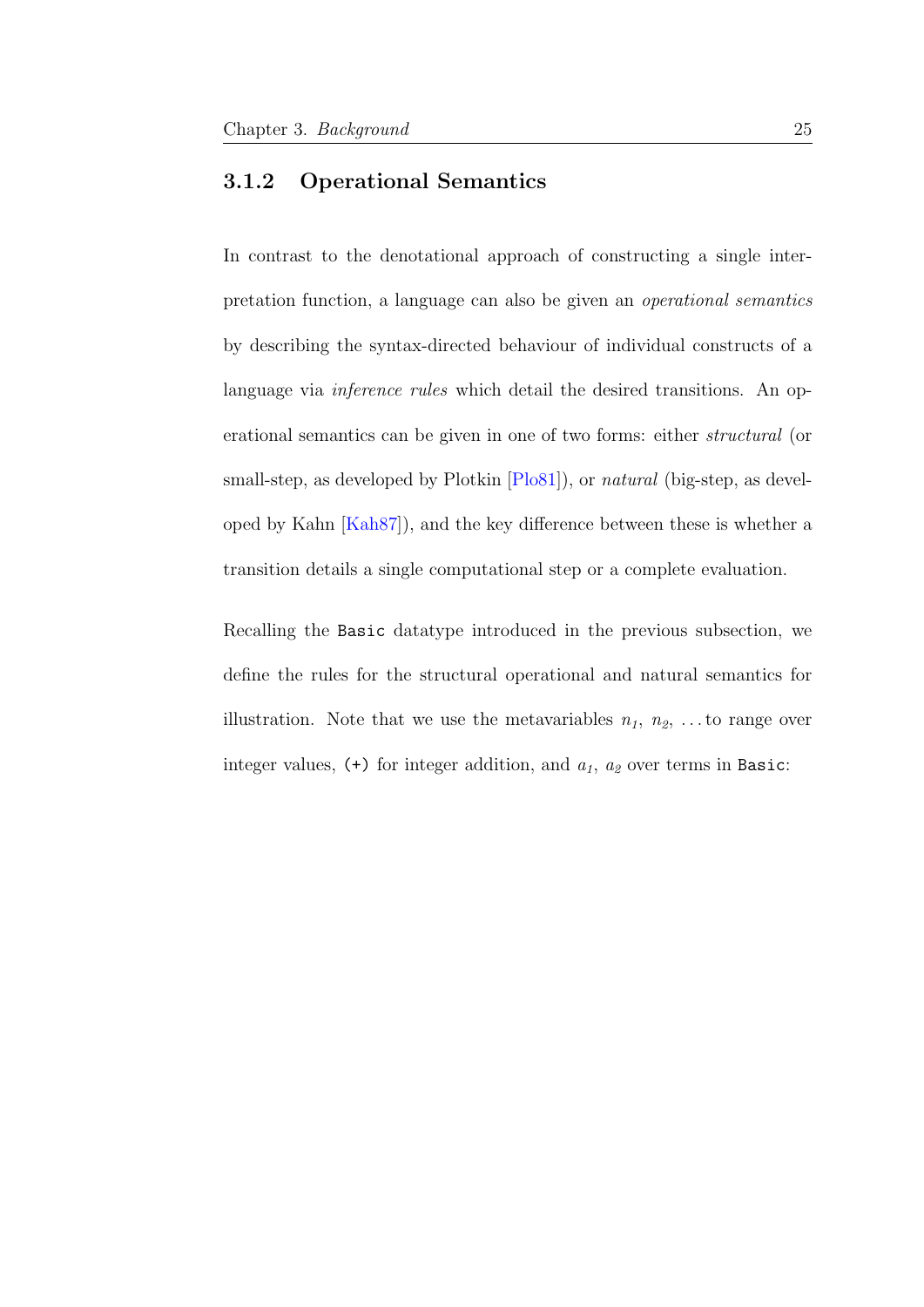### 3.1.2 Operational Semantics

In contrast to the denotational approach of constructing a single interpretation function, a language can also be given an *operational semantics* by describing the syntax-directed behaviour of individual constructs of a language via *inference rules* which detail the desired transitions. An operational semantics can be given in one of two forms: either *structural* (or small-step, as developed by Plotkin [Plo81]), or *natural* (big-step, as developed by Kahn [Kah87]), and the key difference between these is whether a transition details a single computational step or a complete evaluation.

Recalling the `Basic` datatype introduced in the previous subsection, we define the rules for the structural operational and natural semantics for illustration. Note that we use the metavariables $n_1$, $n_2$, ... to range over integer values, `(+)` for integer addition, and $a_1$, $a_2$ over terms in `Basic`: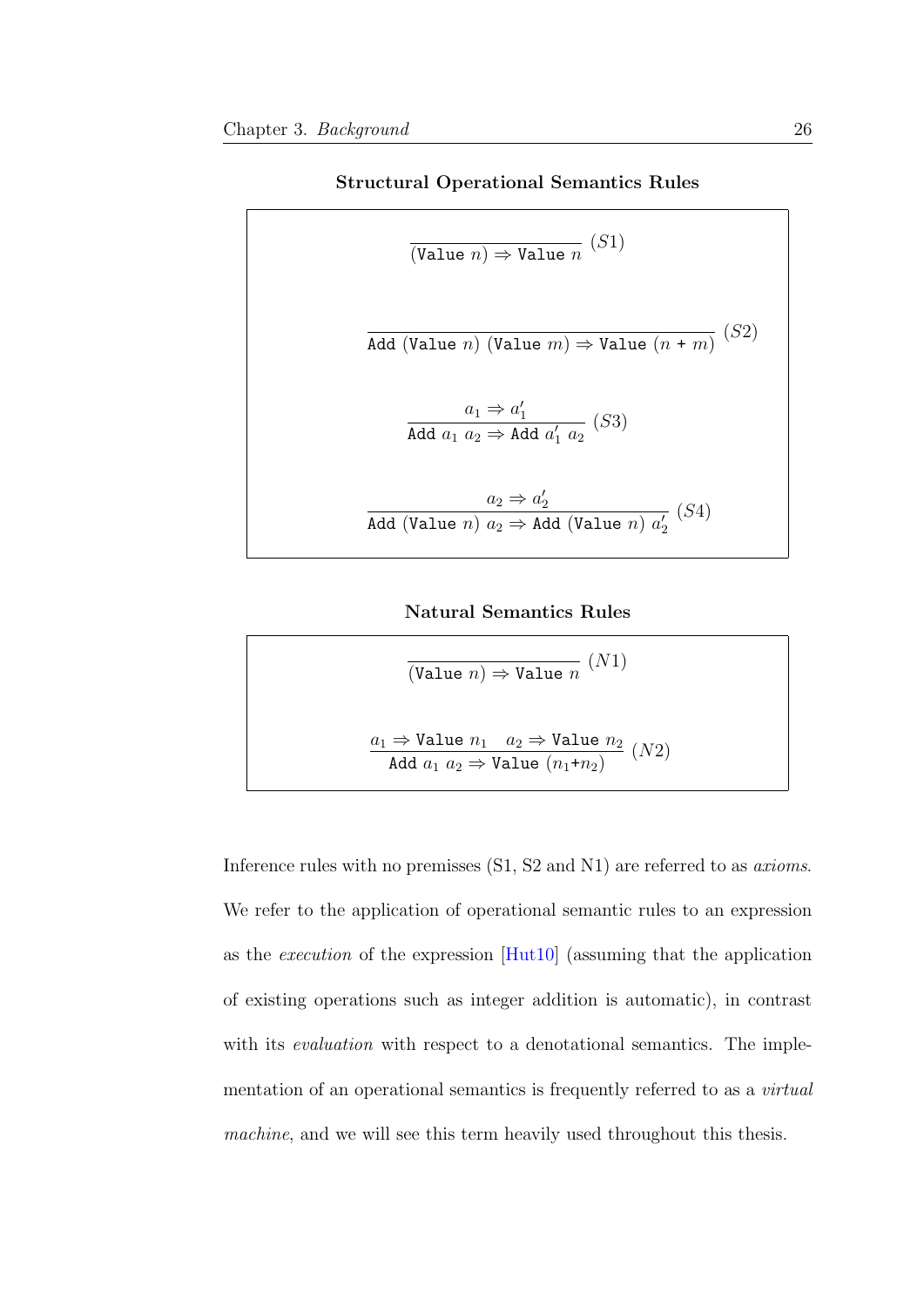**Structural Operational Semantics Rules**

$$\frac{}{(\texttt{Value}\ n) \Rightarrow \texttt{Value}\ n}\ (S1)$$

$$\frac{}{\texttt{Add}\ (\texttt{Value}\ n)\ (\texttt{Value}\ m) \Rightarrow \texttt{Value}\ (n \texttt{ + } m)}\ (S2)$$

$$\frac{a_1 \Rightarrow a_1'}{\texttt{Add}\ a_1\ a_2 \Rightarrow \texttt{Add}\ a_1'\ a_2}\ (S3)$$

$$\frac{a_2 \Rightarrow a_2'}{\texttt{Add}\ (\texttt{Value}\ n)\ a_2 \Rightarrow \texttt{Add}\ (\texttt{Value}\ n)\ a_2'}\ (S4)$$

**Natural Semantics Rules**

$$\frac{}{(\texttt{Value}\ n) \Rightarrow \texttt{Value}\ n}\ (N1)$$

$$\frac{a_1 \Rightarrow \texttt{Value}\ n_1 \quad a_2 \Rightarrow \texttt{Value}\ n_2}{\texttt{Add}\ a_1\ a_2 \Rightarrow \texttt{Value}\ (n_1 \texttt{+} n_2)}\ (N2)$$

Inference rules with no premisses (S1, S2 and N1) are referred to as *axioms*. We refer to the application of operational semantic rules to an expression as the *execution* of the expression [Hut10] (assuming that the application of existing operations such as integer addition is automatic), in contrast with its *evaluation* with respect to a denotational semantics. The implementation of an operational semantics is frequently referred to as a *virtual machine*, and we will see this term heavily used throughout this thesis.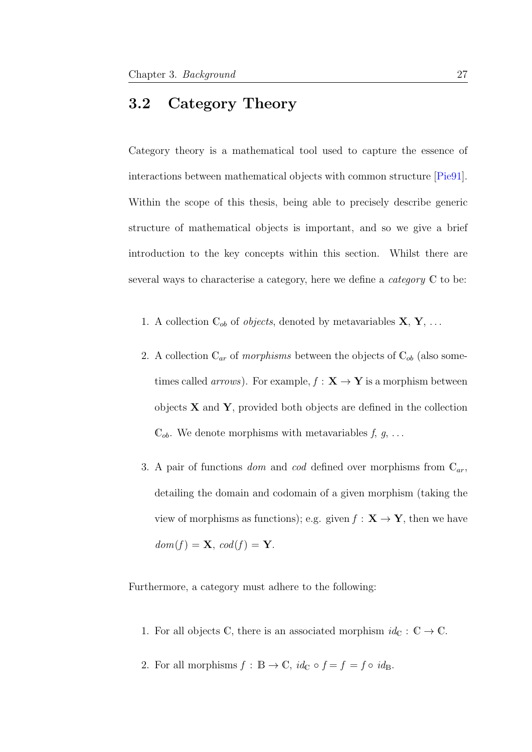## 3.2 Category Theory

Category theory is a mathematical tool used to capture the essence of interactions between mathematical objects with common structure [Pie91]. Within the scope of this thesis, being able to precisely describe generic structure of mathematical objects is important, and so we give a brief introduction to the key concepts within this section. Whilst there are several ways to characterise a category, here we define a *category* $\mathbb{C}$ to be:

1. A collection $\mathbb{C}_{ob}$ of *objects*, denoted by metavariables $\mathbf{X}$, $\mathbf{Y}$, ...
2. A collection $\mathbb{C}_{ar}$ of *morphisms* between the objects of $\mathbb{C}_{ob}$ (also sometimes called *arrows*). For example, $f : \mathbf{X} \rightarrow \mathbf{Y}$ is a morphism between objects $\mathbf{X}$ and $\mathbf{Y}$, provided both objects are defined in the collection $\mathbb{C}_{ob}$. We denote morphisms with metavariables $f$, $g$, ...
3. A pair of functions *dom* and *cod* defined over morphisms from $\mathbb{C}_{ar}$, detailing the domain and codomain of a given morphism (taking the view of morphisms as functions); e.g. given $f : \mathbf{X} \rightarrow \mathbf{Y}$, then we have $dom(f) = \mathbf{X}$, $cod(f) = \mathbf{Y}$.

Furthermore, a category must adhere to the following:

1. For all objects $\mathbb{C}$, there is an associated morphism $id_{\mathbb{C}} : \mathbb{C} \rightarrow \mathbb{C}$.
2. For all morphisms $f : \mathbb{B} \rightarrow \mathbb{C}$, $id_{\mathbb{C}} \circ f = f = f \circ id_{\mathbb{B}}$.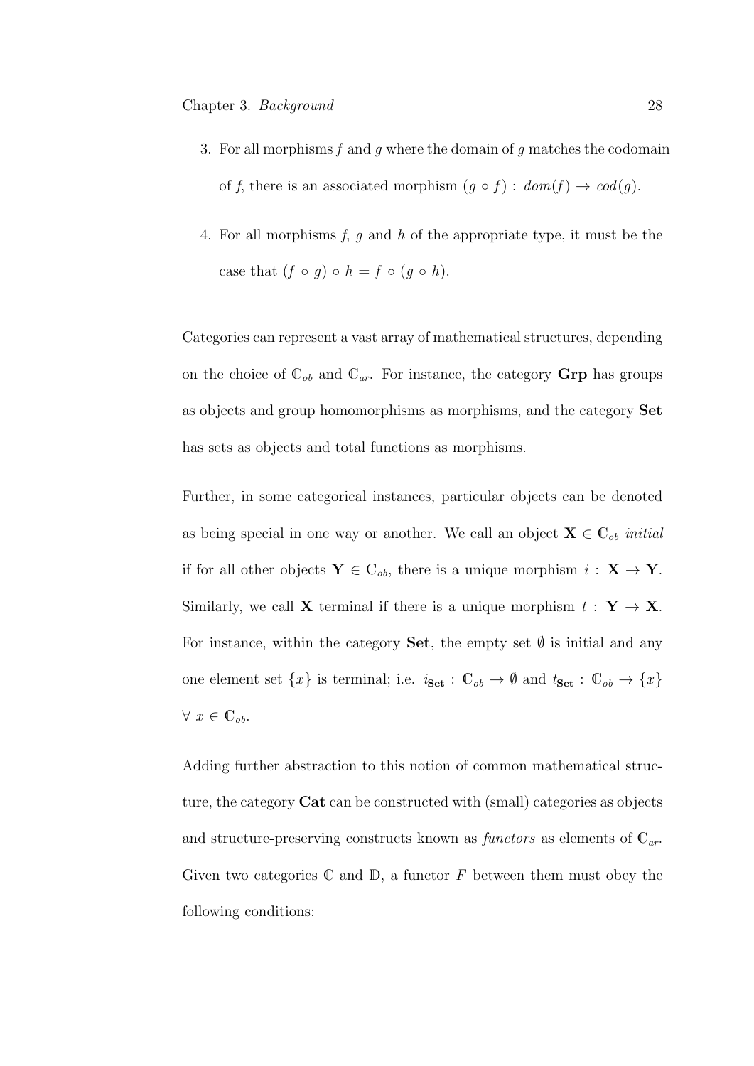3. For all morphisms $f$ and $g$ where the domain of $g$ matches the codomain of $f$, there is an associated morphism $(g \circ f) : dom(f) \rightarrow cod(g)$.

4. For all morphisms $f$, $g$ and $h$ of the appropriate type, it must be the case that $(f \circ g) \circ h = f \circ (g \circ h)$.

Categories can represent a vast array of mathematical structures, depending on the choice of $\mathbb{C}_{ob}$ and $\mathbb{C}_{ar}$. For instance, the category **Grp** has groups as objects and group homomorphisms as morphisms, and the category **Set** has sets as objects and total functions as morphisms.

Further, in some categorical instances, particular objects can be denoted as being special in one way or another. We call an object $\mathbf{X} \in \mathbb{C}_{ob}$ *initial* if for all other objects $\mathbf{Y} \in \mathbb{C}_{ob}$, there is a unique morphism $i : \mathbf{X} \rightarrow \mathbf{Y}$. Similarly, we call $\mathbf{X}$ terminal if there is a unique morphism $t : \mathbf{Y} \rightarrow \mathbf{X}$. For instance, within the category **Set**, the empty set $\emptyset$ is initial and any one element set $\{x\}$ is terminal; i.e. $i_{\mathbf{Set}} : \mathbb{C}_{ob} \rightarrow \emptyset$ and $t_{\mathbf{Set}} : \mathbb{C}_{ob} \rightarrow \{x\}$ $\forall\ x \in \mathbb{C}_{ob}$.

Adding further abstraction to this notion of common mathematical structure, the category **Cat** can be constructed with (small) categories as objects and structure-preserving constructs known as *functors* as elements of $\mathbb{C}_{ar}$. Given two categories $\mathbb{C}$ and $\mathbb{D}$, a functor $F$ between them must obey the following conditions: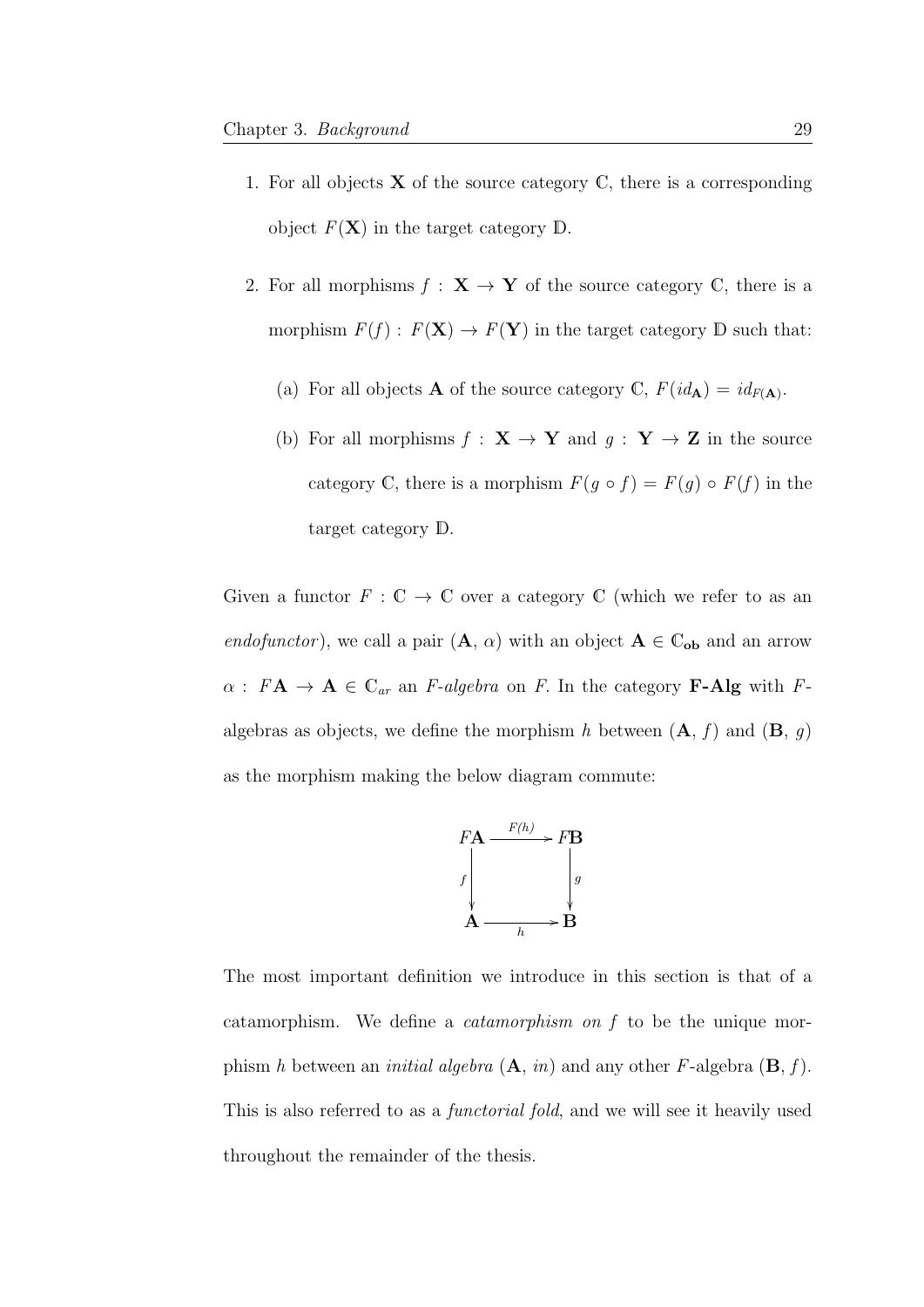1. For all objects $\mathbf{X}$ of the source category $\mathbb{C}$, there is a corresponding object $F(\mathbf{X})$ in the target category $\mathbb{D}$.

2. For all morphisms $f : \mathbf{X} \to \mathbf{Y}$ of the source category $\mathbb{C}$, there is a morphism $F(f) : F(\mathbf{X}) \to F(\mathbf{Y})$ in the target category $\mathbb{D}$ such that:

   (a) For all objects $\mathbf{A}$ of the source category $\mathbb{C}$, $F(id_{\mathbf{A}}) = id_{F(\mathbf{A})}$.

   (b) For all morphisms $f : \mathbf{X} \to \mathbf{Y}$ and $g : \mathbf{Y} \to \mathbf{Z}$ in the source category $\mathbb{C}$, there is a morphism $F(g \circ f) = F(g) \circ F(f)$ in the target category $\mathbb{D}$.

Given a functor $F : \mathbb{C} \to \mathbb{C}$ over a category $\mathbb{C}$ (which we refer to as an *endofunctor*), we call a pair $(\mathbf{A}, \alpha)$ with an object $\mathbf{A} \in \mathbb{C}_{\mathbf{ob}}$ and an arrow $\alpha : F\mathbf{A} \to \mathbf{A} \in \mathbb{C}_{ar}$ an *F-algebra* on *F*. In the category **F-Alg** with $F$-algebras as objects, we define the morphism $h$ between $(\mathbf{A}, f)$ and $(\mathbf{B}, g)$ as the morphism making the below diagram commute:

$$
\begin{array}{ccc}
F\mathbf{A} & \xrightarrow{F(h)} & F\mathbf{B} \\
\big\downarrow f & & \big\downarrow g \\
\mathbf{A} & \xrightarrow[h]{} & \mathbf{B}
\end{array}
$$

The most important definition we introduce in this section is that of a catamorphism. We define a *catamorphism on f* to be the unique morphism $h$ between an *initial algebra* $(\mathbf{A}, in)$ and any other $F$-algebra $(\mathbf{B}, f)$. This is also referred to as a *functorial fold*, and we will see it heavily used throughout the remainder of the thesis.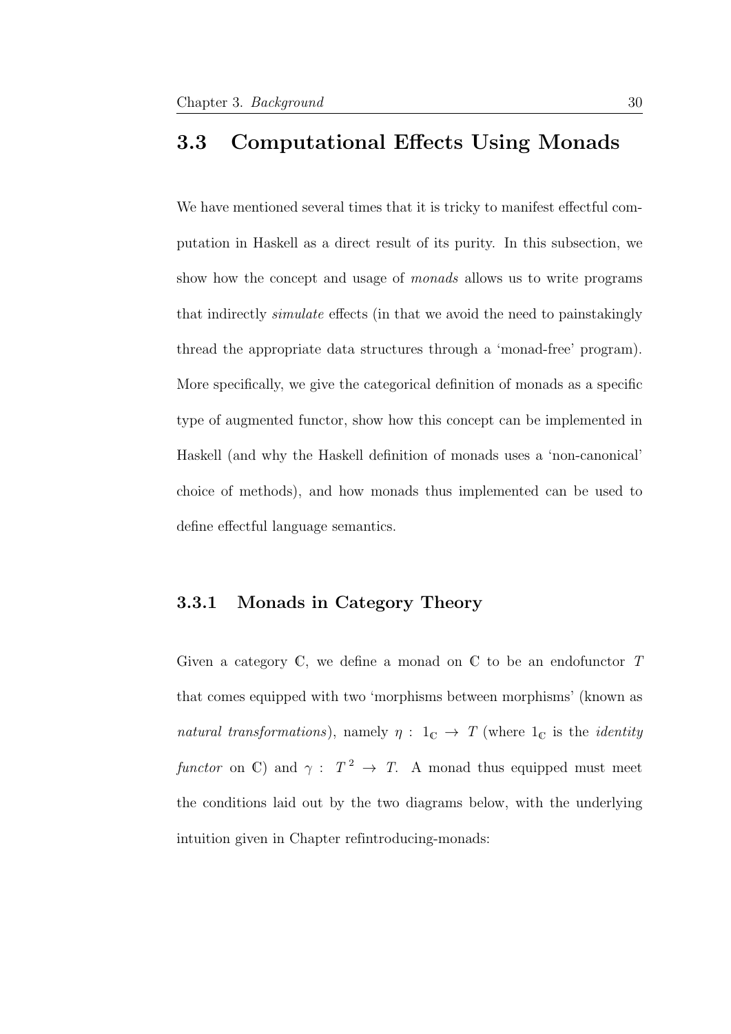## 3.3 Computational Effects Using Monads

We have mentioned several times that it is tricky to manifest effectful computation in Haskell as a direct result of its purity. In this subsection, we show how the concept and usage of *monads* allows us to write programs that indirectly *simulate* effects (in that we avoid the need to painstakingly thread the appropriate data structures through a 'monad-free' program). More specifically, we give the categorical definition of monads as a specific type of augmented functor, show how this concept can be implemented in Haskell (and why the Haskell definition of monads uses a 'non-canonical' choice of methods), and how monads thus implemented can be used to define effectful language semantics.

### 3.3.1 Monads in Category Theory

Given a category $\mathbb{C}$, we define a monad on $\mathbb{C}$ to be an endofunctor $T$ that comes equipped with two 'morphisms between morphisms' (known as *natural transformations*), namely $\eta : 1_{\mathbb{C}} \rightarrow T$ (where $1_{\mathbb{C}}$ is the *identity functor* on $\mathbb{C}$) and $\gamma : T^2 \rightarrow T$. A monad thus equipped must meet the conditions laid out by the two diagrams below, with the underlying intuition given in Chapter refintroducing-monads: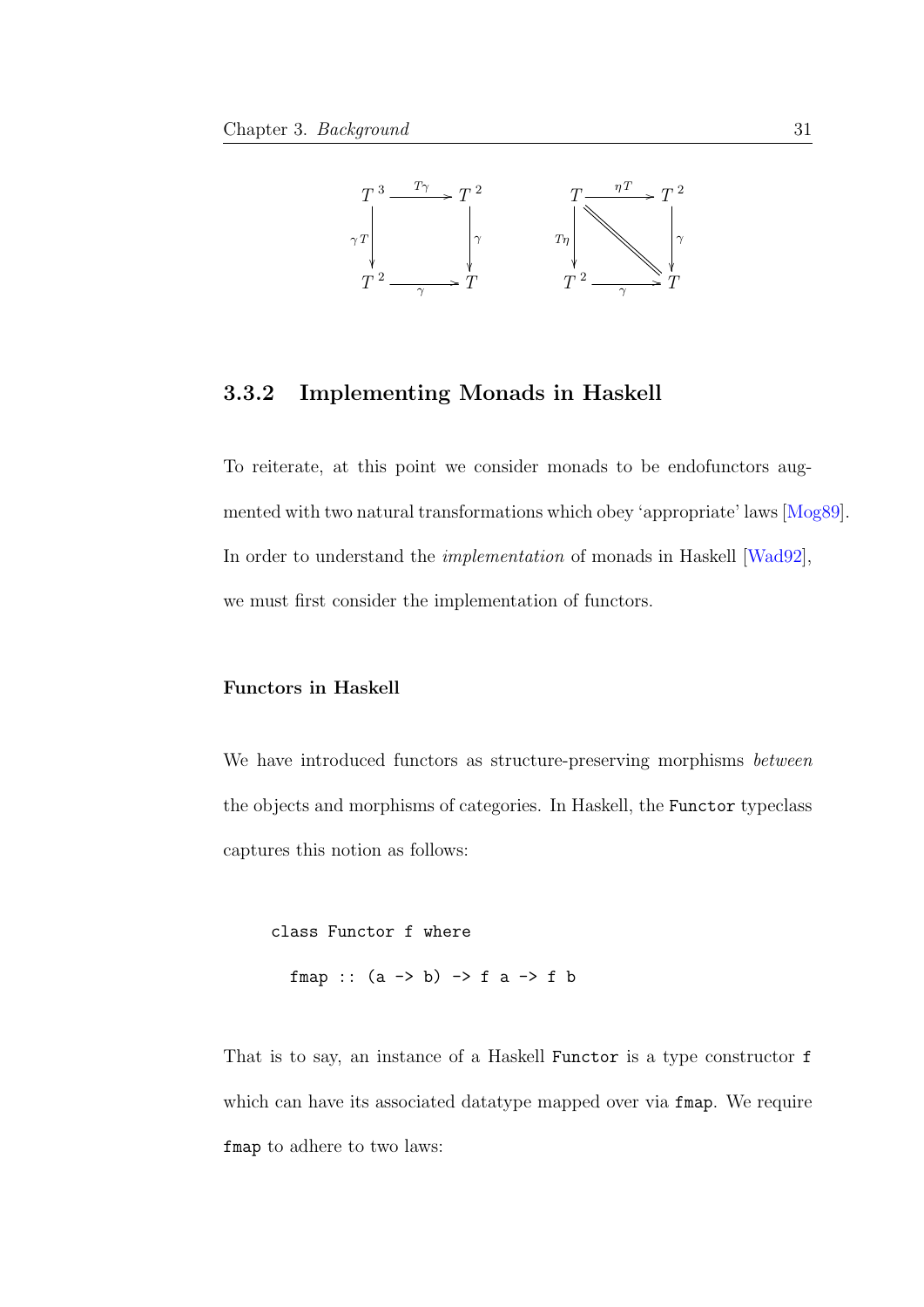$$
\begin{array}{ccc}
T^3 & \xrightarrow{T\gamma} & T^2 \\
{\scriptstyle \gamma T}\downarrow & & \downarrow{\scriptstyle \gamma} \\
T^2 & \xrightarrow[\gamma]{} & T
\end{array}
\qquad\qquad
\begin{array}{ccc}
T & \xrightarrow{\eta T} & T^2 \\
{\scriptstyle T\eta}\downarrow & \searrow\!\!\!\!= & \downarrow{\scriptstyle \gamma} \\
T^2 & \xrightarrow[\gamma]{} & T
\end{array}
$$

### 3.3.2 Implementing Monads in Haskell

To reiterate, at this point we consider monads to be endofunctors augmented with two natural transformations which obey 'appropriate' laws [Mog89]. In order to understand the *implementation* of monads in Haskell [Wad92], we must first consider the implementation of functors.

#### Functors in Haskell

We have introduced functors as structure-preserving morphisms *between* the objects and morphisms of categories. In Haskell, the `Functor` typeclass captures this notion as follows:

```
class Functor f where
  fmap :: (a -> b) -> f a -> f b
```

That is to say, an instance of a Haskell `Functor` is a type constructor `f` which can have its associated datatype mapped over via `fmap`. We require `fmap` to adhere to two laws: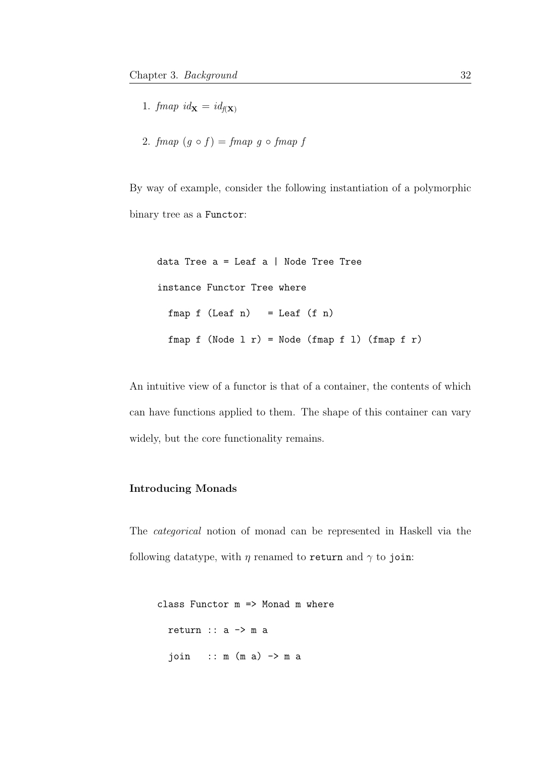1. $fmap\ id_{\mathbf{X}} = id_{f(\mathbf{X})}$

2. $fmap\ (g \circ f) = fmap\ g \circ fmap\ f$

By way of example, consider the following instantiation of a polymorphic binary tree as a `Functor`:

```
data Tree a = Leaf a | Node Tree Tree
instance Functor Tree where
  fmap f (Leaf n)   = Leaf (f n)
  fmap f (Node l r) = Node (fmap f l) (fmap f r)
```

An intuitive view of a functor is that of a container, the contents of which can have functions applied to them. The shape of this container can vary widely, but the core functionality remains.

### Introducing Monads

The *categorical* notion of monad can be represented in Haskell via the following datatype, with $\eta$ renamed to `return` and $\gamma$ to `join`:

```
class Functor m => Monad m where
  return :: a -> m a
  join   :: m (m a) -> m a
```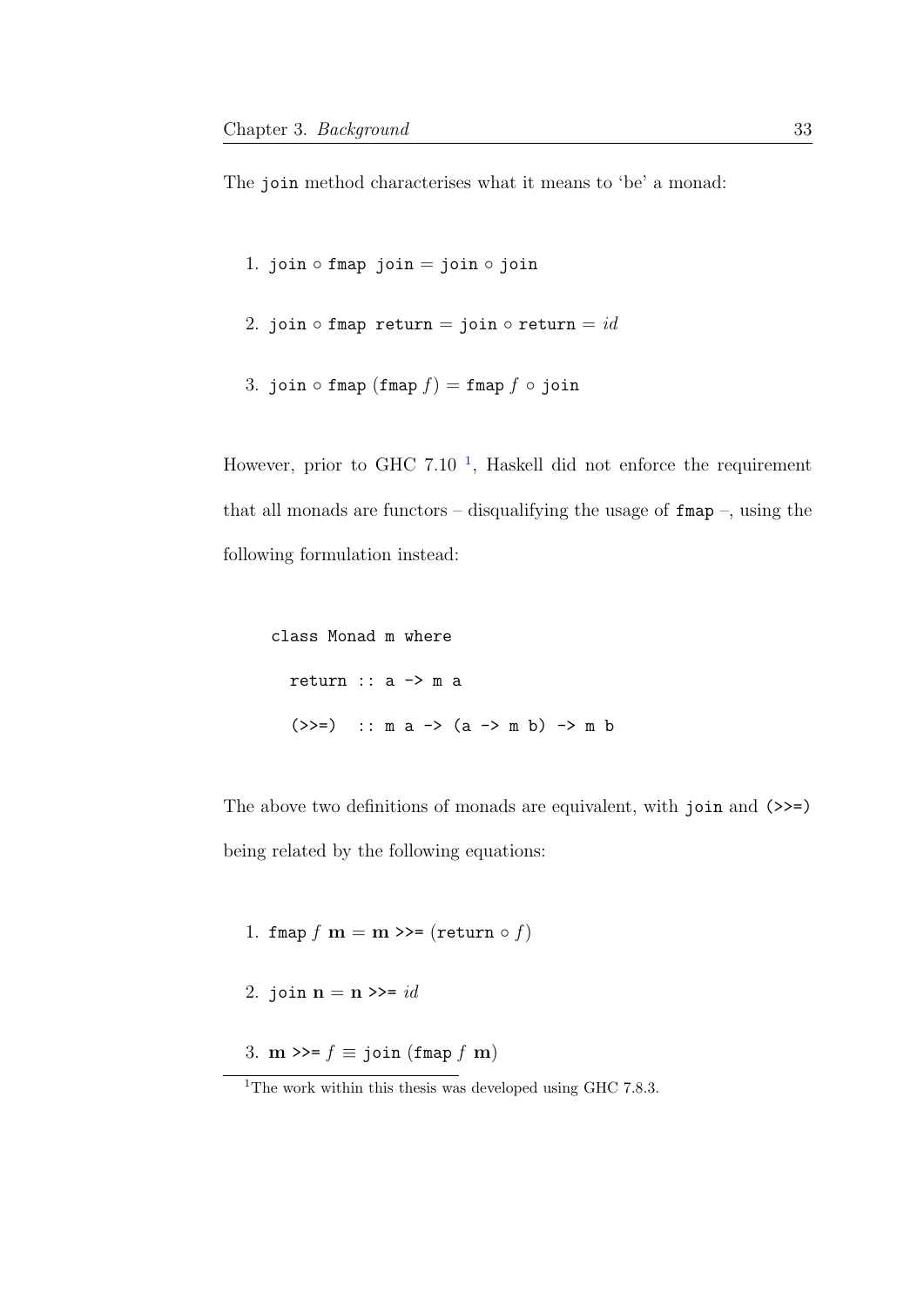The `join` method characterises what it means to 'be' a monad:

1. $\texttt{join} \circ \texttt{fmap join} = \texttt{join} \circ \texttt{join}$
2. $\texttt{join} \circ \texttt{fmap return} = \texttt{join} \circ \texttt{return} = id$
3. $\texttt{join} \circ \texttt{fmap} \ (\texttt{fmap} \ f) = \texttt{fmap} \ f \circ \texttt{join}$

However, prior to GHC 7.10 [1], Haskell did not enforce the requirement that all monads are functors – disqualifying the usage of `fmap` –, using the following formulation instead:

```
class Monad m where
  return :: a -> m a
  (>>=)  :: m a -> (a -> m b) -> m b
```

The above two definitions of monads are equivalent, with `join` and `(>>=)` being related by the following equations:

1. $\texttt{fmap} \ f \ \mathbf{m} = \mathbf{m} \ \texttt{>>=} \ (\texttt{return} \circ f)$
2. $\texttt{join} \ \mathbf{n} = \mathbf{n} \ \texttt{>>=} \ id$
3. $\mathbf{m} \ \texttt{>>=} \ f \equiv \texttt{join} \ (\texttt{fmap} \ f \ \mathbf{m})$

[1] The work within this thesis was developed using GHC 7.8.3.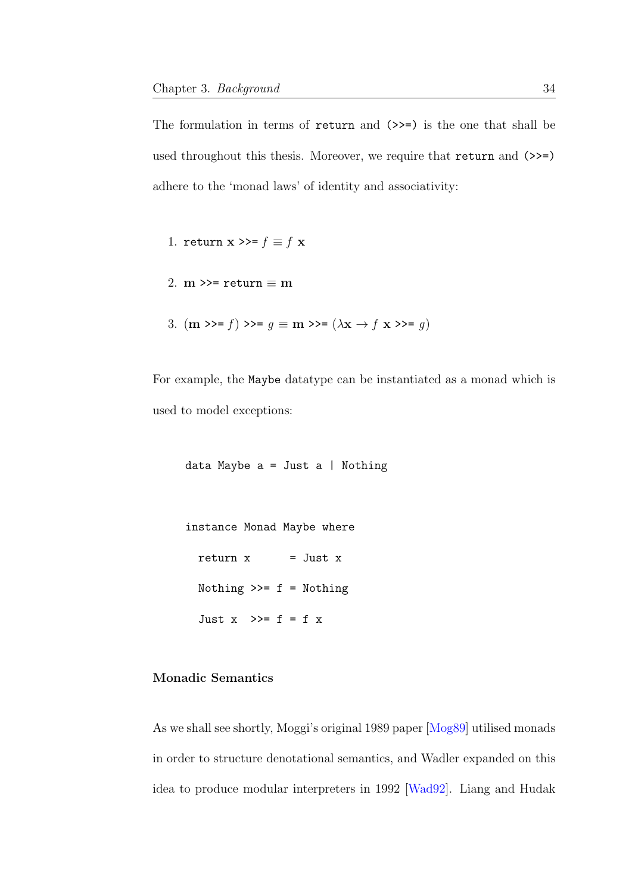The formulation in terms of `return` and `(>>=)` is the one that shall be used throughout this thesis. Moreover, we require that `return` and `(>>=)` adhere to the 'monad laws' of identity and associativity:

1. $\texttt{return}\ \mathbf{x}\ \texttt{>>=}\ f \equiv f\ \mathbf{x}$
2. $\mathbf{m}\ \texttt{>>=}\ \texttt{return} \equiv \mathbf{m}$
3. $(\mathbf{m}\ \texttt{>>=}\ f)\ \texttt{>>=}\ g \equiv \mathbf{m}\ \texttt{>>=}\ (\lambda\mathbf{x} \rightarrow f\ \mathbf{x}\ \texttt{>>=}\ g)$

For example, the `Maybe` datatype can be instantiated as a monad which is used to model exceptions:

```
data Maybe a = Just a | Nothing

instance Monad Maybe where
  return x      = Just x
  Nothing >>= f = Nothing
  Just x  >>= f = f x
```

### Monadic Semantics

As we shall see shortly, Moggi's original 1989 paper [Mog89] utilised monads in order to structure denotational semantics, and Wadler expanded on this idea to produce modular interpreters in 1992 [Wad92]. Liang and Hudak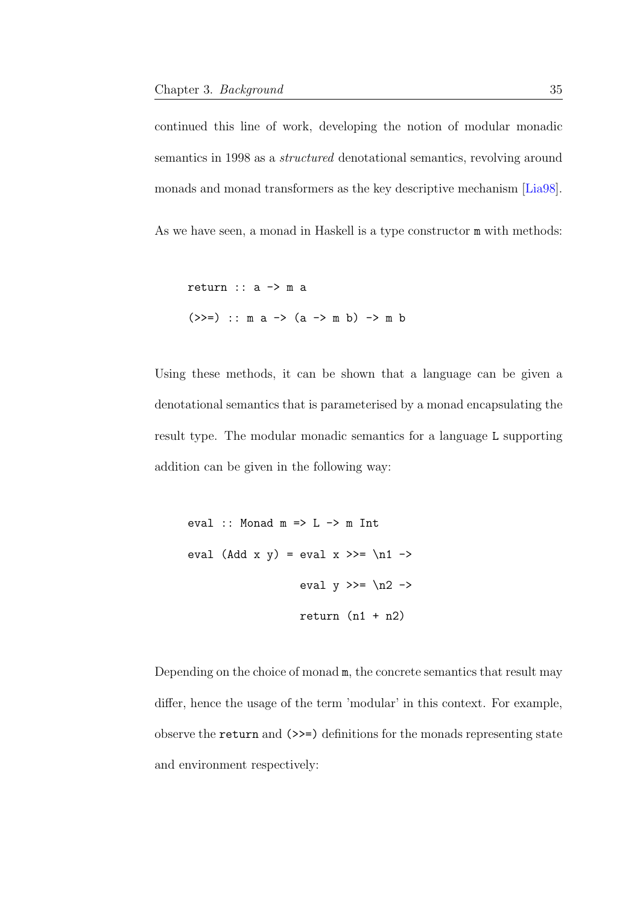continued this line of work, developing the notion of modular monadic semantics in 1998 as a *structured* denotational semantics, revolving around monads and monad transformers as the key descriptive mechanism [Lia98].

As we have seen, a monad in Haskell is a type constructor `m` with methods:

```
return :: a -> m a
(>>=) :: m a -> (a -> m b) -> m b
```

Using these methods, it can be shown that a language can be given a denotational semantics that is parameterised by a monad encapsulating the result type. The modular monadic semantics for a language `L` supporting addition can be given in the following way:

```
eval :: Monad m => L -> m Int
eval (Add x y) = eval x >>= \n1 ->
                 eval y >>= \n2 ->
                 return (n1 + n2)
```

Depending on the choice of monad `m`, the concrete semantics that result may differ, hence the usage of the term 'modular' in this context. For example, observe the `return` and `(>>=)` definitions for the monads representing state and environment respectively: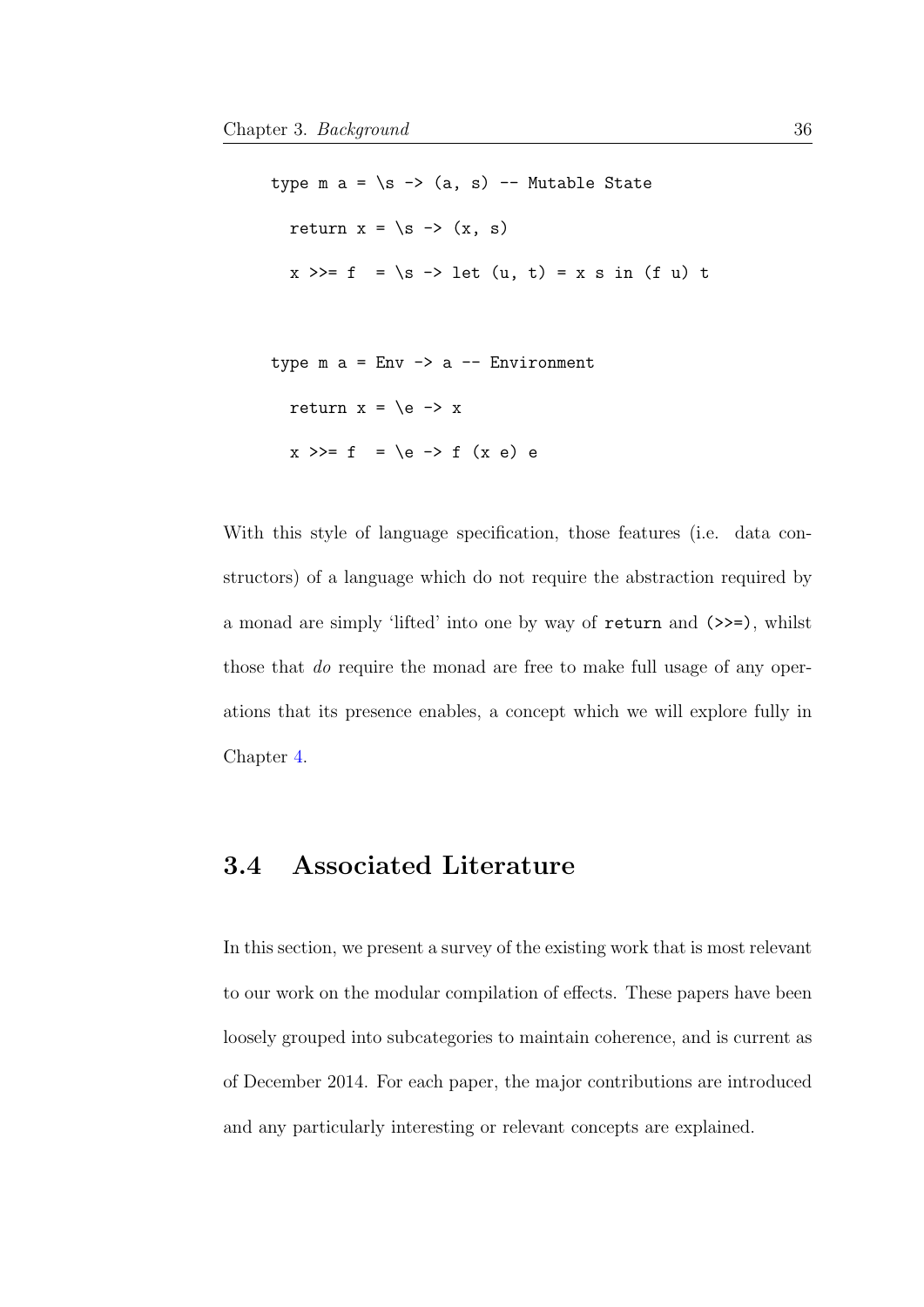```
type m a = \s -> (a, s) -- Mutable State

  return x = \s -> (x, s)

  x >>= f  = \s -> let (u, t) = x s in (f u) t


type m a = Env -> a -- Environment

  return x = \e -> x

  x >>= f  = \e -> f (x e) e
```

With this style of language specification, those features (i.e. data constructors) of a language which do not require the abstraction required by a monad are simply 'lifted' into one by way of `return` and `(>>=)`, whilst those that *do* require the monad are free to make full usage of any operations that its presence enables, a concept which we will explore fully in Chapter 4.

## 3.4 Associated Literature

In this section, we present a survey of the existing work that is most relevant to our work on the modular compilation of effects. These papers have been loosely grouped into subcategories to maintain coherence, and is current as of December 2014. For each paper, the major contributions are introduced and any particularly interesting or relevant concepts are explained.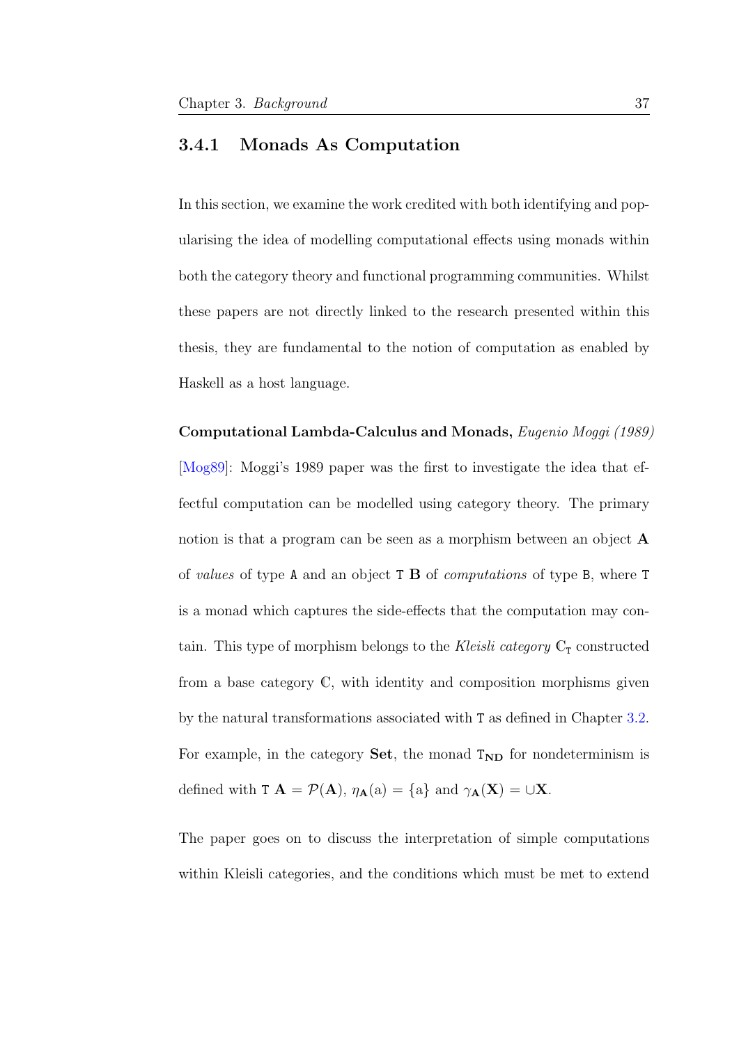### 3.4.1 Monads As Computation

In this section, we examine the work credited with both identifying and popularising the idea of modelling computational effects using monads within both the category theory and functional programming communities. Whilst these papers are not directly linked to the research presented within this thesis, they are fundamental to the notion of computation as enabled by Haskell as a host language.

**Computational Lambda-Calculus and Monads,** *Eugenio Moggi (1989)* [Mog89]: Moggi's 1989 paper was the first to investigate the idea that effectful computation can be modelled using category theory. The primary notion is that a program can be seen as a morphism between an object $\mathbf{A}$ of *values* of type `A` and an object `T` $\mathbf{B}$ of *computations* of type `B`, where `T` is a monad which captures the side-effects that the computation may contain. This type of morphism belongs to the *Kleisli category* $\mathbb{C}_{\mathtt{T}}$ constructed from a base category $\mathbb{C}$, with identity and composition morphisms given by the natural transformations associated with `T` as defined in Chapter 3.2. For example, in the category **Set**, the monad $\mathtt{T}_{\mathbf{ND}}$ for nondeterminism is defined with $\mathtt{T}\ \mathbf{A} = \mathcal{P}(\mathbf{A})$, $\eta_{\mathbf{A}}(\mathrm{a}) = \{\mathrm{a}\}$ and $\gamma_{\mathbf{A}}(\mathbf{X}) = \cup\mathbf{X}$.

The paper goes on to discuss the interpretation of simple computations within Kleisli categories, and the conditions which must be met to extend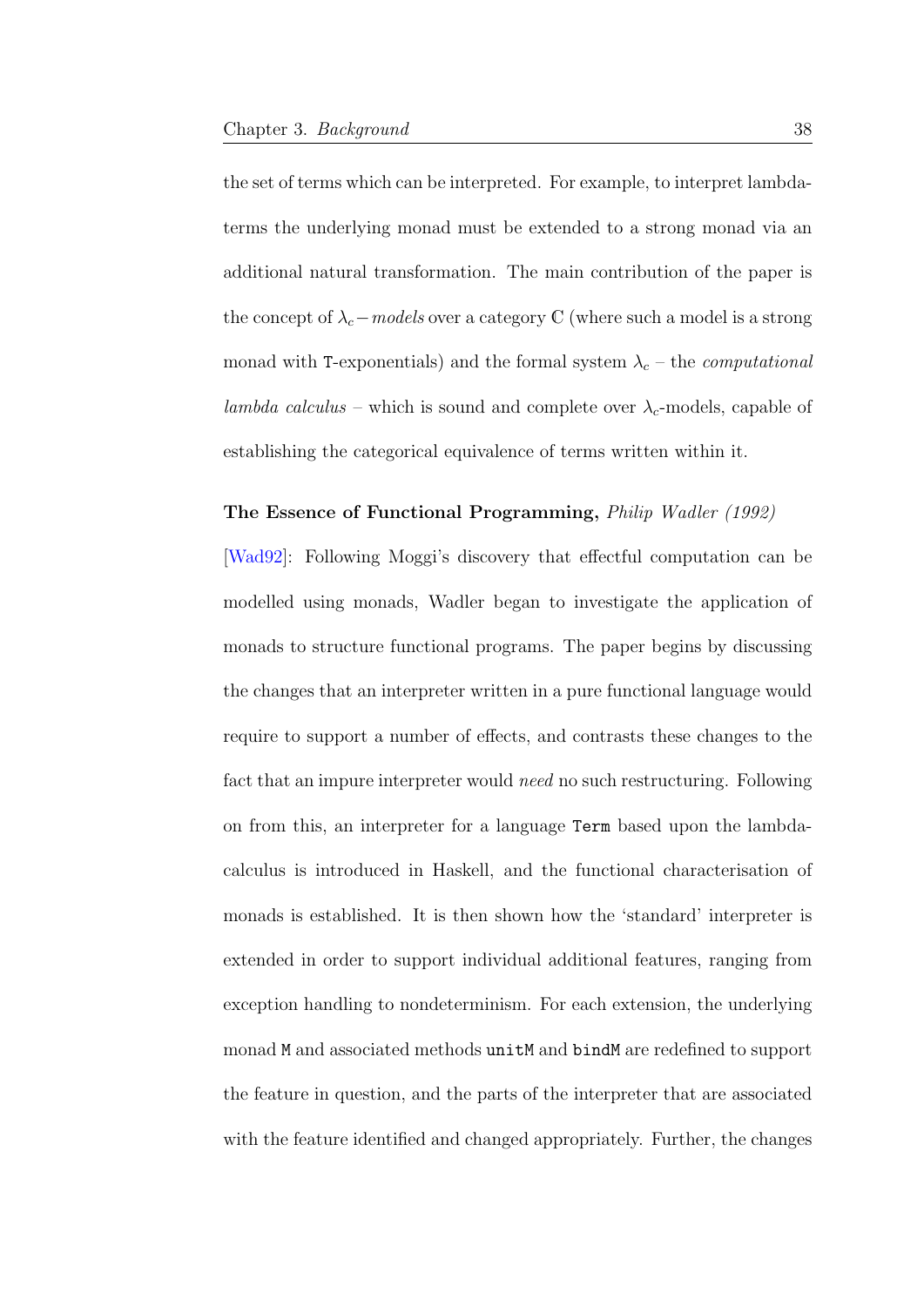the set of terms which can be interpreted. For example, to interpret lambda-terms the underlying monad must be extended to a strong monad via an additional natural transformation. The main contribution of the paper is the concept of $\lambda_c - models$ over a category $\mathbb{C}$ (where such a model is a strong monad with `T`-exponentials) and the formal system $\lambda_c$ – the *computational lambda calculus* – which is sound and complete over $\lambda_c$-models, capable of establishing the categorical equivalence of terms written within it.

**The Essence of Functional Programming,** *Philip Wadler (1992)* [Wad92]: Following Moggi's discovery that effectful computation can be modelled using monads, Wadler began to investigate the application of monads to structure functional programs. The paper begins by discussing the changes that an interpreter written in a pure functional language would require to support a number of effects, and contrasts these changes to the fact that an impure interpreter would *need* no such restructuring. Following on from this, an interpreter for a language `Term` based upon the lambda-calculus is introduced in Haskell, and the functional characterisation of monads is established. It is then shown how the 'standard' interpreter is extended in order to support individual additional features, ranging from exception handling to nondeterminism. For each extension, the underlying monad `M` and associated methods `unitM` and `bindM` are redefined to support the feature in question, and the parts of the interpreter that are associated with the feature identified and changed appropriately. Further, the changes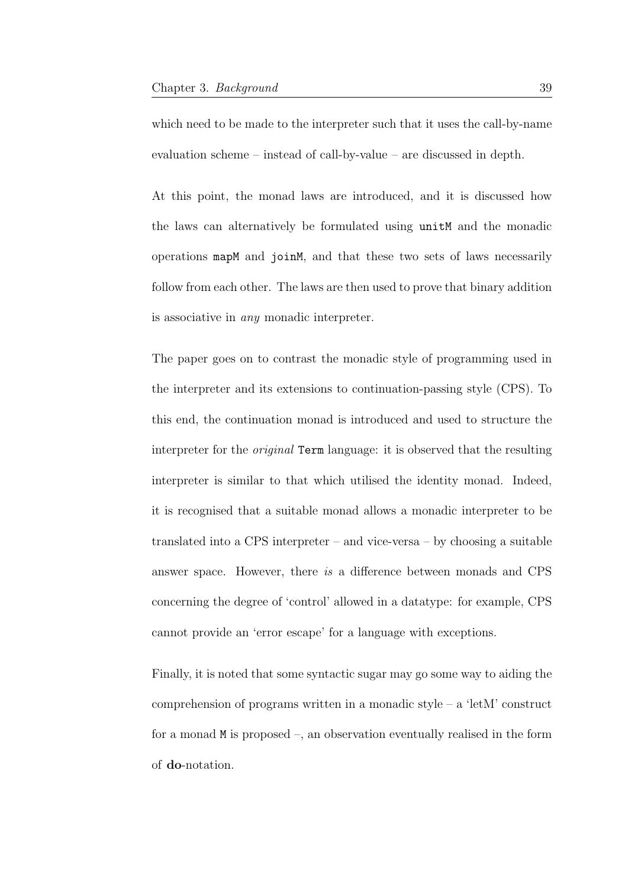which need to be made to the interpreter such that it uses the call-by-name evaluation scheme – instead of call-by-value – are discussed in depth.

At this point, the monad laws are introduced, and it is discussed how the laws can alternatively be formulated using `unitM` and the monadic operations `mapM` and `joinM`, and that these two sets of laws necessarily follow from each other. The laws are then used to prove that binary addition is associative in *any* monadic interpreter.

The paper goes on to contrast the monadic style of programming used in the interpreter and its extensions to continuation-passing style (CPS). To this end, the continuation monad is introduced and used to structure the interpreter for the *original* `Term` language: it is observed that the resulting interpreter is similar to that which utilised the identity monad. Indeed, it is recognised that a suitable monad allows a monadic interpreter to be translated into a CPS interpreter – and vice-versa – by choosing a suitable answer space. However, there *is* a difference between monads and CPS concerning the degree of 'control' allowed in a datatype: for example, CPS cannot provide an 'error escape' for a language with exceptions.

Finally, it is noted that some syntactic sugar may go some way to aiding the comprehension of programs written in a monadic style – a 'letM' construct for a monad `M` is proposed –, an observation eventually realised in the form of **do**-notation.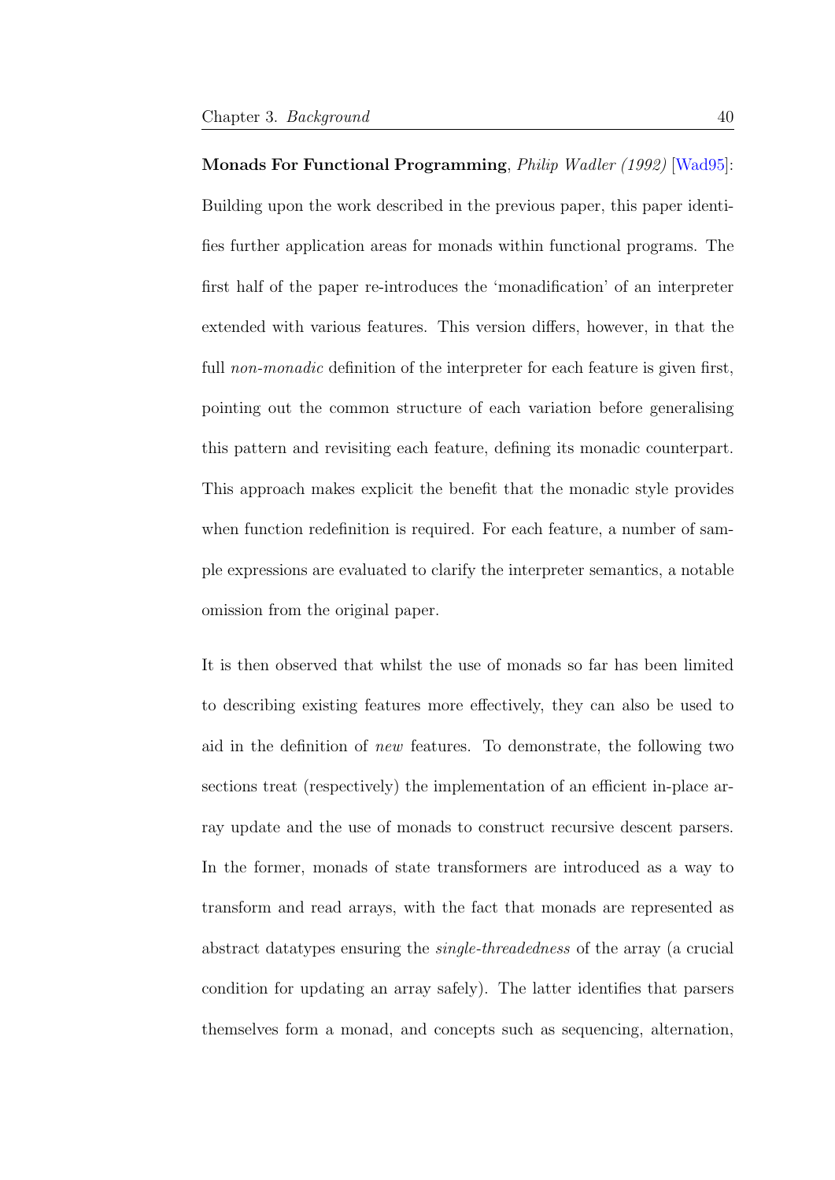**Monads For Functional Programming**, *Philip Wadler (1992)* [Wad95]: Building upon the work described in the previous paper, this paper identifies further application areas for monads within functional programs. The first half of the paper re-introduces the 'monadification' of an interpreter extended with various features. This version differs, however, in that the full *non-monadic* definition of the interpreter for each feature is given first, pointing out the common structure of each variation before generalising this pattern and revisiting each feature, defining its monadic counterpart. This approach makes explicit the benefit that the monadic style provides when function redefinition is required. For each feature, a number of sample expressions are evaluated to clarify the interpreter semantics, a notable omission from the original paper.

It is then observed that whilst the use of monads so far has been limited to describing existing features more effectively, they can also be used to aid in the definition of *new* features. To demonstrate, the following two sections treat (respectively) the implementation of an efficient in-place array update and the use of monads to construct recursive descent parsers. In the former, monads of state transformers are introduced as a way to transform and read arrays, with the fact that monads are represented as abstract datatypes ensuring the *single-threadedness* of the array (a crucial condition for updating an array safely). The latter identifies that parsers themselves form a monad, and concepts such as sequencing, alternation,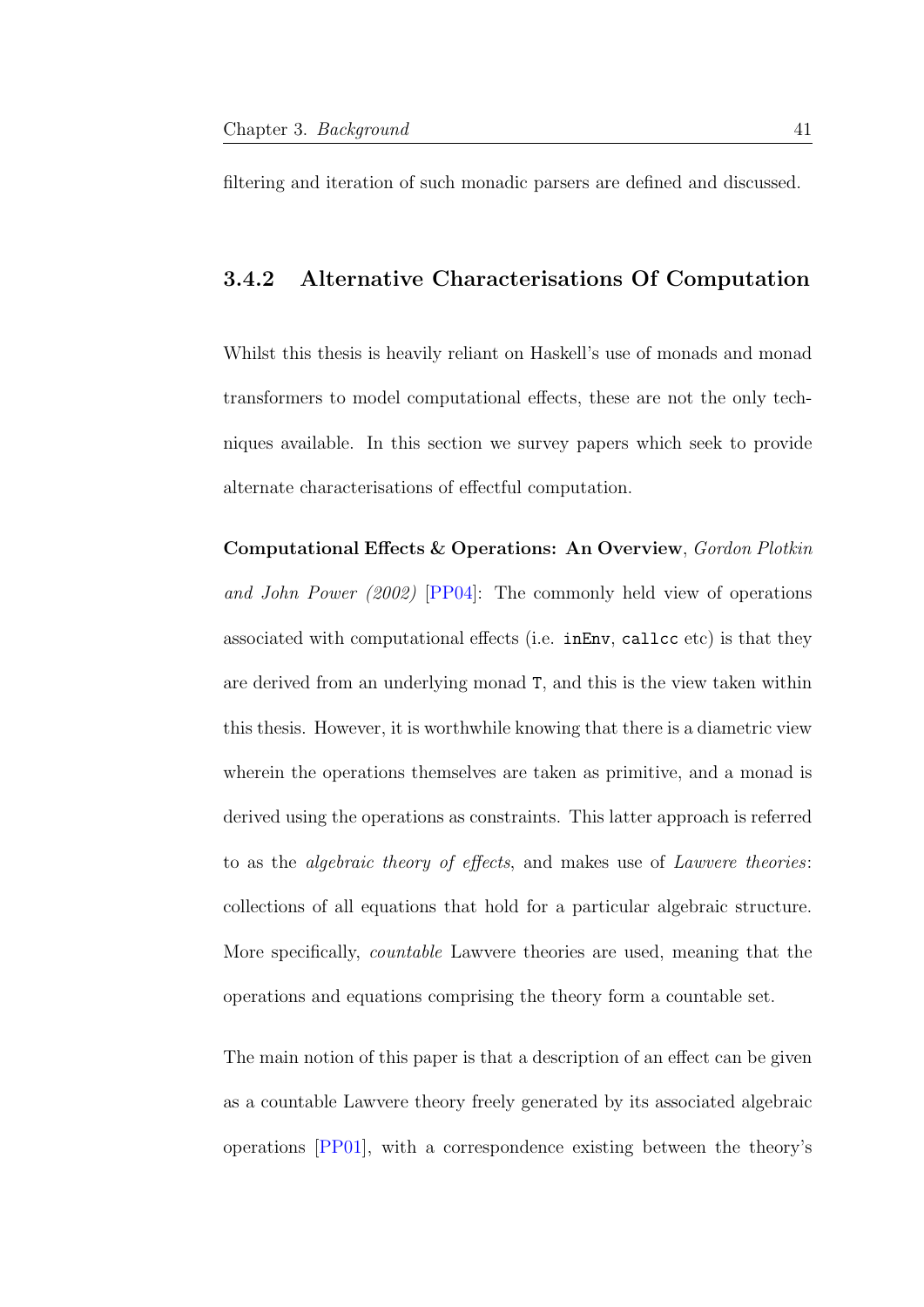filtering and iteration of such monadic parsers are defined and discussed.

### 3.4.2 Alternative Characterisations Of Computation

Whilst this thesis is heavily reliant on Haskell's use of monads and monad transformers to model computational effects, these are not the only techniques available. In this section we survey papers which seek to provide alternate characterisations of effectful computation.

**Computational Effects & Operations: An Overview**, *Gordon Plotkin and John Power (2002)* [PP04]: The commonly held view of operations associated with computational effects (i.e. `inEnv`, `callcc` etc) is that they are derived from an underlying monad `T`, and this is the view taken within this thesis. However, it is worthwhile knowing that there is a diametric view wherein the operations themselves are taken as primitive, and a monad is derived using the operations as constraints. This latter approach is referred to as the *algebraic theory of effects*, and makes use of *Lawvere theories*: collections of all equations that hold for a particular algebraic structure. More specifically, *countable* Lawvere theories are used, meaning that the operations and equations comprising the theory form a countable set.

The main notion of this paper is that a description of an effect can be given as a countable Lawvere theory freely generated by its associated algebraic operations [PP01], with a correspondence existing between the theory's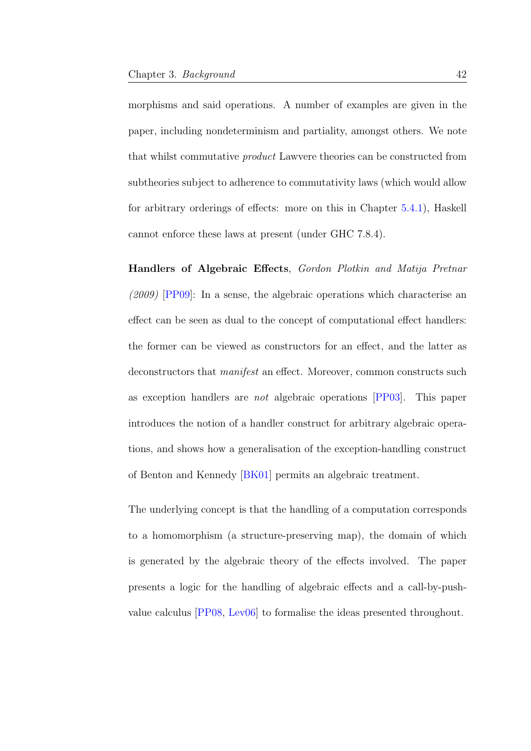morphisms and said operations. A number of examples are given in the paper, including nondeterminism and partiality, amongst others. We note that whilst commutative *product* Lawvere theories can be constructed from subtheories subject to adherence to commutativity laws (which would allow for arbitrary orderings of effects: more on this in Chapter 5.4.1), Haskell cannot enforce these laws at present (under GHC 7.8.4).

**Handlers of Algebraic Effects**, *Gordon Plotkin and Matija Pretnar (2009)* [PP09]: In a sense, the algebraic operations which characterise an effect can be seen as dual to the concept of computational effect handlers: the former can be viewed as constructors for an effect, and the latter as deconstructors that *manifest* an effect. Moreover, common constructs such as exception handlers are *not* algebraic operations [PP03]. This paper introduces the notion of a handler construct for arbitrary algebraic operations, and shows how a generalisation of the exception-handling construct of Benton and Kennedy [BK01] permits an algebraic treatment.

The underlying concept is that the handling of a computation corresponds to a homomorphism (a structure-preserving map), the domain of which is generated by the algebraic theory of the effects involved. The paper presents a logic for the handling of algebraic effects and a call-by-push-value calculus [PP08, Lev06] to formalise the ideas presented throughout.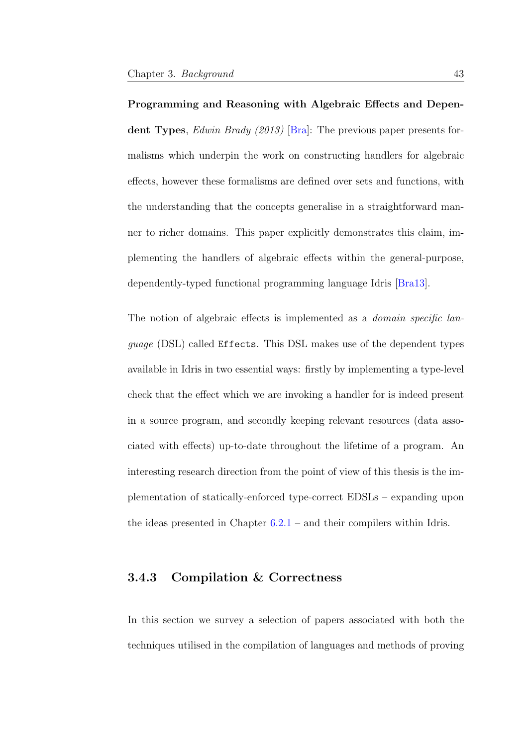**Programming and Reasoning with Algebraic Effects and Dependent Types**, *Edwin Brady (2013)* [Bra]: The previous paper presents formalisms which underpin the work on constructing handlers for algebraic effects, however these formalisms are defined over sets and functions, with the understanding that the concepts generalise in a straightforward manner to richer domains. This paper explicitly demonstrates this claim, implementing the handlers of algebraic effects within the general-purpose, dependently-typed functional programming language Idris [Bra13].

The notion of algebraic effects is implemented as a *domain specific language* (DSL) called `Effects`. This DSL makes use of the dependent types available in Idris in two essential ways: firstly by implementing a type-level check that the effect which we are invoking a handler for is indeed present in a source program, and secondly keeping relevant resources (data associated with effects) up-to-date throughout the lifetime of a program. An interesting research direction from the point of view of this thesis is the implementation of statically-enforced type-correct EDSLs – expanding upon the ideas presented in Chapter 6.2.1 – and their compilers within Idris.

### 3.4.3 Compilation & Correctness

In this section we survey a selection of papers associated with both the techniques utilised in the compilation of languages and methods of proving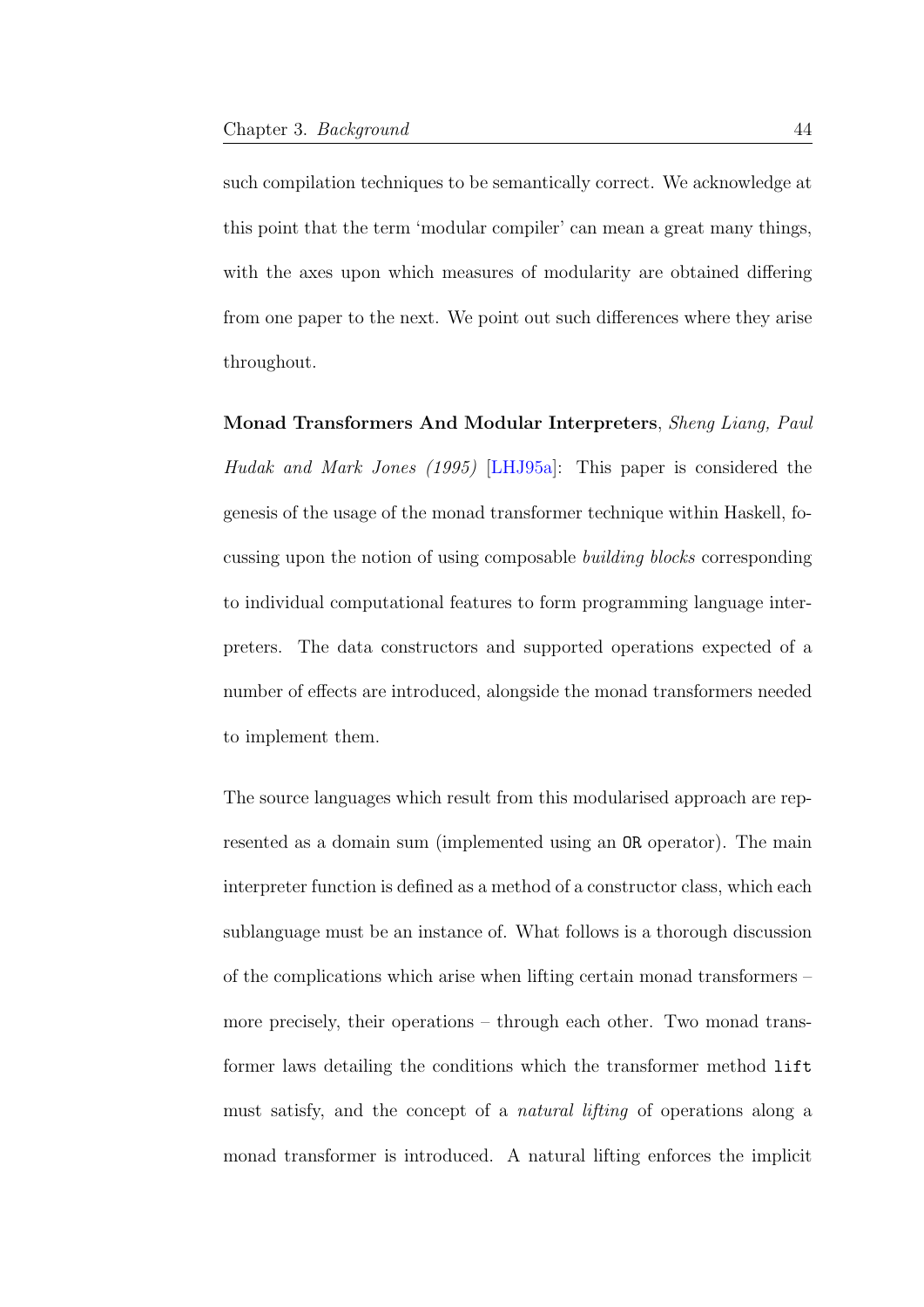such compilation techniques to be semantically correct. We acknowledge at this point that the term 'modular compiler' can mean a great many things, with the axes upon which measures of modularity are obtained differing from one paper to the next. We point out such differences where they arise throughout.

**Monad Transformers And Modular Interpreters**, *Sheng Liang, Paul Hudak and Mark Jones (1995)* [LHJ95a]: This paper is considered the genesis of the usage of the monad transformer technique within Haskell, focussing upon the notion of using composable *building blocks* corresponding to individual computational features to form programming language interpreters. The data constructors and supported operations expected of a number of effects are introduced, alongside the monad transformers needed to implement them.

The source languages which result from this modularised approach are represented as a domain sum (implemented using an `OR` operator). The main interpreter function is defined as a method of a constructor class, which each sublanguage must be an instance of. What follows is a thorough discussion of the complications which arise when lifting certain monad transformers – more precisely, their operations – through each other. Two monad transformer laws detailing the conditions which the transformer method `lift` must satisfy, and the concept of a *natural lifting* of operations along a monad transformer is introduced. A natural lifting enforces the implicit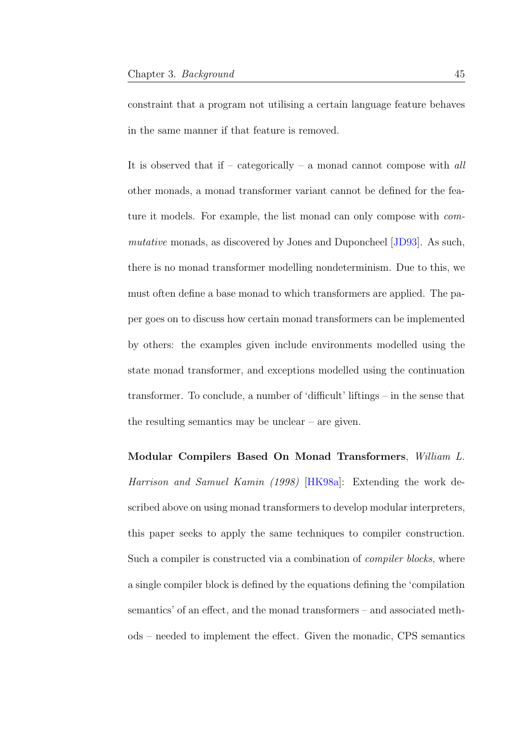constraint that a program not utilising a certain language feature behaves in the same manner if that feature is removed.

It is observed that if – categorically – a monad cannot compose with *all* other monads, a monad transformer variant cannot be defined for the feature it models. For example, the list monad can only compose with *commutative* monads, as discovered by Jones and Duponcheel [JD93]. As such, there is no monad transformer modelling nondeterminism. Due to this, we must often define a base monad to which transformers are applied. The paper goes on to discuss how certain monad transformers can be implemented by others: the examples given include environments modelled using the state monad transformer, and exceptions modelled using the continuation transformer. To conclude, a number of 'difficult' liftings – in the sense that the resulting semantics may be unclear – are given.

**Modular Compilers Based On Monad Transformers**, *William L. Harrison and Samuel Kamin (1998)* [HK98a]: Extending the work described above on using monad transformers to develop modular interpreters, this paper seeks to apply the same techniques to compiler construction. Such a compiler is constructed via a combination of *compiler blocks*, where a single compiler block is defined by the equations defining the 'compilation semantics' of an effect, and the monad transformers – and associated methods – needed to implement the effect. Given the monadic, CPS semantics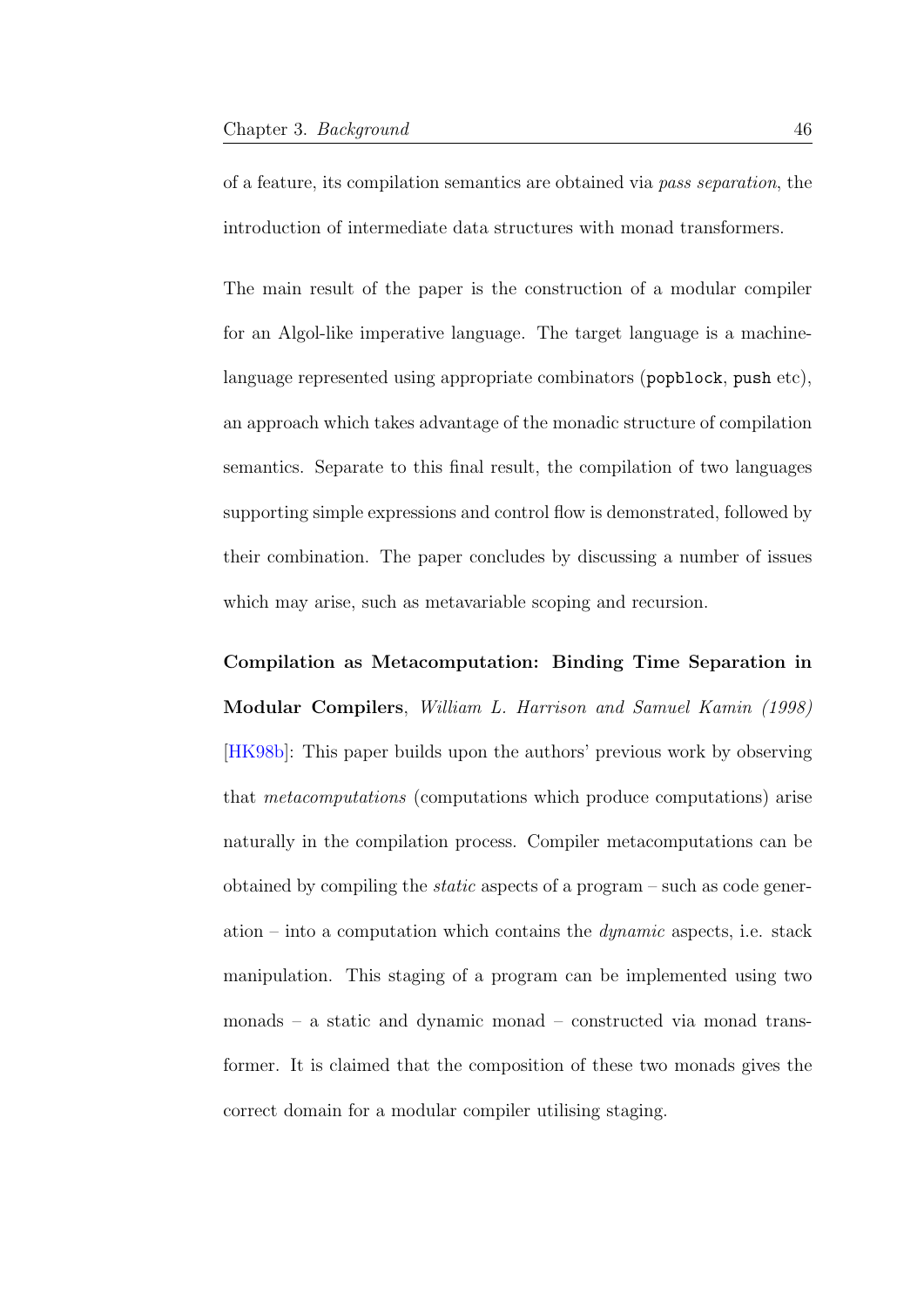of a feature, its compilation semantics are obtained via *pass separation*, the introduction of intermediate data structures with monad transformers.

The main result of the paper is the construction of a modular compiler for an Algol-like imperative language. The target language is a machine-language represented using appropriate combinators (`popblock`, `push` etc), an approach which takes advantage of the monadic structure of compilation semantics. Separate to this final result, the compilation of two languages supporting simple expressions and control flow is demonstrated, followed by their combination. The paper concludes by discussing a number of issues which may arise, such as metavariable scoping and recursion.

**Compilation as Metacomputation: Binding Time Separation in Modular Compilers**, *William L. Harrison and Samuel Kamin (1998)* [HK98b]: This paper builds upon the authors' previous work by observing that *metacomputations* (computations which produce computations) arise naturally in the compilation process. Compiler metacomputations can be obtained by compiling the *static* aspects of a program – such as code generation – into a computation which contains the *dynamic* aspects, i.e. stack manipulation. This staging of a program can be implemented using two monads – a static and dynamic monad – constructed via monad transformer. It is claimed that the composition of these two monads gives the correct domain for a modular compiler utilising staging.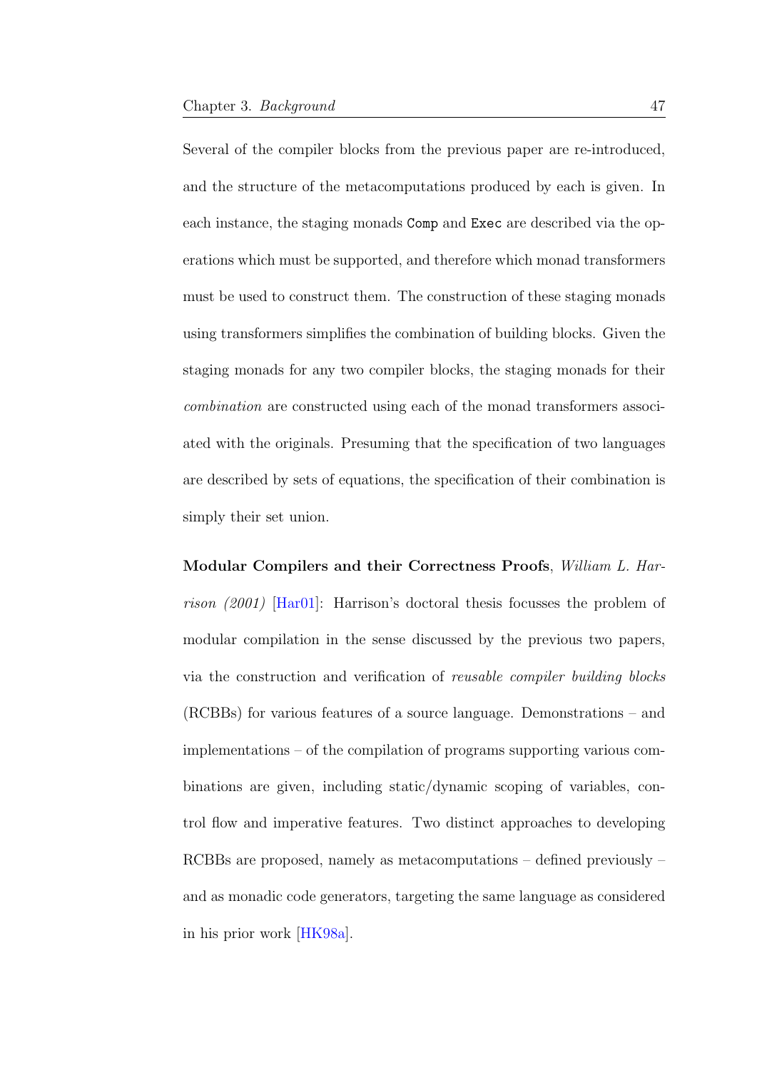Several of the compiler blocks from the previous paper are re-introduced, and the structure of the metacomputations produced by each is given. In each instance, the staging monads `Comp` and `Exec` are described via the operations which must be supported, and therefore which monad transformers must be used to construct them. The construction of these staging monads using transformers simplifies the combination of building blocks. Given the staging monads for any two compiler blocks, the staging monads for their *combination* are constructed using each of the monad transformers associated with the originals. Presuming that the specification of two languages are described by sets of equations, the specification of their combination is simply their set union.

**Modular Compilers and their Correctness Proofs**, *William L. Harrison (2001)* [Har01]: Harrison's doctoral thesis focusses the problem of modular compilation in the sense discussed by the previous two papers, via the construction and verification of *reusable compiler building blocks* (RCBBs) for various features of a source language. Demonstrations – and implementations – of the compilation of programs supporting various combinations are given, including static/dynamic scoping of variables, control flow and imperative features. Two distinct approaches to developing RCBBs are proposed, namely as metacomputations – defined previously – and as monadic code generators, targeting the same language as considered in his prior work [HK98a].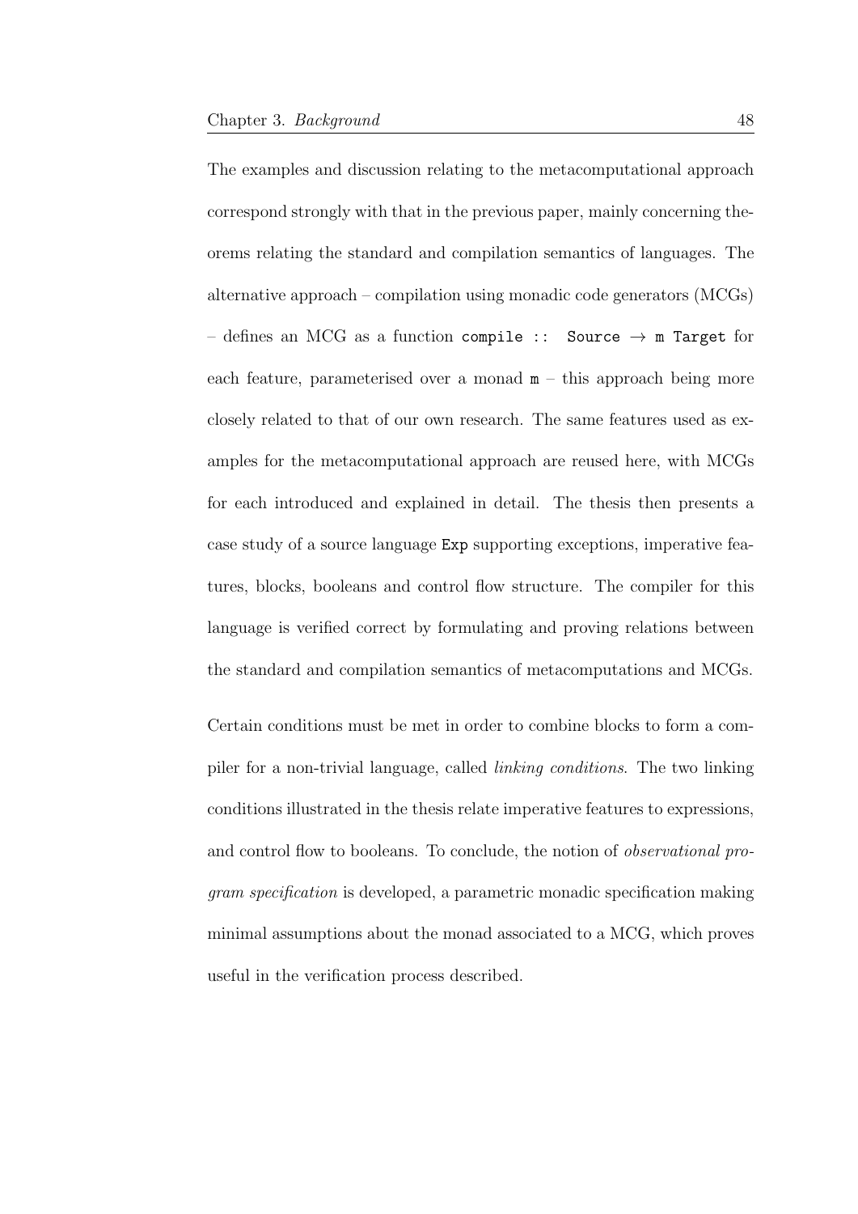The examples and discussion relating to the metacomputational approach correspond strongly with that in the previous paper, mainly concerning theorems relating the standard and compilation semantics of languages. The alternative approach – compilation using monadic code generators (MCGs) – defines an MCG as a function `compile :: Source → m Target` for each feature, parameterised over a monad `m` – this approach being more closely related to that of our own research. The same features used as examples for the metacomputational approach are reused here, with MCGs for each introduced and explained in detail. The thesis then presents a case study of a source language `Exp` supporting exceptions, imperative features, blocks, booleans and control flow structure. The compiler for this language is verified correct by formulating and proving relations between the standard and compilation semantics of metacomputations and MCGs.

Certain conditions must be met in order to combine blocks to form a compiler for a non-trivial language, called *linking conditions*. The two linking conditions illustrated in the thesis relate imperative features to expressions, and control flow to booleans. To conclude, the notion of *observational program specification* is developed, a parametric monadic specification making minimal assumptions about the monad associated to a MCG, which proves useful in the verification process described.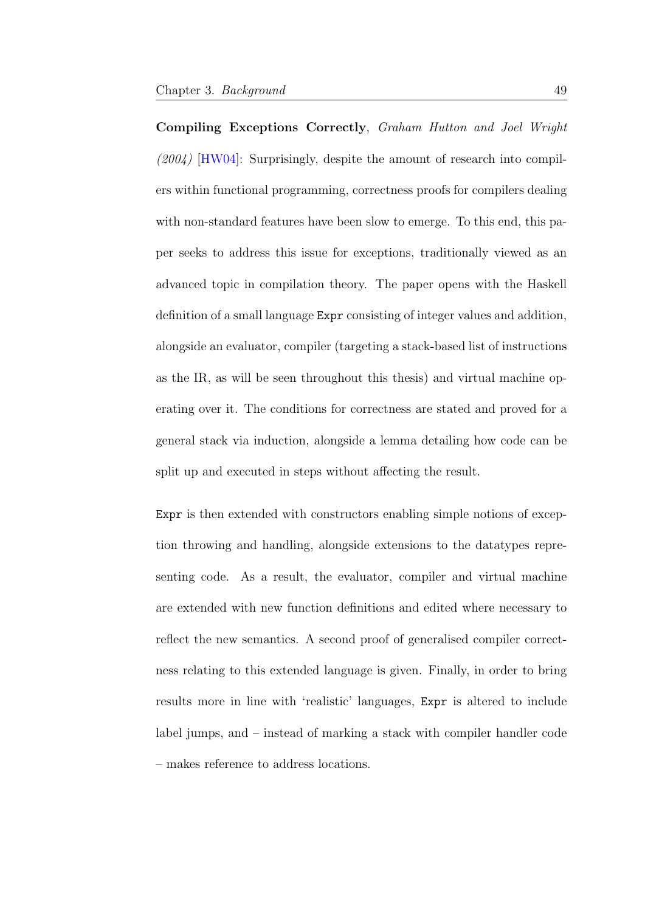**Compiling Exceptions Correctly**, *Graham Hutton and Joel Wright (2004)* [HW04]: Surprisingly, despite the amount of research into compilers within functional programming, correctness proofs for compilers dealing with non-standard features have been slow to emerge. To this end, this paper seeks to address this issue for exceptions, traditionally viewed as an advanced topic in compilation theory. The paper opens with the Haskell definition of a small language `Expr` consisting of integer values and addition, alongside an evaluator, compiler (targeting a stack-based list of instructions as the IR, as will be seen throughout this thesis) and virtual machine operating over it. The conditions for correctness are stated and proved for a general stack via induction, alongside a lemma detailing how code can be split up and executed in steps without affecting the result.

`Expr` is then extended with constructors enabling simple notions of exception throwing and handling, alongside extensions to the datatypes representing code. As a result, the evaluator, compiler and virtual machine are extended with new function definitions and edited where necessary to reflect the new semantics. A second proof of generalised compiler correctness relating to this extended language is given. Finally, in order to bring results more in line with 'realistic' languages, `Expr` is altered to include label jumps, and – instead of marking a stack with compiler handler code – makes reference to address locations.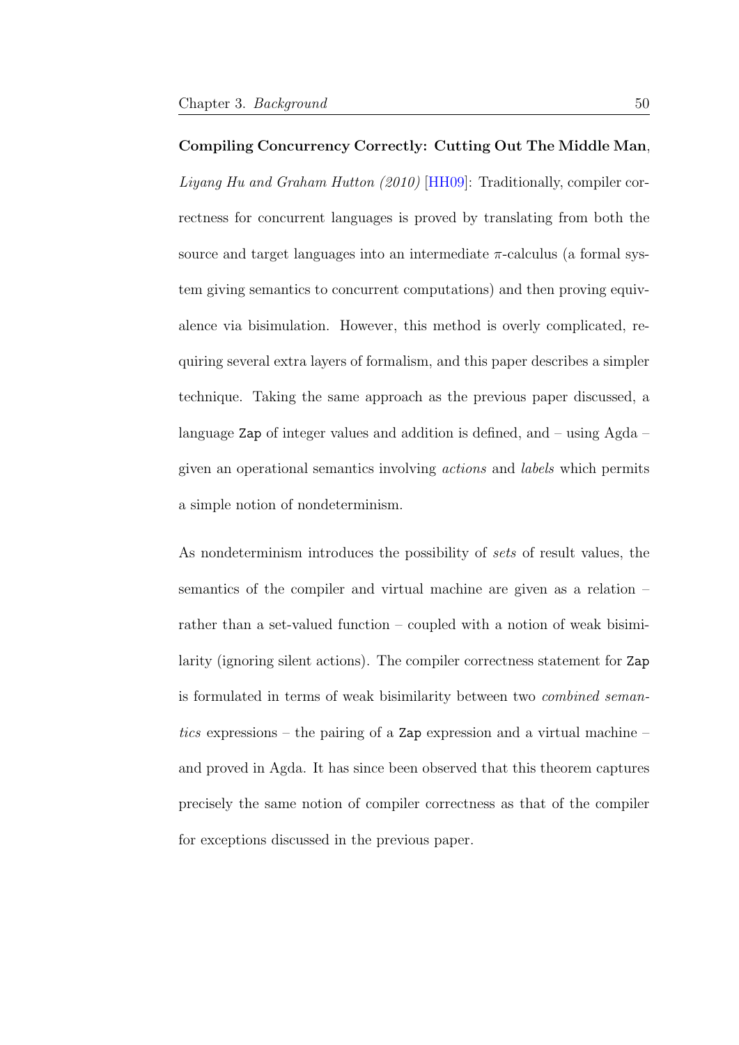**Compiling Concurrency Correctly: Cutting Out The Middle Man**, *Liyang Hu and Graham Hutton (2010)* [HH09]: Traditionally, compiler correctness for concurrent languages is proved by translating from both the source and target languages into an intermediate $\pi$-calculus (a formal system giving semantics to concurrent computations) and then proving equivalence via bisimulation. However, this method is overly complicated, requiring several extra layers of formalism, and this paper describes a simpler technique. Taking the same approach as the previous paper discussed, a language `Zap` of integer values and addition is defined, and – using Agda – given an operational semantics involving *actions* and *labels* which permits a simple notion of nondeterminism.

As nondeterminism introduces the possibility of *sets* of result values, the semantics of the compiler and virtual machine are given as a relation – rather than a set-valued function – coupled with a notion of weak bisimilarity (ignoring silent actions). The compiler correctness statement for `Zap` is formulated in terms of weak bisimilarity between two *combined semantics* expressions – the pairing of a `Zap` expression and a virtual machine – and proved in Agda. It has since been observed that this theorem captures precisely the same notion of compiler correctness as that of the compiler for exceptions discussed in the previous paper.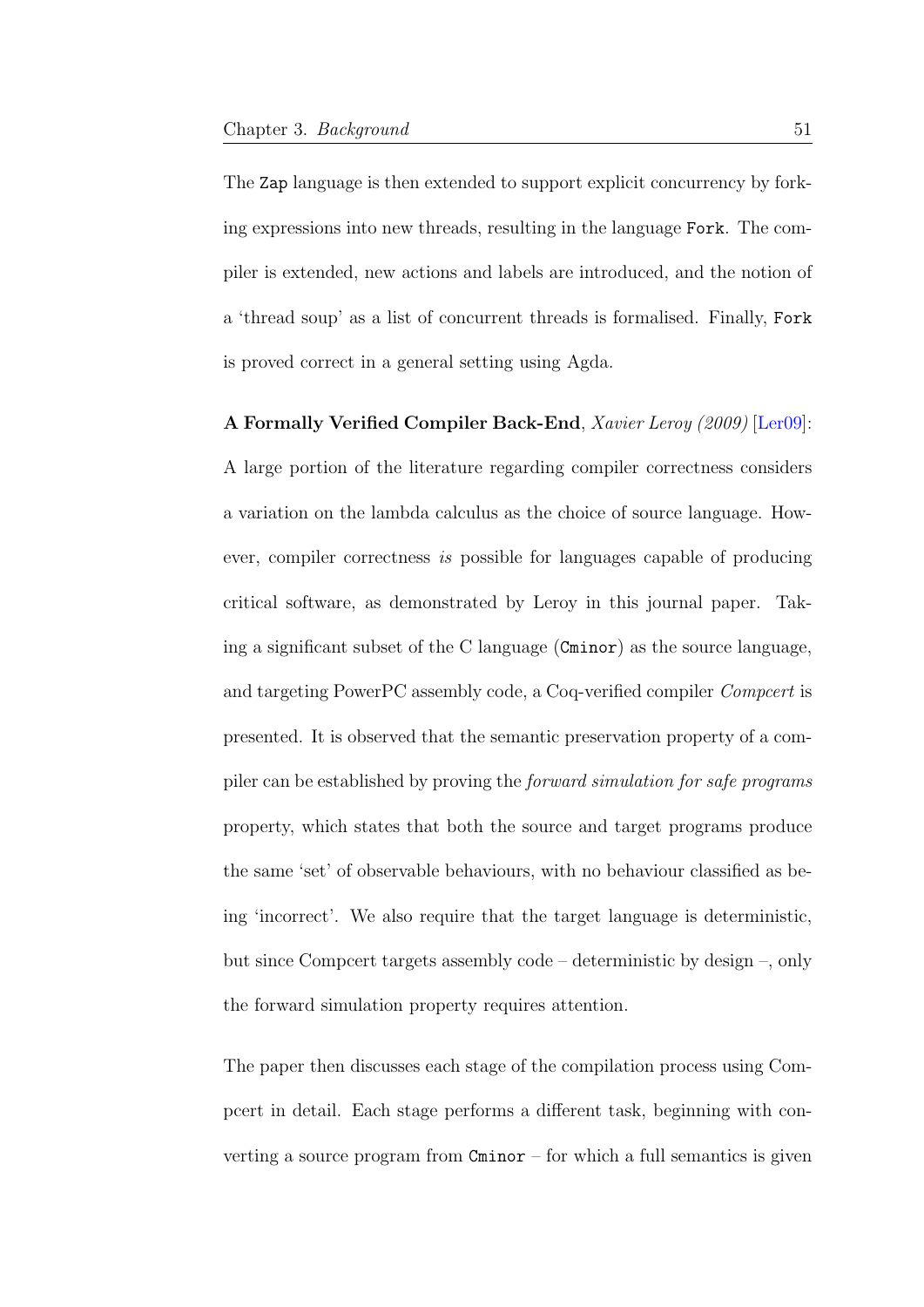The `Zap` language is then extended to support explicit concurrency by forking expressions into new threads, resulting in the language `Fork`. The compiler is extended, new actions and labels are introduced, and the notion of a 'thread soup' as a list of concurrent threads is formalised. Finally, `Fork` is proved correct in a general setting using Agda.

**A Formally Verified Compiler Back-End**, *Xavier Leroy (2009)* [Ler09]: A large portion of the literature regarding compiler correctness considers a variation on the lambda calculus as the choice of source language. However, compiler correctness *is* possible for languages capable of producing critical software, as demonstrated by Leroy in this journal paper. Taking a significant subset of the C language (`Cminor`) as the source language, and targeting PowerPC assembly code, a Coq-verified compiler *Compcert* is presented. It is observed that the semantic preservation property of a compiler can be established by proving the *forward simulation for safe programs* property, which states that both the source and target programs produce the same 'set' of observable behaviours, with no behaviour classified as being 'incorrect'. We also require that the target language is deterministic, but since Compcert targets assembly code – deterministic by design –, only the forward simulation property requires attention.

The paper then discusses each stage of the compilation process using Compcert in detail. Each stage performs a different task, beginning with converting a source program from `Cminor` – for which a full semantics is given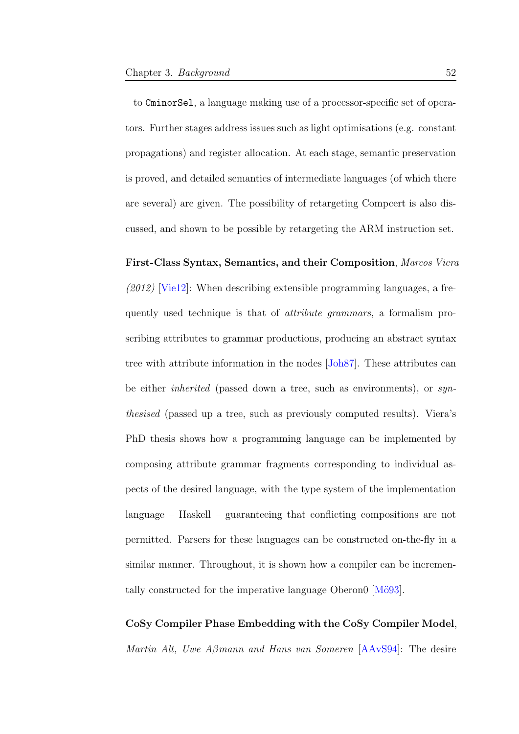– to `CminorSel`, a language making use of a processor-specific set of operators. Further stages address issues such as light optimisations (e.g. constant propagations) and register allocation. At each stage, semantic preservation is proved, and detailed semantics of intermediate languages (of which there are several) are given. The possibility of retargeting Compcert is also discussed, and shown to be possible by retargeting the ARM instruction set.

**First-Class Syntax, Semantics, and their Composition**, *Marcos Viera (2012)* [Vie12]: When describing extensible programming languages, a frequently used technique is that of *attribute grammars*, a formalism proscribing attributes to grammar productions, producing an abstract syntax tree with attribute information in the nodes [Joh87]. These attributes can be either *inherited* (passed down a tree, such as environments), or *synthesised* (passed up a tree, such as previously computed results). Viera's PhD thesis shows how a programming language can be implemented by composing attribute grammar fragments corresponding to individual aspects of the desired language, with the type system of the implementation language – Haskell – guaranteeing that conflicting compositions are not permitted. Parsers for these languages can be constructed on-the-fly in a similar manner. Throughout, it is shown how a compiler can be incrementally constructed for the imperative language Oberon0 [Mö93].

**CoSy Compiler Phase Embedding with the CoSy Compiler Model**, *Martin Alt, Uwe Aßmann and Hans van Someren* [AAvS94]: The desire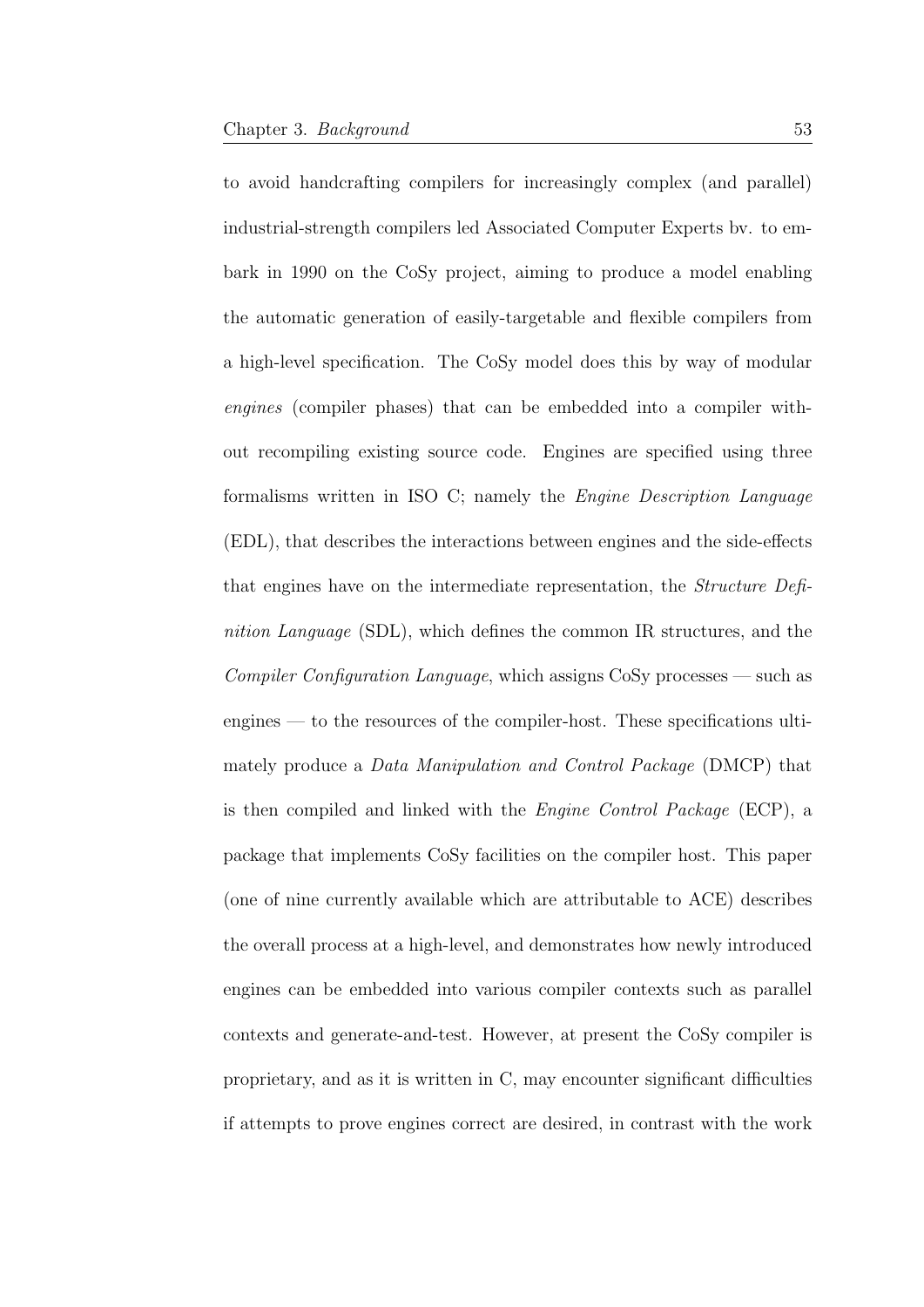to avoid handcrafting compilers for increasingly complex (and parallel) industrial-strength compilers led Associated Computer Experts bv. to embark in 1990 on the CoSy project, aiming to produce a model enabling the automatic generation of easily-targetable and flexible compilers from a high-level specification. The CoSy model does this by way of modular *engines* (compiler phases) that can be embedded into a compiler without recompiling existing source code. Engines are specified using three formalisms written in ISO C; namely the *Engine Description Language* (EDL), that describes the interactions between engines and the side-effects that engines have on the intermediate representation, the *Structure Definition Language* (SDL), which defines the common IR structures, and the *Compiler Configuration Language*, which assigns CoSy processes — such as engines — to the resources of the compiler-host. These specifications ultimately produce a *Data Manipulation and Control Package* (DMCP) that is then compiled and linked with the *Engine Control Package* (ECP), a package that implements CoSy facilities on the compiler host. This paper (one of nine currently available which are attributable to ACE) describes the overall process at a high-level, and demonstrates how newly introduced engines can be embedded into various compiler contexts such as parallel contexts and generate-and-test. However, at present the CoSy compiler is proprietary, and as it is written in C, may encounter significant difficulties if attempts to prove engines correct are desired, in contrast with the work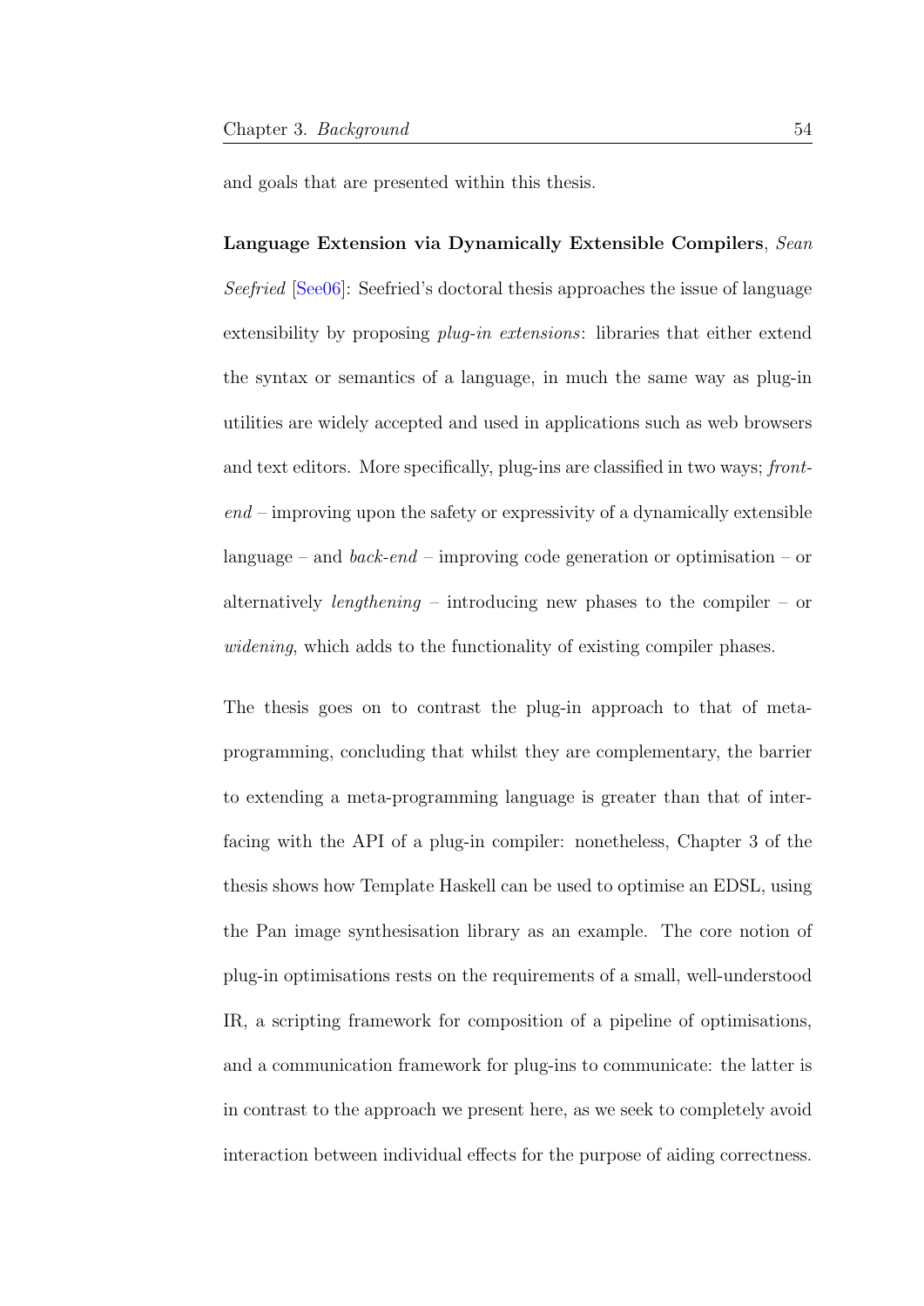and goals that are presented within this thesis.

**Language Extension via Dynamically Extensible Compilers**, *Sean Seefried* [See06]: Seefried's doctoral thesis approaches the issue of language extensibility by proposing *plug-in extensions*: libraries that either extend the syntax or semantics of a language, in much the same way as plug-in utilities are widely accepted and used in applications such as web browsers and text editors. More specifically, plug-ins are classified in two ways; *front-end* – improving upon the safety or expressivity of a dynamically extensible language – and *back-end* – improving code generation or optimisation – or alternatively *lengthening* – introducing new phases to the compiler – or *widening*, which adds to the functionality of existing compiler phases.

The thesis goes on to contrast the plug-in approach to that of meta-programming, concluding that whilst they are complementary, the barrier to extending a meta-programming language is greater than that of interfacing with the API of a plug-in compiler: nonetheless, Chapter 3 of the thesis shows how Template Haskell can be used to optimise an EDSL, using the Pan image synthesisation library as an example. The core notion of plug-in optimisations rests on the requirements of a small, well-understood IR, a scripting framework for composition of a pipeline of optimisations, and a communication framework for plug-ins to communicate: the latter is in contrast to the approach we present here, as we seek to completely avoid interaction between individual effects for the purpose of aiding correctness.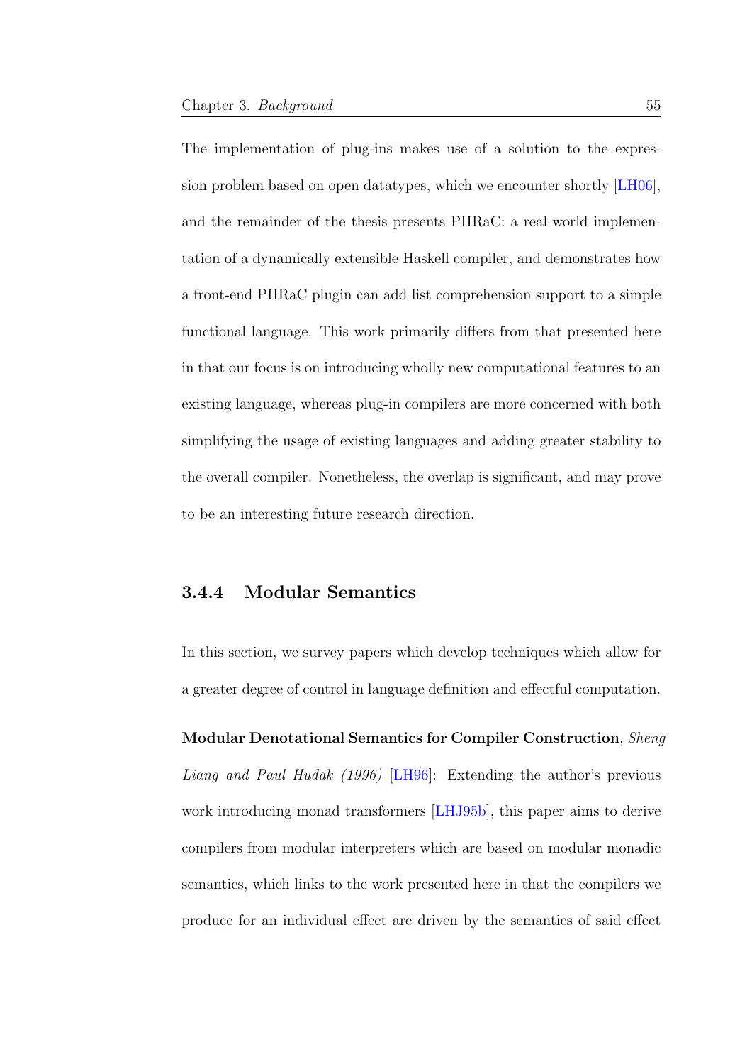The implementation of plug-ins makes use of a solution to the expression problem based on open datatypes, which we encounter shortly [LH06], and the remainder of the thesis presents PHRaC: a real-world implementation of a dynamically extensible Haskell compiler, and demonstrates how a front-end PHRaC plugin can add list comprehension support to a simple functional language. This work primarily differs from that presented here in that our focus is on introducing wholly new computational features to an existing language, whereas plug-in compilers are more concerned with both simplifying the usage of existing languages and adding greater stability to the overall compiler. Nonetheless, the overlap is significant, and may prove to be an interesting future research direction.

### 3.4.4 Modular Semantics

In this section, we survey papers which develop techniques which allow for a greater degree of control in language definition and effectful computation.

**Modular Denotational Semantics for Compiler Construction**, *Sheng Liang and Paul Hudak (1996)* [LH96]: Extending the author's previous work introducing monad transformers [LHJ95b], this paper aims to derive compilers from modular interpreters which are based on modular monadic semantics, which links to the work presented here in that the compilers we produce for an individual effect are driven by the semantics of said effect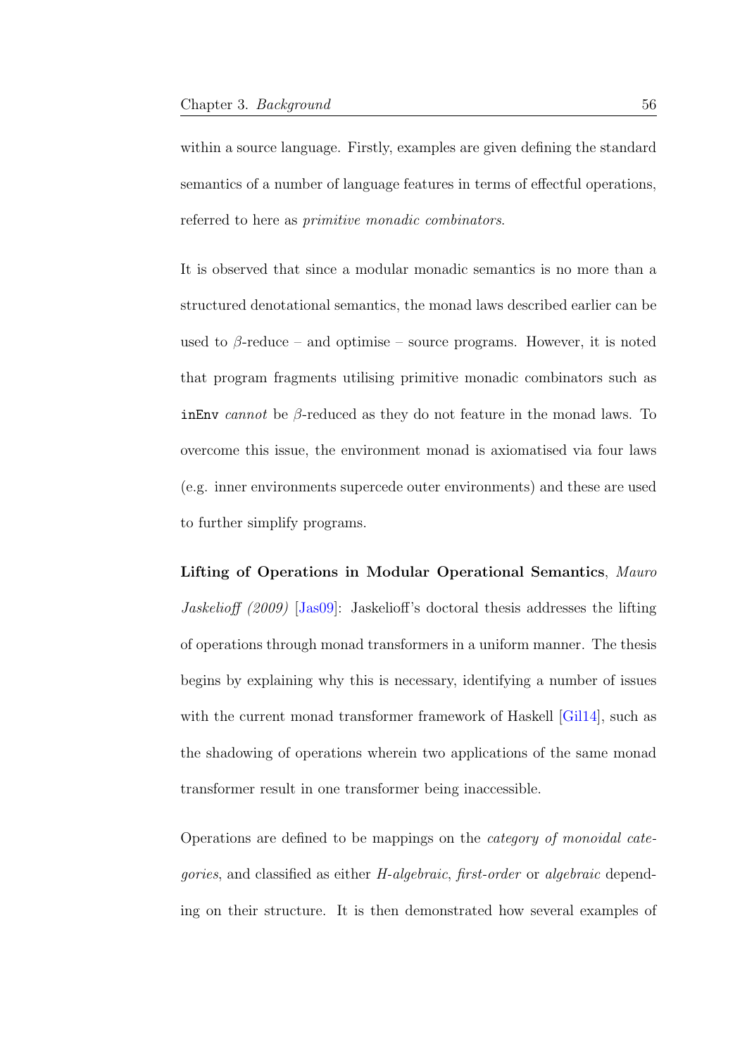within a source language. Firstly, examples are given defining the standard semantics of a number of language features in terms of effectful operations, referred to here as *primitive monadic combinators*.

It is observed that since a modular monadic semantics is no more than a structured denotational semantics, the monad laws described earlier can be used to $\beta$-reduce – and optimise – source programs. However, it is noted that program fragments utilising primitive monadic combinators such as `inEnv` *cannot* be $\beta$-reduced as they do not feature in the monad laws. To overcome this issue, the environment monad is axiomatised via four laws (e.g. inner environments supercede outer environments) and these are used to further simplify programs.

**Lifting of Operations in Modular Operational Semantics**, *Mauro Jaskelioff (2009)* [Jas09]: Jaskelioff's doctoral thesis addresses the lifting of operations through monad transformers in a uniform manner. The thesis begins by explaining why this is necessary, identifying a number of issues with the current monad transformer framework of Haskell [Gil14], such as the shadowing of operations wherein two applications of the same monad transformer result in one transformer being inaccessible.

Operations are defined to be mappings on the *category of monoidal categories*, and classified as either *H-algebraic*, *first-order* or *algebraic* depending on their structure. It is then demonstrated how several examples of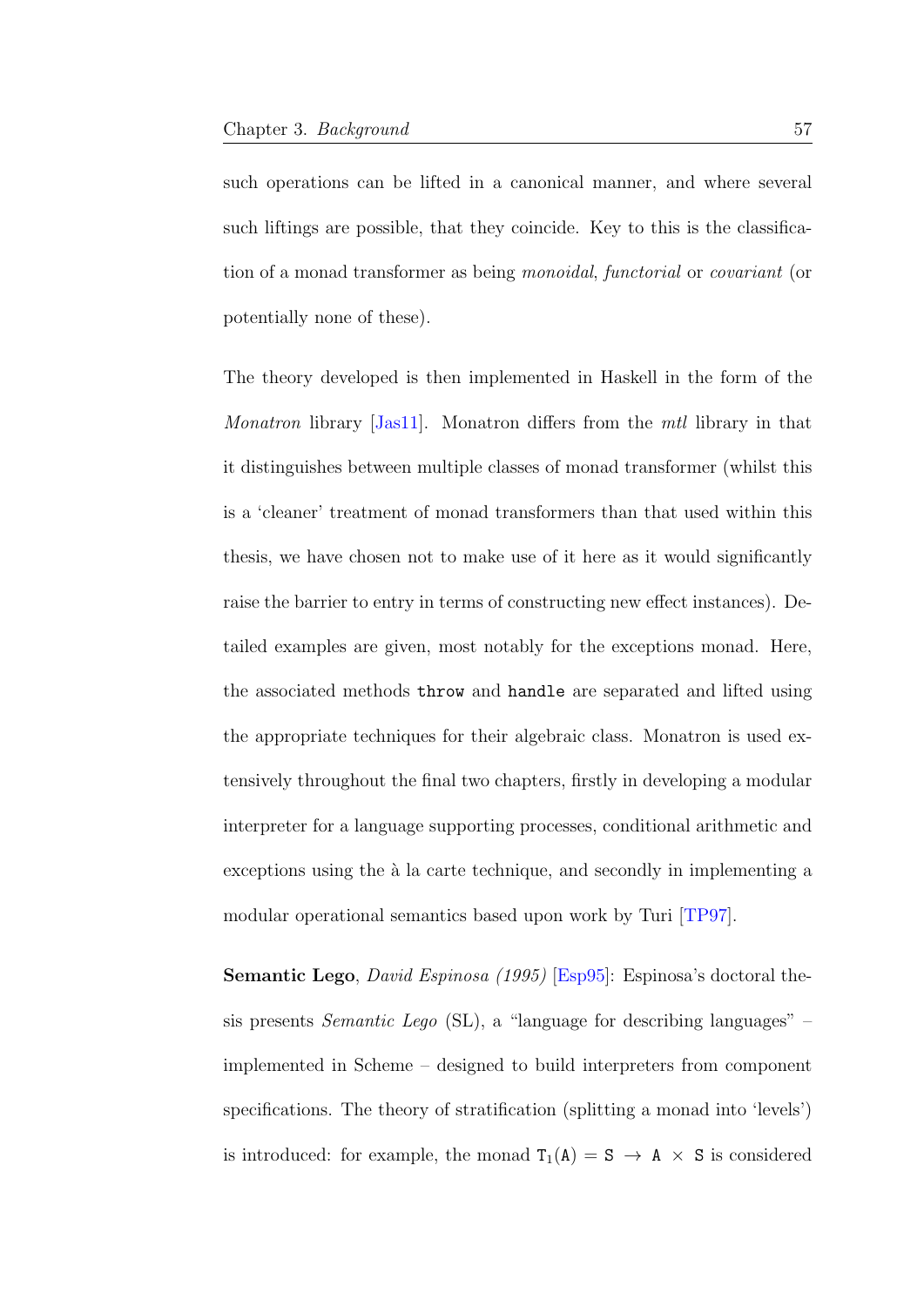such operations can be lifted in a canonical manner, and where several such liftings are possible, that they coincide. Key to this is the classification of a monad transformer as being *monoidal*, *functorial* or *covariant* (or potentially none of these).

The theory developed is then implemented in Haskell in the form of the *Monatron* library [Jas11]. Monatron differs from the *mtl* library in that it distinguishes between multiple classes of monad transformer (whilst this is a 'cleaner' treatment of monad transformers than that used within this thesis, we have chosen not to make use of it here as it would significantly raise the barrier to entry in terms of constructing new effect instances). Detailed examples are given, most notably for the exceptions monad. Here, the associated methods `throw` and `handle` are separated and lifted using the appropriate techniques for their algebraic class. Monatron is used extensively throughout the final two chapters, firstly in developing a modular interpreter for a language supporting processes, conditional arithmetic and exceptions using the à la carte technique, and secondly in implementing a modular operational semantics based upon work by Turi [TP97].

**Semantic Lego**, *David Espinosa (1995)* [Esp95]: Espinosa's doctoral thesis presents *Semantic Lego* (SL), a "language for describing languages" – implemented in Scheme – designed to build interpreters from component specifications. The theory of stratification (splitting a monad into 'levels') is introduced: for example, the monad $\mathtt{T}_1(\mathtt{A}) = \mathtt{S} \rightarrow \mathtt{A} \times \mathtt{S}$ is considered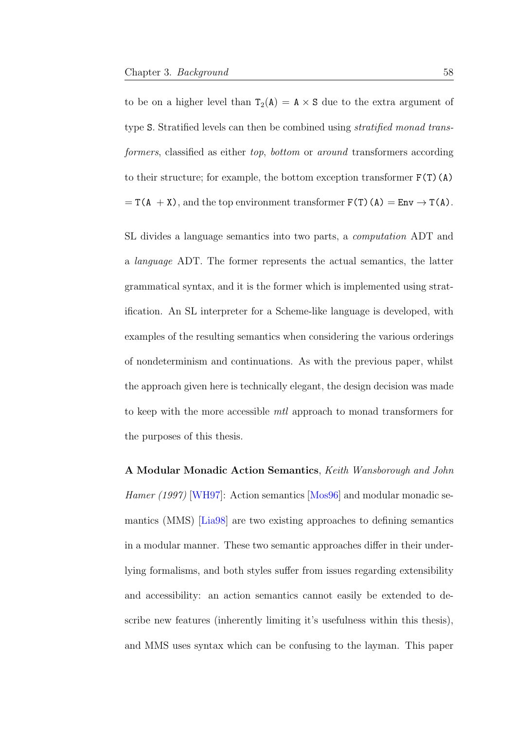to be on a higher level than $\mathtt{T}_2(\mathtt{A}) = \mathtt{A} \times \mathtt{S}$ due to the extra argument of type `S`. Stratified levels can then be combined using *stratified monad transformers*, classified as either *top*, *bottom* or *around* transformers according to their structure; for example, the bottom exception transformer $\mathtt{F(T)(A)} = \mathtt{T(A + X)}$, and the top environment transformer $\mathtt{F(T)(A)} = \mathtt{Env} \rightarrow \mathtt{T(A)}$.

SL divides a language semantics into two parts, a *computation* ADT and a *language* ADT. The former represents the actual semantics, the latter grammatical syntax, and it is the former which is implemented using stratification. An SL interpreter for a Scheme-like language is developed, with examples of the resulting semantics when considering the various orderings of nondeterminism and continuations. As with the previous paper, whilst the approach given here is technically elegant, the design decision was made to keep with the more accessible *mtl* approach to monad transformers for the purposes of this thesis.

**A Modular Monadic Action Semantics**, *Keith Wansborough and John Hamer (1997)* [WH97]: Action semantics [Mos96] and modular monadic semantics (MMS) [Lia98] are two existing approaches to defining semantics in a modular manner. These two semantic approaches differ in their underlying formalisms, and both styles suffer from issues regarding extensibility and accessibility: an action semantics cannot easily be extended to describe new features (inherently limiting it's usefulness within this thesis), and MMS uses syntax which can be confusing to the layman. This paper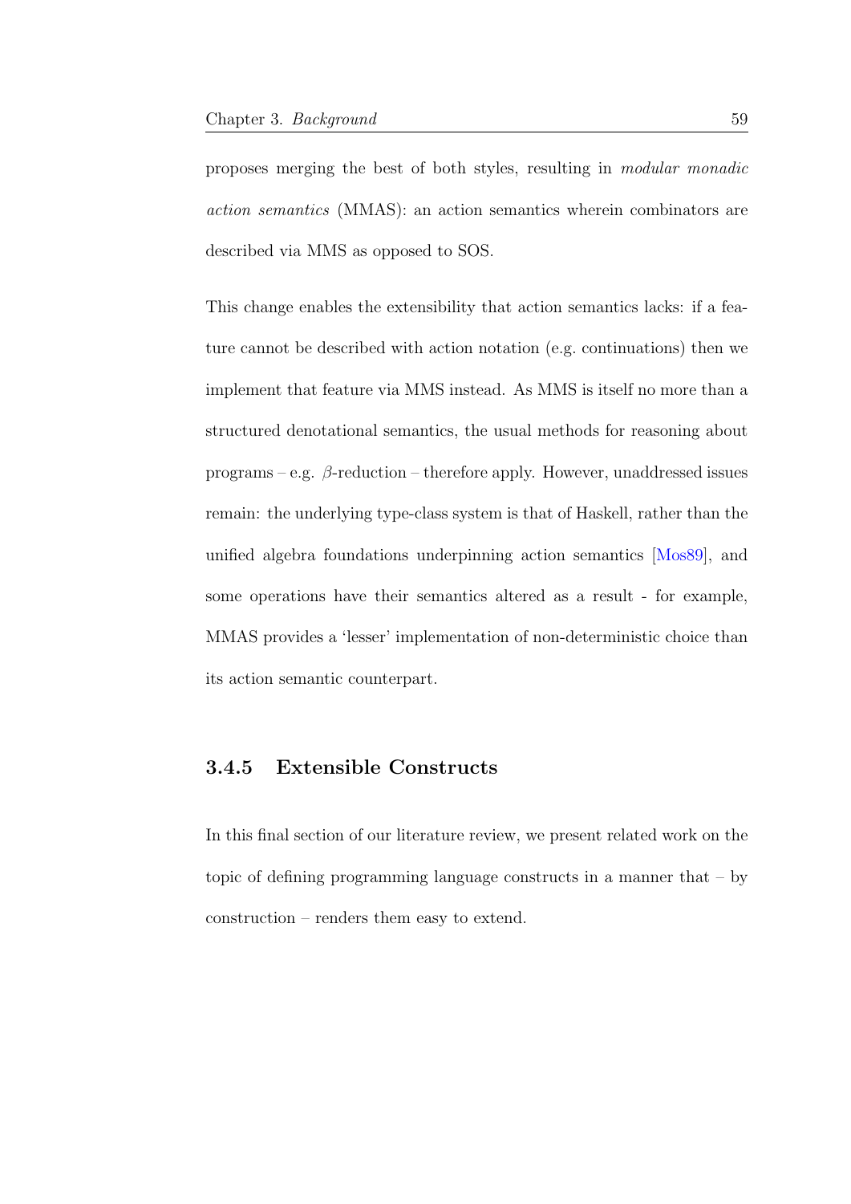proposes merging the best of both styles, resulting in *modular monadic action semantics* (MMAS): an action semantics wherein combinators are described via MMS as opposed to SOS.

This change enables the extensibility that action semantics lacks: if a feature cannot be described with action notation (e.g. continuations) then we implement that feature via MMS instead. As MMS is itself no more than a structured denotational semantics, the usual methods for reasoning about programs – e.g. $\beta$-reduction – therefore apply. However, unaddressed issues remain: the underlying type-class system is that of Haskell, rather than the unified algebra foundations underpinning action semantics [Mos89], and some operations have their semantics altered as a result - for example, MMAS provides a 'lesser' implementation of non-deterministic choice than its action semantic counterpart.

### 3.4.5 Extensible Constructs

In this final section of our literature review, we present related work on the topic of defining programming language constructs in a manner that – by construction – renders them easy to extend.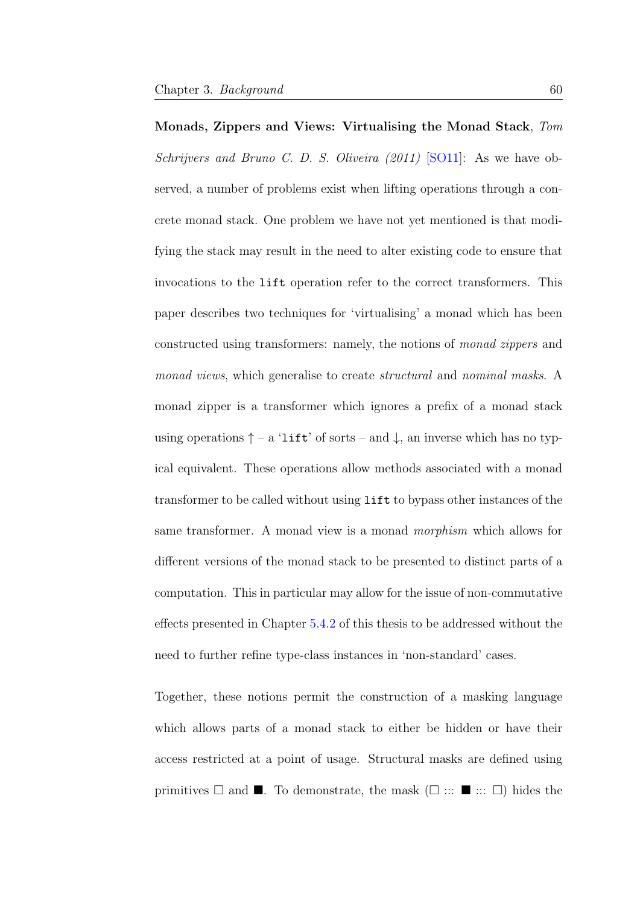**Monads, Zippers and Views: Virtualising the Monad Stack**, *Tom Schrijvers and Bruno C. D. S. Oliveira (2011)* [SO11]: As we have observed, a number of problems exist when lifting operations through a concrete monad stack. One problem we have not yet mentioned is that modifying the stack may result in the need to alter existing code to ensure that invocations to the `lift` operation refer to the correct transformers. This paper describes two techniques for 'virtualising' a monad which has been constructed using transformers: namely, the notions of *monad zippers* and *monad views*, which generalise to create *structural* and *nominal masks*. A monad zipper is a transformer which ignores a prefix of a monad stack using operations $\uparrow$ – a '`lift`' of sorts – and $\downarrow$, an inverse which has no typical equivalent. These operations allow methods associated with a monad transformer to be called without using `lift` to bypass other instances of the same transformer. A monad view is a monad *morphism* which allows for different versions of the monad stack to be presented to distinct parts of a computation. This in particular may allow for the issue of non-commutative effects presented in Chapter 5.4.2 of this thesis to be addressed without the need to further refine type-class instances in 'non-standard' cases.

Together, these notions permit the construction of a masking language which allows parts of a monad stack to either be hidden or have their access restricted at a point of usage. Structural masks are defined using primitives $\square$ and $\blacksquare$. To demonstrate, the mask ($\square$ ::: $\blacksquare$ ::: $\square$) hides the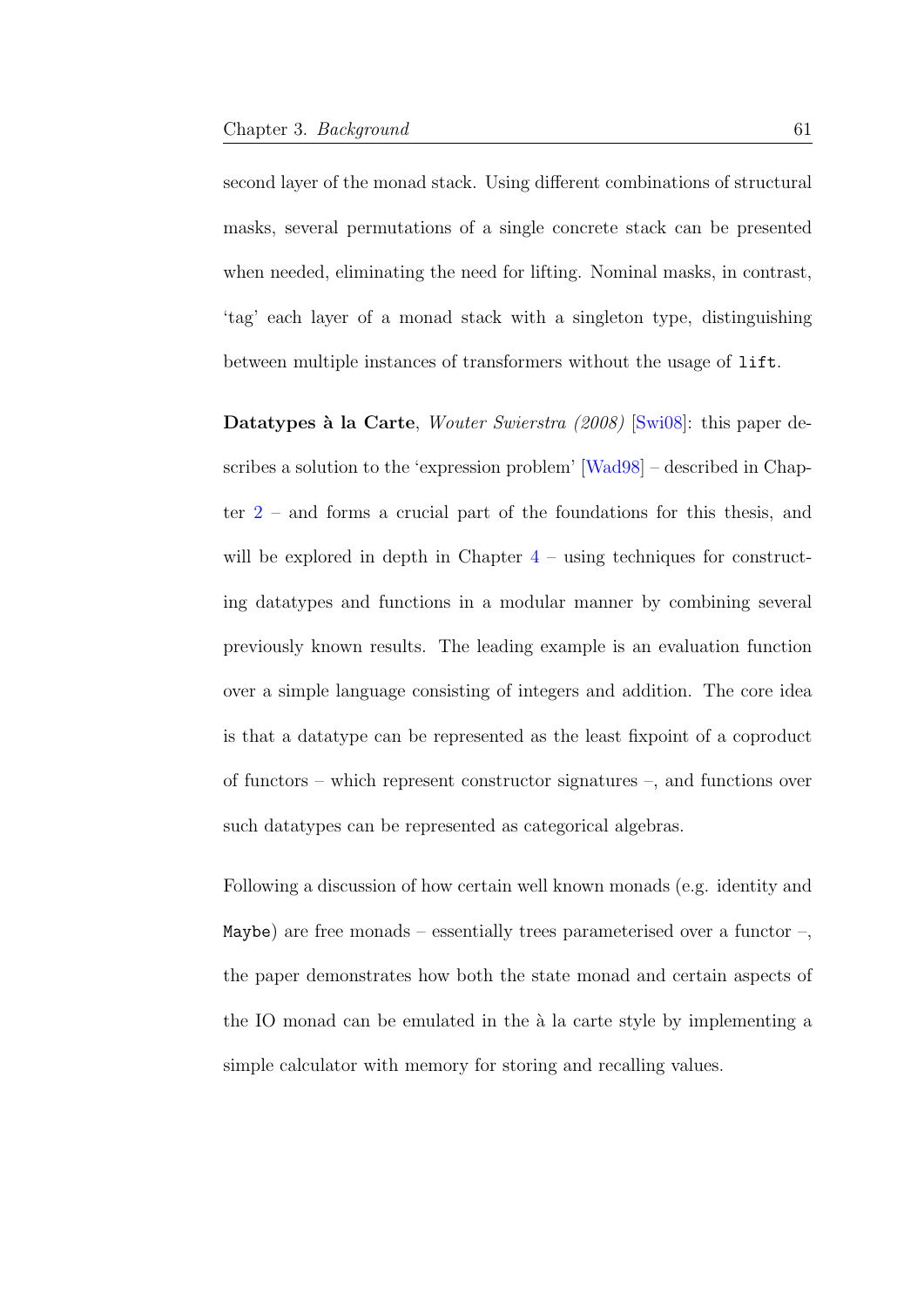second layer of the monad stack. Using different combinations of structural masks, several permutations of a single concrete stack can be presented when needed, eliminating the need for lifting. Nominal masks, in contrast, 'tag' each layer of a monad stack with a singleton type, distinguishing between multiple instances of transformers without the usage of `lift`.

**Datatypes à la Carte**, *Wouter Swierstra (2008)* [Swi08]: this paper describes a solution to the 'expression problem' [Wad98] – described in Chapter 2 – and forms a crucial part of the foundations for this thesis, and will be explored in depth in Chapter 4 – using techniques for constructing datatypes and functions in a modular manner by combining several previously known results. The leading example is an evaluation function over a simple language consisting of integers and addition. The core idea is that a datatype can be represented as the least fixpoint of a coproduct of functors – which represent constructor signatures –, and functions over such datatypes can be represented as categorical algebras.

Following a discussion of how certain well known monads (e.g. identity and `Maybe`) are free monads – essentially trees parameterised over a functor –, the paper demonstrates how both the state monad and certain aspects of the IO monad can be emulated in the à la carte style by implementing a simple calculator with memory for storing and recalling values.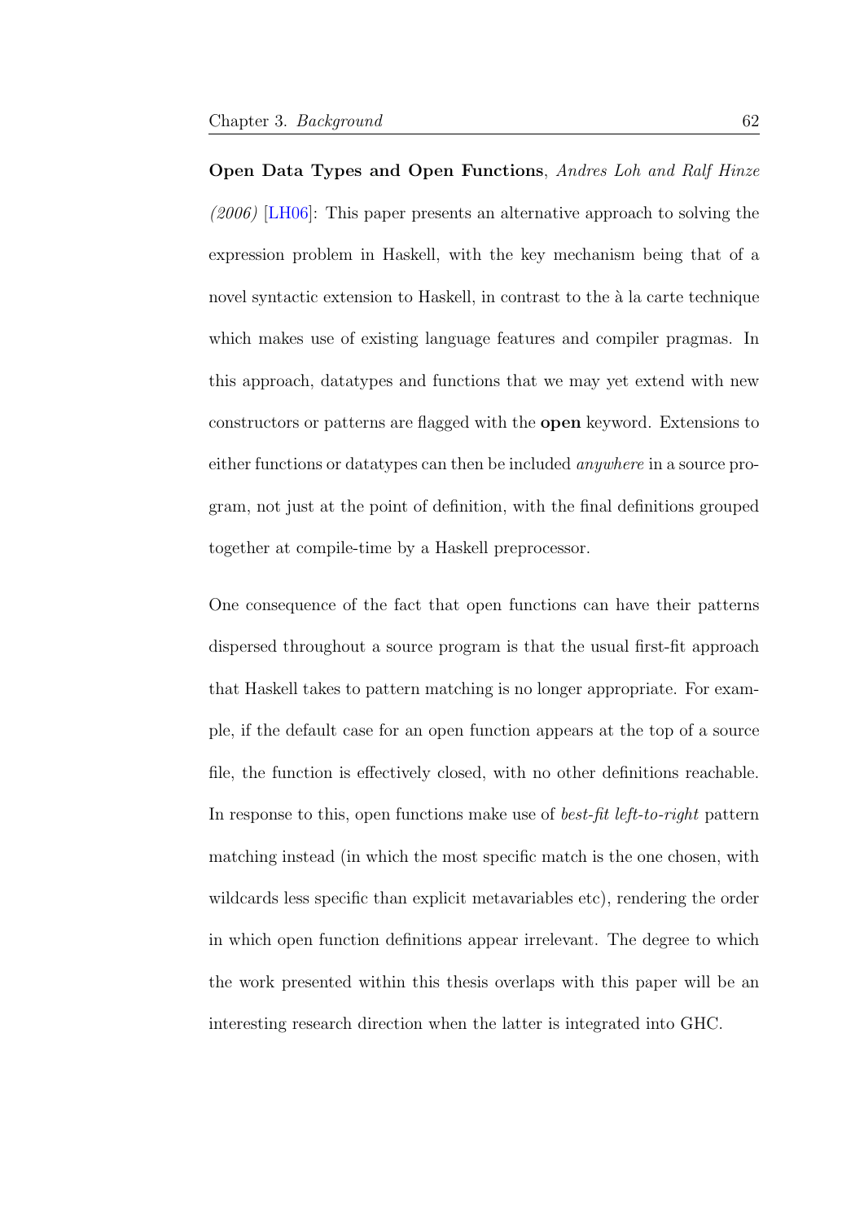**Open Data Types and Open Functions**, *Andres Loh and Ralf Hinze (2006)* [LH06]: This paper presents an alternative approach to solving the expression problem in Haskell, with the key mechanism being that of a novel syntactic extension to Haskell, in contrast to the à la carte technique which makes use of existing language features and compiler pragmas. In this approach, datatypes and functions that we may yet extend with new constructors or patterns are flagged with the **open** keyword. Extensions to either functions or datatypes can then be included *anywhere* in a source program, not just at the point of definition, with the final definitions grouped together at compile-time by a Haskell preprocessor.

One consequence of the fact that open functions can have their patterns dispersed throughout a source program is that the usual first-fit approach that Haskell takes to pattern matching is no longer appropriate. For example, if the default case for an open function appears at the top of a source file, the function is effectively closed, with no other definitions reachable. In response to this, open functions make use of *best-fit left-to-right* pattern matching instead (in which the most specific match is the one chosen, with wildcards less specific than explicit metavariables etc), rendering the order in which open function definitions appear irrelevant. The degree to which the work presented within this thesis overlaps with this paper will be an interesting research direction when the latter is integrated into GHC.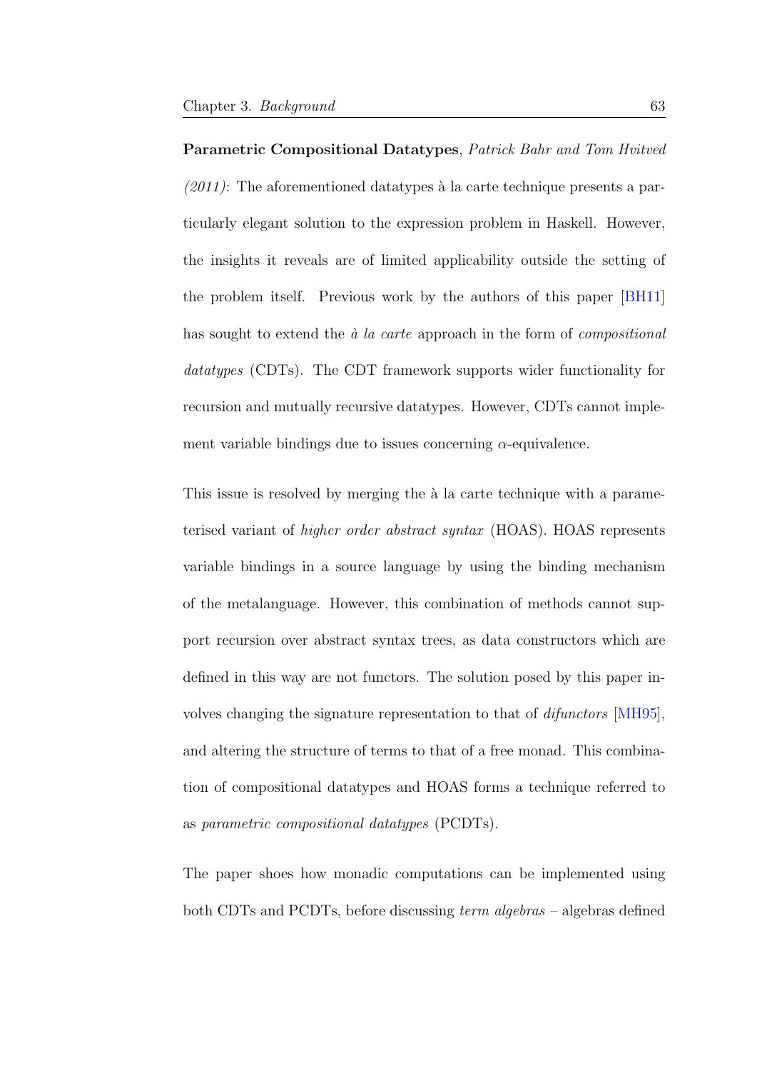**Parametric Compositional Datatypes**, *Patrick Bahr and Tom Hvitved (2011)*: The aforementioned datatypes à la carte technique presents a particularly elegant solution to the expression problem in Haskell. However, the insights it reveals are of limited applicability outside the setting of the problem itself. Previous work by the authors of this paper [BH11] has sought to extend the *à la carte* approach in the form of *compositional datatypes* (CDTs). The CDT framework supports wider functionality for recursion and mutually recursive datatypes. However, CDTs cannot implement variable bindings due to issues concerning $\alpha$-equivalence.

This issue is resolved by merging the à la carte technique with a parameterised variant of *higher order abstract syntax* (HOAS). HOAS represents variable bindings in a source language by using the binding mechanism of the metalanguage. However, this combination of methods cannot support recursion over abstract syntax trees, as data constructors which are defined in this way are not functors. The solution posed by this paper involves changing the signature representation to that of *difunctors* [MH95], and altering the structure of terms to that of a free monad. This combination of compositional datatypes and HOAS forms a technique referred to as *parametric compositional datatypes* (PCDTs).

The paper shoes how monadic computations can be implemented using both CDTs and PCDTs, before discussing *term algebras* – algebras defined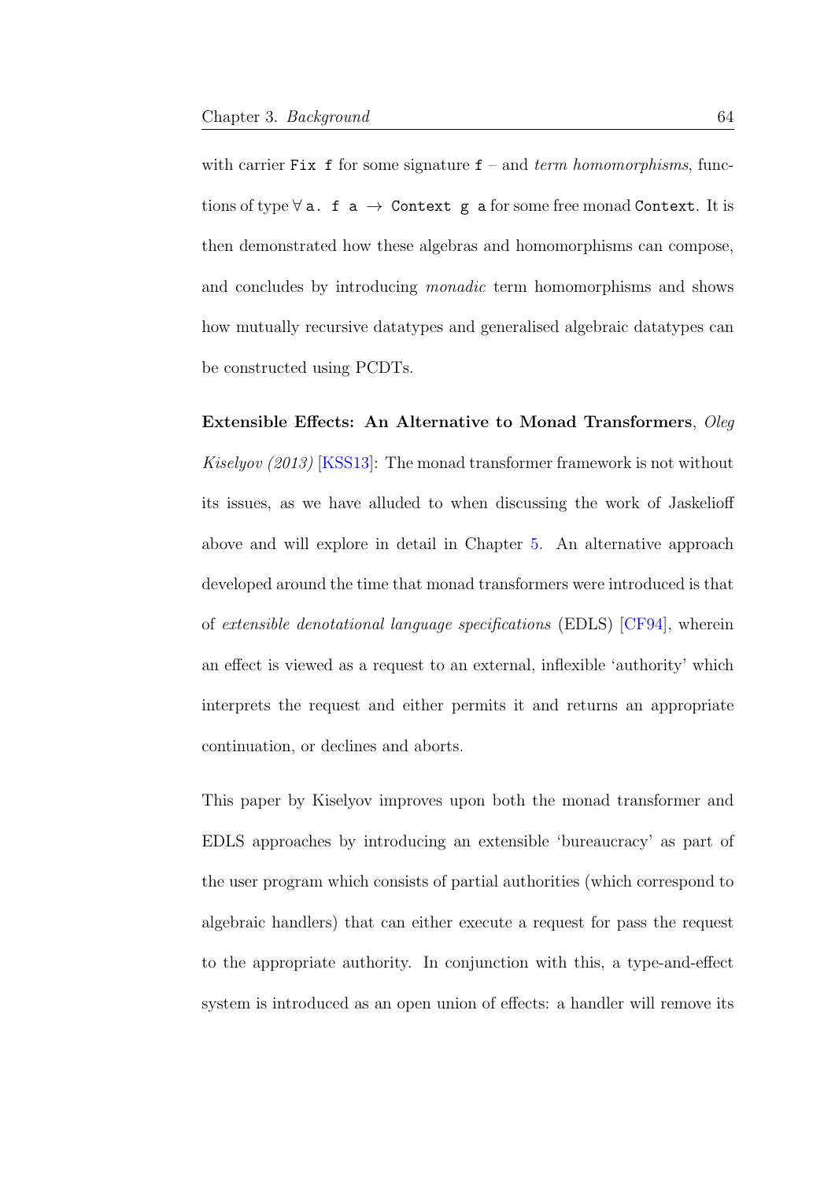with carrier `Fix f` for some signature `f` – and *term homomorphisms*, functions of type ∀ `a. f a` → `Context g a` for some free monad `Context`. It is then demonstrated how these algebras and homomorphisms can compose, and concludes by introducing *monadic* term homomorphisms and shows how mutually recursive datatypes and generalised algebraic datatypes can be constructed using PCDTs.

**Extensible Effects: An Alternative to Monad Transformers**, *Oleg Kiselyov (2013)* [KSS13]: The monad transformer framework is not without its issues, as we have alluded to when discussing the work of Jaskelioff above and will explore in detail in Chapter 5. An alternative approach developed around the time that monad transformers were introduced is that of *extensible denotational language specifications* (EDLS) [CF94], wherein an effect is viewed as a request to an external, inflexible 'authority' which interprets the request and either permits it and returns an appropriate continuation, or declines and aborts.

This paper by Kiselyov improves upon both the monad transformer and EDLS approaches by introducing an extensible 'bureaucracy' as part of the user program which consists of partial authorities (which correspond to algebraic handlers) that can either execute a request for pass the request to the appropriate authority. In conjunction with this, a type-and-effect system is introduced as an open union of effects: a handler will remove its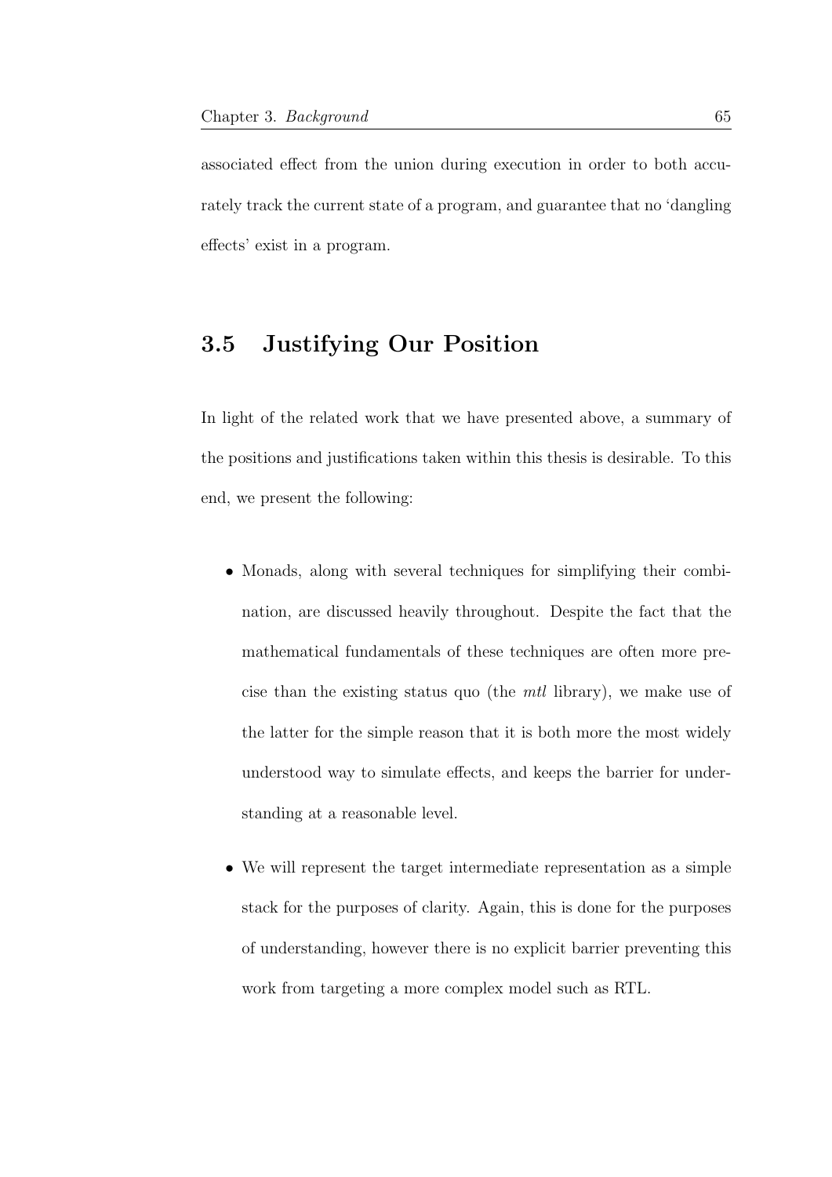associated effect from the union during execution in order to both accurately track the current state of a program, and guarantee that no 'dangling effects' exist in a program.

## 3.5 Justifying Our Position

In light of the related work that we have presented above, a summary of the positions and justifications taken within this thesis is desirable. To this end, we present the following:

- Monads, along with several techniques for simplifying their combination, are discussed heavily throughout. Despite the fact that the mathematical fundamentals of these techniques are often more precise than the existing status quo (the *mtl* library), we make use of the latter for the simple reason that it is both more the most widely understood way to simulate effects, and keeps the barrier for understanding at a reasonable level.

- We will represent the target intermediate representation as a simple stack for the purposes of clarity. Again, this is done for the purposes of understanding, however there is no explicit barrier preventing this work from targeting a more complex model such as RTL.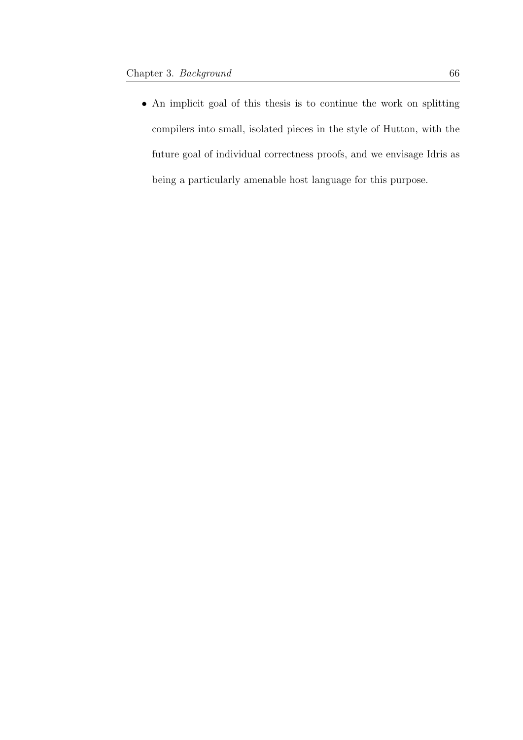- An implicit goal of this thesis is to continue the work on splitting compilers into small, isolated pieces in the style of Hutton, with the future goal of individual correctness proofs, and we envisage Idris as being a particularly amenable host language for this purpose.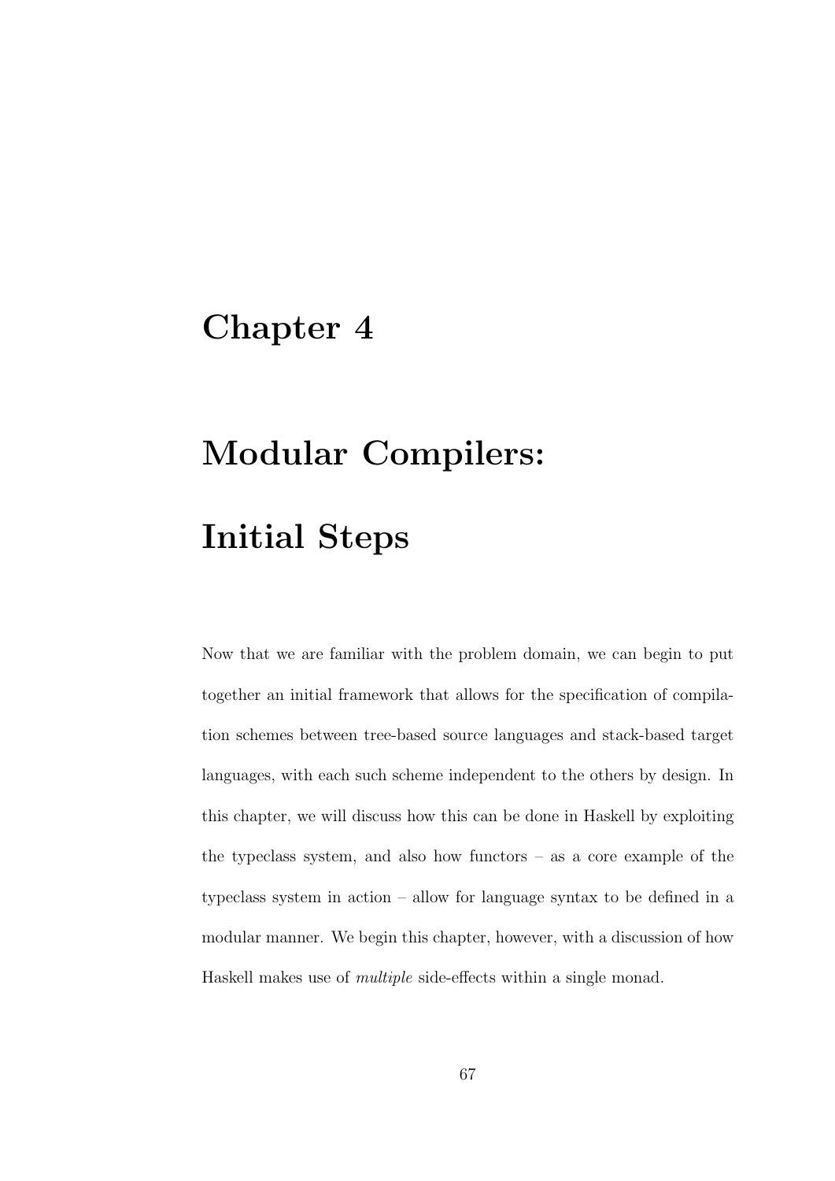# Chapter 4

# Modular Compilers: Initial Steps

Now that we are familiar with the problem domain, we can begin to put together an initial framework that allows for the specification of compilation schemes between tree-based source languages and stack-based target languages, with each such scheme independent to the others by design. In this chapter, we will discuss how this can be done in Haskell by exploiting the typeclass system, and also how functors – as a core example of the typeclass system in action – allow for language syntax to be defined in a modular manner. We begin this chapter, however, with a discussion of how Haskell makes use of *multiple* side-effects within a single monad.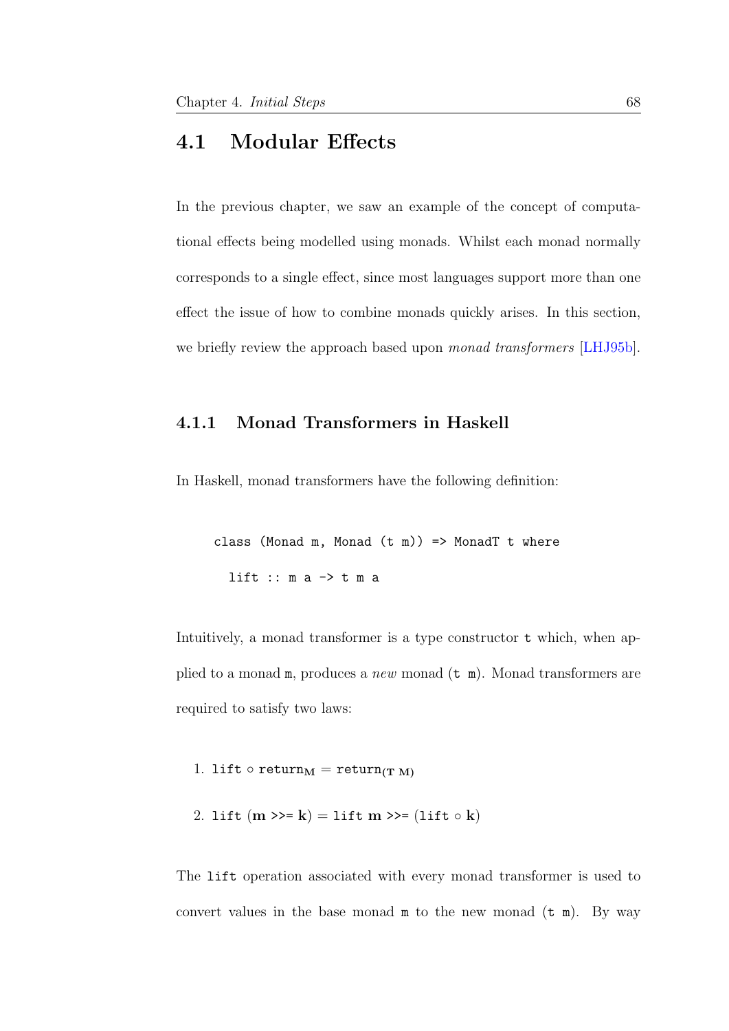## 4.1 Modular Effects

In the previous chapter, we saw an example of the concept of computational effects being modelled using monads. Whilst each monad normally corresponds to a single effect, since most languages support more than one effect the issue of how to combine monads quickly arises. In this section, we briefly review the approach based upon *monad transformers* [LHJ95b].

### 4.1.1 Monad Transformers in Haskell

In Haskell, monad transformers have the following definition:

```
class (Monad m, Monad (t m)) => MonadT t where
  lift :: m a -> t m a
```

Intuitively, a monad transformer is a type constructor `t` which, when applied to a monad `m`, produces a *new* monad (`t m`). Monad transformers are required to satisfy two laws:

1. $\texttt{lift} \circ \texttt{return}_{\mathbf{M}} = \texttt{return}_{\mathbf{(T\ M)}}$
2. $\texttt{lift}\ (\mathbf{m}\ \texttt{>>=}\ \mathbf{k}) = \texttt{lift}\ \mathbf{m}\ \texttt{>>=}\ (\texttt{lift} \circ \mathbf{k})$

The `lift` operation associated with every monad transformer is used to convert values in the base monad `m` to the new monad (`t m`). By way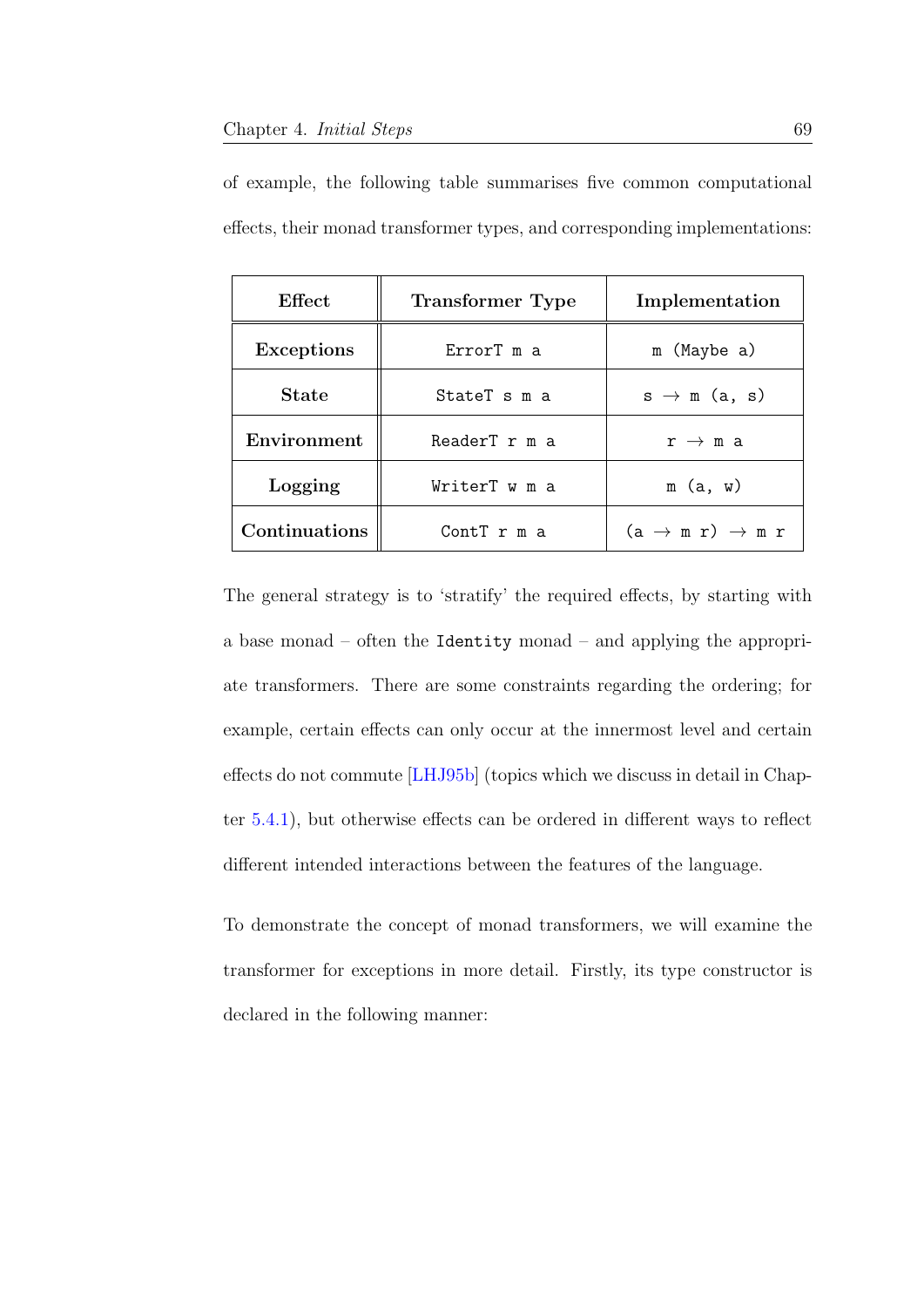of example, the following table summarises five common computational effects, their monad transformer types, and corresponding implementations:

| Effect | Transformer Type | Implementation |
|---|---|---|
| **Exceptions** | `ErrorT m a` | `m (Maybe a)` |
| **State** | `StateT s m a` | `s → m (a, s)` |
| **Environment** | `ReaderT r m a` | `r → m a` |
| **Logging** | `WriterT w m a` | `m (a, w)` |
| **Continuations** | `ContT r m a` | `(a → m r) → m r` |

The general strategy is to 'stratify' the required effects, by starting with a base monad – often the `Identity` monad – and applying the appropriate transformers. There are some constraints regarding the ordering; for example, certain effects can only occur at the innermost level and certain effects do not commute [LHJ95b] (topics which we discuss in detail in Chapter 5.4.1), but otherwise effects can be ordered in different ways to reflect different intended interactions between the features of the language.

To demonstrate the concept of monad transformers, we will examine the transformer for exceptions in more detail. Firstly, its type constructor is declared in the following manner: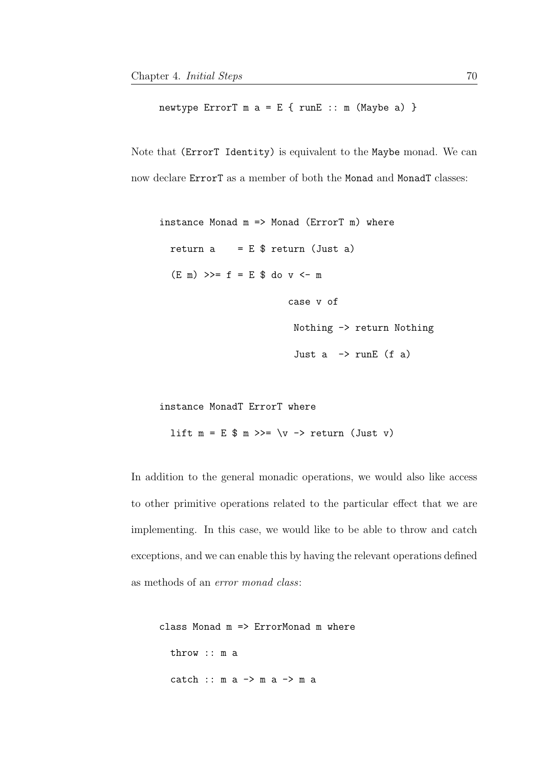```
newtype ErrorT m a = E { runE :: m (Maybe a) }
```

Note that (ErrorT Identity) is equivalent to the Maybe monad. We can now declare ErrorT as a member of both the Monad and MonadT classes:

```
instance Monad m => Monad (ErrorT m) where
  return a    = E $ return (Just a)
  (E m) >>= f = E $ do v <- m
                       case v of
                        Nothing -> return Nothing
                        Just a  -> runE (f a)

instance MonadT ErrorT where
  lift m = E $ m >>= \v -> return (Just v)
```

In addition to the general monadic operations, we would also like access to other primitive operations related to the particular effect that we are implementing. In this case, we would like to be able to throw and catch exceptions, and we can enable this by having the relevant operations defined as methods of an *error monad class*:

```
class Monad m => ErrorMonad m where
  throw :: m a
  catch :: m a -> m a -> m a
```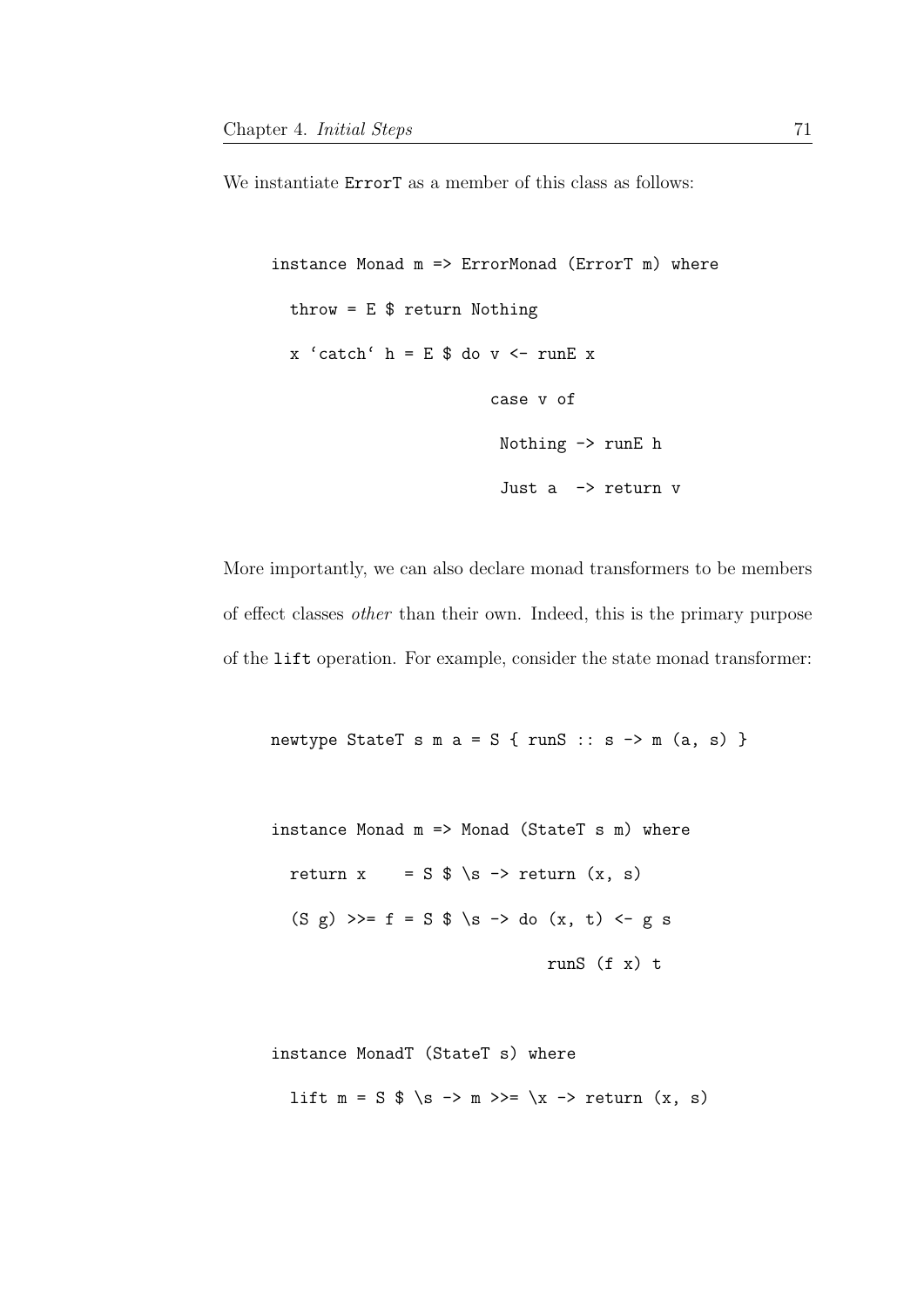We instantiate ErrorT as a member of this class as follows:

```
instance Monad m => ErrorMonad (ErrorT m) where
  throw = E $ return Nothing
  x `catch` h = E $ do v <- runE x
                       case v of
                        Nothing -> runE h
                        Just a  -> return v
```

More importantly, we can also declare monad transformers to be members of effect classes *other* than their own. Indeed, this is the primary purpose of the lift operation. For example, consider the state monad transformer:

```
newtype StateT s m a = S { runS :: s -> m (a, s) }

instance Monad m => Monad (StateT s m) where
  return x    = S $ \s -> return (x, s)
  (S g) >>= f = S $ \s -> do (x, t) <- g s
                             runS (f x) t

instance MonadT (StateT s) where
  lift m = S $ \s -> m >>= \x -> return (x, s)
```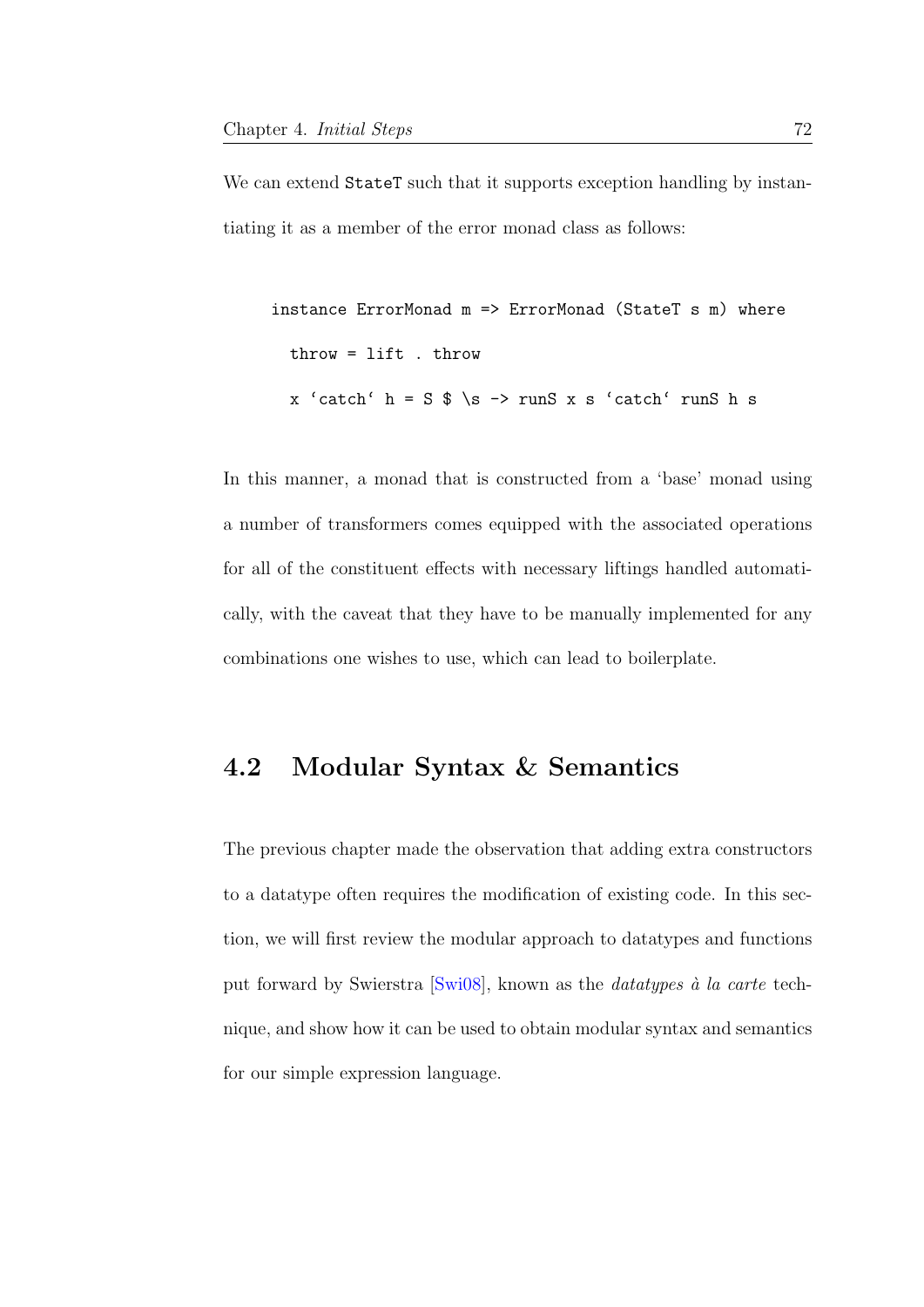We can extend StateT such that it supports exception handling by instantiating it as a member of the error monad class as follows:

```
instance ErrorMonad m => ErrorMonad (StateT s m) where
  throw = lift . throw
  x `catch` h = S $ \s -> runS x s `catch` runS h s
```

In this manner, a monad that is constructed from a 'base' monad using a number of transformers comes equipped with the associated operations for all of the constituent effects with necessary liftings handled automatically, with the caveat that they have to be manually implemented for any combinations one wishes to use, which can lead to boilerplate.

## 4.2 Modular Syntax & Semantics

The previous chapter made the observation that adding extra constructors to a datatype often requires the modification of existing code. In this section, we will first review the modular approach to datatypes and functions put forward by Swierstra [Swi08], known as the *datatypes à la carte* technique, and show how it can be used to obtain modular syntax and semantics for our simple expression language.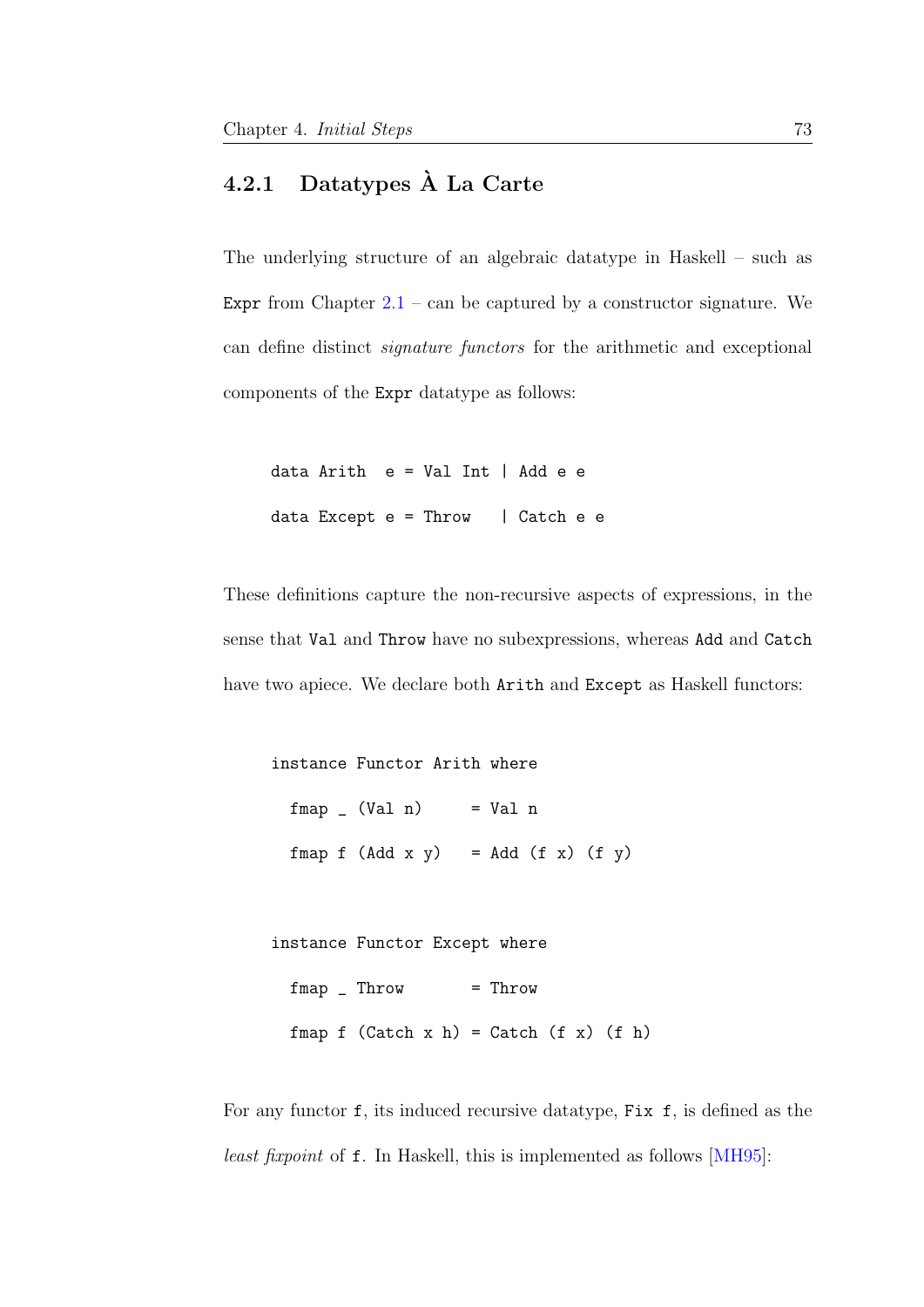### 4.2.1 Datatypes À La Carte

The underlying structure of an algebraic datatype in Haskell – such as `Expr` from Chapter 2.1 – can be captured by a constructor signature. We can define distinct *signature functors* for the arithmetic and exceptional components of the `Expr` datatype as follows:

```
data Arith  e = Val Int | Add e e
data Except e = Throw   | Catch e e
```

These definitions capture the non-recursive aspects of expressions, in the sense that `Val` and `Throw` have no subexpressions, whereas `Add` and `Catch` have two apiece. We declare both `Arith` and `Except` as Haskell functors:

```
instance Functor Arith where
  fmap _ (Val n)     = Val n
  fmap f (Add x y)   = Add (f x) (f y)

instance Functor Except where
  fmap _ Throw       = Throw
  fmap f (Catch x h) = Catch (f x) (f h)
```

For any functor `f`, its induced recursive datatype, `Fix f`, is defined as the *least fixpoint* of `f`. In Haskell, this is implemented as follows [MH95]: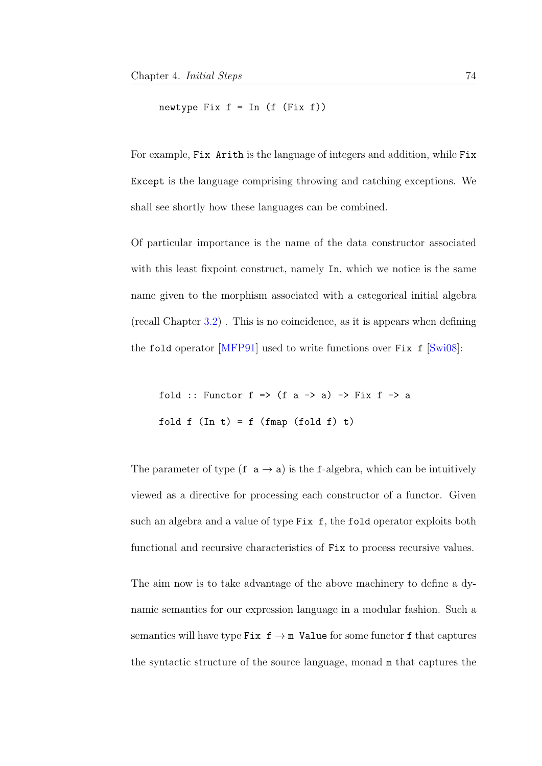```
newtype Fix f = In (f (Fix f))
```

For example, `Fix Arith` is the language of integers and addition, while `Fix Except` is the language comprising throwing and catching exceptions. We shall see shortly how these languages can be combined.

Of particular importance is the name of the data constructor associated with this least fixpoint construct, namely `In`, which we notice is the same name given to the morphism associated with a categorical initial algebra (recall Chapter 3.2) . This is no coincidence, as it is appears when defining the `fold` operator [MFP91] used to write functions over `Fix f` [Swi08]:

```
fold :: Functor f => (f a -> a) -> Fix f -> a
fold f (In t) = f (fmap (fold f) t)
```

The parameter of type (`f a` → `a`) is the `f`-algebra, which can be intuitively viewed as a directive for processing each constructor of a functor. Given such an algebra and a value of type `Fix f`, the `fold` operator exploits both functional and recursive characteristics of `Fix` to process recursive values.

The aim now is to take advantage of the above machinery to define a dynamic semantics for our expression language in a modular fashion. Such a semantics will have type `Fix f` → `m Value` for some functor `f` that captures the syntactic structure of the source language, monad `m` that captures the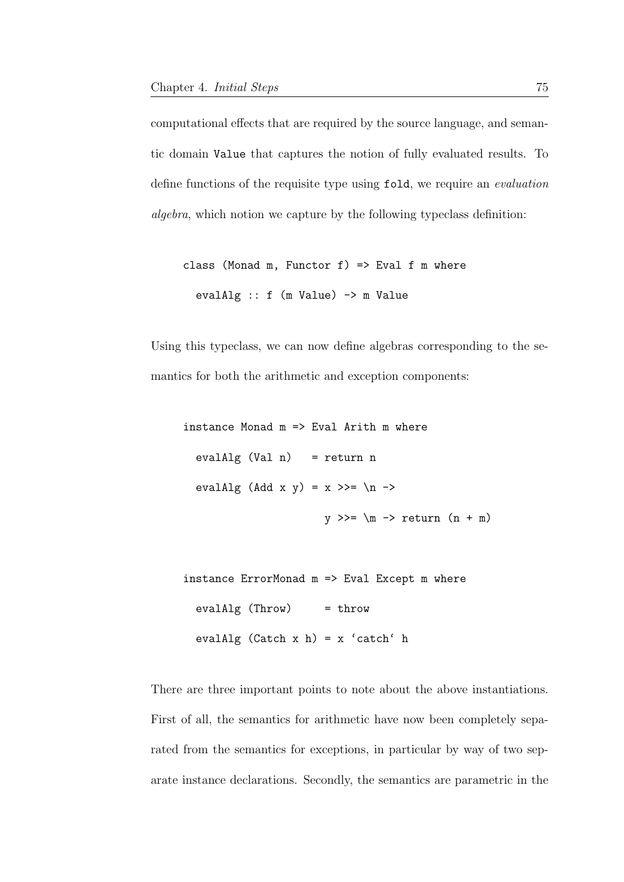computational effects that are required by the source language, and semantic domain `Value` that captures the notion of fully evaluated results. To define functions of the requisite type using `fold`, we require an *evaluation algebra*, which notion we capture by the following typeclass definition:

```
class (Monad m, Functor f) => Eval f m where
  evalAlg :: f (m Value) -> m Value
```

Using this typeclass, we can now define algebras corresponding to the semantics for both the arithmetic and exception components:

```
instance Monad m => Eval Arith m where
  evalAlg (Val n)   = return n
  evalAlg (Add x y) = x >>= \n ->
                      y >>= \m -> return (n + m)

instance ErrorMonad m => Eval Except m where
  evalAlg (Throw)     = throw
  evalAlg (Catch x h) = x `catch` h
```

There are three important points to note about the above instantiations. First of all, the semantics for arithmetic have now been completely separated from the semantics for exceptions, in particular by way of two separate instance declarations. Secondly, the semantics are parametric in the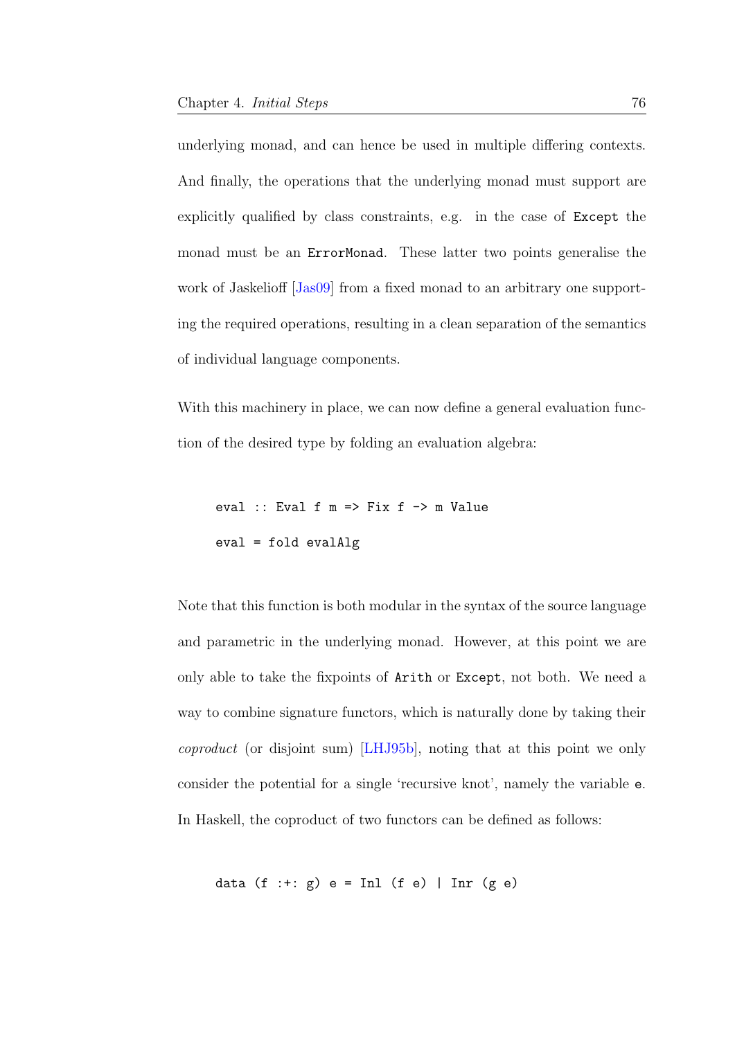underlying monad, and can hence be used in multiple differing contexts. And finally, the operations that the underlying monad must support are explicitly qualified by class constraints, e.g. in the case of `Except` the monad must be an `ErrorMonad`. These latter two points generalise the work of Jaskelioff [Jas09] from a fixed monad to an arbitrary one supporting the required operations, resulting in a clean separation of the semantics of individual language components.

With this machinery in place, we can now define a general evaluation function of the desired type by folding an evaluation algebra:

```
eval :: Eval f m => Fix f -> m Value
eval = fold evalAlg
```

Note that this function is both modular in the syntax of the source language and parametric in the underlying monad. However, at this point we are only able to take the fixpoints of `Arith` or `Except`, not both. We need a way to combine signature functors, which is naturally done by taking their *coproduct* (or disjoint sum) [LHJ95b], noting that at this point we only consider the potential for a single 'recursive knot', namely the variable `e`. In Haskell, the coproduct of two functors can be defined as follows:

```
data (f :+: g) e = Inl (f e) | Inr (g e)
```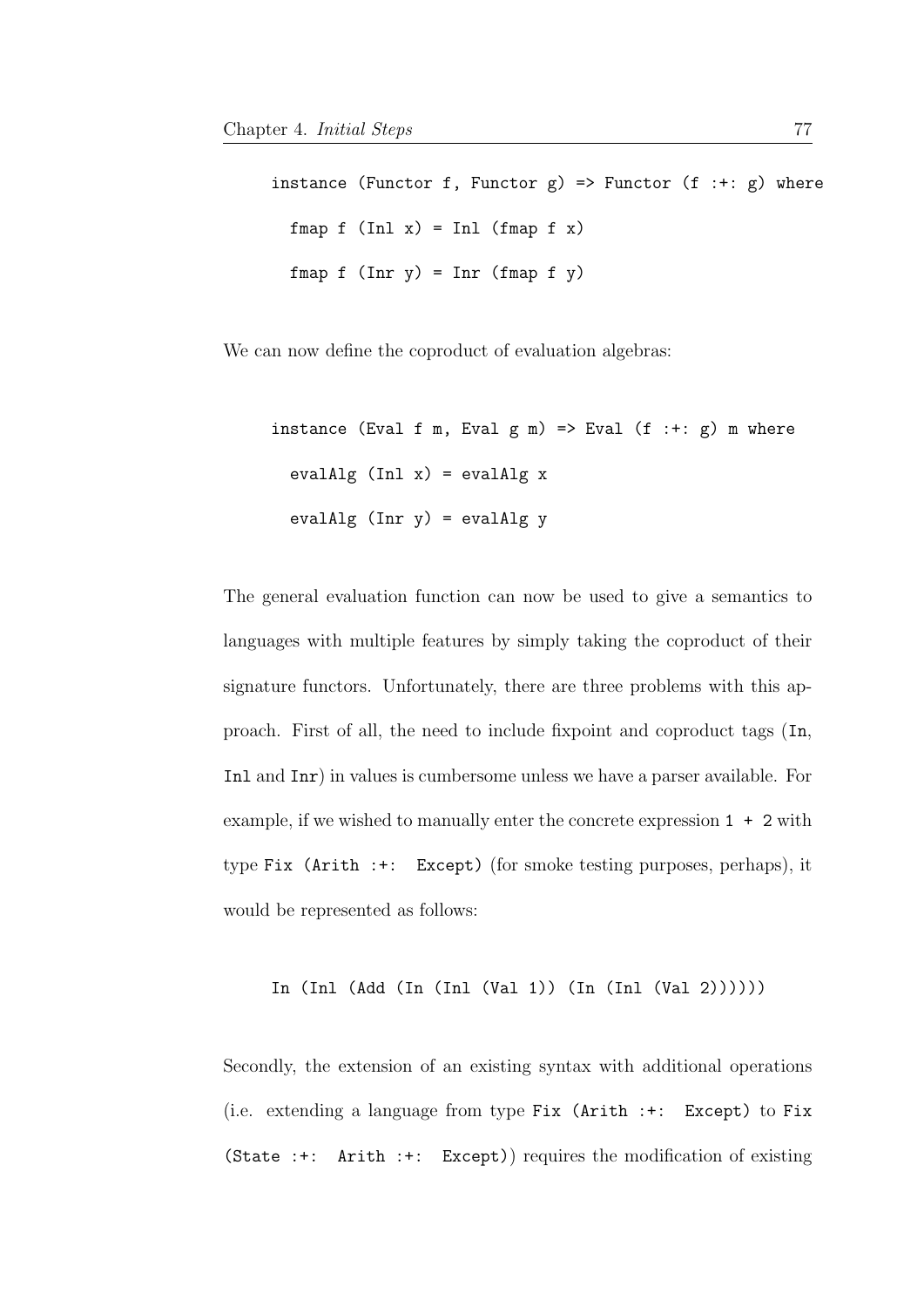```
instance (Functor f, Functor g) => Functor (f :+: g) where
  fmap f (Inl x) = Inl (fmap f x)
  fmap f (Inr y) = Inr (fmap f y)
```

We can now define the coproduct of evaluation algebras:

```
instance (Eval f m, Eval g m) => Eval (f :+: g) m where
  evalAlg (Inl x) = evalAlg x
  evalAlg (Inr y) = evalAlg y
```

The general evaluation function can now be used to give a semantics to languages with multiple features by simply taking the coproduct of their signature functors. Unfortunately, there are three problems with this approach. First of all, the need to include fixpoint and coproduct tags (`In`, `Inl` and `Inr`) in values is cumbersome unless we have a parser available. For example, if we wished to manually enter the concrete expression `1 + 2` with type `Fix (Arith :+: Except)` (for smoke testing purposes, perhaps), it would be represented as follows:

```
In (Inl (Add (In (Inl (Val 1)) (In (Inl (Val 2))))))
```

Secondly, the extension of an existing syntax with additional operations (i.e. extending a language from type `Fix (Arith :+: Except)` to `Fix (State :+: Arith :+: Except)`) requires the modification of existing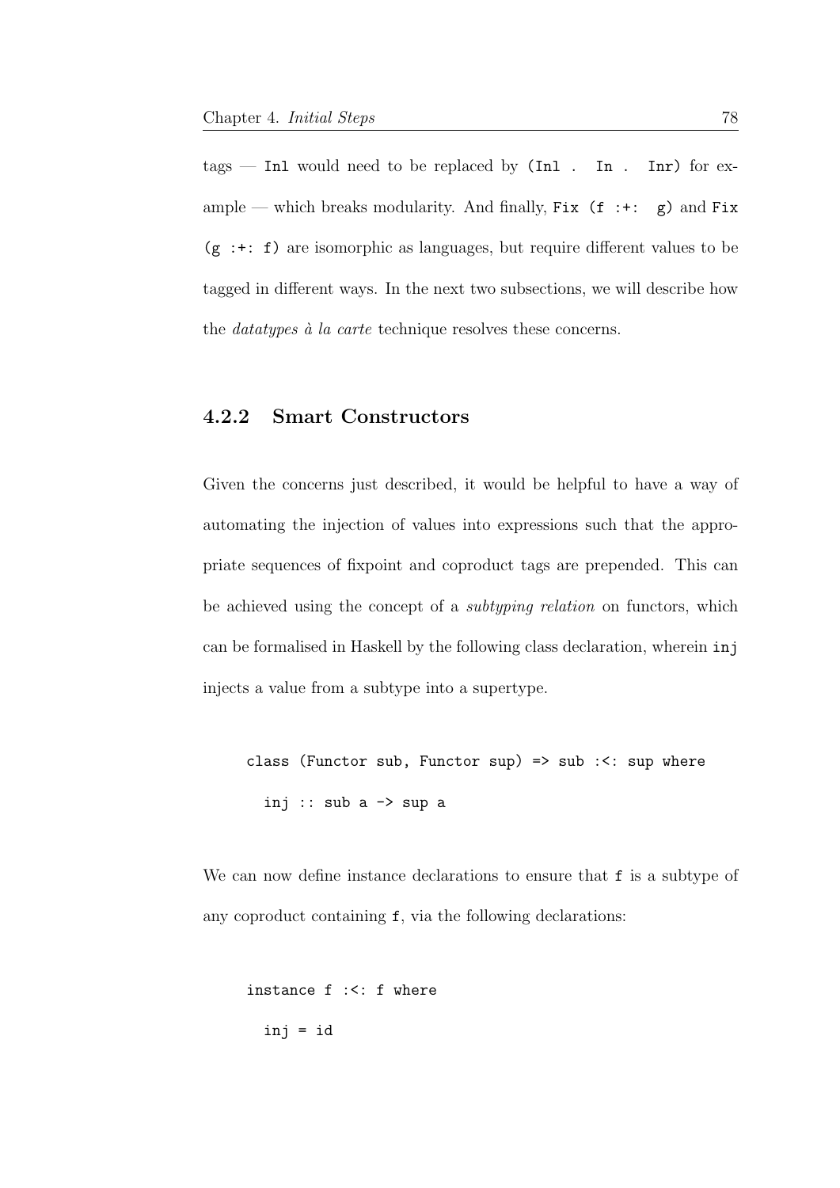tags — `Inl` would need to be replaced by `(Inl . In . Inr)` for example — which breaks modularity. And finally, `Fix (f :+: g)` and `Fix (g :+: f)` are isomorphic as languages, but require different values to be tagged in different ways. In the next two subsections, we will describe how the *datatypes à la carte* technique resolves these concerns.

### 4.2.2 Smart Constructors

Given the concerns just described, it would be helpful to have a way of automating the injection of values into expressions such that the appropriate sequences of fixpoint and coproduct tags are prepended. This can be achieved using the concept of a *subtyping relation* on functors, which can be formalised in Haskell by the following class declaration, wherein `inj` injects a value from a subtype into a supertype.

```
class (Functor sub, Functor sup) => sub :<: sup where
  inj :: sub a -> sup a
```

We can now define instance declarations to ensure that `f` is a subtype of any coproduct containing `f`, via the following declarations:

```
instance f :<: f where
  inj = id
```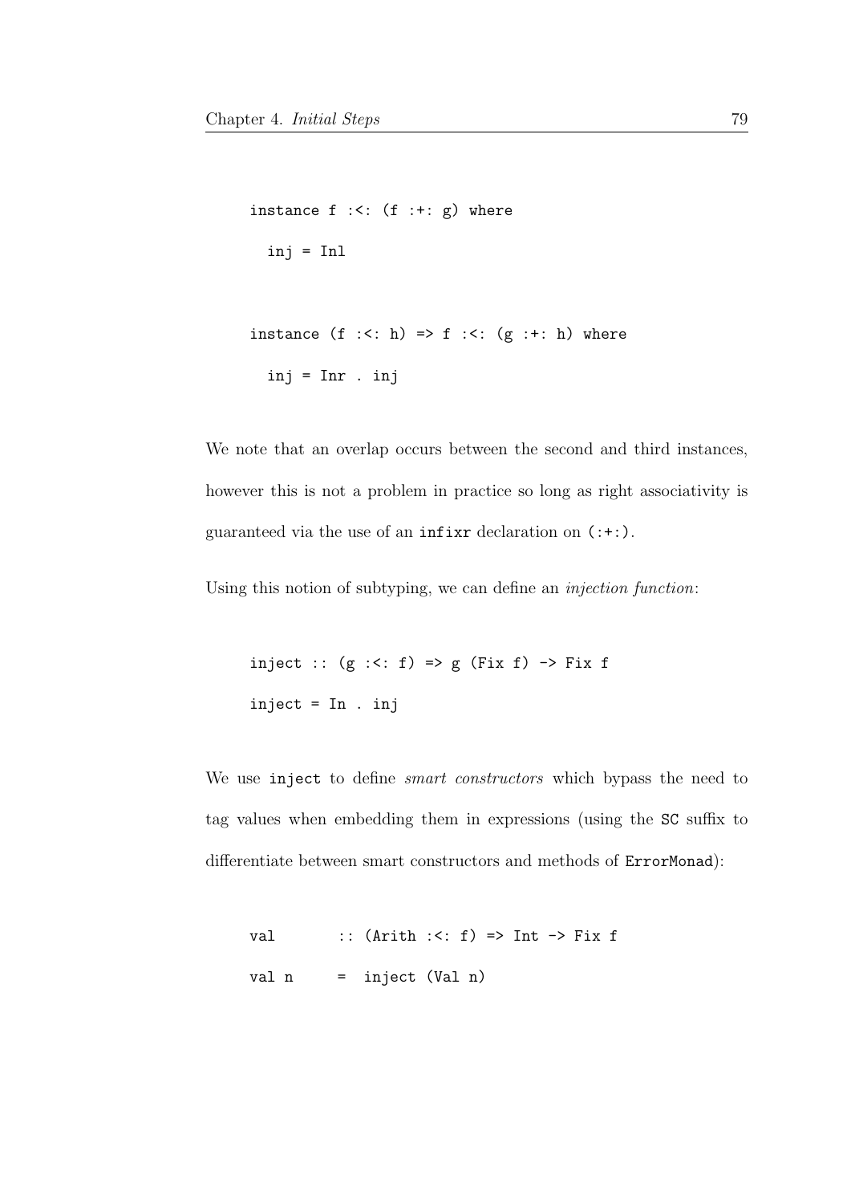```
instance f :<: (f :+: g) where
  inj = Inl

instance (f :<: h) => f :<: (g :+: h) where
  inj = Inr . inj
```

We note that an overlap occurs between the second and third instances, however this is not a problem in practice so long as right associativity is guaranteed via the use of an `infixr` declaration on `(:+:)`.

Using this notion of subtyping, we can define an *injection function*:

```
inject :: (g :<: f) => g (Fix f) -> Fix f
inject = In . inj
```

We use `inject` to define *smart constructors* which bypass the need to tag values when embedding them in expressions (using the `SC` suffix to differentiate between smart constructors and methods of `ErrorMonad`):

```
val      :: (Arith :<: f) => Int -> Fix f
val n    =  inject (Val n)
```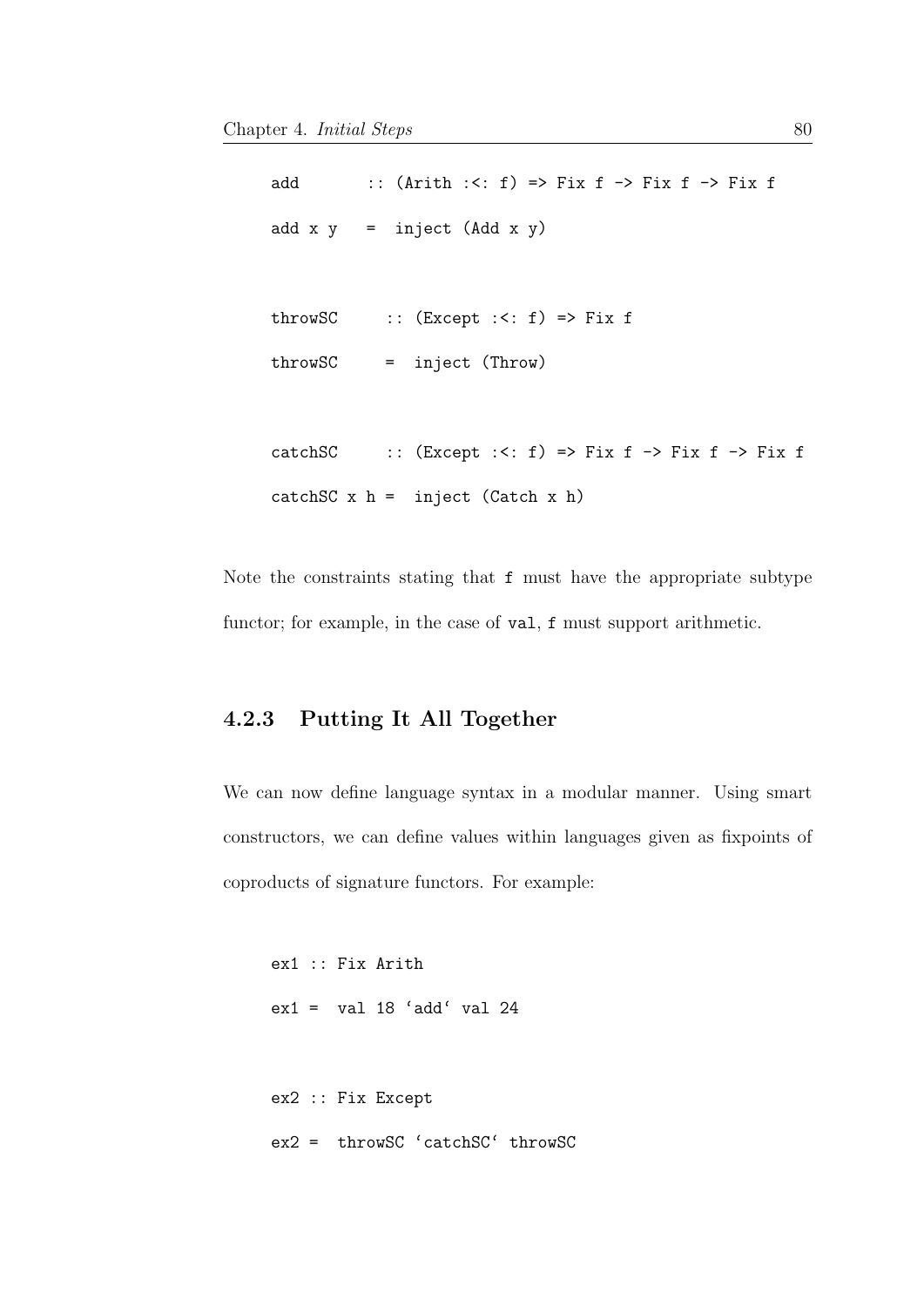```
add       :: (Arith :<: f) => Fix f -> Fix f -> Fix f
add x y   =  inject (Add x y)

throwSC     :: (Except :<: f) => Fix f
throwSC     =  inject (Throw)

catchSC     :: (Except :<: f) => Fix f -> Fix f -> Fix f
catchSC x h =  inject (Catch x h)
```

Note the constraints stating that f must have the appropriate subtype functor; for example, in the case of val, f must support arithmetic.

### 4.2.3 Putting It All Together

We can now define language syntax in a modular manner. Using smart constructors, we can define values within languages given as fixpoints of coproducts of signature functors. For example:

```
ex1 :: Fix Arith
ex1 =  val 18 `add` val 24

ex2 :: Fix Except
ex2 =  throwSC `catchSC` throwSC
```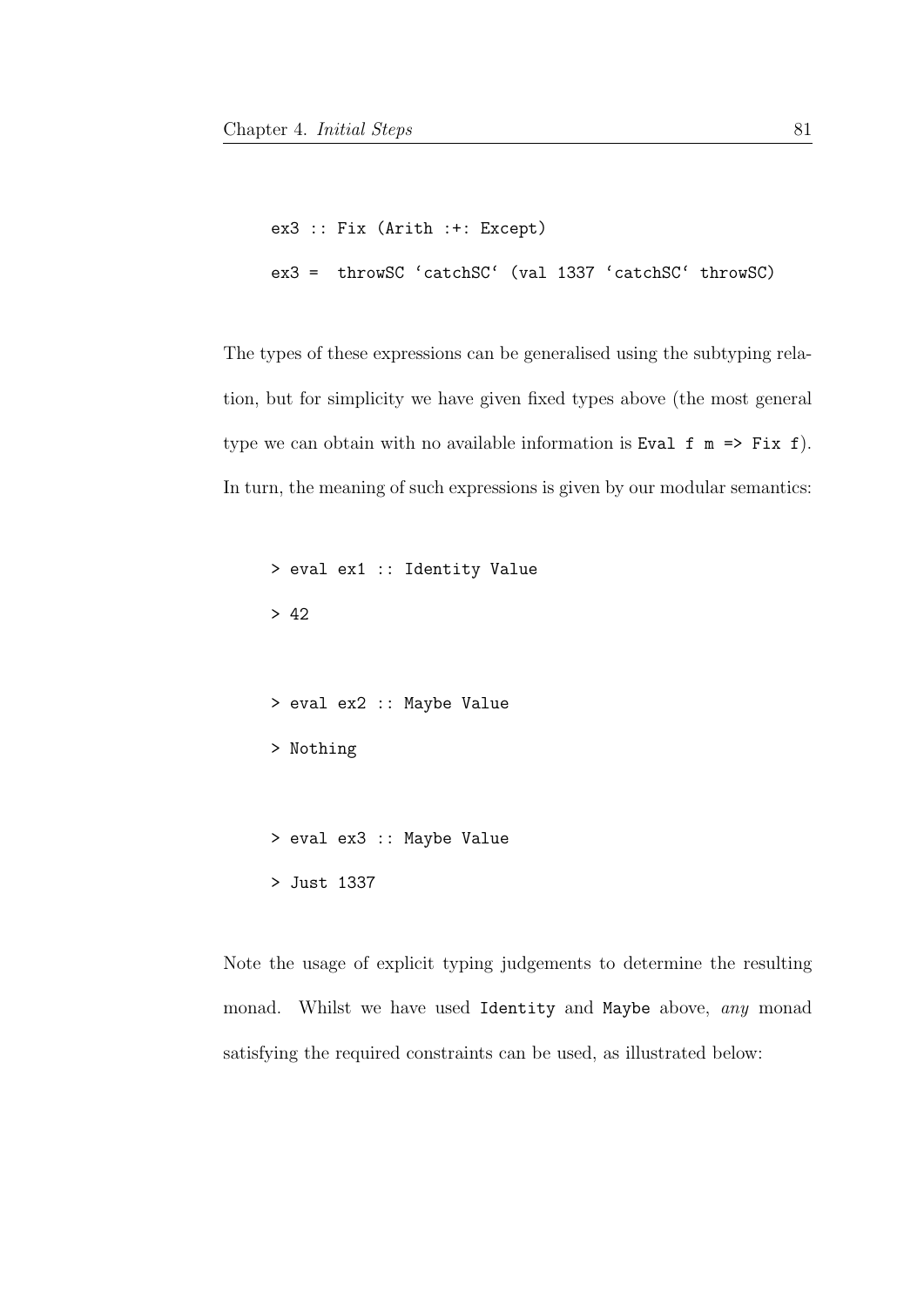```
ex3 :: Fix (Arith :+: Except)
ex3 =  throwSC `catchSC` (val 1337 `catchSC` throwSC)
```

The types of these expressions can be generalised using the subtyping relation, but for simplicity we have given fixed types above (the most general type we can obtain with no available information is `Eval f m => Fix f`). In turn, the meaning of such expressions is given by our modular semantics:

```
> eval ex1 :: Identity Value
> 42

> eval ex2 :: Maybe Value
> Nothing

> eval ex3 :: Maybe Value
> Just 1337
```

Note the usage of explicit typing judgements to determine the resulting monad. Whilst we have used `Identity` and `Maybe` above, *any* monad satisfying the required constraints can be used, as illustrated below: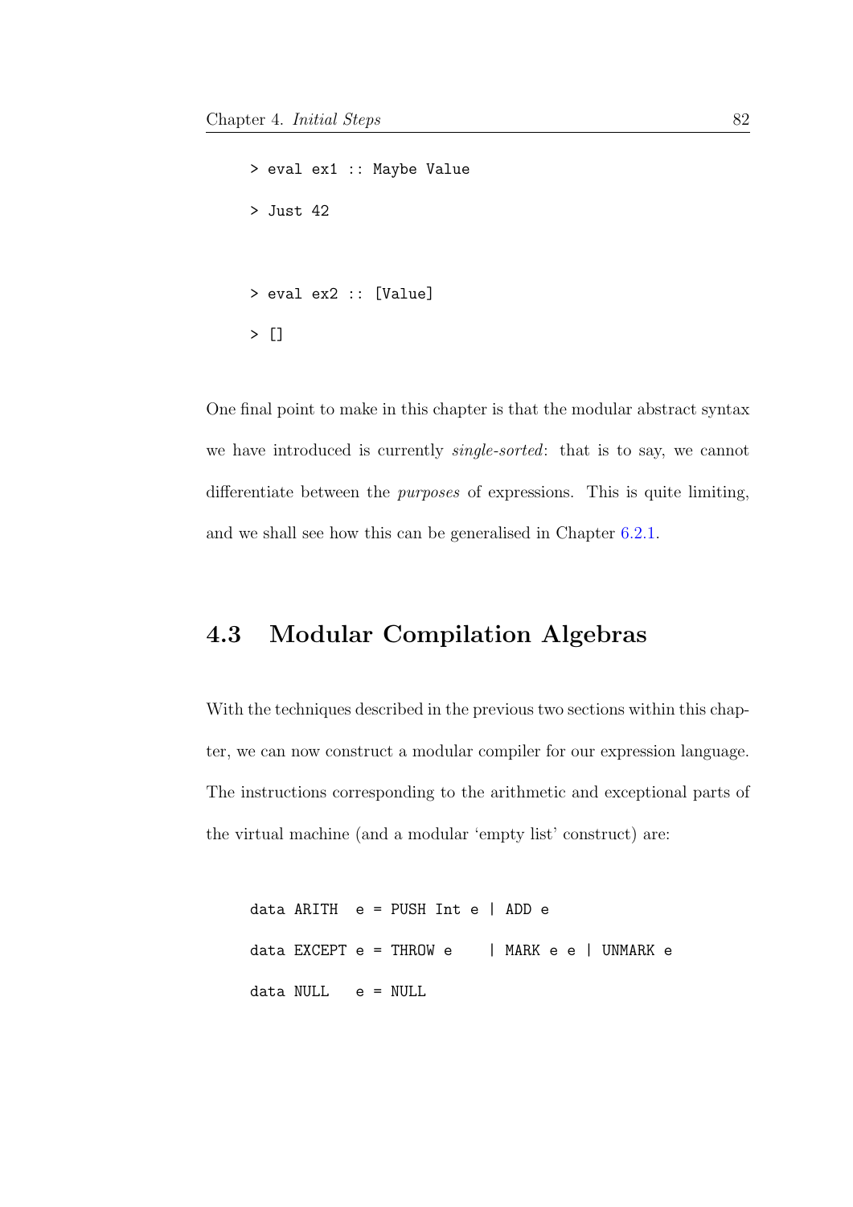```
> eval ex1 :: Maybe Value

> Just 42


> eval ex2 :: [Value]

> []
```

One final point to make in this chapter is that the modular abstract syntax we have introduced is currently *single-sorted*: that is to say, we cannot differentiate between the *purposes* of expressions. This is quite limiting, and we shall see how this can be generalised in Chapter 6.2.1.

## 4.3 Modular Compilation Algebras

With the techniques described in the previous two sections within this chapter, we can now construct a modular compiler for our expression language. The instructions corresponding to the arithmetic and exceptional parts of the virtual machine (and a modular 'empty list' construct) are:

```
data ARITH  e = PUSH Int e | ADD e

data EXCEPT e = THROW e    | MARK e e | UNMARK e

data NULL   e = NULL
```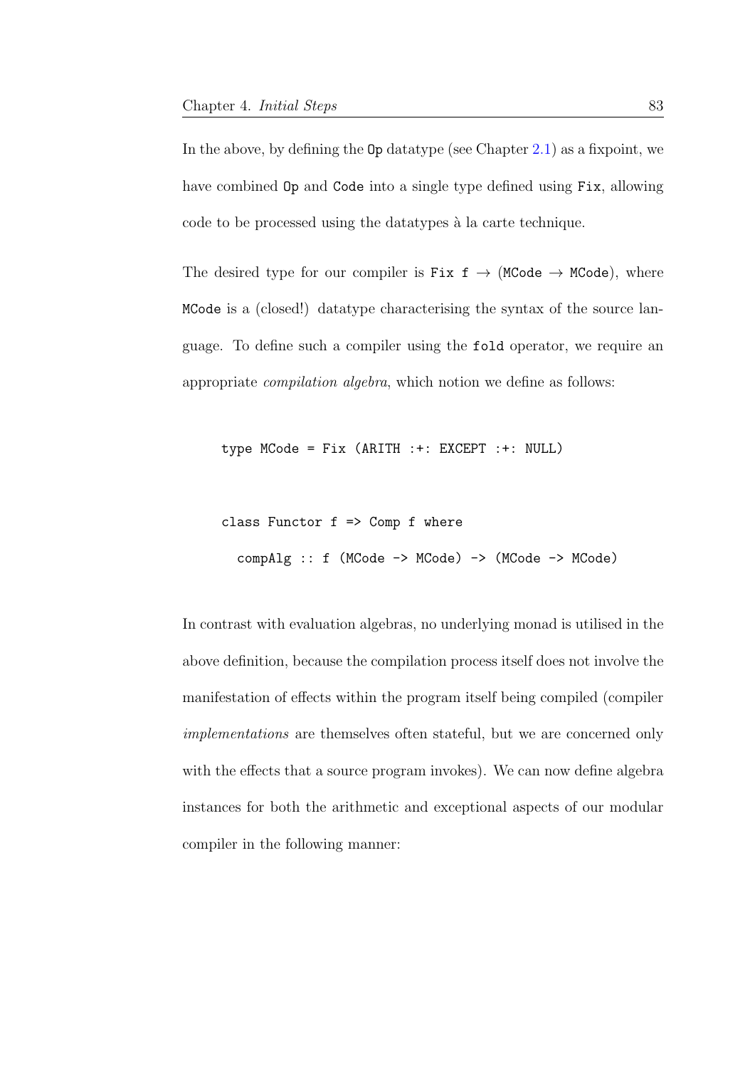In the above, by defining the `Op` datatype (see Chapter 2.1) as a fixpoint, we have combined `Op` and `Code` into a single type defined using `Fix`, allowing code to be processed using the datatypes à la carte technique.

The desired type for our compiler is `Fix f` → (`MCode` → `MCode`), where `MCode` is a (closed!) datatype characterising the syntax of the source language. To define such a compiler using the `fold` operator, we require an appropriate *compilation algebra*, which notion we define as follows:

```
type MCode = Fix (ARITH :+: EXCEPT :+: NULL)

class Functor f => Comp f where
  compAlg :: f (MCode -> MCode) -> (MCode -> MCode)
```

In contrast with evaluation algebras, no underlying monad is utilised in the above definition, because the compilation process itself does not involve the manifestation of effects within the program itself being compiled (compiler *implementations* are themselves often stateful, but we are concerned only with the effects that a source program invokes). We can now define algebra instances for both the arithmetic and exceptional aspects of our modular compiler in the following manner: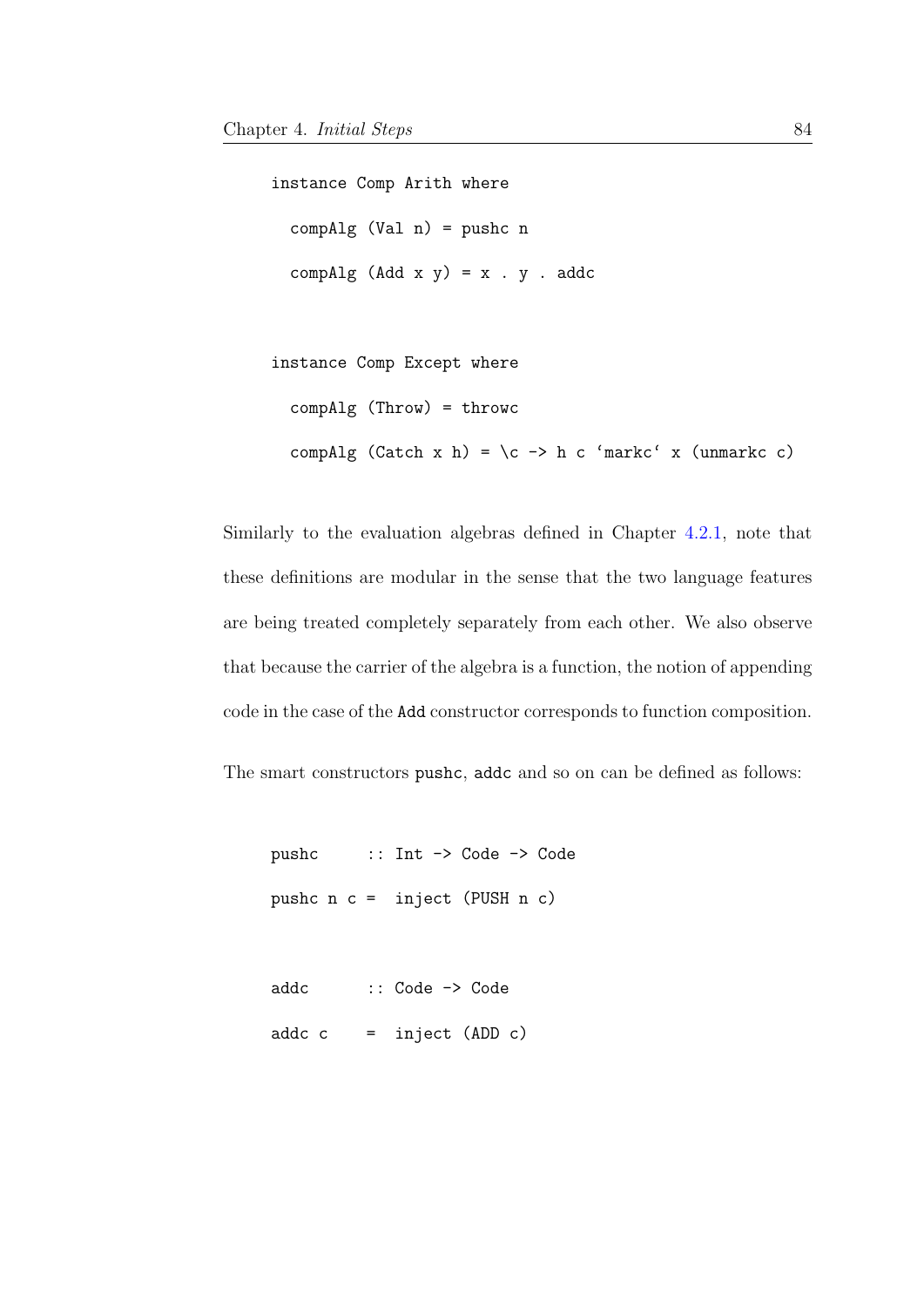```
instance Comp Arith where
  compAlg (Val n) = pushc n
  compAlg (Add x y) = x . y . addc

instance Comp Except where
  compAlg (Throw) = throwc
  compAlg (Catch x h) = \c -> h c `markc` x (unmarkc c)
```

Similarly to the evaluation algebras defined in Chapter 4.2.1, note that these definitions are modular in the sense that the two language features are being treated completely separately from each other. We also observe that because the carrier of the algebra is a function, the notion of appending code in the case of the `Add` constructor corresponds to function composition.

The smart constructors `pushc`, `addc` and so on can be defined as follows:

```
pushc     :: Int -> Code -> Code
pushc n c =  inject (PUSH n c)

addc      :: Code -> Code
addc c    =  inject (ADD c)
```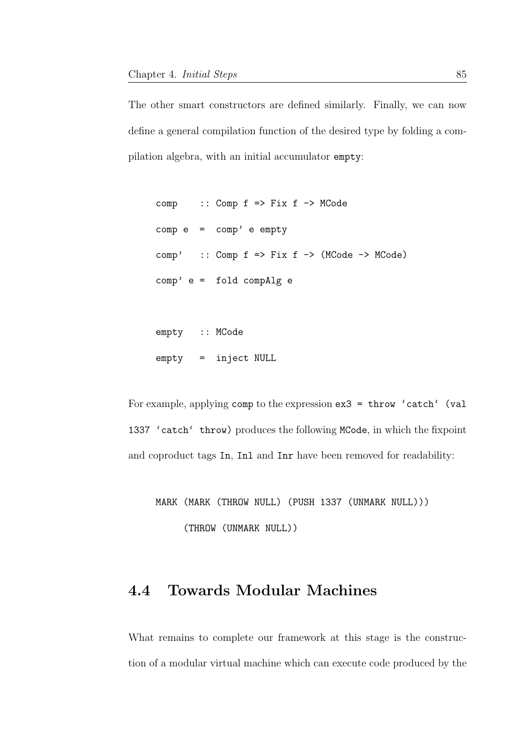The other smart constructors are defined similarly. Finally, we can now define a general compilation function of the desired type by folding a compilation algebra, with an initial accumulator `empty`:

```
comp    :: Comp f => Fix f -> MCode
comp e  =  comp' e empty
comp'   :: Comp f => Fix f -> (MCode -> MCode)
comp' e =  fold compAlg e

empty   :: MCode
empty   =  inject NULL
```

For example, applying `comp` to the expression ``ex3 = throw `catch` (val 1337 `catch` throw)`` produces the following `MCode`, in which the fixpoint and coproduct tags `In`, `Inl` and `Inr` have been removed for readability:

```
MARK (MARK (THROW NULL) (PUSH 1337 (UNMARK NULL)))
     (THROW (UNMARK NULL))
```

## 4.4 Towards Modular Machines

What remains to complete our framework at this stage is the construction of a modular virtual machine which can execute code produced by the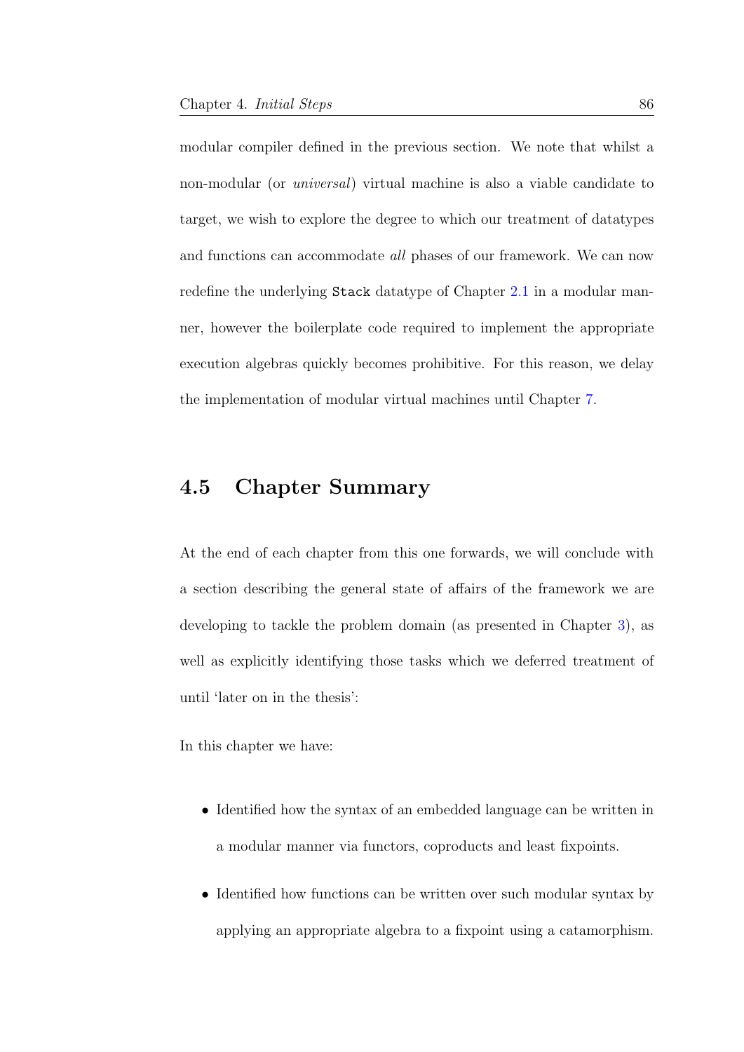modular compiler defined in the previous section. We note that whilst a non-modular (or *universal*) virtual machine is also a viable candidate to target, we wish to explore the degree to which our treatment of datatypes and functions can accommodate *all* phases of our framework. We can now redefine the underlying `Stack` datatype of Chapter 2.1 in a modular manner, however the boilerplate code required to implement the appropriate execution algebras quickly becomes prohibitive. For this reason, we delay the implementation of modular virtual machines until Chapter 7.

## 4.5 Chapter Summary

At the end of each chapter from this one forwards, we will conclude with a section describing the general state of affairs of the framework we are developing to tackle the problem domain (as presented in Chapter 3), as well as explicitly identifying those tasks which we deferred treatment of until 'later on in the thesis':

In this chapter we have:

- Identified how the syntax of an embedded language can be written in a modular manner via functors, coproducts and least fixpoints.
- Identified how functions can be written over such modular syntax by applying an appropriate algebra to a fixpoint using a catamorphism.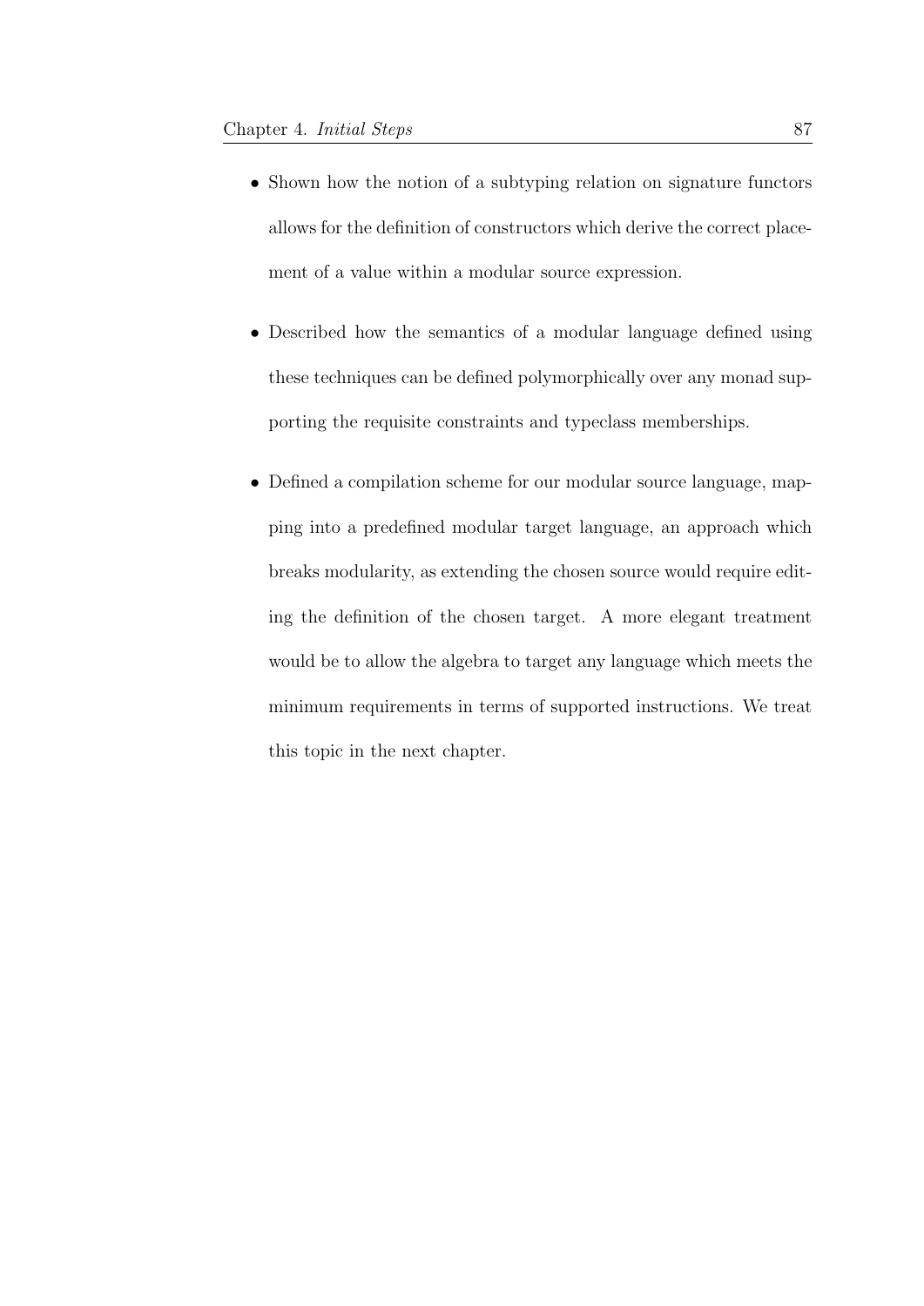- Shown how the notion of a subtyping relation on signature functors allows for the definition of constructors which derive the correct placement of a value within a modular source expression.

- Described how the semantics of a modular language defined using these techniques can be defined polymorphically over any monad supporting the requisite constraints and typeclass memberships.

- Defined a compilation scheme for our modular source language, mapping into a predefined modular target language, an approach which breaks modularity, as extending the chosen source would require editing the definition of the chosen target. A more elegant treatment would be to allow the algebra to target any language which meets the minimum requirements in terms of supported instructions. We treat this topic in the next chapter.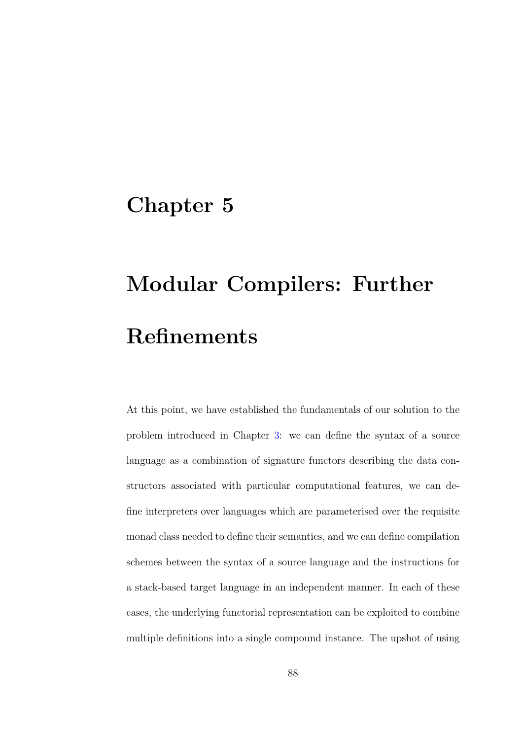# Chapter 5

# Modular Compilers: Further Refinements

At this point, we have established the fundamentals of our solution to the problem introduced in Chapter 3: we can define the syntax of a source language as a combination of signature functors describing the data constructors associated with particular computational features, we can define interpreters over languages which are parameterised over the requisite monad class needed to define their semantics, and we can define compilation schemes between the syntax of a source language and the instructions for a stack-based target language in an independent manner. In each of these cases, the underlying functorial representation can be exploited to combine multiple definitions into a single compound instance. The upshot of using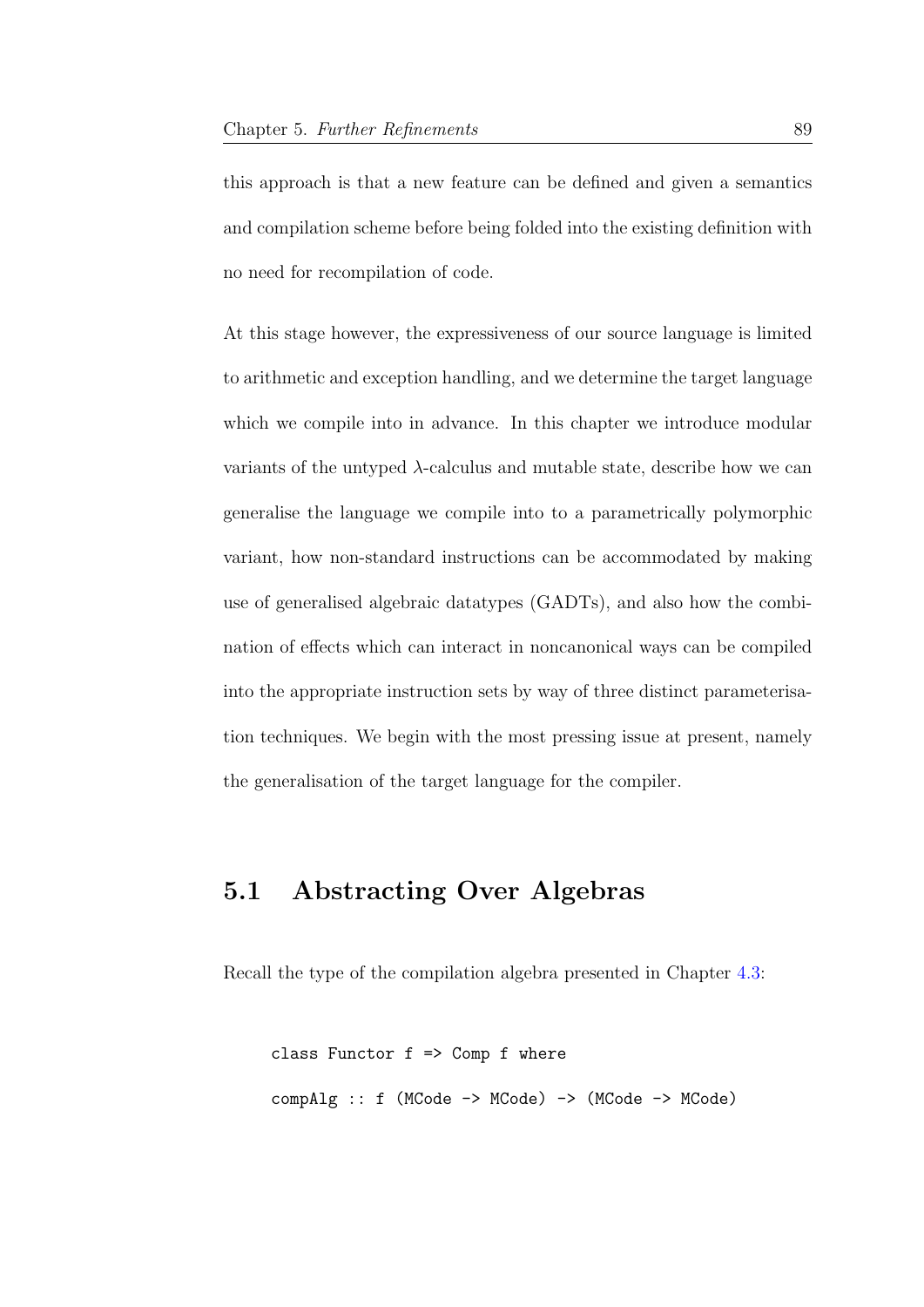this approach is that a new feature can be defined and given a semantics and compilation scheme before being folded into the existing definition with no need for recompilation of code.

At this stage however, the expressiveness of our source language is limited to arithmetic and exception handling, and we determine the target language which we compile into in advance. In this chapter we introduce modular variants of the untyped $\lambda$-calculus and mutable state, describe how we can generalise the language we compile into to a parametrically polymorphic variant, how non-standard instructions can be accommodated by making use of generalised algebraic datatypes (GADTs), and also how the combination of effects which can interact in noncanonical ways can be compiled into the appropriate instruction sets by way of three distinct parameterisation techniques. We begin with the most pressing issue at present, namely the generalisation of the target language for the compiler.

## 5.1 Abstracting Over Algebras

Recall the type of the compilation algebra presented in Chapter 4.3:

```
class Functor f => Comp f where
compAlg :: f (MCode -> MCode) -> (MCode -> MCode)
```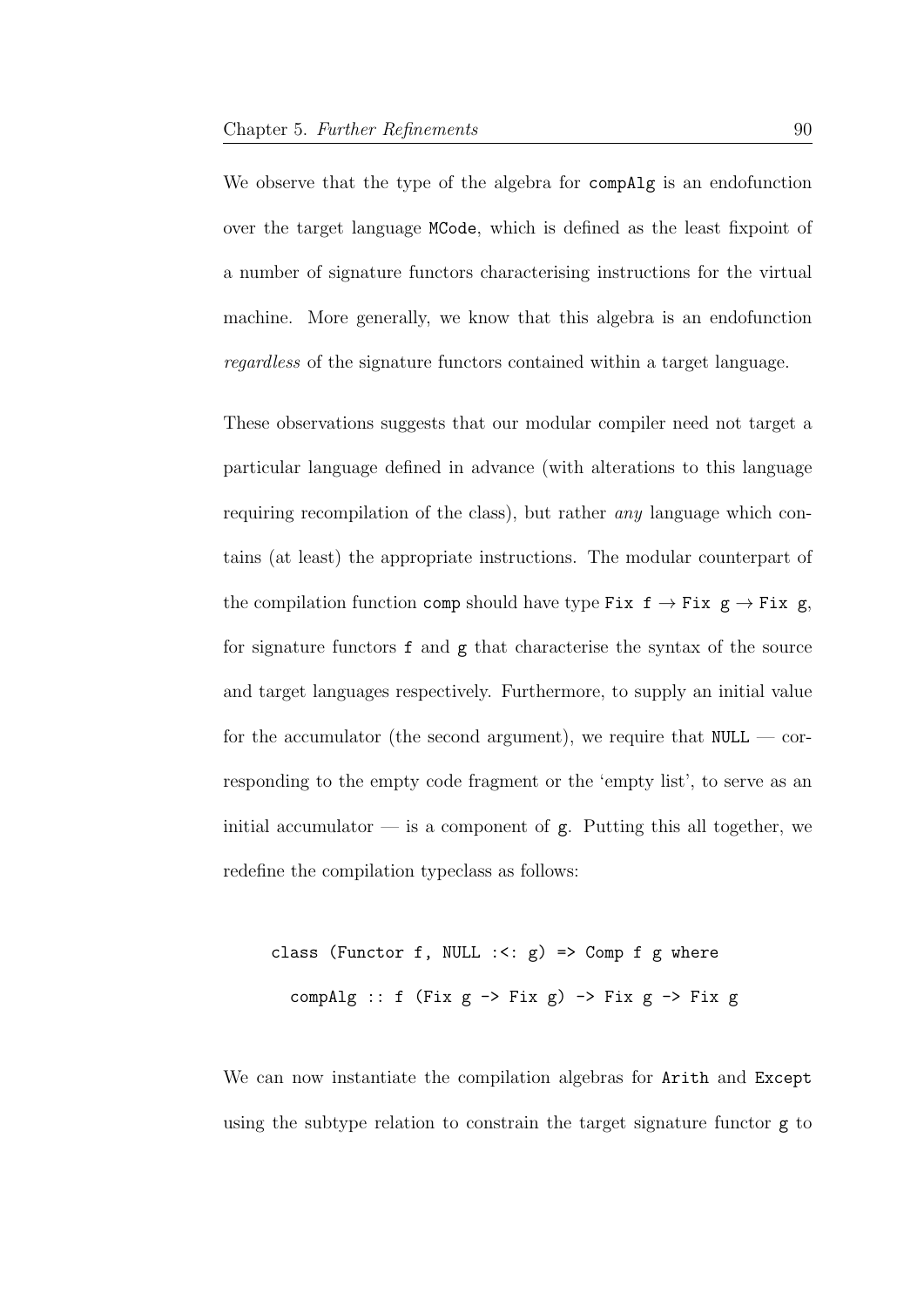We observe that the type of the algebra for `compAlg` is an endofunction over the target language `MCode`, which is defined as the least fixpoint of a number of signature functors characterising instructions for the virtual machine. More generally, we know that this algebra is an endofunction *regardless* of the signature functors contained within a target language.

These observations suggests that our modular compiler need not target a particular language defined in advance (with alterations to this language requiring recompilation of the class), but rather *any* language which contains (at least) the appropriate instructions. The modular counterpart of the compilation function `comp` should have type `Fix f` → `Fix g` → `Fix g`, for signature functors `f` and `g` that characterise the syntax of the source and target languages respectively. Furthermore, to supply an initial value for the accumulator (the second argument), we require that `NULL` — corresponding to the empty code fragment or the 'empty list', to serve as an initial accumulator — is a component of `g`. Putting this all together, we redefine the compilation typeclass as follows:

```
class (Functor f, NULL :<: g) => Comp f g where
  compAlg :: f (Fix g -> Fix g) -> Fix g -> Fix g
```

We can now instantiate the compilation algebras for `Arith` and `Except` using the subtype relation to constrain the target signature functor `g` to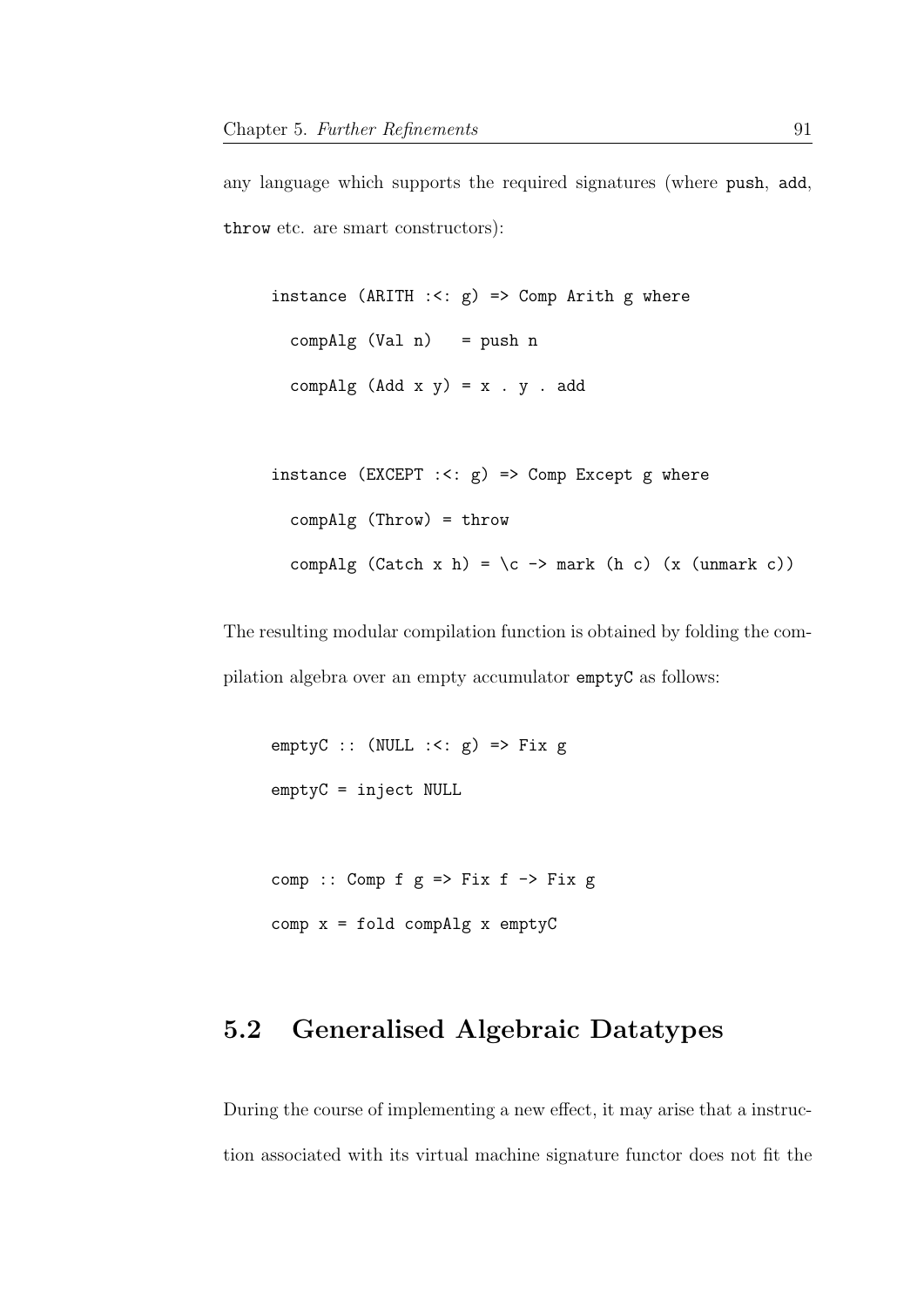any language which supports the required signatures (where `push`, `add`, `throw` etc. are smart constructors):

```
instance (ARITH :<: g) => Comp Arith g where
  compAlg (Val n)   = push n
  compAlg (Add x y) = x . y . add

instance (EXCEPT :<: g) => Comp Except g where
  compAlg (Throw) = throw
  compAlg (Catch x h) = \c -> mark (h c) (x (unmark c))
```

The resulting modular compilation function is obtained by folding the compilation algebra over an empty accumulator `emptyC` as follows:

```
emptyC :: (NULL :<: g) => Fix g
emptyC = inject NULL

comp :: Comp f g => Fix f -> Fix g
comp x = fold compAlg x emptyC
```

## 5.2 Generalised Algebraic Datatypes

During the course of implementing a new effect, it may arise that a instruction associated with its virtual machine signature functor does not fit the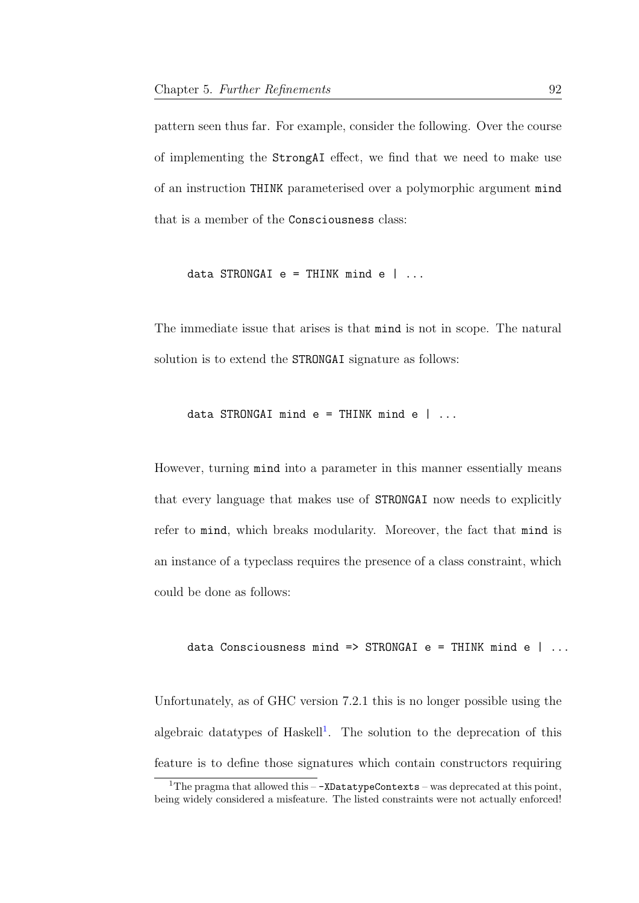pattern seen thus far. For example, consider the following. Over the course of implementing the `StrongAI` effect, we find that we need to make use of an instruction `THINK` parameterised over a polymorphic argument `mind` that is a member of the `Consciousness` class:

```
data STRONGAI e = THINK mind e | ...
```

The immediate issue that arises is that `mind` is not in scope. The natural solution is to extend the `STRONGAI` signature as follows:

```
data STRONGAI mind e = THINK mind e | ...
```

However, turning `mind` into a parameter in this manner essentially means that every language that makes use of `STRONGAI` now needs to explicitly refer to `mind`, which breaks modularity. Moreover, the fact that `mind` is an instance of a typeclass requires the presence of a class constraint, which could be done as follows:

```
data Consciousness mind => STRONGAI e = THINK mind e | ...
```

Unfortunately, as of GHC version 7.2.1 this is no longer possible using the algebraic datatypes of Haskell[1]. The solution to the deprecation of this feature is to define those signatures which contain constructors requiring

[1]The pragma that allowed this – `-XDatatypeContexts` – was deprecated at this point, being widely considered a misfeature. The listed constraints were not actually enforced!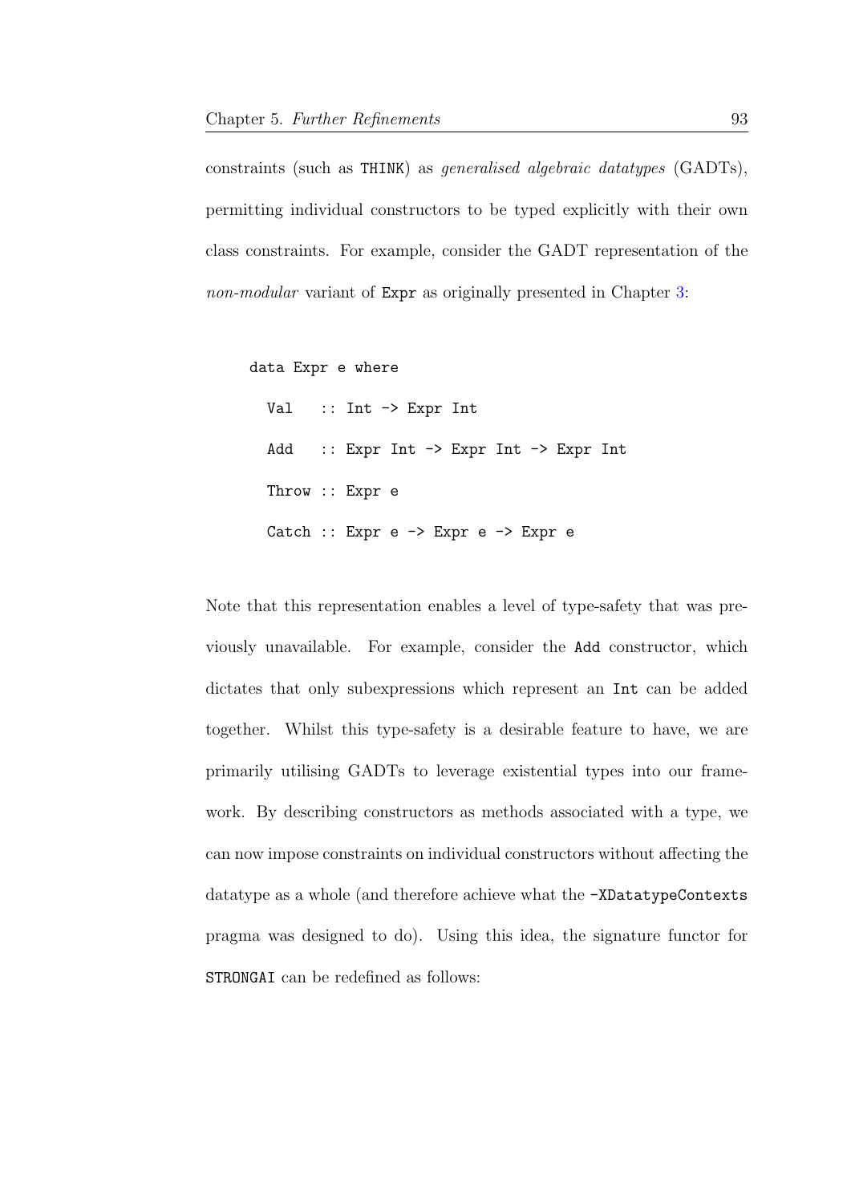constraints (such as THINK) as *generalised algebraic datatypes* (GADTs), permitting individual constructors to be typed explicitly with their own class constraints. For example, consider the GADT representation of the *non-modular* variant of Expr as originally presented in Chapter 3:

```
data Expr e where
  Val   :: Int -> Expr Int
  Add   :: Expr Int -> Expr Int -> Expr Int
  Throw :: Expr e
  Catch :: Expr e -> Expr e -> Expr e
```

Note that this representation enables a level of type-safety that was previously unavailable. For example, consider the Add constructor, which dictates that only subexpressions which represent an Int can be added together. Whilst this type-safety is a desirable feature to have, we are primarily utilising GADTs to leverage existential types into our framework. By describing constructors as methods associated with a type, we can now impose constraints on individual constructors without affecting the datatype as a whole (and therefore achieve what the -XDatatypeContexts pragma was designed to do). Using this idea, the signature functor for STRONGAI can be redefined as follows: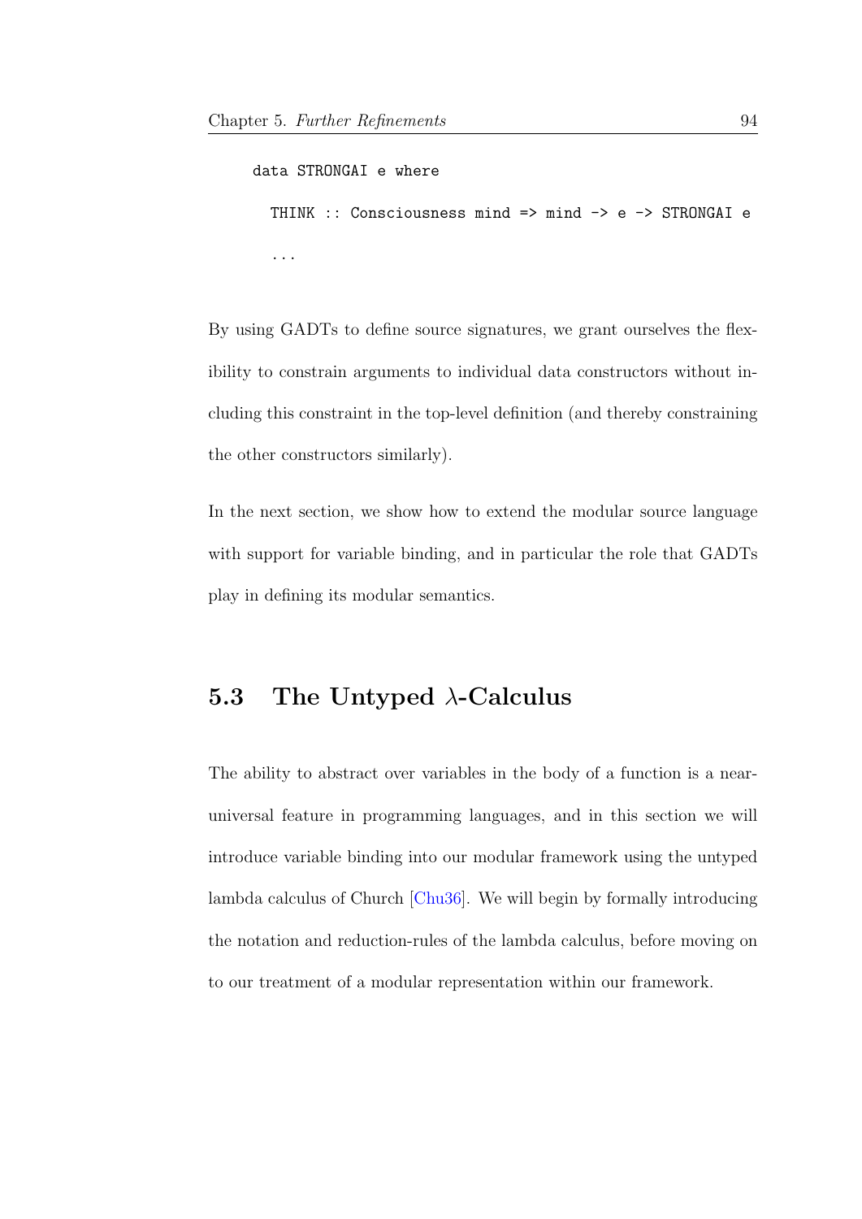```
data STRONGAI e where
  THINK :: Consciousness mind => mind -> e -> STRONGAI e
  ...
```

By using GADTs to define source signatures, we grant ourselves the flexibility to constrain arguments to individual data constructors without including this constraint in the top-level definition (and thereby constraining the other constructors similarly).

In the next section, we show how to extend the modular source language with support for variable binding, and in particular the role that GADTs play in defining its modular semantics.

## 5.3 The Untyped $\lambda$-Calculus

The ability to abstract over variables in the body of a function is a near-universal feature in programming languages, and in this section we will introduce variable binding into our modular framework using the untyped lambda calculus of Church [Chu36]. We will begin by formally introducing the notation and reduction-rules of the lambda calculus, before moving on to our treatment of a modular representation within our framework.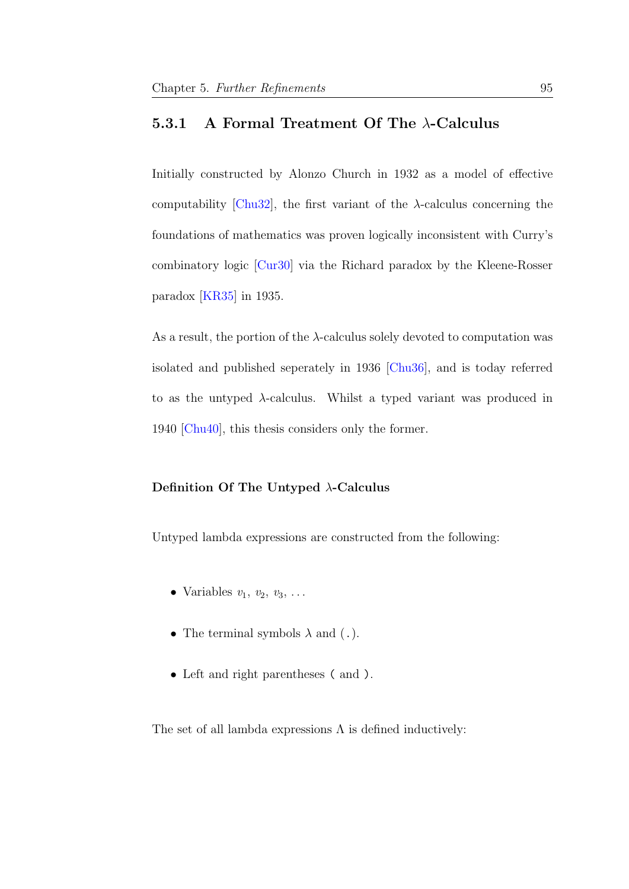### 5.3.1 A Formal Treatment Of The λ-Calculus

Initially constructed by Alonzo Church in 1932 as a model of effective computability [Chu32], the first variant of the λ-calculus concerning the foundations of mathematics was proven logically inconsistent with Curry's combinatory logic [Cur30] via the Richard paradox by the Kleene-Rosser paradox [KR35] in 1935.

As a result, the portion of the λ-calculus solely devoted to computation was isolated and published seperately in 1936 [Chu36], and is today referred to as the untyped λ-calculus. Whilst a typed variant was produced in 1940 [Chu40], this thesis considers only the former.

#### Definition Of The Untyped λ-Calculus

Untyped lambda expressions are constructed from the following:

- Variables $v_1$, $v_2$, $v_3$, ...
- The terminal symbols $\lambda$ and (.).
- Left and right parentheses ( and ).

The set of all lambda expressions $\Lambda$ is defined inductively: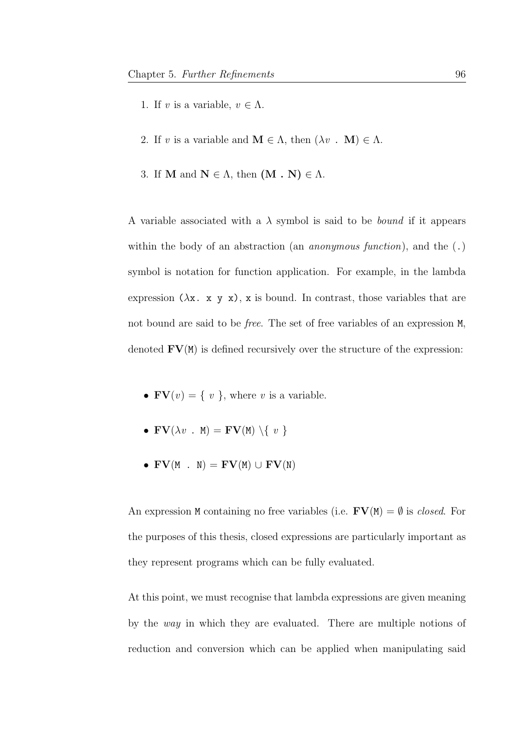1. If $v$ is a variable, $v \in \Lambda$.

2. If $v$ is a variable and $\mathbf{M} \in \Lambda$, then $(\lambda v\ .\ \mathbf{M}) \in \Lambda$.

3. If $\mathbf{M}$ and $\mathbf{N} \in \Lambda$, then $\mathbf{(M\ .\ N)} \in \Lambda$.

A variable associated with a $\lambda$ symbol is said to be *bound* if it appears within the body of an abstraction (an *anonymous function*), and the `(.)` symbol is notation for function application. For example, in the lambda expression `(λx. x y x)`, `x` is bound. In contrast, those variables that are not bound are said to be *free*. The set of free variables of an expression `M`, denoted $\mathbf{FV}$(`M`) is defined recursively over the structure of the expression:

- $\mathbf{FV}(v) = \{\ v\ \}$, where $v$ is a variable.
- $\mathbf{FV}(\lambda v\ .\ \mathtt{M}) = \mathbf{FV}(\mathtt{M}) \setminus \{\ v\ \}$
- $\mathbf{FV}(\mathtt{M}\ .\ \mathtt{N}) = \mathbf{FV}(\mathtt{M}) \cup \mathbf{FV}(\mathtt{N})$

An expression `M` containing no free variables (i.e. $\mathbf{FV}(\mathtt{M}) = \emptyset$ is *closed*. For the purposes of this thesis, closed expressions are particularly important as they represent programs which can be fully evaluated.

At this point, we must recognise that lambda expressions are given meaning by the *way* in which they are evaluated. There are multiple notions of reduction and conversion which can be applied when manipulating said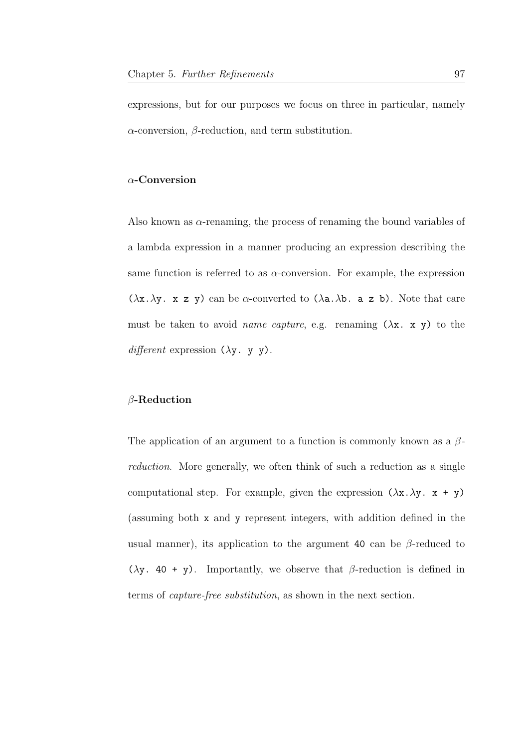expressions, but for our purposes we focus on three in particular, namely $\alpha$-conversion, $\beta$-reduction, and term substitution.

### $\alpha$-Conversion

Also known as $\alpha$-renaming, the process of renaming the bound variables of a lambda expression in a manner producing an expression describing the same function is referred to as $\alpha$-conversion. For example, the expression `(λx.λy. x z y)` can be $\alpha$-converted to `(λa.λb. a z b)`. Note that care must be taken to avoid *name capture*, e.g. renaming `(λx. x y)` to the *different* expression `(λy. y y)`.

### $\beta$-Reduction

The application of an argument to a function is commonly known as a $\beta$-*reduction*. More generally, we often think of such a reduction as a single computational step. For example, given the expression `(λx.λy. x + y)` (assuming both `x` and `y` represent integers, with addition defined in the usual manner), its application to the argument `40` can be $\beta$-reduced to `(λy. 40 + y)`. Importantly, we observe that $\beta$-reduction is defined in terms of *capture-free substitution*, as shown in the next section.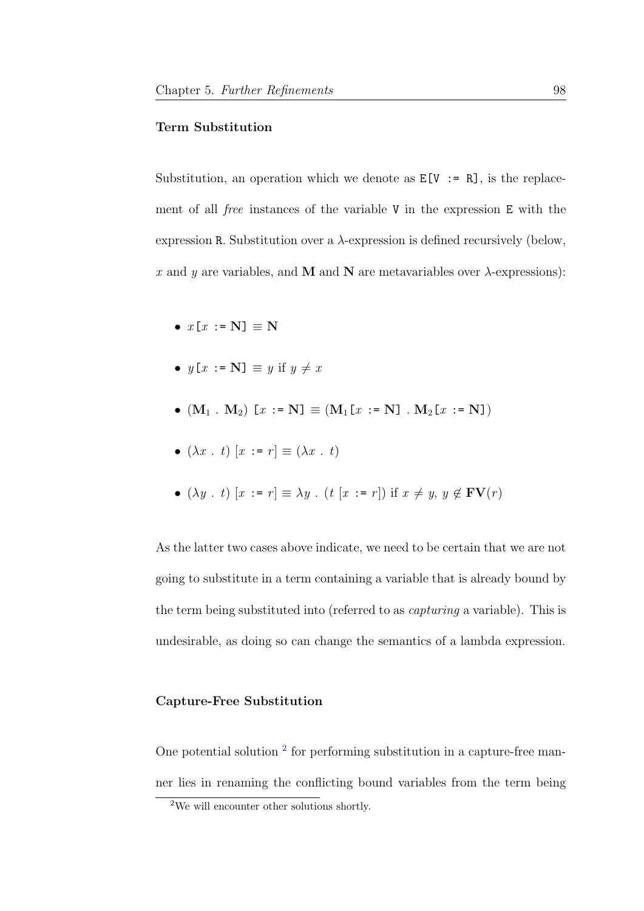### Term Substitution

Substitution, an operation which we denote as `E[V := R]`, is the replacement of all *free* instances of the variable `V` in the expression `E` with the expression `R`. Substitution over a $\lambda$-expression is defined recursively (below, $x$ and $y$ are variables, and $\mathbf{M}$ and $\mathbf{N}$ are metavariables over $\lambda$-expressions):

- $x\,\texttt{[}x\texttt{ := }\mathbf{N}\texttt{]} \equiv \mathbf{N}$
- $y\,\texttt{[}x\texttt{ := }\mathbf{N}\texttt{]} \equiv y$ if $y \neq x$
- $(\mathbf{M}_1\ .\ \mathbf{M}_2)\ \texttt{[}x\texttt{ := }\mathbf{N}\texttt{]} \equiv (\mathbf{M}_1\texttt{[}x\texttt{ := }\mathbf{N}\texttt{]}\ .\ \mathbf{M}_2\texttt{[}x\texttt{ := }\mathbf{N}\texttt{]})$
- $(\lambda x\ .\ t)\ [x \texttt{ := } r] \equiv (\lambda x\ .\ t)$
- $(\lambda y\ .\ t)\ [x \texttt{ := } r] \equiv \lambda y\ .\ (t\ [x \texttt{ := } r])$ if $x \neq y$, $y \notin \mathbf{FV}(r)$

As the latter two cases above indicate, we need to be certain that we are not going to substitute in a term containing a variable that is already bound by the term being substituted into (referred to as *capturing* a variable). This is undesirable, as doing so can change the semantics of a lambda expression.

### Capture-Free Substitution

One potential solution [2] for performing substitution in a capture-free manner lies in renaming the conflicting bound variables from the term being

[2] We will encounter other solutions shortly.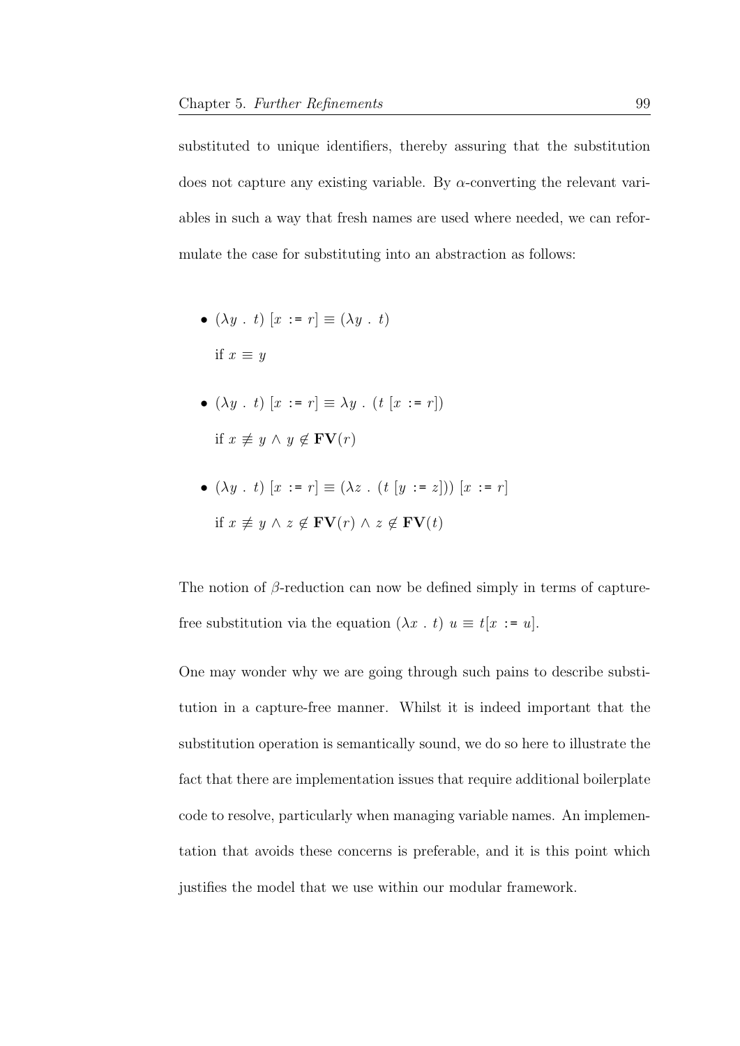substituted to unique identifiers, thereby assuring that the substitution does not capture any existing variable. By $\alpha$-converting the relevant variables in such a way that fresh names are used where needed, we can reformulate the case for substituting into an abstraction as follows:

- $(\lambda y\ .\ t)\ [x\ \texttt{:=}\ r] \equiv (\lambda y\ .\ t)$

  if $x \equiv y$

- $(\lambda y\ .\ t)\ [x\ \texttt{:=}\ r] \equiv \lambda y\ .\ (t\ [x\ \texttt{:=}\ r])$

  if $x \not\equiv y \wedge y \notin \mathbf{FV}(r)$

- $(\lambda y\ .\ t)\ [x\ \texttt{:=}\ r] \equiv (\lambda z\ .\ (t\ [y\ \texttt{:=}\ z]))\ [x\ \texttt{:=}\ r]$

  if $x \not\equiv y \wedge z \notin \mathbf{FV}(r) \wedge z \notin \mathbf{FV}(t)$

The notion of $\beta$-reduction can now be defined simply in terms of capture-free substitution via the equation $(\lambda x\ .\ t)\ u \equiv t[x\ \texttt{:=}\ u]$.

One may wonder why we are going through such pains to describe substitution in a capture-free manner. Whilst it is indeed important that the substitution operation is semantically sound, we do so here to illustrate the fact that there are implementation issues that require additional boilerplate code to resolve, particularly when managing variable names. An implementation that avoids these concerns is preferable, and it is this point which justifies the model that we use within our modular framework.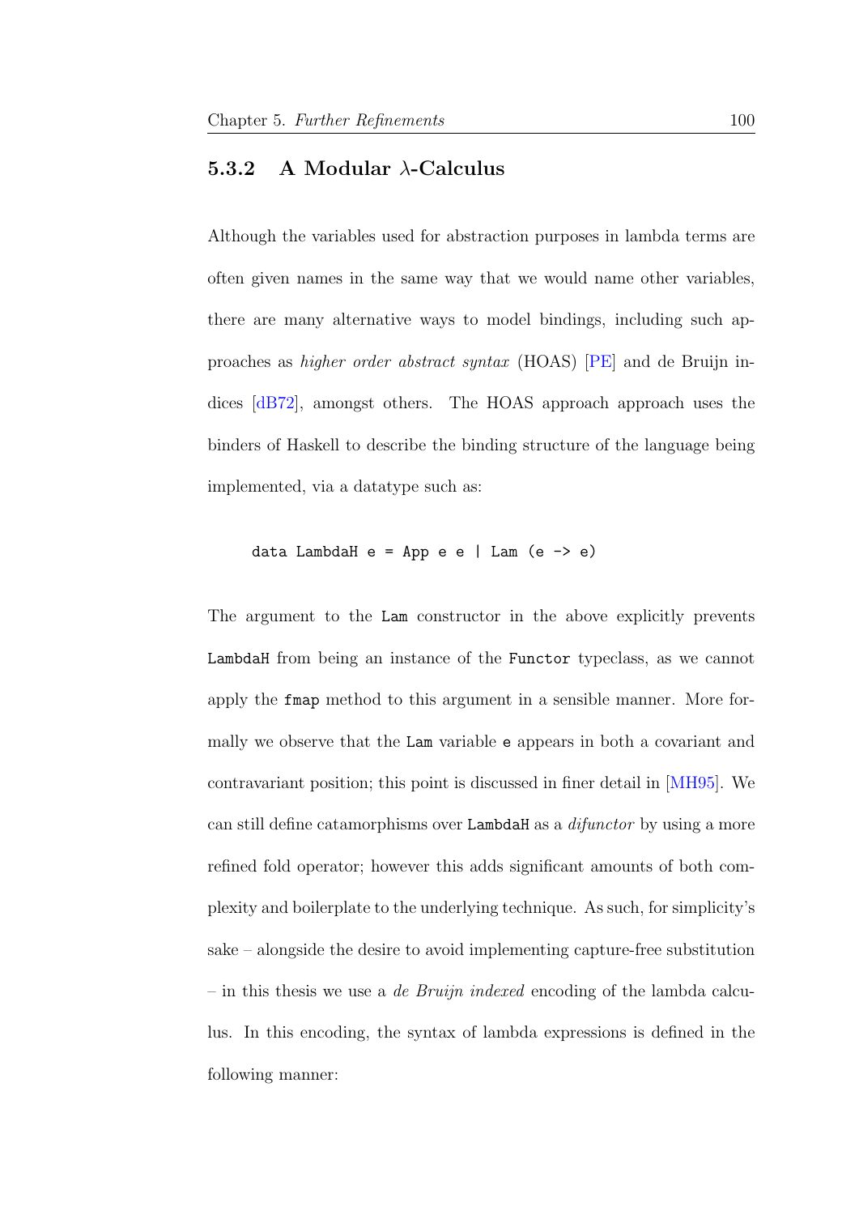### 5.3.2 A Modular $\lambda$-Calculus

Although the variables used for abstraction purposes in lambda terms are often given names in the same way that we would name other variables, there are many alternative ways to model bindings, including such approaches as *higher order abstract syntax* (HOAS) [PE] and de Bruijn indices [dB72], amongst others. The HOAS approach approach uses the binders of Haskell to describe the binding structure of the language being implemented, via a datatype such as:

```
data LambdaH e = App e e | Lam (e -> e)
```

The argument to the `Lam` constructor in the above explicitly prevents `LambdaH` from being an instance of the `Functor` typeclass, as we cannot apply the `fmap` method to this argument in a sensible manner. More formally we observe that the `Lam` variable `e` appears in both a covariant and contravariant position; this point is discussed in finer detail in [MH95]. We can still define catamorphisms over `LambdaH` as a *difunctor* by using a more refined fold operator; however this adds significant amounts of both complexity and boilerplate to the underlying technique. As such, for simplicity's sake – alongside the desire to avoid implementing capture-free substitution – in this thesis we use a *de Bruijn indexed* encoding of the lambda calculus. In this encoding, the syntax of lambda expressions is defined in the following manner: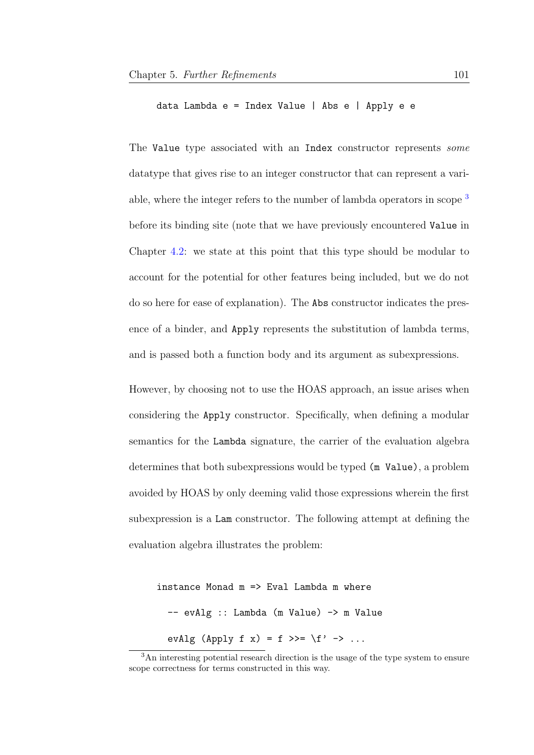```
data Lambda e = Index Value | Abs e | Apply e e
```

The `Value` type associated with an `Index` constructor represents *some* datatype that gives rise to an integer constructor that can represent a variable, where the integer refers to the number of lambda operators in scope [3] before its binding site (note that we have previously encountered `Value` in Chapter 4.2: we state at this point that this type should be modular to account for the potential for other features being included, but we do not do so here for ease of explanation). The `Abs` constructor indicates the presence of a binder, and `Apply` represents the substitution of lambda terms, and is passed both a function body and its argument as subexpressions.

However, by choosing not to use the HOAS approach, an issue arises when considering the `Apply` constructor. Specifically, when defining a modular semantics for the `Lambda` signature, the carrier of the evaluation algebra determines that both subexpressions would be typed `(m Value)`, a problem avoided by HOAS by only deeming valid those expressions wherein the first subexpression is a `Lam` constructor. The following attempt at defining the evaluation algebra illustrates the problem:

```
instance Monad m => Eval Lambda m where
  -- evAlg :: Lambda (m Value) -> m Value
  evAlg (Apply f x) = f >>= \f' -> ...
```

[3] An interesting potential research direction is the usage of the type system to ensure scope correctness for terms constructed in this way.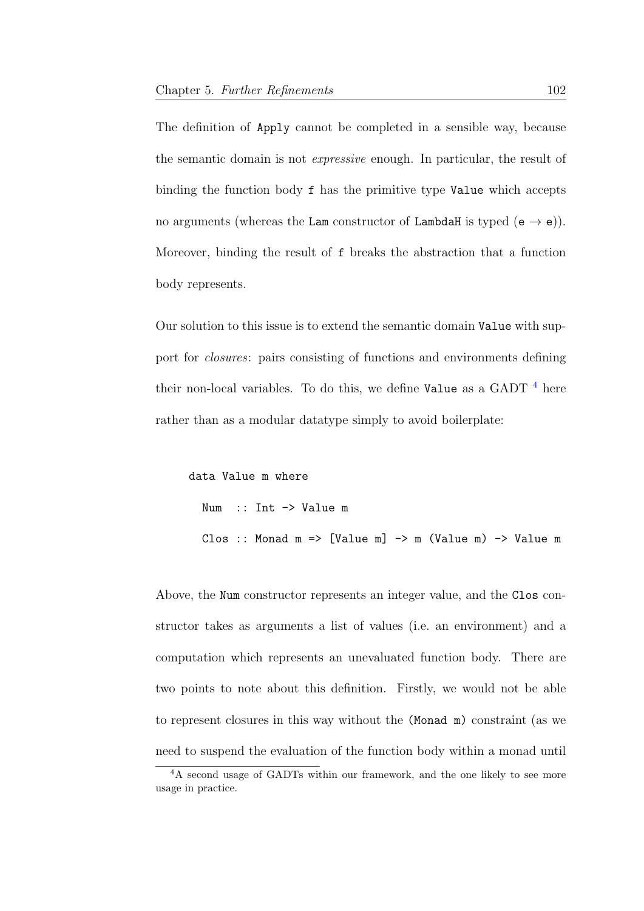The definition of `Apply` cannot be completed in a sensible way, because the semantic domain is not *expressive* enough. In particular, the result of binding the function body `f` has the primitive type `Value` which accepts no arguments (whereas the `Lam` constructor of `LambdaH` is typed (`e` → `e`)). Moreover, binding the result of `f` breaks the abstraction that a function body represents.

Our solution to this issue is to extend the semantic domain `Value` with support for *closures*: pairs consisting of functions and environments defining their non-local variables. To do this, we define `Value` as a GADT [4] here rather than as a modular datatype simply to avoid boilerplate:

```
data Value m where
  Num  :: Int -> Value m
  Clos :: Monad m => [Value m] -> m (Value m) -> Value m
```

Above, the `Num` constructor represents an integer value, and the `Clos` constructor takes as arguments a list of values (i.e. an environment) and a computation which represents an unevaluated function body. There are two points to note about this definition. Firstly, we would not be able to represent closures in this way without the `(Monad m)` constraint (as we need to suspend the evaluation of the function body within a monad until

[4] A second usage of GADTs within our framework, and the one likely to see more usage in practice.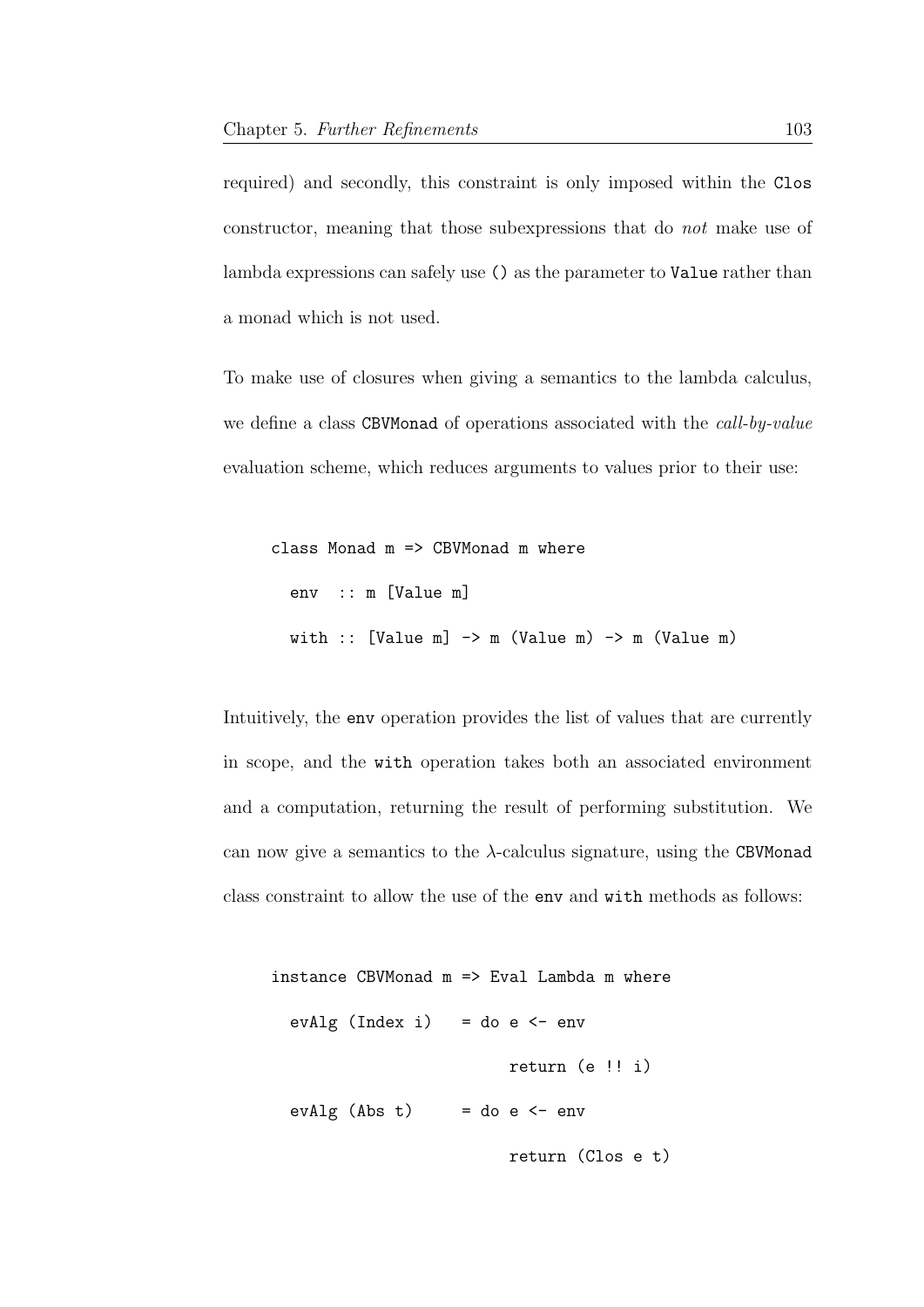required) and secondly, this constraint is only imposed within the `Clos` constructor, meaning that those subexpressions that do *not* make use of lambda expressions can safely use `()` as the parameter to `Value` rather than a monad which is not used.

To make use of closures when giving a semantics to the lambda calculus, we define a class `CBVMonad` of operations associated with the *call-by-value* evaluation scheme, which reduces arguments to values prior to their use:

```
class Monad m => CBVMonad m where
  env  :: m [Value m]
  with :: [Value m] -> m (Value m) -> m (Value m)
```

Intuitively, the `env` operation provides the list of values that are currently in scope, and the `with` operation takes both an associated environment and a computation, returning the result of performing substitution. We can now give a semantics to the $\lambda$-calculus signature, using the `CBVMonad` class constraint to allow the use of the `env` and `with` methods as follows:

```
instance CBVMonad m => Eval Lambda m where
  evAlg (Index i)   = do e <- env
                         return (e !! i)
  evAlg (Abs t)     = do e <- env
                         return (Clos e t)
```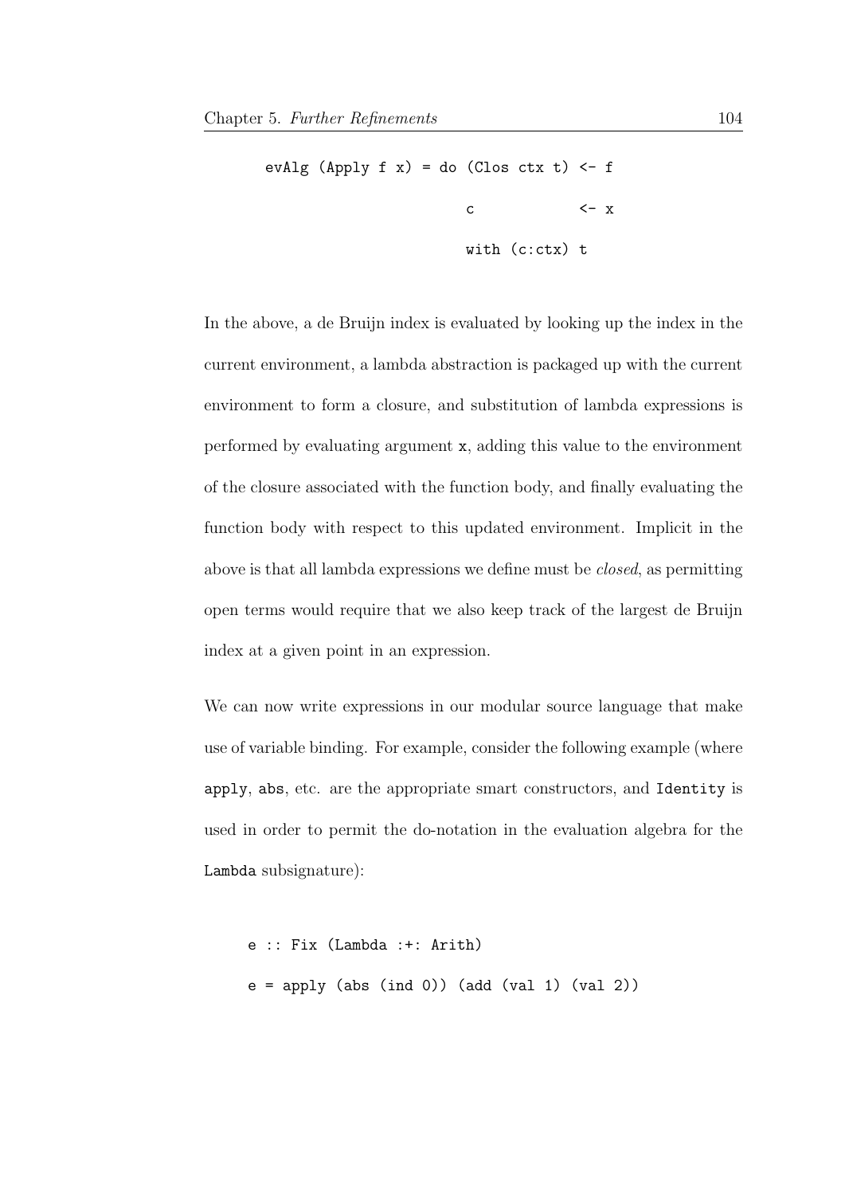```
evAlg (Apply f x) = do (Clos ctx t) <- f
                        c            <- x
                        with (c:ctx) t
```

In the above, a de Bruijn index is evaluated by looking up the index in the current environment, a lambda abstraction is packaged up with the current environment to form a closure, and substitution of lambda expressions is performed by evaluating argument x, adding this value to the environment of the closure associated with the function body, and finally evaluating the function body with respect to this updated environment. Implicit in the above is that all lambda expressions we define must be *closed*, as permitting open terms would require that we also keep track of the largest de Bruijn index at a given point in an expression.

We can now write expressions in our modular source language that make use of variable binding. For example, consider the following example (where apply, abs, etc. are the appropriate smart constructors, and Identity is used in order to permit the do-notation in the evaluation algebra for the Lambda subsignature):

```
e :: Fix (Lambda :+: Arith)
e = apply (abs (ind 0)) (add (val 1) (val 2))
```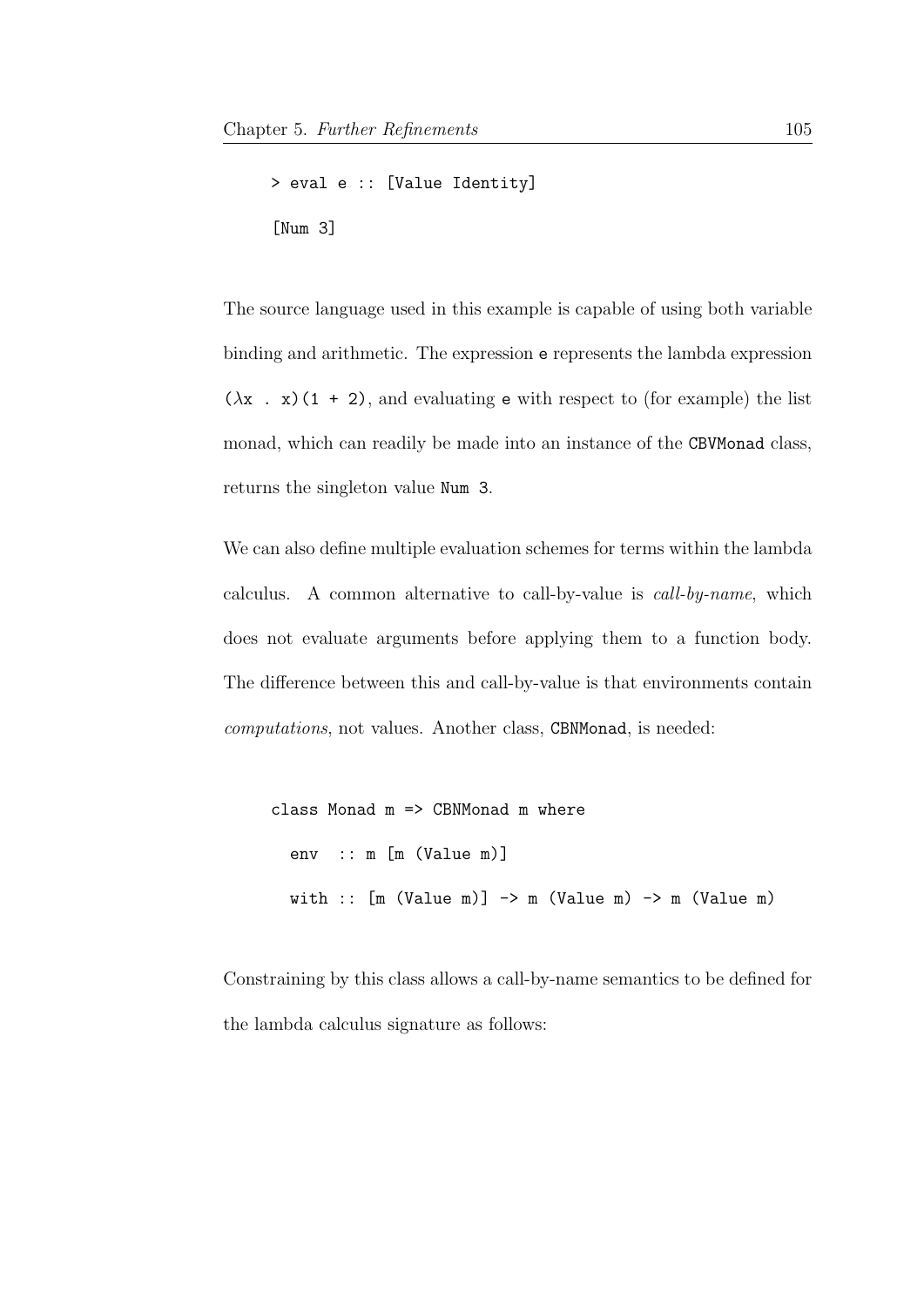```
> eval e :: [Value Identity]
[Num 3]
```

The source language used in this example is capable of using both variable binding and arithmetic. The expression `e` represents the lambda expression `(λx . x)(1 + 2)`, and evaluating `e` with respect to (for example) the list monad, which can readily be made into an instance of the `CBVMonad` class, returns the singleton value `Num 3`.

We can also define multiple evaluation schemes for terms within the lambda calculus. A common alternative to call-by-value is *call-by-name*, which does not evaluate arguments before applying them to a function body. The difference between this and call-by-value is that environments contain *computations*, not values. Another class, `CBNMonad`, is needed:

```
class Monad m => CBNMonad m where
  env  :: m [m (Value m)]
  with :: [m (Value m)] -> m (Value m) -> m (Value m)
```

Constraining by this class allows a call-by-name semantics to be defined for the lambda calculus signature as follows: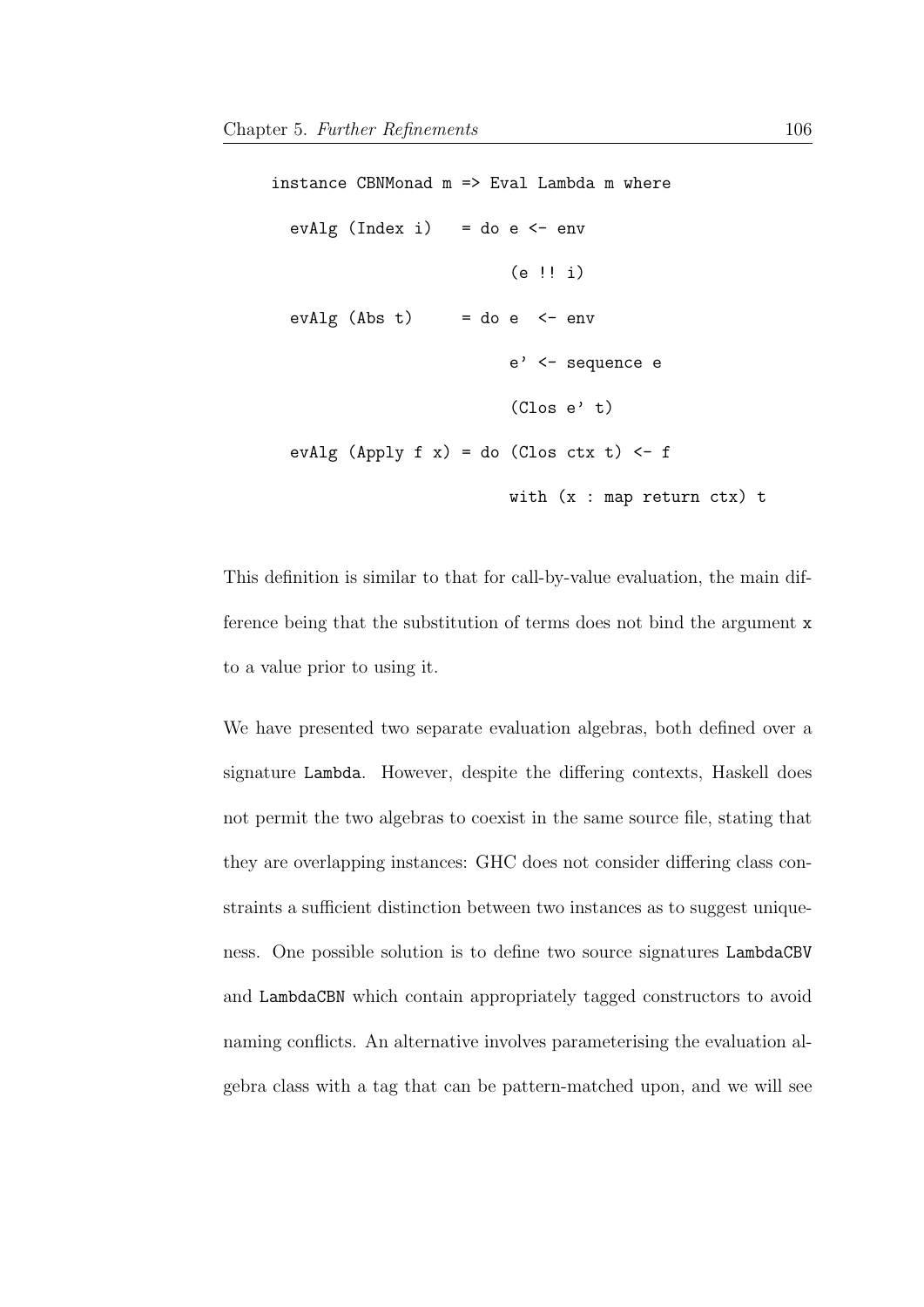```
instance CBNMonad m => Eval Lambda m where
  evAlg (Index i)   = do e <- env
                         (e !! i)
  evAlg (Abs t)     = do e  <- env
                         e' <- sequence e
                         (Clos e' t)
  evAlg (Apply f x) = do (Clos ctx t) <- f
                         with (x : map return ctx) t
```

This definition is similar to that for call-by-value evaluation, the main difference being that the substitution of terms does not bind the argument `x` to a value prior to using it.

We have presented two separate evaluation algebras, both defined over a signature `Lambda`. However, despite the differing contexts, Haskell does not permit the two algebras to coexist in the same source file, stating that they are overlapping instances: GHC does not consider differing class constraints a sufficient distinction between two instances as to suggest uniqueness. One possible solution is to define two source signatures `LambdaCBV` and `LambdaCBN` which contain appropriately tagged constructors to avoid naming conflicts. An alternative involves parameterising the evaluation algebra class with a tag that can be pattern-matched upon, and we will see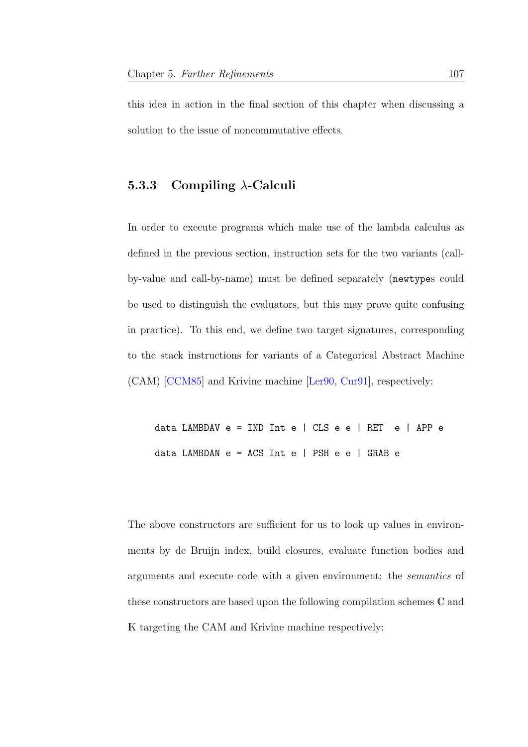this idea in action in the final section of this chapter when discussing a solution to the issue of noncommutative effects.

### 5.3.3 Compiling $\lambda$-Calculi

In order to execute programs which make use of the lambda calculus as defined in the previous section, instruction sets for the two variants (call-by-value and call-by-name) must be defined separately (`newtype`s could be used to distinguish the evaluators, but this may prove quite confusing in practice). To this end, we define two target signatures, corresponding to the stack instructions for variants of a Categorical Abstract Machine (CAM) [CCM85] and Krivine machine [Ler90, Cur91], respectively:

```
data LAMBDAV e = IND Int e | CLS e e | RET  e | APP e
data LAMBDAN e = ACS Int e | PSH e e | GRAB e
```

The above constructors are sufficient for us to look up values in environments by de Bruijn index, build closures, evaluate function bodies and arguments and execute code with a given environment: the *semantics* of these constructors are based upon the following compilation schemes $\mathbb{C}$ and $\mathbb{K}$ targeting the CAM and Krivine machine respectively: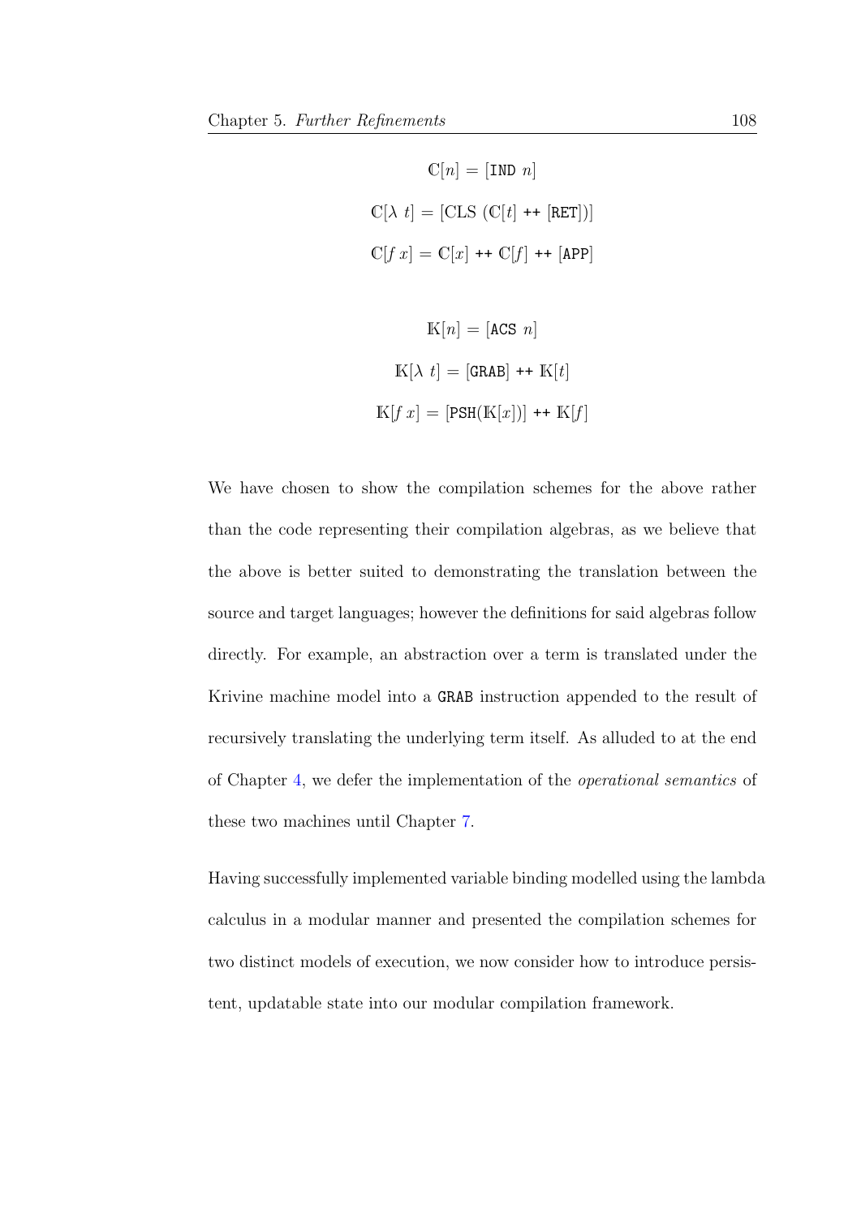$$\mathbb{C}[n] = [\texttt{IND}\ n]$$

$$\mathbb{C}[\lambda\ t] = [\text{CLS}\ (\mathbb{C}[t]\ \texttt{++}\ [\texttt{RET}])]$$

$$\mathbb{C}[f\ x] = \mathbb{C}[x]\ \texttt{++}\ \mathbb{C}[f]\ \texttt{++}\ [\texttt{APP}]$$

$$\mathbb{K}[n] = [\texttt{ACS}\ n]$$

$$\mathbb{K}[\lambda\ t] = [\texttt{GRAB}]\ \texttt{++}\ \mathbb{K}[t]$$

$$\mathbb{K}[f\ x] = [\texttt{PSH}(\mathbb{K}[x])]\ \texttt{++}\ \mathbb{K}[f]$$

We have chosen to show the compilation schemes for the above rather than the code representing their compilation algebras, as we believe that the above is better suited to demonstrating the translation between the source and target languages; however the definitions for said algebras follow directly. For example, an abstraction over a term is translated under the Krivine machine model into a `GRAB` instruction appended to the result of recursively translating the underlying term itself. As alluded to at the end of Chapter 4, we defer the implementation of the *operational semantics* of these two machines until Chapter 7.

Having successfully implemented variable binding modelled using the lambda calculus in a modular manner and presented the compilation schemes for two distinct models of execution, we now consider how to introduce persistent, updatable state into our modular compilation framework.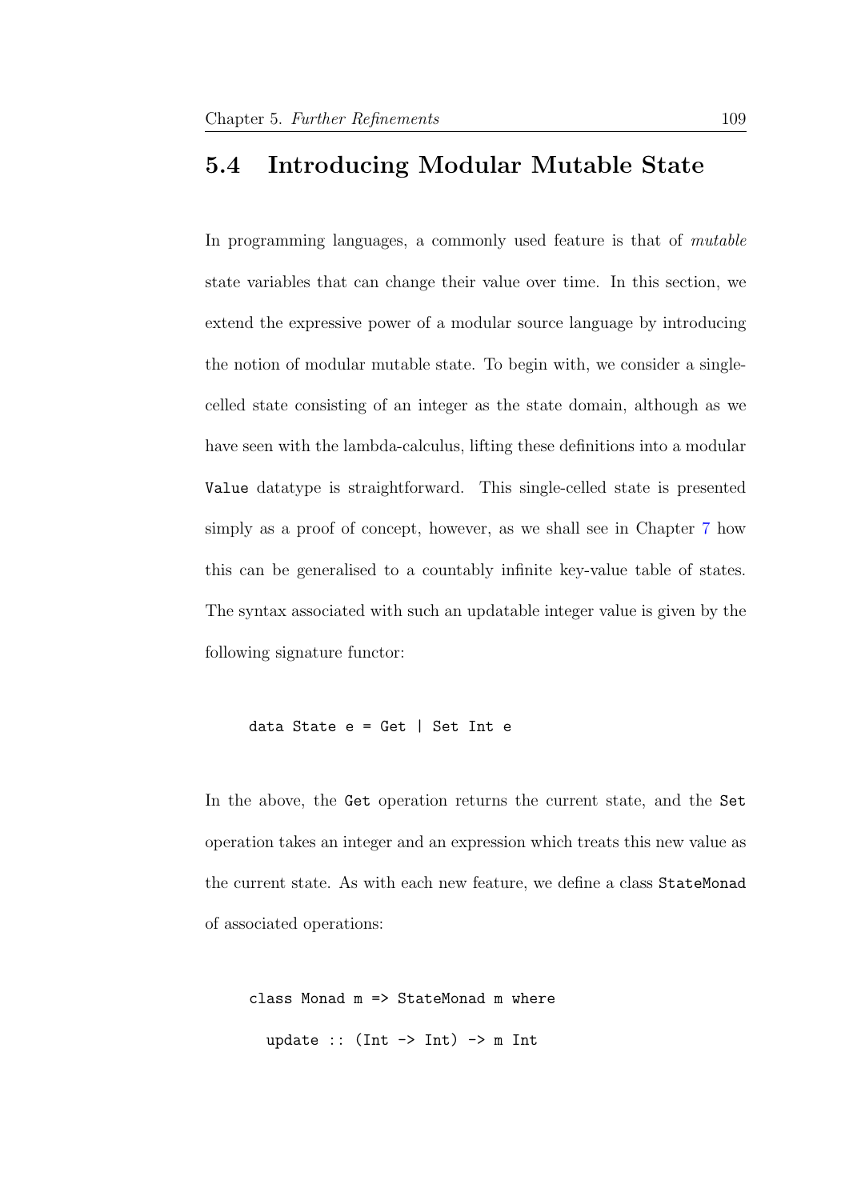## 5.4 Introducing Modular Mutable State

In programming languages, a commonly used feature is that of *mutable* state variables that can change their value over time. In this section, we extend the expressive power of a modular source language by introducing the notion of modular mutable state. To begin with, we consider a single-celled state consisting of an integer as the state domain, although as we have seen with the lambda-calculus, lifting these definitions into a modular `Value` datatype is straightforward. This single-celled state is presented simply as a proof of concept, however, as we shall see in Chapter 7 how this can be generalised to a countably infinite key-value table of states. The syntax associated with such an updatable integer value is given by the following signature functor:

```
data State e = Get | Set Int e
```

In the above, the `Get` operation returns the current state, and the `Set` operation takes an integer and an expression which treats this new value as the current state. As with each new feature, we define a class `StateMonad` of associated operations:

```
class Monad m => StateMonad m where
  update :: (Int -> Int) -> m Int
```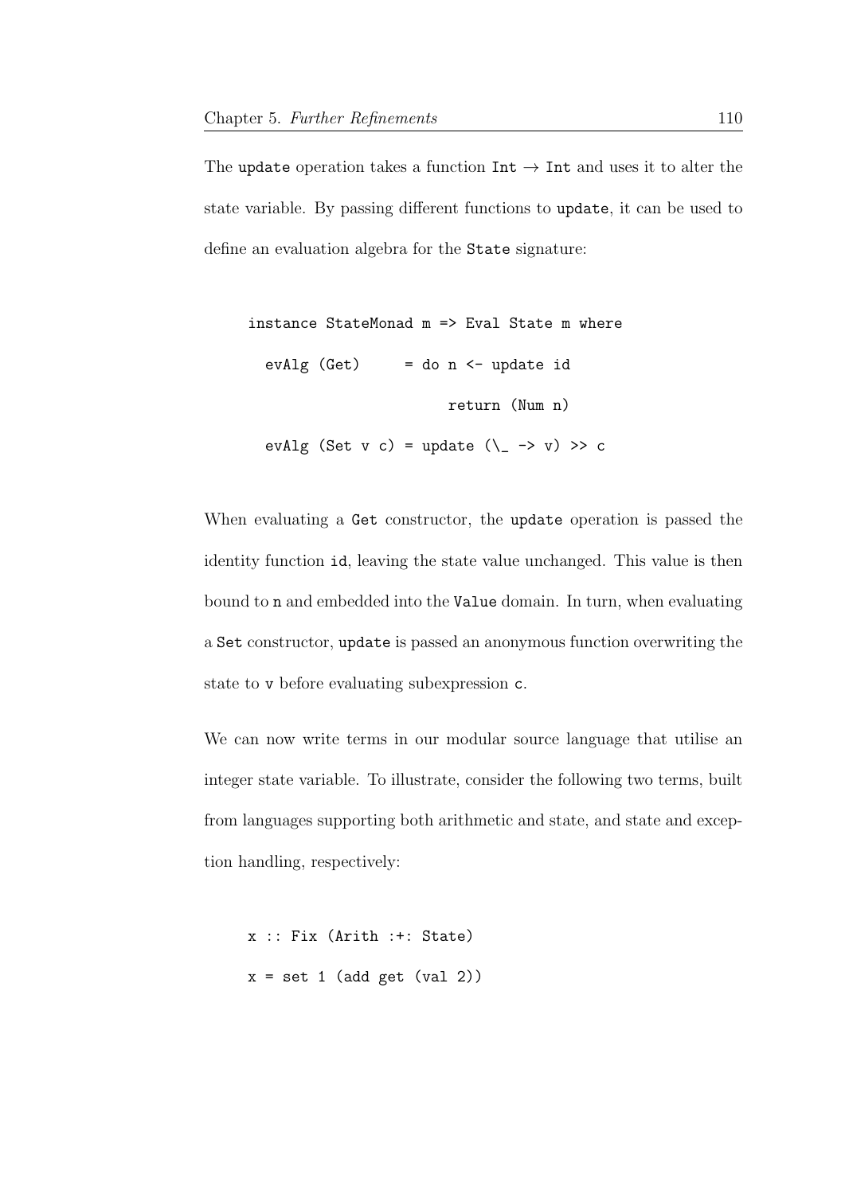The `update` operation takes a function `Int` → `Int` and uses it to alter the state variable. By passing different functions to `update`, it can be used to define an evaluation algebra for the `State` signature:

```
instance StateMonad m => Eval State m where
  evAlg (Get)     = do n <- update id
                       return (Num n)
  evAlg (Set v c) = update (\_ -> v) >> c
```

When evaluating a `Get` constructor, the `update` operation is passed the identity function `id`, leaving the state value unchanged. This value is then bound to `n` and embedded into the `Value` domain. In turn, when evaluating a `Set` constructor, `update` is passed an anonymous function overwriting the state to `v` before evaluating subexpression `c`.

We can now write terms in our modular source language that utilise an integer state variable. To illustrate, consider the following two terms, built from languages supporting both arithmetic and state, and state and exception handling, respectively:

```
x :: Fix (Arith :+: State)
x = set 1 (add get (val 2))
```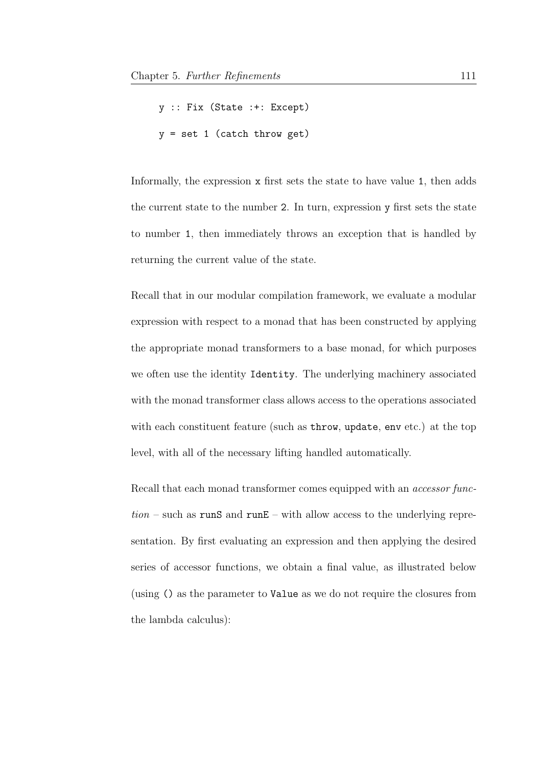```
y :: Fix (State :+: Except)
y = set 1 (catch throw get)
```

Informally, the expression `x` first sets the state to have value `1`, then adds the current state to the number `2`. In turn, expression `y` first sets the state to number `1`, then immediately throws an exception that is handled by returning the current value of the state.

Recall that in our modular compilation framework, we evaluate a modular expression with respect to a monad that has been constructed by applying the appropriate monad transformers to a base monad, for which purposes we often use the identity `Identity`. The underlying machinery associated with the monad transformer class allows access to the operations associated with each constituent feature (such as `throw`, `update`, `env` etc.) at the top level, with all of the necessary lifting handled automatically.

Recall that each monad transformer comes equipped with an *accessor function* – such as `runS` and `runE` – with allow access to the underlying representation. By first evaluating an expression and then applying the desired series of accessor functions, we obtain a final value, as illustrated below (using `()` as the parameter to `Value` as we do not require the closures from the lambda calculus):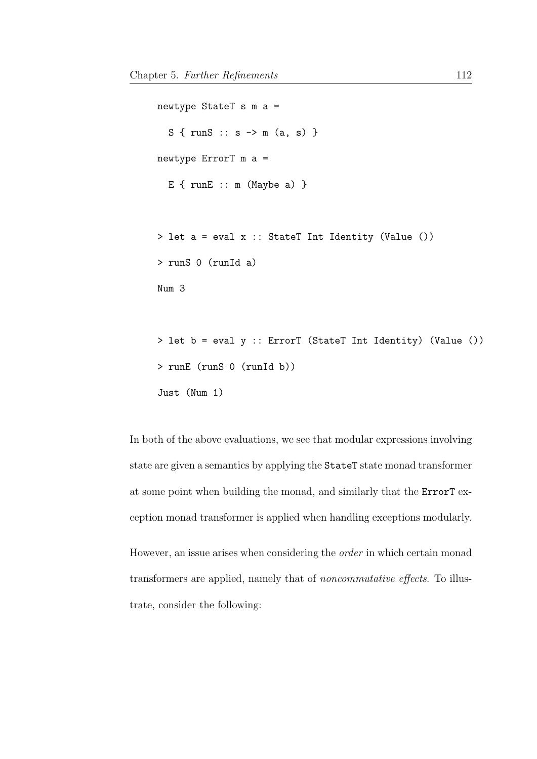```
newtype StateT s m a =
  S { runS :: s -> m (a, s) }
newtype ErrorT m a =
  E { runE :: m (Maybe a) }

> let a = eval x :: StateT Int Identity (Value ())
> runS 0 (runId a)
Num 3

> let b = eval y :: ErrorT (StateT Int Identity) (Value ())
> runE (runS 0 (runId b))
Just (Num 1)
```

In both of the above evaluations, we see that modular expressions involving state are given a semantics by applying the `StateT` state monad transformer at some point when building the monad, and similarly that the `ErrorT` exception monad transformer is applied when handling exceptions modularly.

However, an issue arises when considering the *order* in which certain monad transformers are applied, namely that of *noncommutative effects*. To illustrate, consider the following: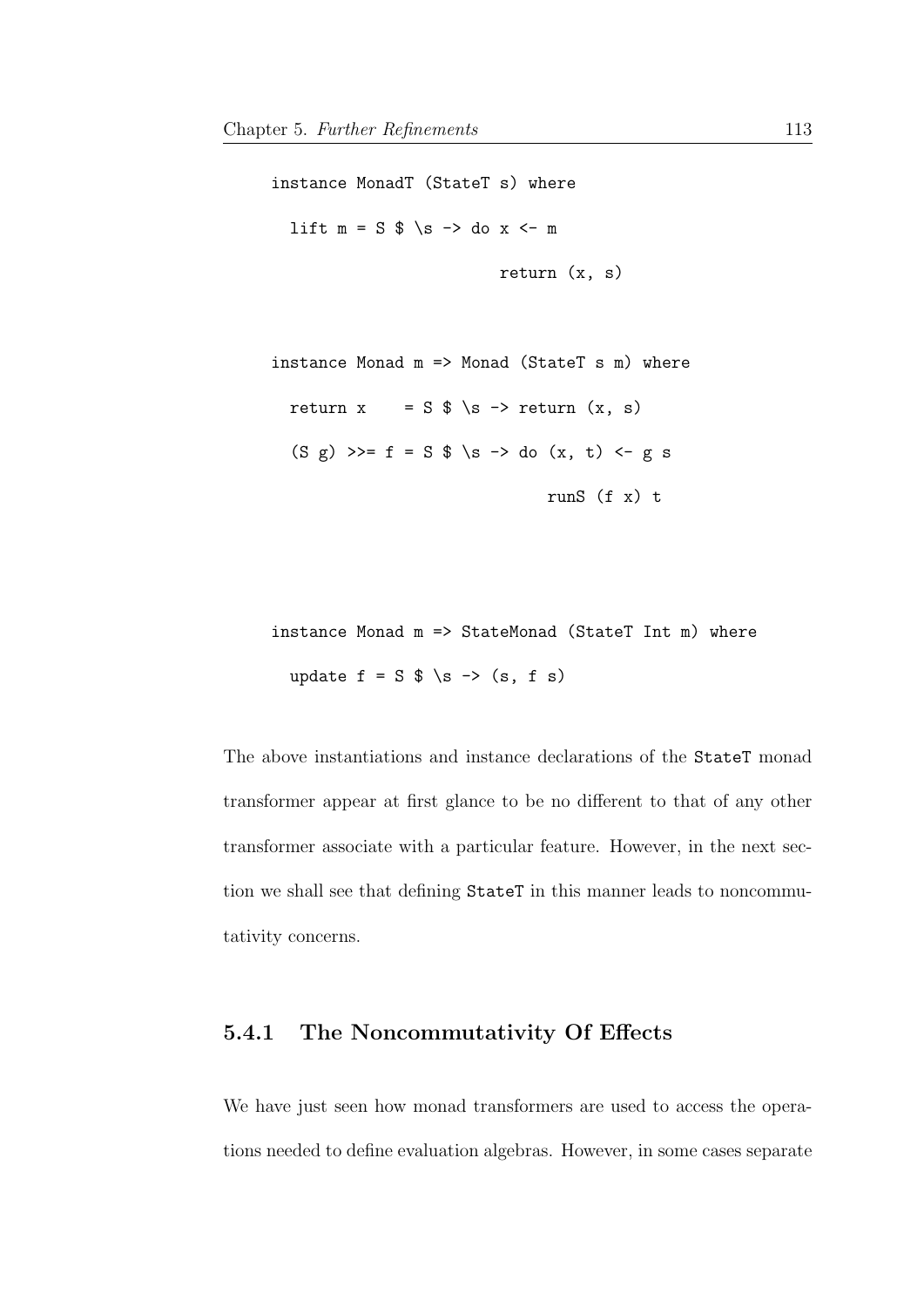```haskell
instance MonadT (StateT s) where
  lift m = S $ \s -> do x <- m
                        return (x, s)

instance Monad m => Monad (StateT s m) where
  return x    = S $ \s -> return (x, s)
  (S g) >>= f = S $ \s -> do (x, t) <- g s
                             runS (f x) t



instance Monad m => StateMonad (StateT Int m) where
  update f = S $ \s -> (s, f s)
```

The above instantiations and instance declarations of the StateT monad transformer appear at first glance to be no different to that of any other transformer associate with a particular feature. However, in the next section we shall see that defining StateT in this manner leads to noncommutativity concerns.

### 5.4.1 The Noncommutativity Of Effects

We have just seen how monad transformers are used to access the operations needed to define evaluation algebras. However, in some cases separate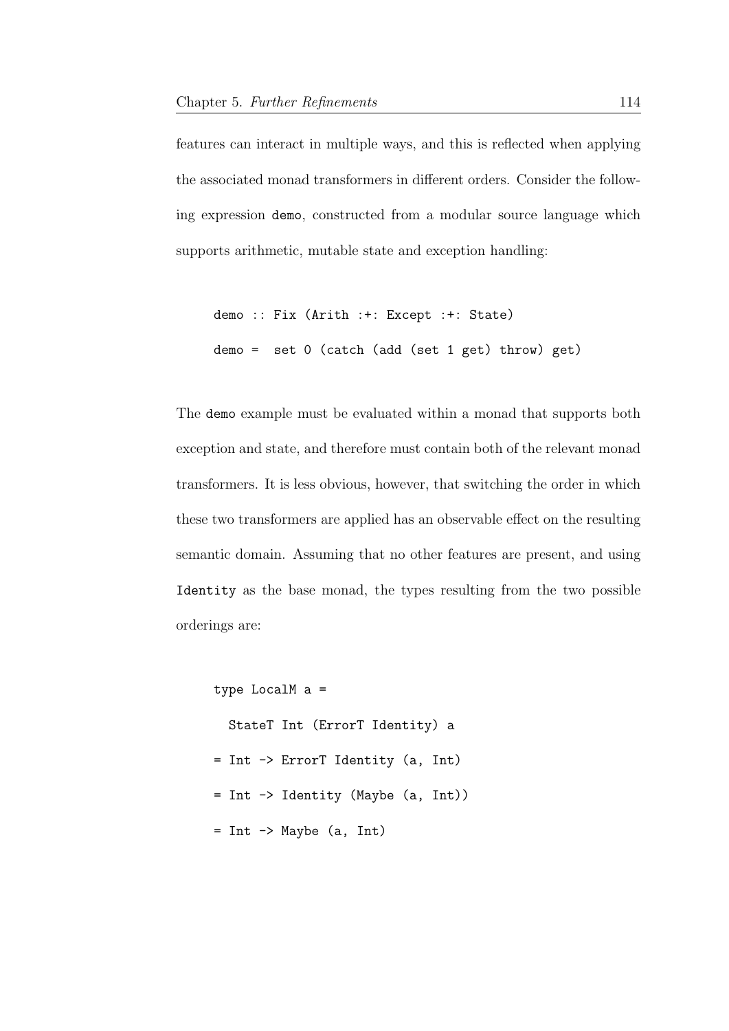features can interact in multiple ways, and this is reflected when applying the associated monad transformers in different orders. Consider the following expression `demo`, constructed from a modular source language which supports arithmetic, mutable state and exception handling:

```
demo :: Fix (Arith :+: Except :+: State)
demo =  set 0 (catch (add (set 1 get) throw) get)
```

The `demo` example must be evaluated within a monad that supports both exception and state, and therefore must contain both of the relevant monad transformers. It is less obvious, however, that switching the order in which these two transformers are applied has an observable effect on the resulting semantic domain. Assuming that no other features are present, and using `Identity` as the base monad, the types resulting from the two possible orderings are:

```
type LocalM a =
  StateT Int (ErrorT Identity) a
= Int -> ErrorT Identity (a, Int)
= Int -> Identity (Maybe (a, Int))
= Int -> Maybe (a, Int)
```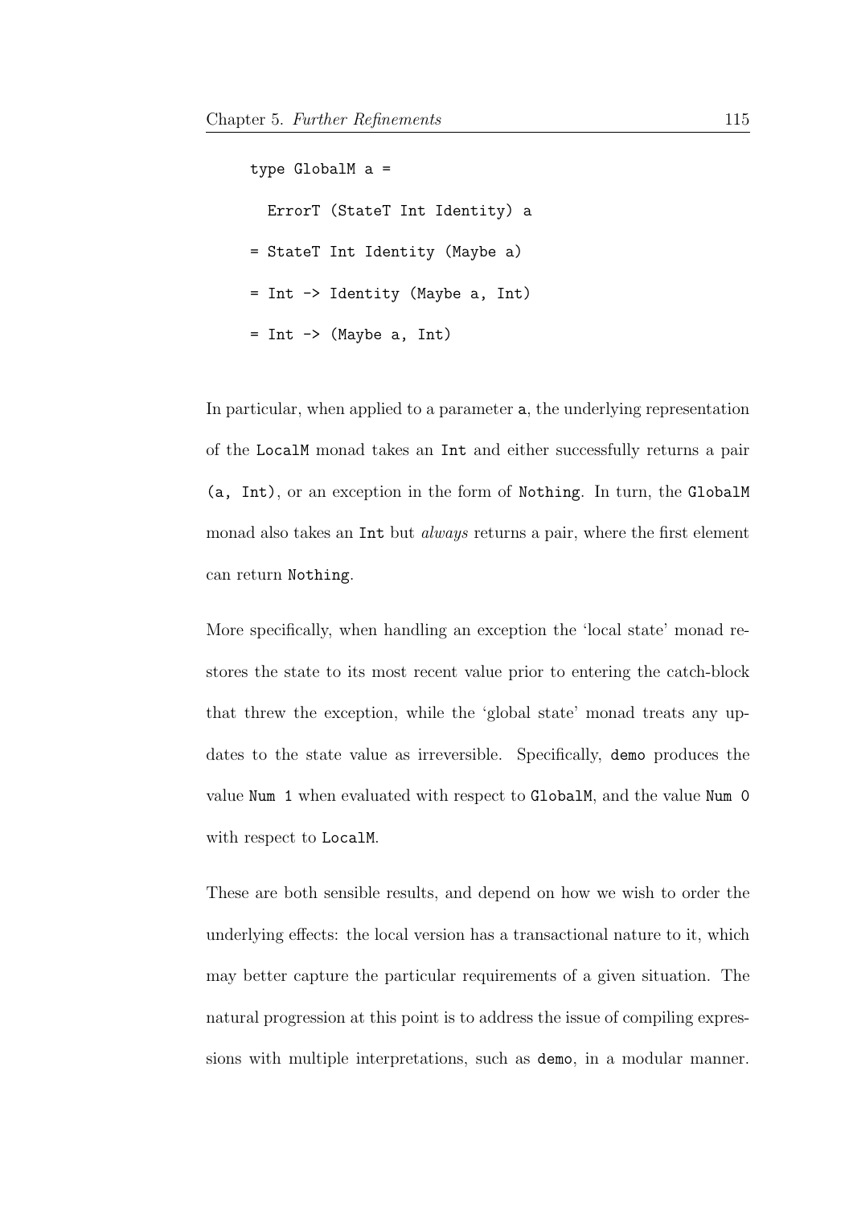```
type GlobalM a =
  ErrorT (StateT Int Identity) a
= StateT Int Identity (Maybe a)
= Int -> Identity (Maybe a, Int)
= Int -> (Maybe a, Int)
```

In particular, when applied to a parameter `a`, the underlying representation of the `LocalM` monad takes an `Int` and either successfully returns a pair `(a, Int)`, or an exception in the form of `Nothing`. In turn, the `GlobalM` monad also takes an `Int` but *always* returns a pair, where the first element can return `Nothing`.

More specifically, when handling an exception the 'local state' monad restores the state to its most recent value prior to entering the catch-block that threw the exception, while the 'global state' monad treats any updates to the state value as irreversible. Specifically, `demo` produces the value `Num 1` when evaluated with respect to `GlobalM`, and the value `Num 0` with respect to `LocalM`.

These are both sensible results, and depend on how we wish to order the underlying effects: the local version has a transactional nature to it, which may better capture the particular requirements of a given situation. The natural progression at this point is to address the issue of compiling expressions with multiple interpretations, such as `demo`, in a modular manner.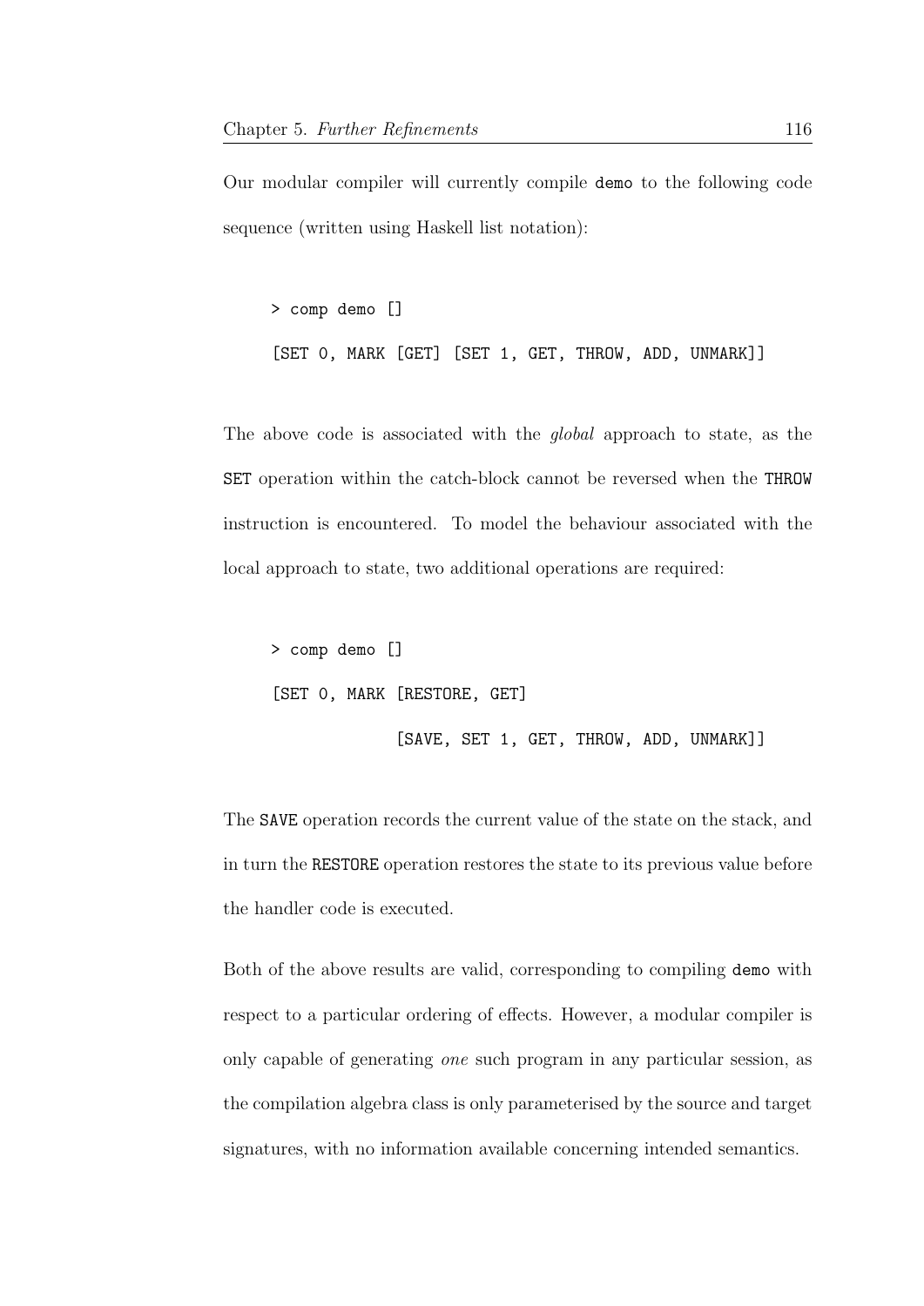Our modular compiler will currently compile demo to the following code sequence (written using Haskell list notation):

```
> comp demo []
[SET 0, MARK [GET] [SET 1, GET, THROW, ADD, UNMARK]]
```

The above code is associated with the *global* approach to state, as the SET operation within the catch-block cannot be reversed when the THROW instruction is encountered. To model the behaviour associated with the local approach to state, two additional operations are required:

```
> comp demo []
[SET 0, MARK [RESTORE, GET]
             [SAVE, SET 1, GET, THROW, ADD, UNMARK]]
```

The SAVE operation records the current value of the state on the stack, and in turn the RESTORE operation restores the state to its previous value before the handler code is executed.

Both of the above results are valid, corresponding to compiling demo with respect to a particular ordering of effects. However, a modular compiler is only capable of generating *one* such program in any particular session, as the compilation algebra class is only parameterised by the source and target signatures, with no information available concerning intended semantics.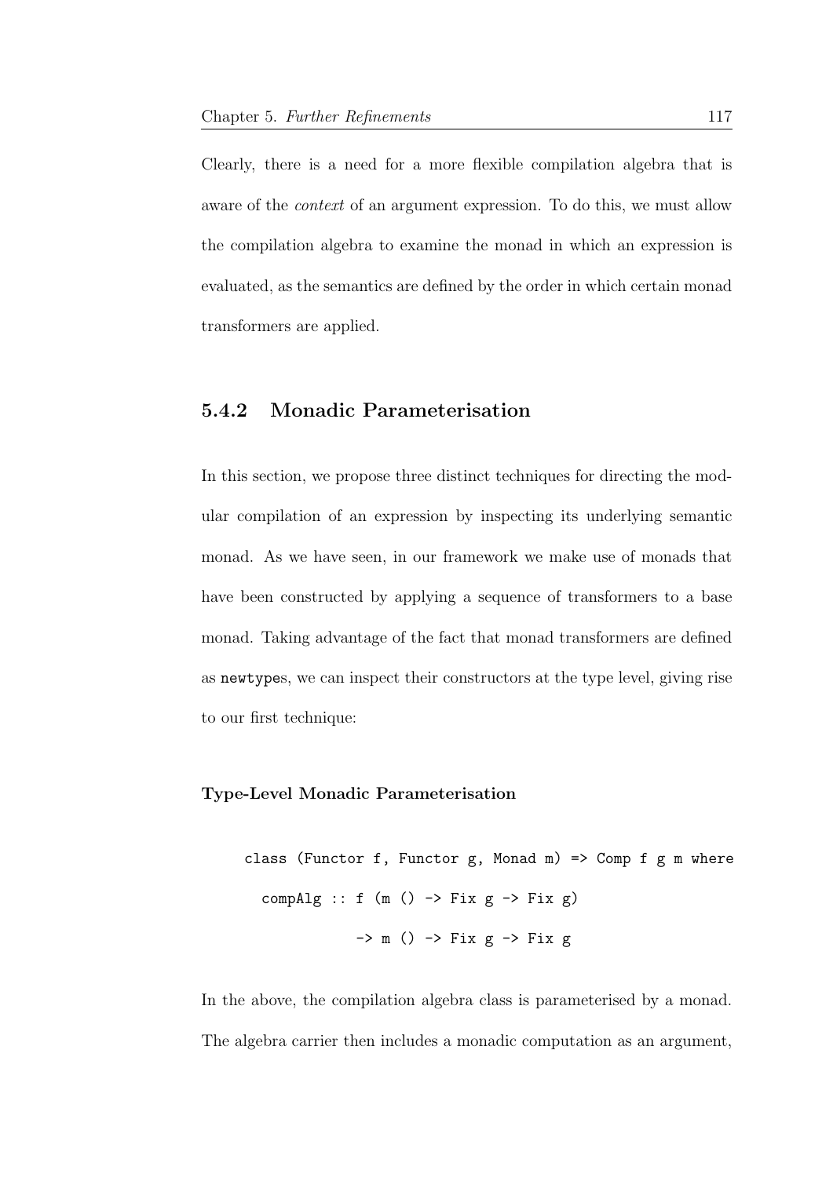Clearly, there is a need for a more flexible compilation algebra that is aware of the *context* of an argument expression. To do this, we must allow the compilation algebra to examine the monad in which an expression is evaluated, as the semantics are defined by the order in which certain monad transformers are applied.

### 5.4.2 Monadic Parameterisation

In this section, we propose three distinct techniques for directing the modular compilation of an expression by inspecting its underlying semantic monad. As we have seen, in our framework we make use of monads that have been constructed by applying a sequence of transformers to a base monad. Taking advantage of the fact that monad transformers are defined as `newtype`s, we can inspect their constructors at the type level, giving rise to our first technique:

#### Type-Level Monadic Parameterisation

```
class (Functor f, Functor g, Monad m) => Comp f g m where
  compAlg :: f (m () -> Fix g -> Fix g)
             -> m () -> Fix g -> Fix g
```

In the above, the compilation algebra class is parameterised by a monad. The algebra carrier then includes a monadic computation as an argument,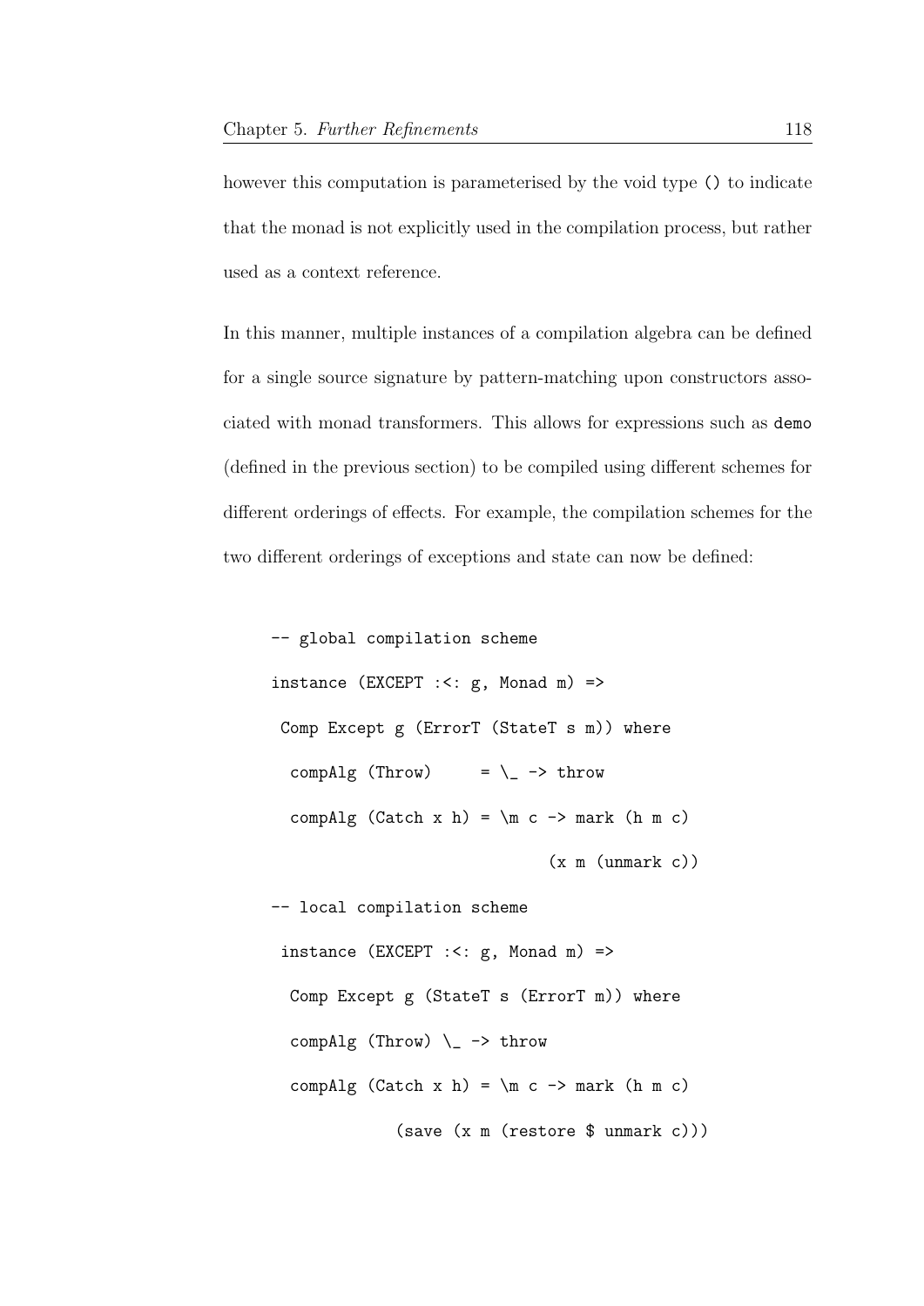however this computation is parameterised by the void type `()` to indicate that the monad is not explicitly used in the compilation process, but rather used as a context reference.

In this manner, multiple instances of a compilation algebra can be defined for a single source signature by pattern-matching upon constructors associated with monad transformers. This allows for expressions such as `demo` (defined in the previous section) to be compiled using different schemes for different orderings of effects. For example, the compilation schemes for the two different orderings of exceptions and state can now be defined:

```
-- global compilation scheme
instance (EXCEPT :<: g, Monad m) =>
 Comp Except g (ErrorT (StateT s m)) where
  compAlg (Throw)     = \_ -> throw
  compAlg (Catch x h) = \m c -> mark (h m c)
                          (x m (unmark c))
-- local compilation scheme
 instance (EXCEPT :<: g, Monad m) =>
  Comp Except g (StateT s (ErrorT m)) where
  compAlg (Throw) \_ -> throw
  compAlg (Catch x h) = \m c -> mark (h m c)
            (save (x m (restore $ unmark c)))
```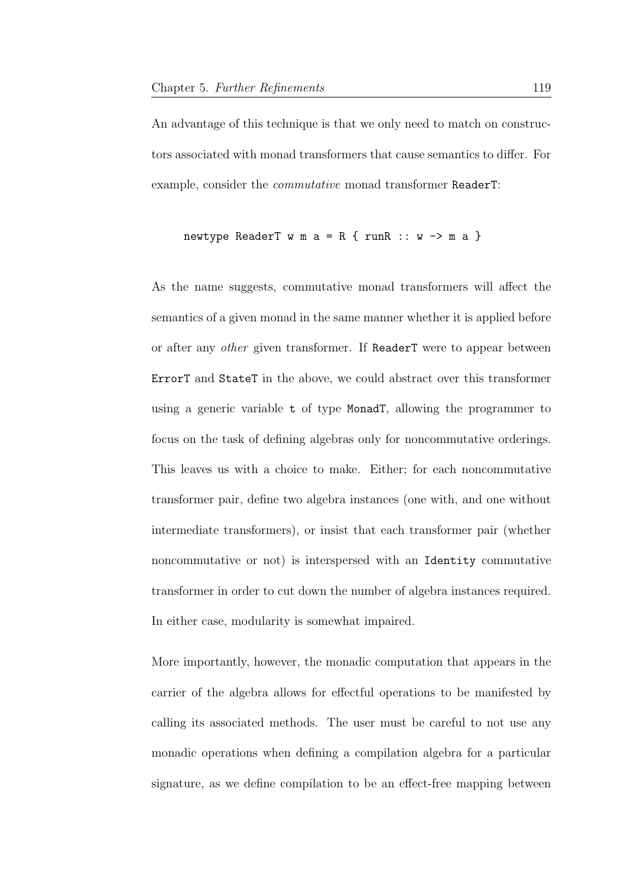An advantage of this technique is that we only need to match on constructors associated with monad transformers that cause semantics to differ. For example, consider the *commutative* monad transformer `ReaderT`:

```
newtype ReaderT w m a = R { runR :: w -> m a }
```

As the name suggests, commutative monad transformers will affect the semantics of a given monad in the same manner whether it is applied before or after any *other* given transformer. If `ReaderT` were to appear between `ErrorT` and `StateT` in the above, we could abstract over this transformer using a generic variable `t` of type `MonadT`, allowing the programmer to focus on the task of defining algebras only for noncommutative orderings. This leaves us with a choice to make. Either; for each noncommutative transformer pair, define two algebra instances (one with, and one without intermediate transformers), or insist that each transformer pair (whether noncommutative or not) is interspersed with an `Identity` commutative transformer in order to cut down the number of algebra instances required. In either case, modularity is somewhat impaired.

More importantly, however, the monadic computation that appears in the carrier of the algebra allows for effectful operations to be manifested by calling its associated methods. The user must be careful to not use any monadic operations when defining a compilation algebra for a particular signature, as we define compilation to be an effect-free mapping between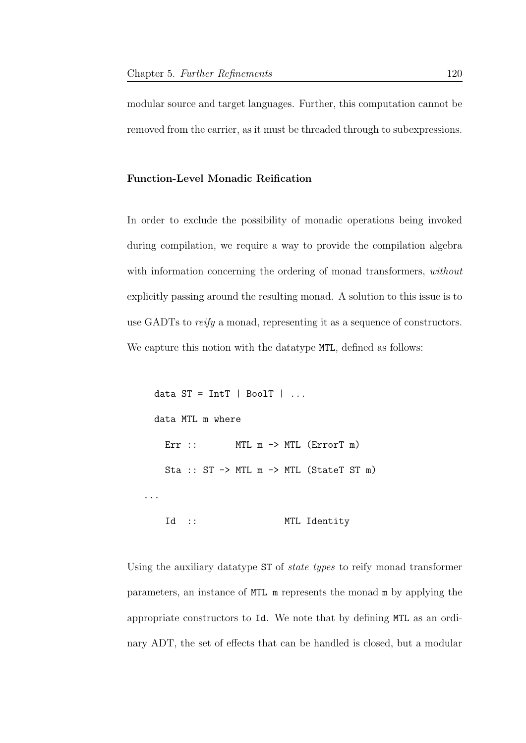modular source and target languages. Further, this computation cannot be removed from the carrier, as it must be threaded through to subexpressions.

### Function-Level Monadic Reification

In order to exclude the possibility of monadic operations being invoked during compilation, we require a way to provide the compilation algebra with information concerning the ordering of monad transformers, *without* explicitly passing around the resulting monad. A solution to this issue is to use GADTs to *reify* a monad, representing it as a sequence of constructors. We capture this notion with the datatype `MTL`, defined as follows:

```
data ST = IntT | BoolT | ...
data MTL m where
  Err ::       MTL m -> MTL (ErrorT m)
  Sta :: ST -> MTL m -> MTL (StateT ST m)
...
  Id  ::                MTL Identity
```

Using the auxiliary datatype `ST` of *state types* to reify monad transformer parameters, an instance of `MTL m` represents the monad `m` by applying the appropriate constructors to `Id`. We note that by defining `MTL` as an ordinary ADT, the set of effects that can be handled is closed, but a modular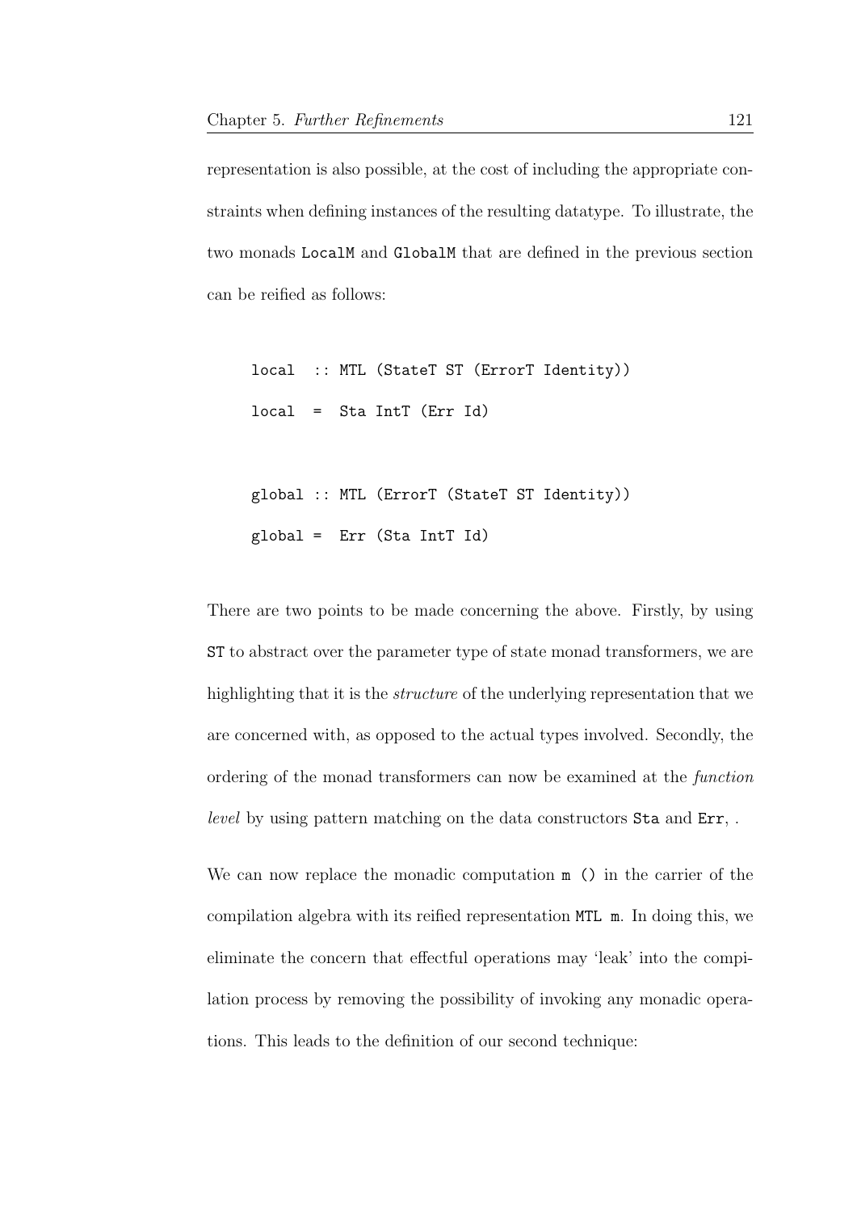representation is also possible, at the cost of including the appropriate constraints when defining instances of the resulting datatype. To illustrate, the two monads `LocalM` and `GlobalM` that are defined in the previous section can be reified as follows:

```
local  :: MTL (StateT ST (ErrorT Identity))
local  =  Sta IntT (Err Id)

global :: MTL (ErrorT (StateT ST Identity))
global =  Err (Sta IntT Id)
```

There are two points to be made concerning the above. Firstly, by using `ST` to abstract over the parameter type of state monad transformers, we are highlighting that it is the *structure* of the underlying representation that we are concerned with, as opposed to the actual types involved. Secondly, the ordering of the monad transformers can now be examined at the *function level* by using pattern matching on the data constructors `Sta` and `Err`, .

We can now replace the monadic computation `m ()` in the carrier of the compilation algebra with its reified representation `MTL m`. In doing this, we eliminate the concern that effectful operations may 'leak' into the compilation process by removing the possibility of invoking any monadic operations. This leads to the definition of our second technique: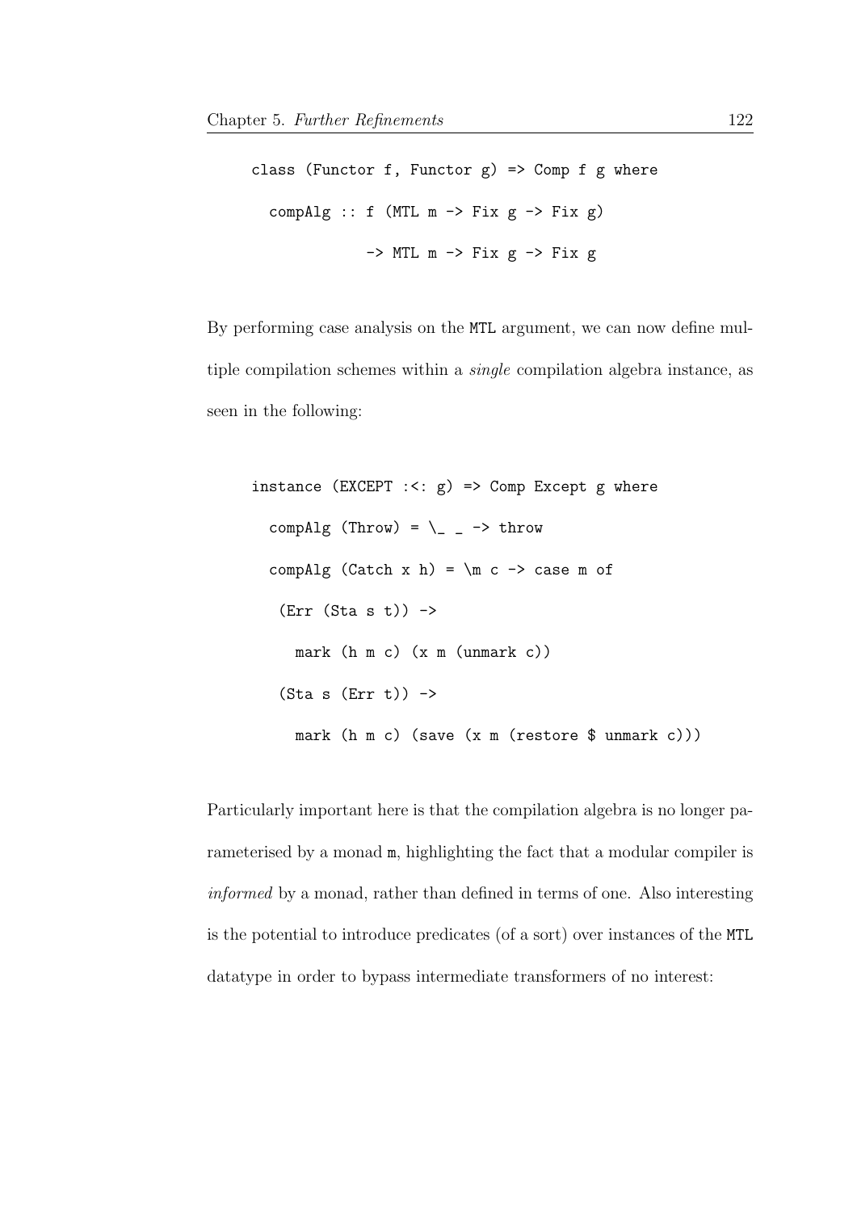```
class (Functor f, Functor g) => Comp f g where
  compAlg :: f (MTL m -> Fix g -> Fix g)
             -> MTL m -> Fix g -> Fix g
```

By performing case analysis on the MTL argument, we can now define multiple compilation schemes within a *single* compilation algebra instance, as seen in the following:

```
instance (EXCEPT :<: g) => Comp Except g where
  compAlg (Throw) = \_ _ -> throw
  compAlg (Catch x h) = \m c -> case m of
   (Err (Sta s t)) ->
     mark (h m c) (x m (unmark c))
   (Sta s (Err t)) ->
     mark (h m c) (save (x m (restore $ unmark c)))
```

Particularly important here is that the compilation algebra is no longer parameterised by a monad m, highlighting the fact that a modular compiler is *informed* by a monad, rather than defined in terms of one. Also interesting is the potential to introduce predicates (of a sort) over instances of the MTL datatype in order to bypass intermediate transformers of no interest: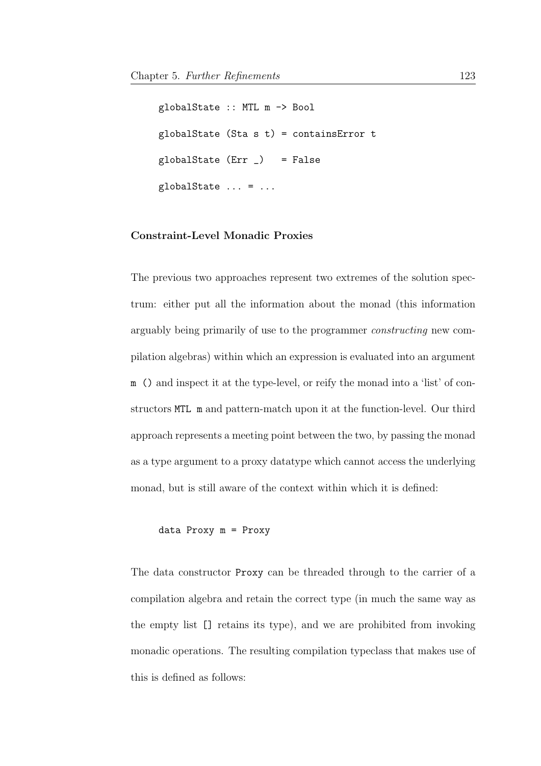```
globalState :: MTL m -> Bool
globalState (Sta s t) = containsError t
globalState (Err _)   = False
globalState ... = ...
```

#### Constraint-Level Monadic Proxies

The previous two approaches represent two extremes of the solution spectrum: either put all the information about the monad (this information arguably being primarily of use to the programmer *constructing* new compilation algebras) within which an expression is evaluated into an argument `m ()` and inspect it at the type-level, or reify the monad into a 'list' of constructors `MTL m` and pattern-match upon it at the function-level. Our third approach represents a meeting point between the two, by passing the monad as a type argument to a proxy datatype which cannot access the underlying monad, but is still aware of the context within which it is defined:

```
data Proxy m = Proxy
```

The data constructor `Proxy` can be threaded through to the carrier of a compilation algebra and retain the correct type (in much the same way as the empty list `[]` retains its type), and we are prohibited from invoking monadic operations. The resulting compilation typeclass that makes use of this is defined as follows: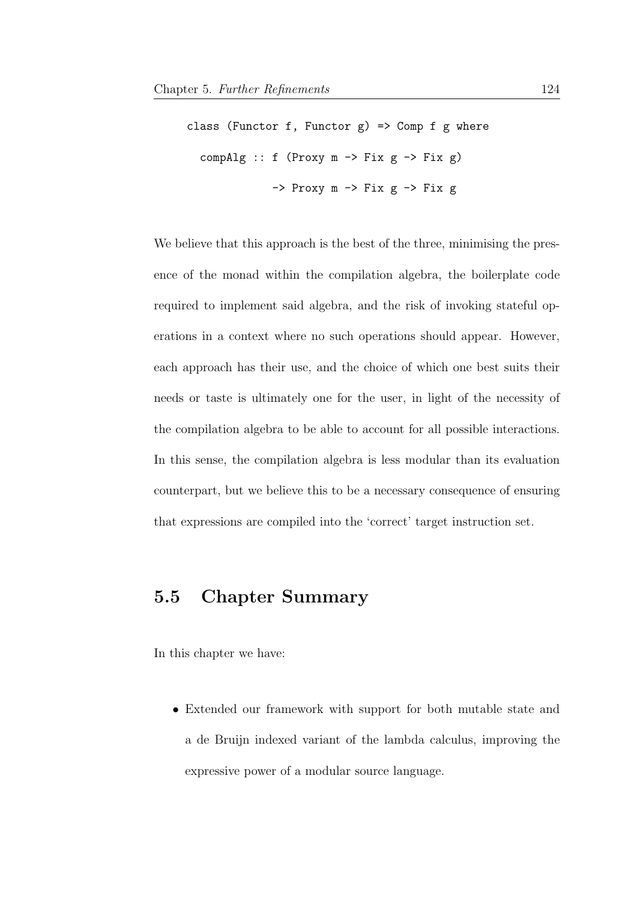```
class (Functor f, Functor g) => Comp f g where
  compAlg :: f (Proxy m -> Fix g -> Fix g)
             -> Proxy m -> Fix g -> Fix g
```

We believe that this approach is the best of the three, minimising the presence of the monad within the compilation algebra, the boilerplate code required to implement said algebra, and the risk of invoking stateful operations in a context where no such operations should appear. However, each approach has their use, and the choice of which one best suits their needs or taste is ultimately one for the user, in light of the necessity of the compilation algebra to be able to account for all possible interactions. In this sense, the compilation algebra is less modular than its evaluation counterpart, but we believe this to be a necessary consequence of ensuring that expressions are compiled into the 'correct' target instruction set.

## 5.5 Chapter Summary

In this chapter we have:

- Extended our framework with support for both mutable state and a de Bruijn indexed variant of the lambda calculus, improving the expressive power of a modular source language.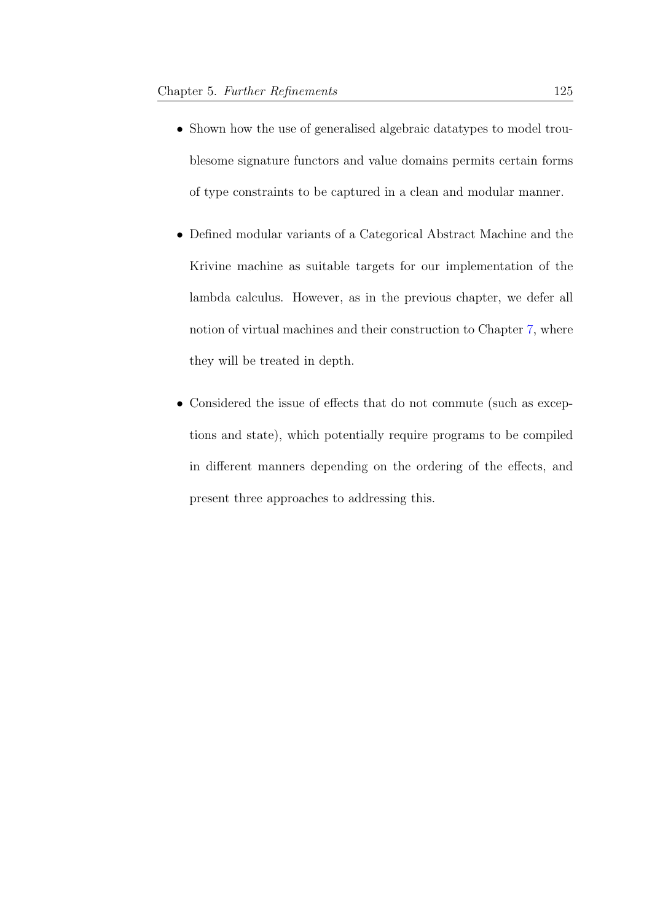- Shown how the use of generalised algebraic datatypes to model troublesome signature functors and value domains permits certain forms of type constraints to be captured in a clean and modular manner.

- Defined modular variants of a Categorical Abstract Machine and the Krivine machine as suitable targets for our implementation of the lambda calculus. However, as in the previous chapter, we defer all notion of virtual machines and their construction to Chapter 7, where they will be treated in depth.

- Considered the issue of effects that do not commute (such as exceptions and state), which potentially require programs to be compiled in different manners depending on the ordering of the effects, and present three approaches to addressing this.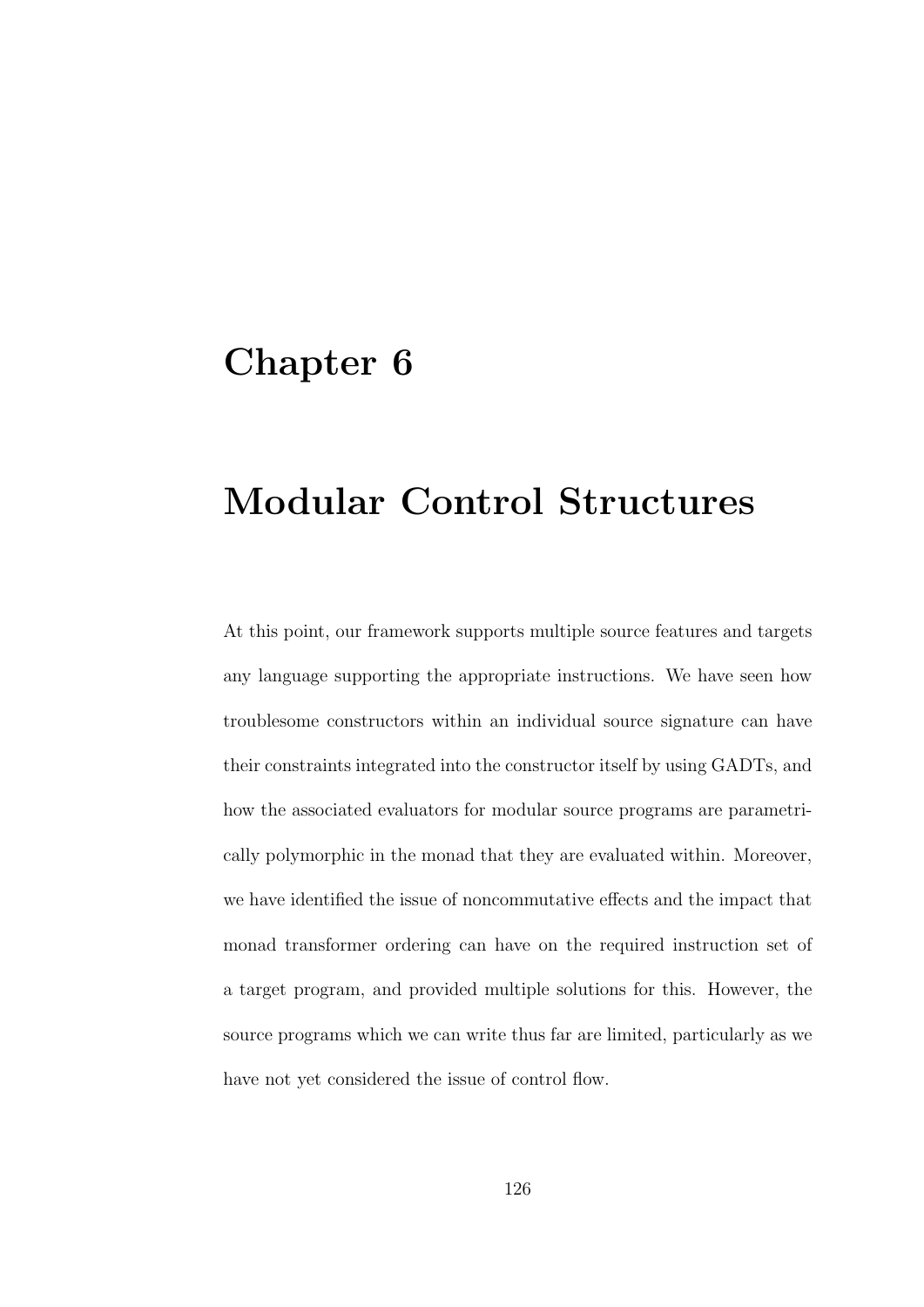# Chapter 6

# Modular Control Structures

At this point, our framework supports multiple source features and targets any language supporting the appropriate instructions. We have seen how troublesome constructors within an individual source signature can have their constraints integrated into the constructor itself by using GADTs, and how the associated evaluators for modular source programs are parametrically polymorphic in the monad that they are evaluated within. Moreover, we have identified the issue of noncommutative effects and the impact that monad transformer ordering can have on the required instruction set of a target program, and provided multiple solutions for this. However, the source programs which we can write thus far are limited, particularly as we have not yet considered the issue of control flow.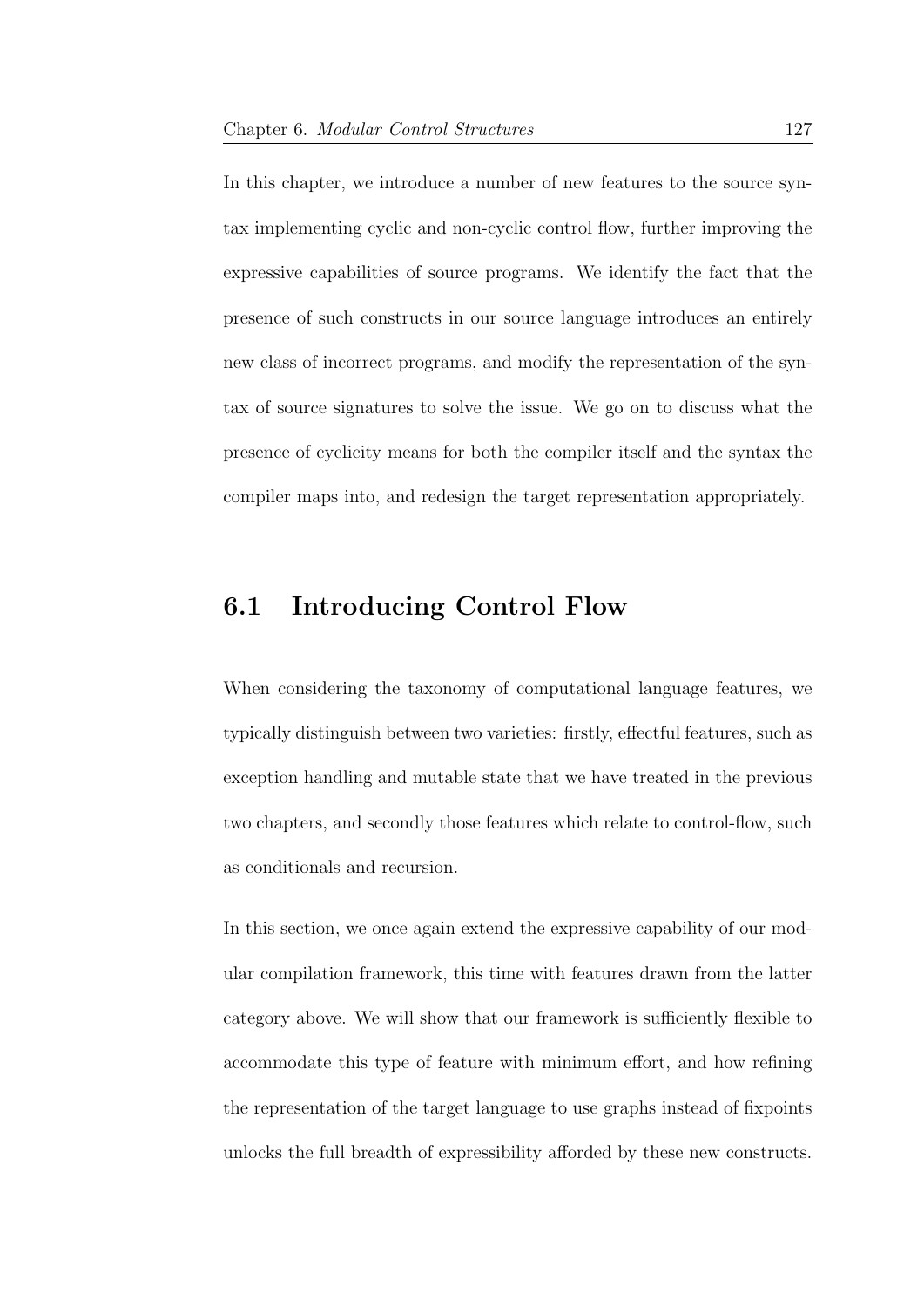In this chapter, we introduce a number of new features to the source syntax implementing cyclic and non-cyclic control flow, further improving the expressive capabilities of source programs. We identify the fact that the presence of such constructs in our source language introduces an entirely new class of incorrect programs, and modify the representation of the syntax of source signatures to solve the issue. We go on to discuss what the presence of cyclicity means for both the compiler itself and the syntax the compiler maps into, and redesign the target representation appropriately.

## 6.1 Introducing Control Flow

When considering the taxonomy of computational language features, we typically distinguish between two varieties: firstly, effectful features, such as exception handling and mutable state that we have treated in the previous two chapters, and secondly those features which relate to control-flow, such as conditionals and recursion.

In this section, we once again extend the expressive capability of our modular compilation framework, this time with features drawn from the latter category above. We will show that our framework is sufficiently flexible to accommodate this type of feature with minimum effort, and how refining the representation of the target language to use graphs instead of fixpoints unlocks the full breadth of expressibility afforded by these new constructs.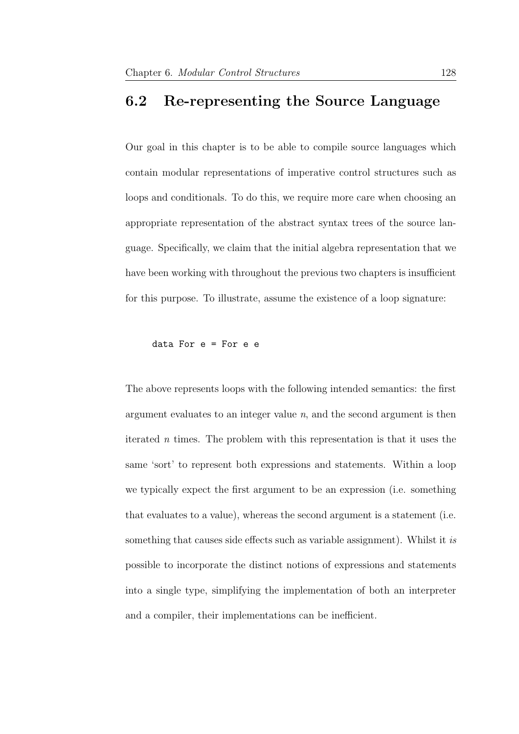## 6.2 Re-representing the Source Language

Our goal in this chapter is to be able to compile source languages which contain modular representations of imperative control structures such as loops and conditionals. To do this, we require more care when choosing an appropriate representation of the abstract syntax trees of the source language. Specifically, we claim that the initial algebra representation that we have been working with throughout the previous two chapters is insufficient for this purpose. To illustrate, assume the existence of a loop signature:

```
data For e = For e e
```

The above represents loops with the following intended semantics: the first argument evaluates to an integer value $n$, and the second argument is then iterated $n$ times. The problem with this representation is that it uses the same 'sort' to represent both expressions and statements. Within a loop we typically expect the first argument to be an expression (i.e. something that evaluates to a value), whereas the second argument is a statement (i.e. something that causes side effects such as variable assignment). Whilst it *is* possible to incorporate the distinct notions of expressions and statements into a single type, simplifying the implementation of both an interpreter and a compiler, their implementations can be inefficient.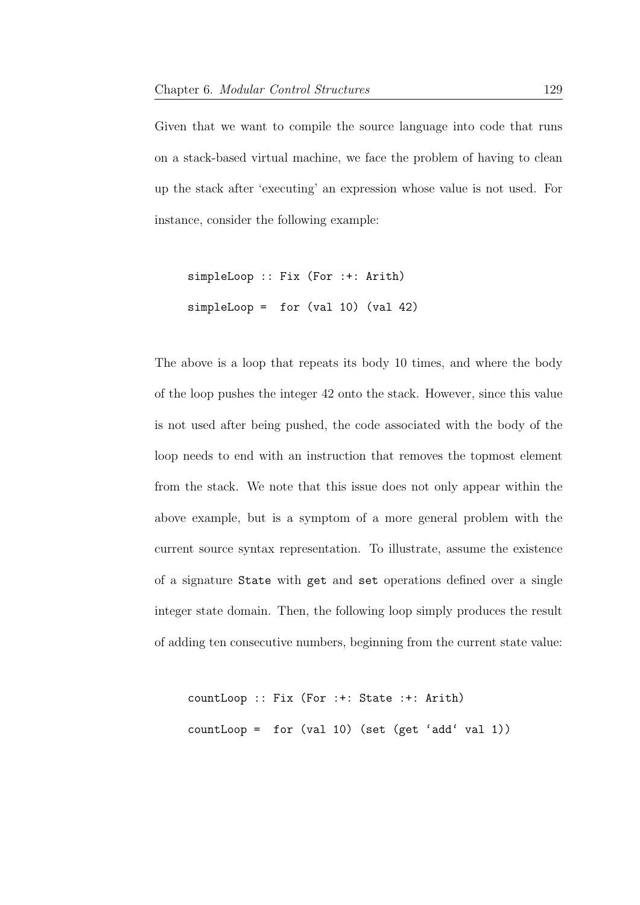Given that we want to compile the source language into code that runs on a stack-based virtual machine, we face the problem of having to clean up the stack after 'executing' an expression whose value is not used. For instance, consider the following example:

```
simpleLoop :: Fix (For :+: Arith)
simpleLoop =  for (val 10) (val 42)
```

The above is a loop that repeats its body 10 times, and where the body of the loop pushes the integer 42 onto the stack. However, since this value is not used after being pushed, the code associated with the body of the loop needs to end with an instruction that removes the topmost element from the stack. We note that this issue does not only appear within the above example, but is a symptom of a more general problem with the current source syntax representation. To illustrate, assume the existence of a signature State with get and set operations defined over a single integer state domain. Then, the following loop simply produces the result of adding ten consecutive numbers, beginning from the current state value:

```
countLoop :: Fix (For :+: State :+: Arith)
countLoop =  for (val 10) (set (get `add` val 1))
```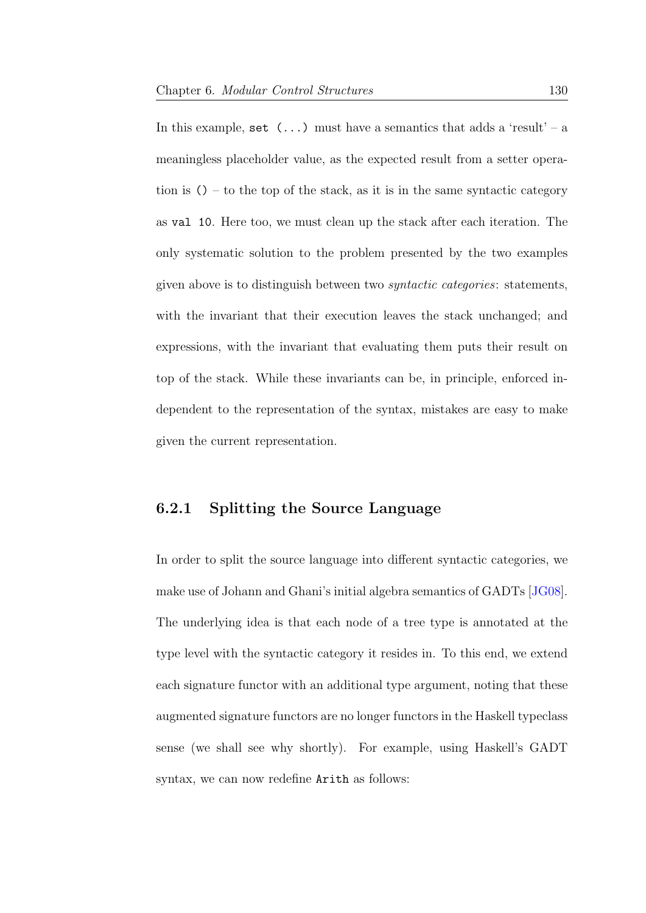In this example, `set (...)` must have a semantics that adds a 'result' – a meaningless placeholder value, as the expected result from a setter operation is `()` – to the top of the stack, as it is in the same syntactic category as `val 10`. Here too, we must clean up the stack after each iteration. The only systematic solution to the problem presented by the two examples given above is to distinguish between two *syntactic categories*: statements, with the invariant that their execution leaves the stack unchanged; and expressions, with the invariant that evaluating them puts their result on top of the stack. While these invariants can be, in principle, enforced independent to the representation of the syntax, mistakes are easy to make given the current representation.

### 6.2.1 Splitting the Source Language

In order to split the source language into different syntactic categories, we make use of Johann and Ghani's initial algebra semantics of GADTs [JG08]. The underlying idea is that each node of a tree type is annotated at the type level with the syntactic category it resides in. To this end, we extend each signature functor with an additional type argument, noting that these augmented signature functors are no longer functors in the Haskell typeclass sense (we shall see why shortly). For example, using Haskell's GADT syntax, we can now redefine `Arith` as follows: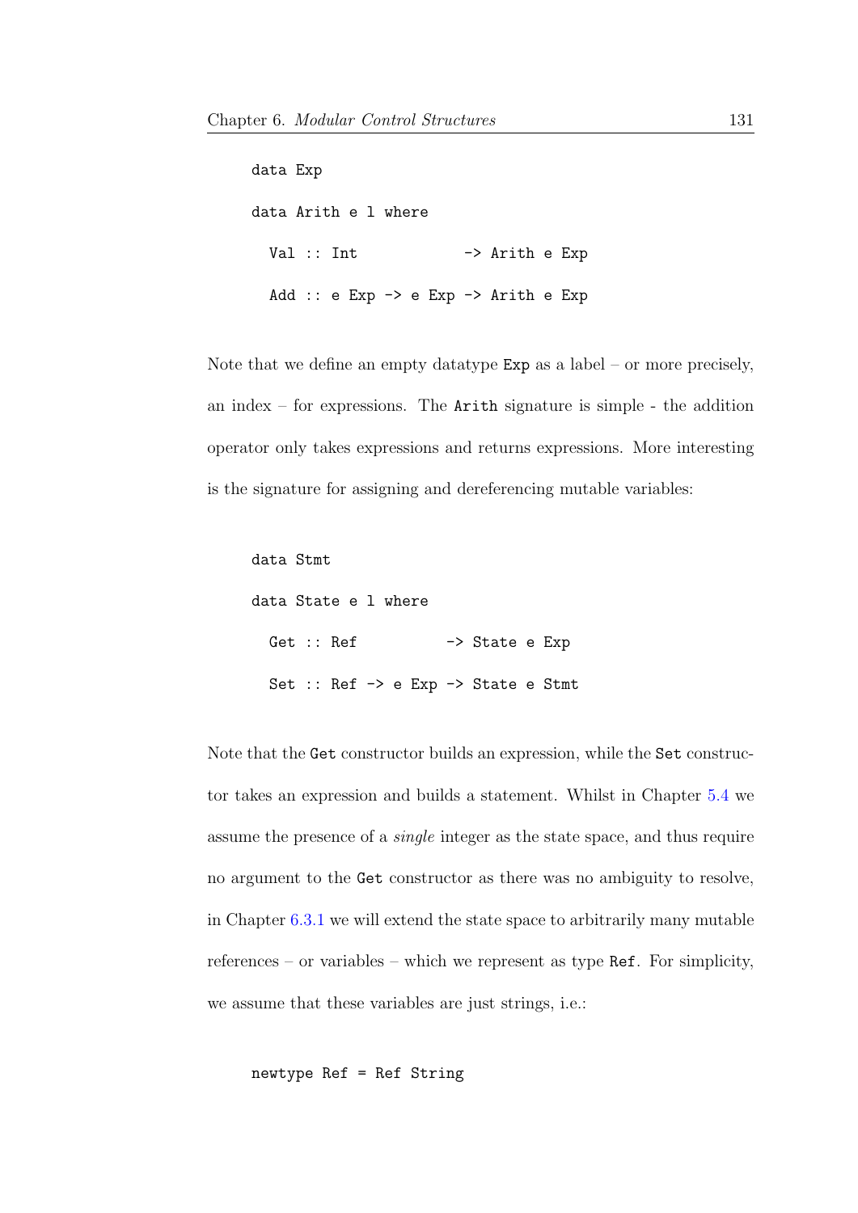```
data Exp

data Arith e l where

  Val :: Int              -> Arith e Exp

  Add :: e Exp -> e Exp -> Arith e Exp
```

Note that we define an empty datatype `Exp` as a label – or more precisely, an index – for expressions. The `Arith` signature is simple - the addition operator only takes expressions and returns expressions. More interesting is the signature for assigning and dereferencing mutable variables:

```
data Stmt

data State e l where

  Get :: Ref          -> State e Exp

  Set :: Ref -> e Exp -> State e Stmt
```

Note that the `Get` constructor builds an expression, while the `Set` constructor takes an expression and builds a statement. Whilst in Chapter 5.4 we assume the presence of a *single* integer as the state space, and thus require no argument to the `Get` constructor as there was no ambiguity to resolve, in Chapter 6.3.1 we will extend the state space to arbitrarily many mutable references – or variables – which we represent as type `Ref`. For simplicity, we assume that these variables are just strings, i.e.:

```
newtype Ref = Ref String
```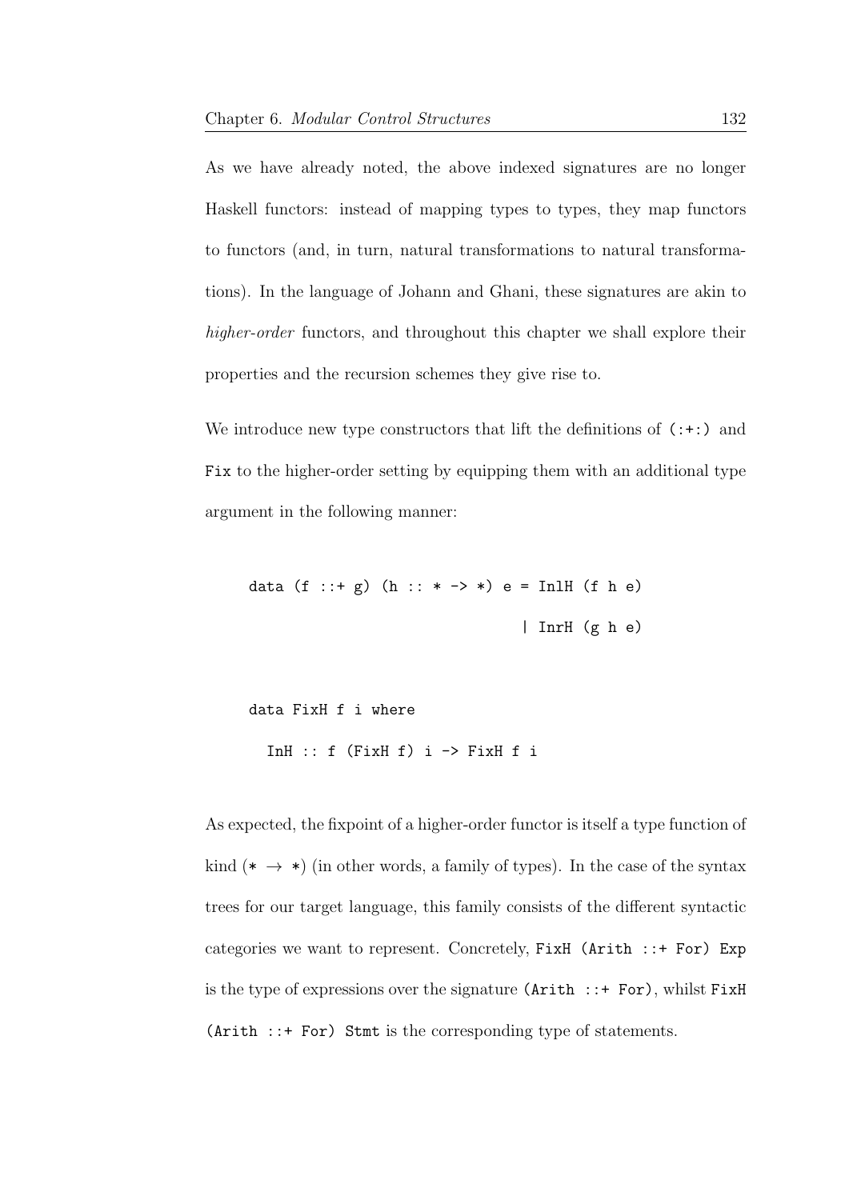As we have already noted, the above indexed signatures are no longer Haskell functors: instead of mapping types to types, they map functors to functors (and, in turn, natural transformations to natural transformations). In the language of Johann and Ghani, these signatures are akin to *higher-order* functors, and throughout this chapter we shall explore their properties and the recursion schemes they give rise to.

We introduce new type constructors that lift the definitions of `(:+:)` and `Fix` to the higher-order setting by equipping them with an additional type argument in the following manner:

```
data (f ::+ g) (h :: * -> *) e = InlH (f h e)
                               | InrH (g h e)


data FixH f i where
  InH :: f (FixH f) i -> FixH f i
```

As expected, the fixpoint of a higher-order functor is itself a type function of kind $(* \rightarrow *)$ (in other words, a family of types). In the case of the syntax trees for our target language, this family consists of the different syntactic categories we want to represent. Concretely, `FixH (Arith ::+ For) Exp` is the type of expressions over the signature `(Arith ::+ For)`, whilst `FixH (Arith ::+ For) Stmt` is the corresponding type of statements.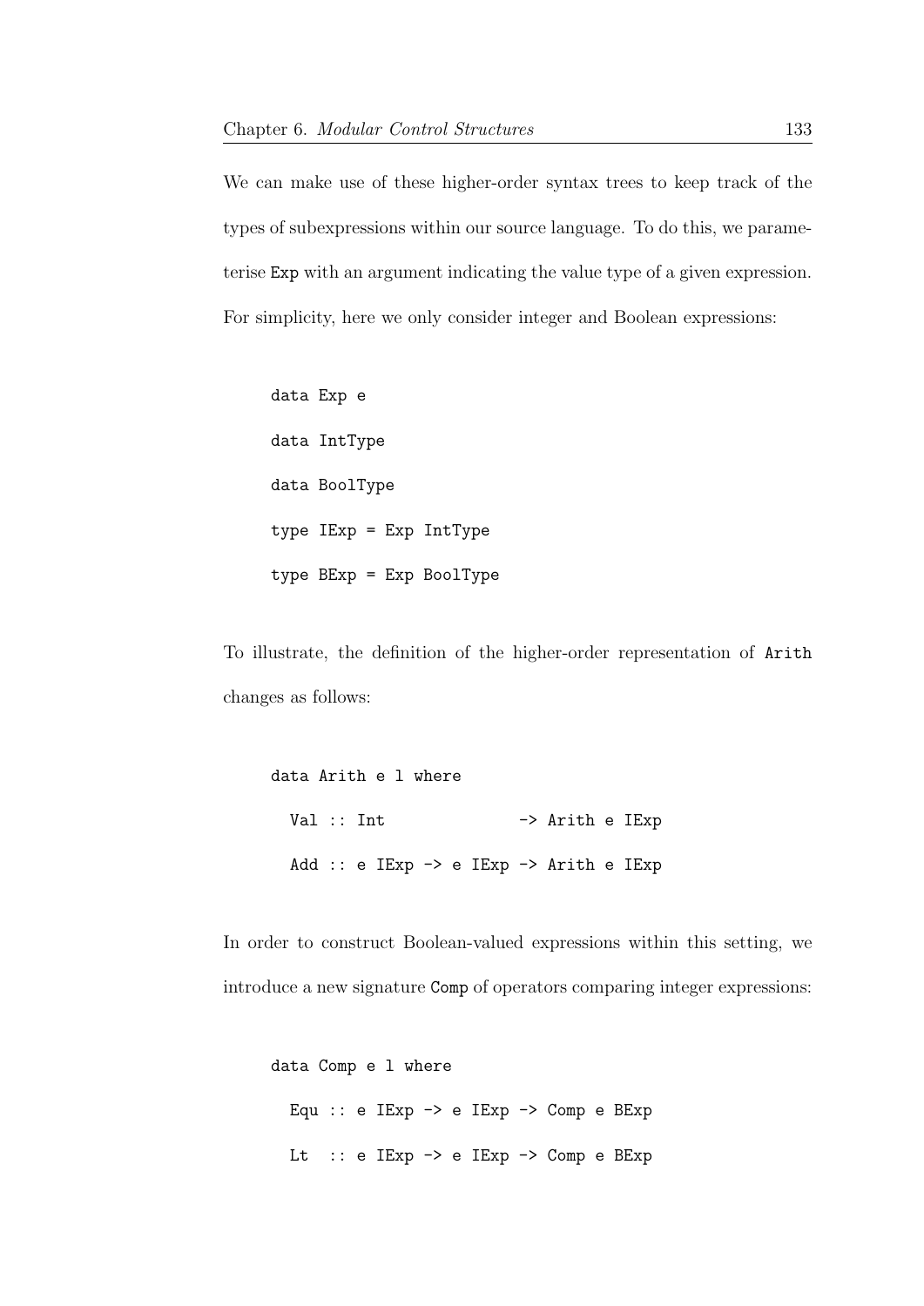We can make use of these higher-order syntax trees to keep track of the types of subexpressions within our source language. To do this, we parameterise `Exp` with an argument indicating the value type of a given expression. For simplicity, here we only consider integer and Boolean expressions:

```
data Exp e
data IntType
data BoolType
type IExp = Exp IntType
type BExp = Exp BoolType
```

To illustrate, the definition of the higher-order representation of `Arith` changes as follows:

```
data Arith e l where
  Val :: Int               -> Arith e IExp
  Add :: e IExp -> e IExp -> Arith e IExp
```

In order to construct Boolean-valued expressions within this setting, we introduce a new signature `Comp` of operators comparing integer expressions:

```
data Comp e l where
  Equ :: e IExp -> e IExp -> Comp e BExp
  Lt  :: e IExp -> e IExp -> Comp e BExp
```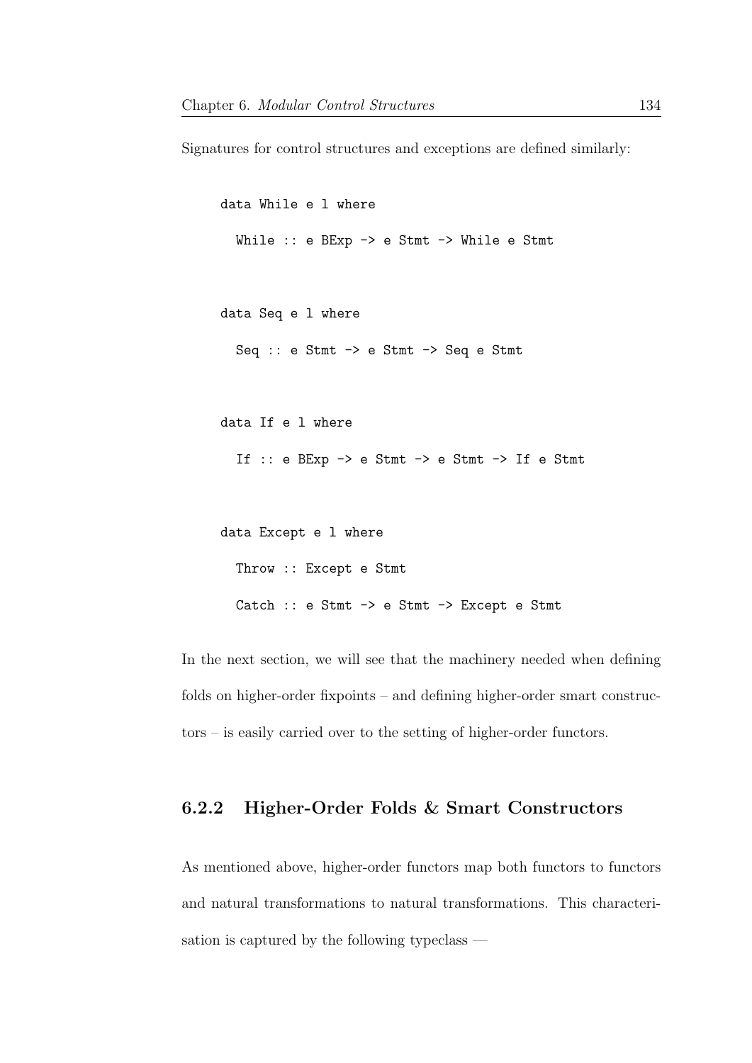Signatures for control structures and exceptions are defined similarly:

```
data While e l where
  While :: e BExp -> e Stmt -> While e Stmt

data Seq e l where
  Seq :: e Stmt -> e Stmt -> Seq e Stmt

data If e l where
  If :: e BExp -> e Stmt -> e Stmt -> If e Stmt

data Except e l where
  Throw :: Except e Stmt
  Catch :: e Stmt -> e Stmt -> Except e Stmt
```

In the next section, we will see that the machinery needed when defining folds on higher-order fixpoints – and defining higher-order smart constructors – is easily carried over to the setting of higher-order functors.

### 6.2.2 Higher-Order Folds & Smart Constructors

As mentioned above, higher-order functors map both functors to functors and natural transformations to natural transformations. This characterisation is captured by the following typeclass —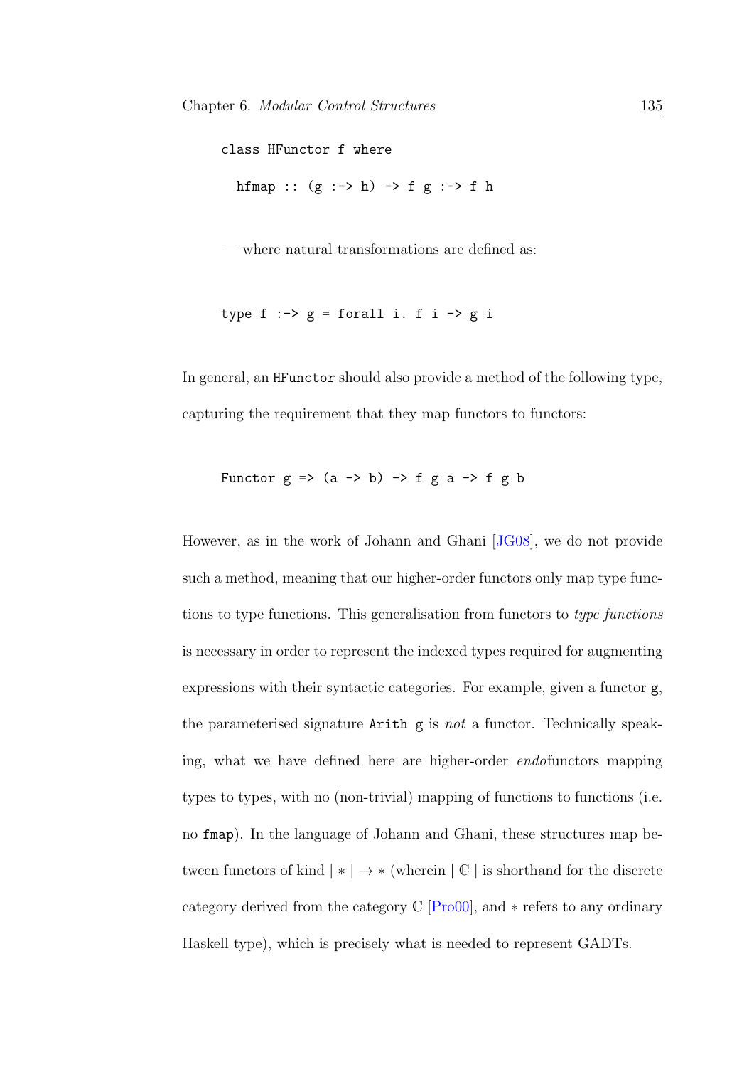```
class HFunctor f where
  hfmap :: (g :-> h) -> f g :-> f h
```

— where natural transformations are defined as:

```
type f :-> g = forall i. f i -> g i
```

In general, an `HFunctor` should also provide a method of the following type, capturing the requirement that they map functors to functors:

```
Functor g => (a -> b) -> f g a -> f g b
```

However, as in the work of Johann and Ghani [JG08], we do not provide such a method, meaning that our higher-order functors only map type functions to type functions. This generalisation from functors to *type functions* is necessary in order to represent the indexed types required for augmenting expressions with their syntactic categories. For example, given a functor `g`, the parameterised signature `Arith g` is *not* a functor. Technically speaking, what we have defined here are higher-order *endo*functors mapping types to types, with no (non-trivial) mapping of functions to functions (i.e. no `fmap`). In the language of Johann and Ghani, these structures map between functors of kind $| * | \to *$ (wherein $| \mathbb{C} |$ is shorthand for the discrete category derived from the category $\mathbb{C}$ [Pro00], and $*$ refers to any ordinary Haskell type), which is precisely what is needed to represent GADTs.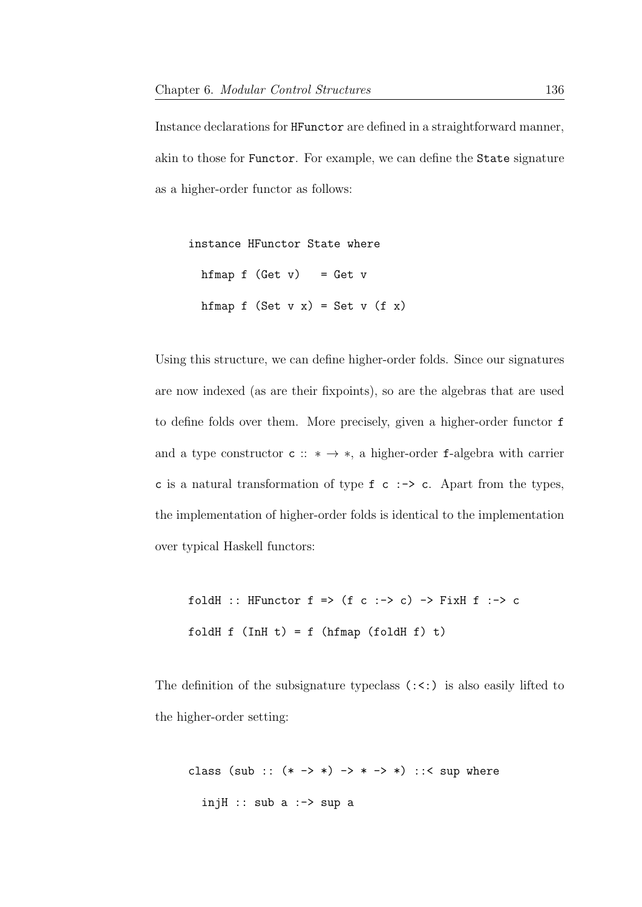Instance declarations for `HFunctor` are defined in a straightforward manner, akin to those for `Functor`. For example, we can define the `State` signature as a higher-order functor as follows:

```
instance HFunctor State where
  hfmap f (Get v)   = Get v
  hfmap f (Set v x) = Set v (f x)
```

Using this structure, we can define higher-order folds. Since our signatures are now indexed (as are their fixpoints), so are the algebras that are used to define folds over them. More precisely, given a higher-order functor `f` and a type constructor `c` :: $* \to *$, a higher-order `f`-algebra with carrier `c` is a natural transformation of type `f c :-> c`. Apart from the types, the implementation of higher-order folds is identical to the implementation over typical Haskell functors:

```
foldH :: HFunctor f => (f c :-> c) -> FixH f :-> c
foldH f (InH t) = f (hfmap (foldH f) t)
```

The definition of the subsignature typeclass `(:<:)` is also easily lifted to the higher-order setting:

```
class (sub :: (* -> *) -> * -> *) ::< sup where
  injH :: sub a :-> sup a
```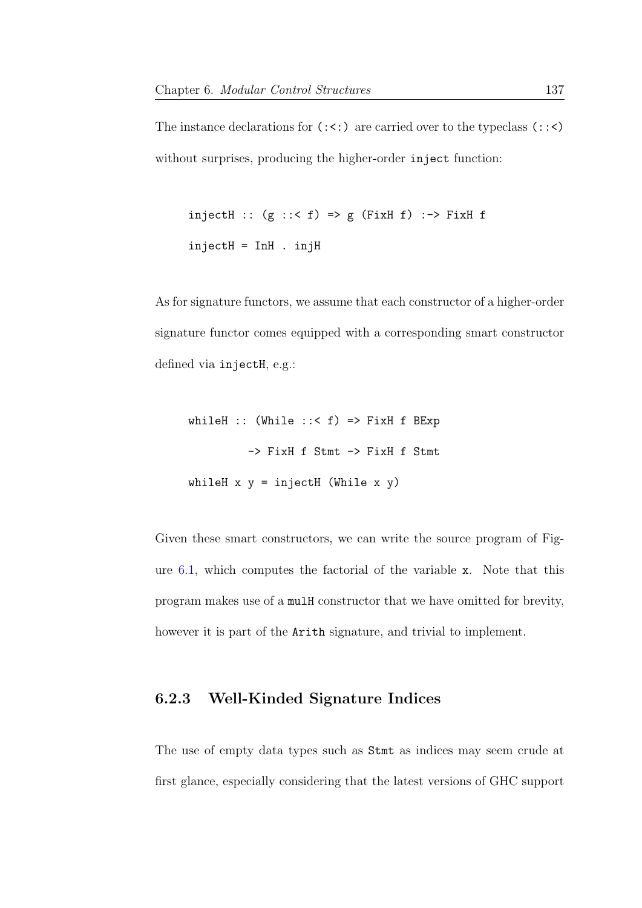The instance declarations for `(:<:)` are carried over to the typeclass `(::<)` without surprises, producing the higher-order `inject` function:

```
injectH :: (g ::< f) => g (FixH f) :-> FixH f
injectH = InH . injH
```

As for signature functors, we assume that each constructor of a higher-order signature functor comes equipped with a corresponding smart constructor defined via `injectH`, e.g.:

```
whileH :: (While ::< f) => FixH f BExp
         -> FixH f Stmt -> FixH f Stmt
whileH x y = injectH (While x y)
```

Given these smart constructors, we can write the source program of Figure 6.1, which computes the factorial of the variable `x`. Note that this program makes use of a `mulH` constructor that we have omitted for brevity, however it is part of the `Arith` signature, and trivial to implement.

### 6.2.3 Well-Kinded Signature Indices

The use of empty data types such as `Stmt` as indices may seem crude at first glance, especially considering that the latest versions of GHC support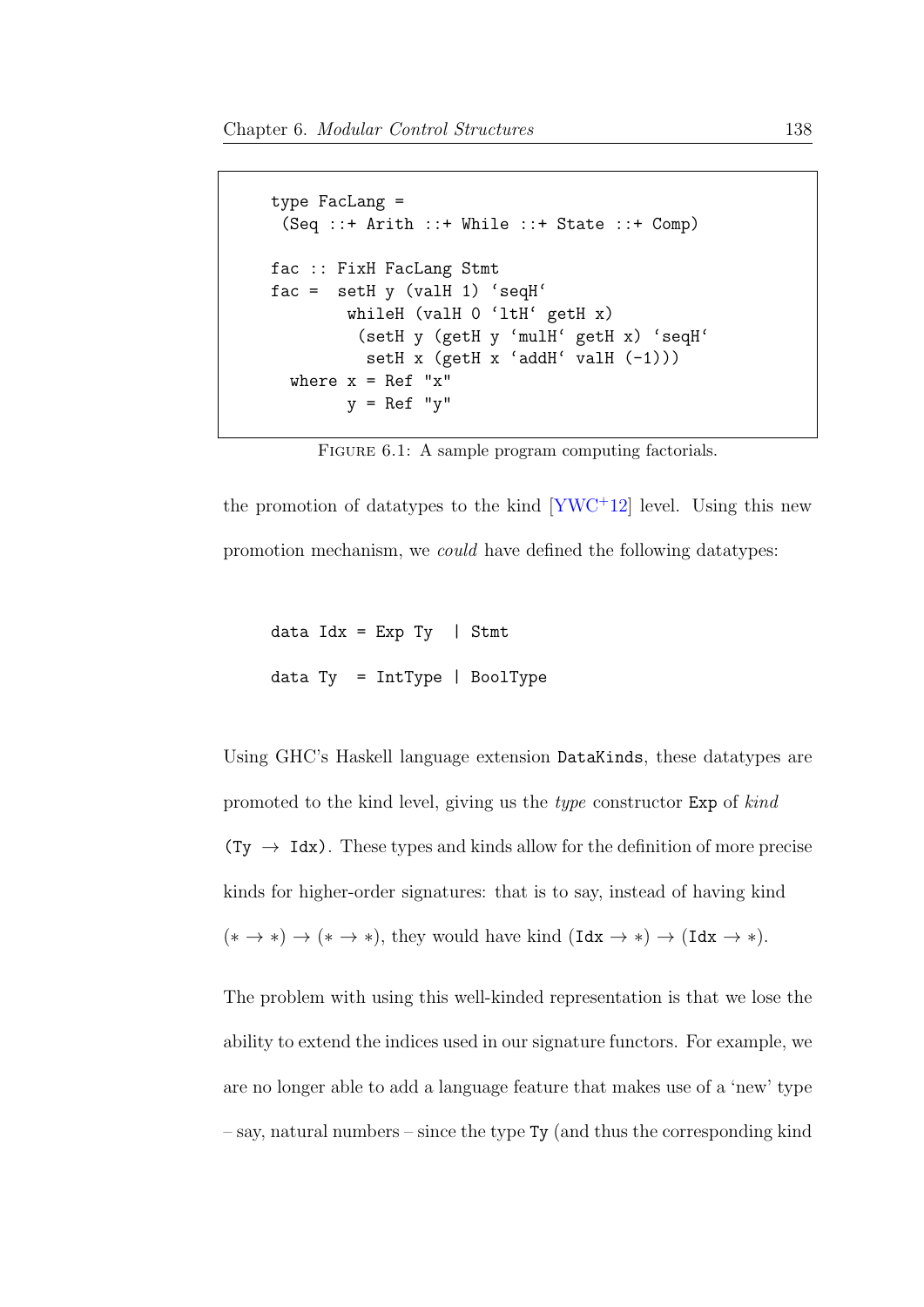```
type FacLang =
 (Seq ::+ Arith ::+ While ::+ State ::+ Comp)

fac :: FixH FacLang Stmt
fac =  setH y (valH 1) `seqH`
        whileH (valH 0 `ltH` getH x)
         (setH y (getH y `mulH` getH x) `seqH`
          setH x (getH x `addH` valH (-1)))
  where x = Ref "x"
        y = Ref "y"
```

Figure 6.1: A sample program computing factorials.

the promotion of datatypes to the kind [YWC+12] level. Using this new promotion mechanism, we *could* have defined the following datatypes:

```
data Idx = Exp Ty  | Stmt

data Ty  = IntType | BoolType
```

Using GHC's Haskell language extension `DataKinds`, these datatypes are promoted to the kind level, giving us the *type* constructor `Exp` of *kind* (`Ty` $\rightarrow$ `Idx`). These types and kinds allow for the definition of more precise kinds for higher-order signatures: that is to say, instead of having kind $(* \rightarrow *) \rightarrow (* \rightarrow *)$, they would have kind $(\texttt{Idx} \rightarrow *) \rightarrow (\texttt{Idx} \rightarrow *)$.

The problem with using this well-kinded representation is that we lose the ability to extend the indices used in our signature functors. For example, we are no longer able to add a language feature that makes use of a 'new' type – say, natural numbers – since the type `Ty` (and thus the corresponding kind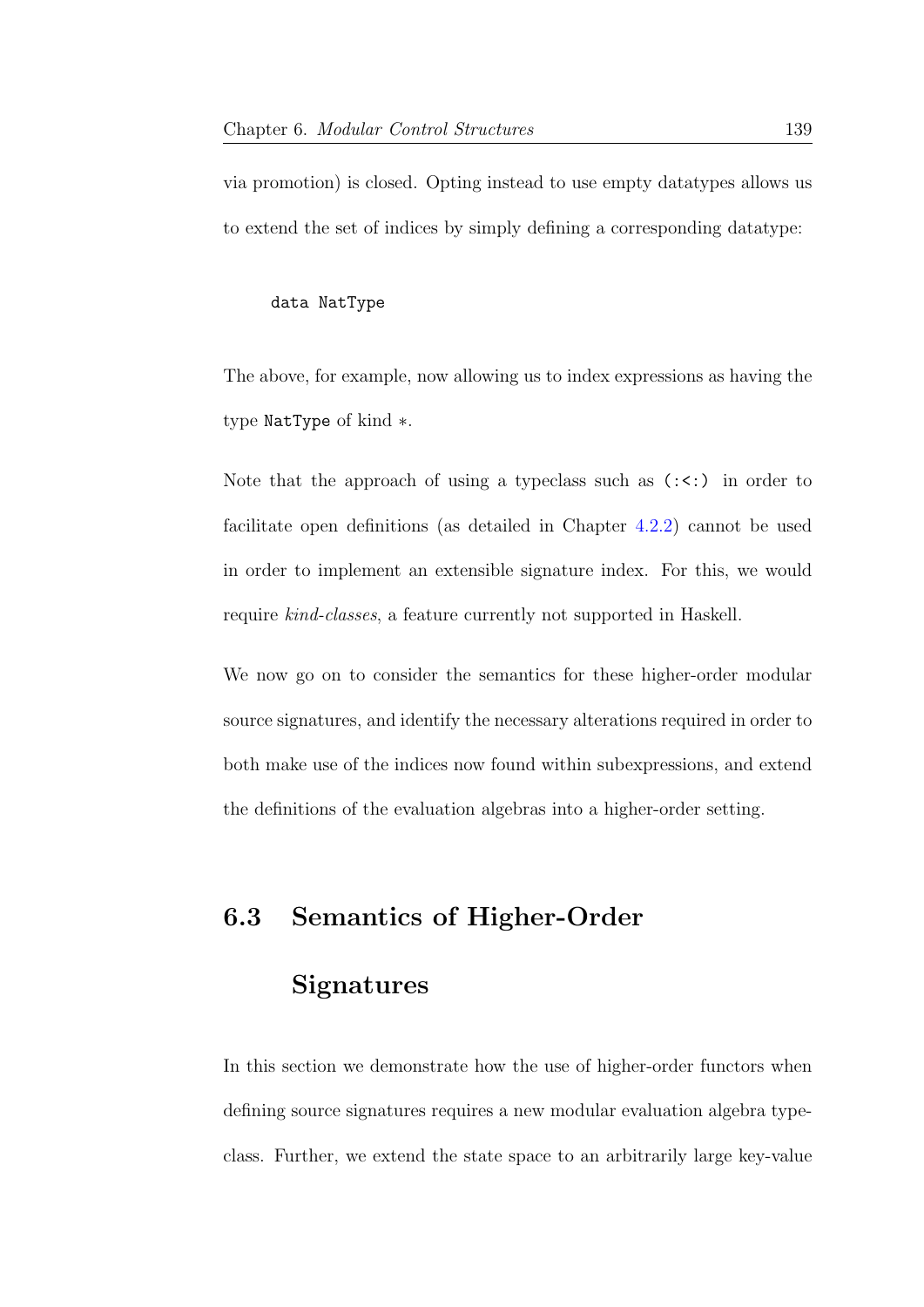via promotion) is closed. Opting instead to use empty datatypes allows us to extend the set of indices by simply defining a corresponding datatype:

```
data NatType
```

The above, for example, now allowing us to index expressions as having the type `NatType` of kind $*$.

Note that the approach of using a typeclass such as `(:<:)` in order to facilitate open definitions (as detailed in Chapter 4.2.2) cannot be used in order to implement an extensible signature index. For this, we would require *kind-classes*, a feature currently not supported in Haskell.

We now go on to consider the semantics for these higher-order modular source signatures, and identify the necessary alterations required in order to both make use of the indices now found within subexpressions, and extend the definitions of the evaluation algebras into a higher-order setting.

## 6.3 Semantics of Higher-Order Signatures

In this section we demonstrate how the use of higher-order functors when defining source signatures requires a new modular evaluation algebra typeclass. Further, we extend the state space to an arbitrarily large key-value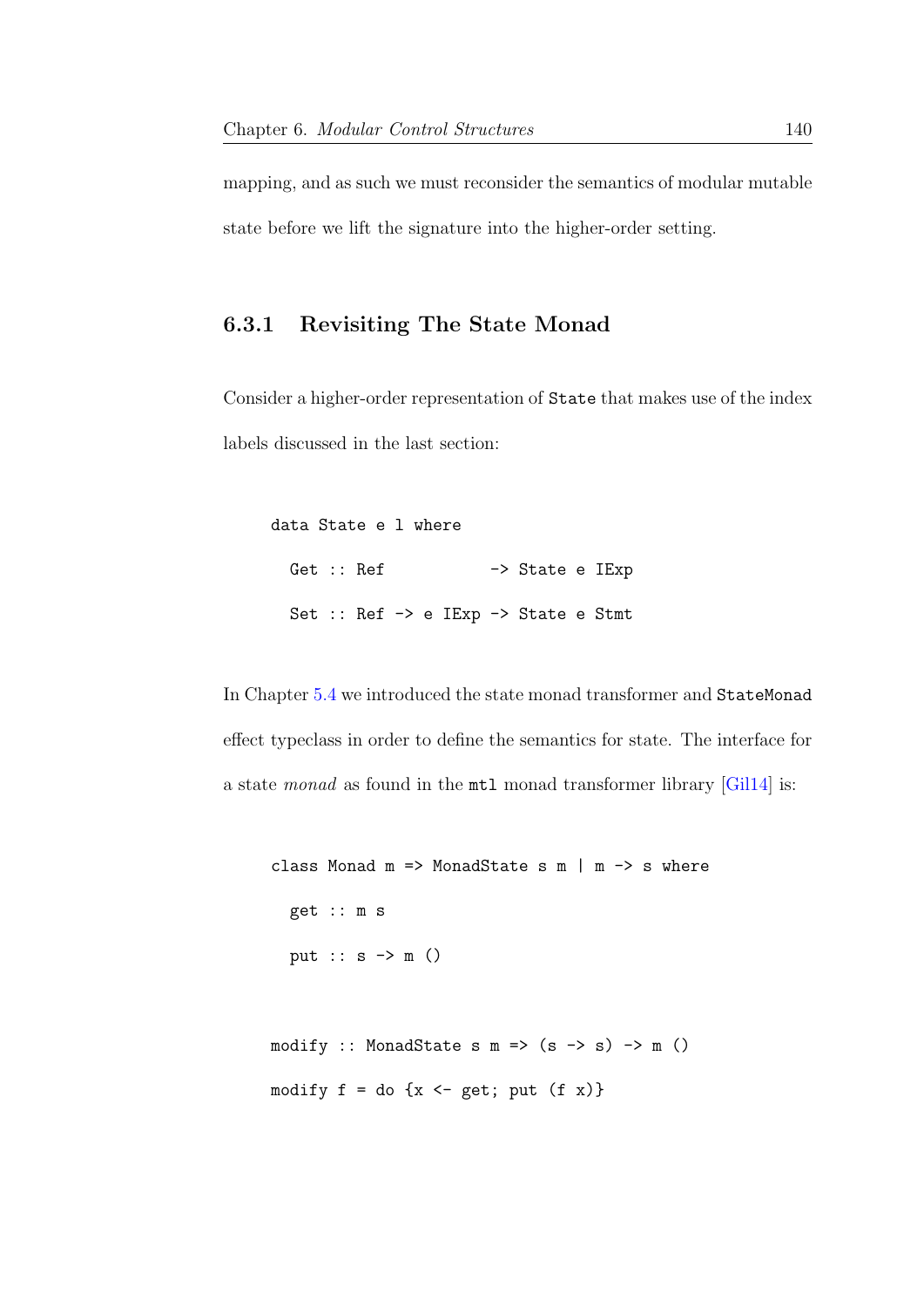mapping, and as such we must reconsider the semantics of modular mutable state before we lift the signature into the higher-order setting.

### 6.3.1 Revisiting The State Monad

Consider a higher-order representation of `State` that makes use of the index labels discussed in the last section:

```
data State e l where
  Get :: Ref           -> State e IExp
  Set :: Ref -> e IExp -> State e Stmt
```

In Chapter 5.4 we introduced the state monad transformer and `StateMonad` effect typeclass in order to define the semantics for state. The interface for a state *monad* as found in the `mtl` monad transformer library [Gil14] is:

```
class Monad m => MonadState s m | m -> s where
  get :: m s
  put :: s -> m ()

modify :: MonadState s m => (s -> s) -> m ()
modify f = do {x <- get; put (f x)}
```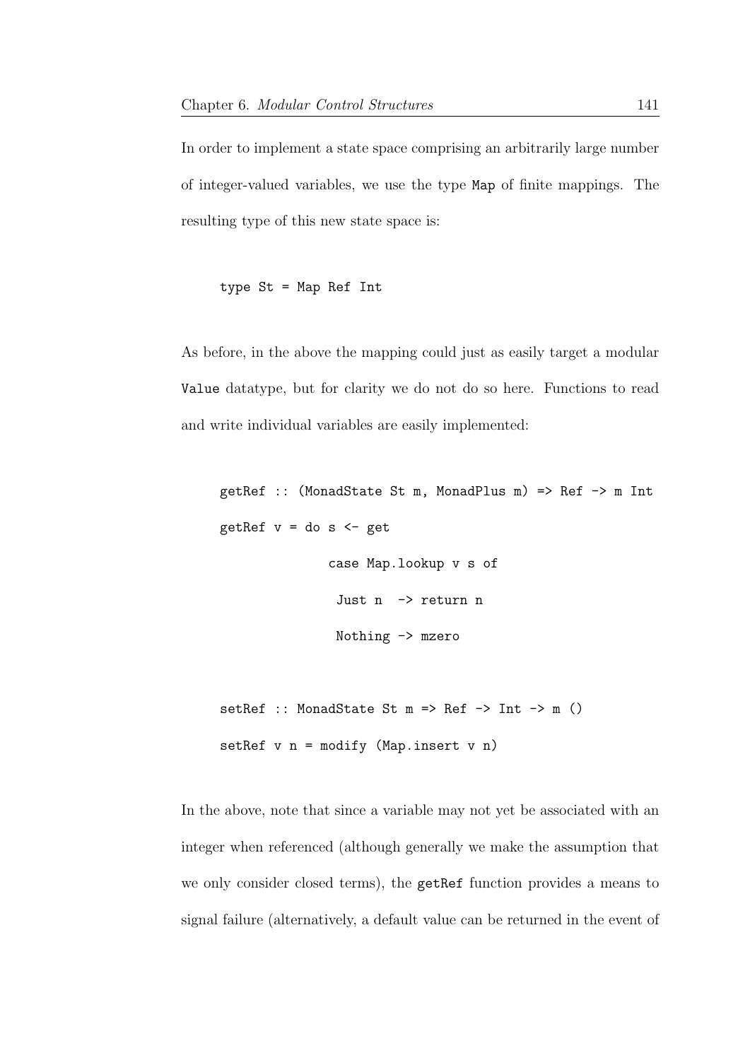In order to implement a state space comprising an arbitrarily large number of integer-valued variables, we use the type `Map` of finite mappings. The resulting type of this new state space is:

```
type St = Map Ref Int
```

As before, in the above the mapping could just as easily target a modular `Value` datatype, but for clarity we do not do so here. Functions to read and write individual variables are easily implemented:

```
getRef :: (MonadState St m, MonadPlus m) => Ref -> m Int
getRef v = do s <- get
              case Map.lookup v s of
               Just n  -> return n
               Nothing -> mzero

setRef :: MonadState St m => Ref -> Int -> m ()
setRef v n = modify (Map.insert v n)
```

In the above, note that since a variable may not yet be associated with an integer when referenced (although generally we make the assumption that we only consider closed terms), the `getRef` function provides a means to signal failure (alternatively, a default value can be returned in the event of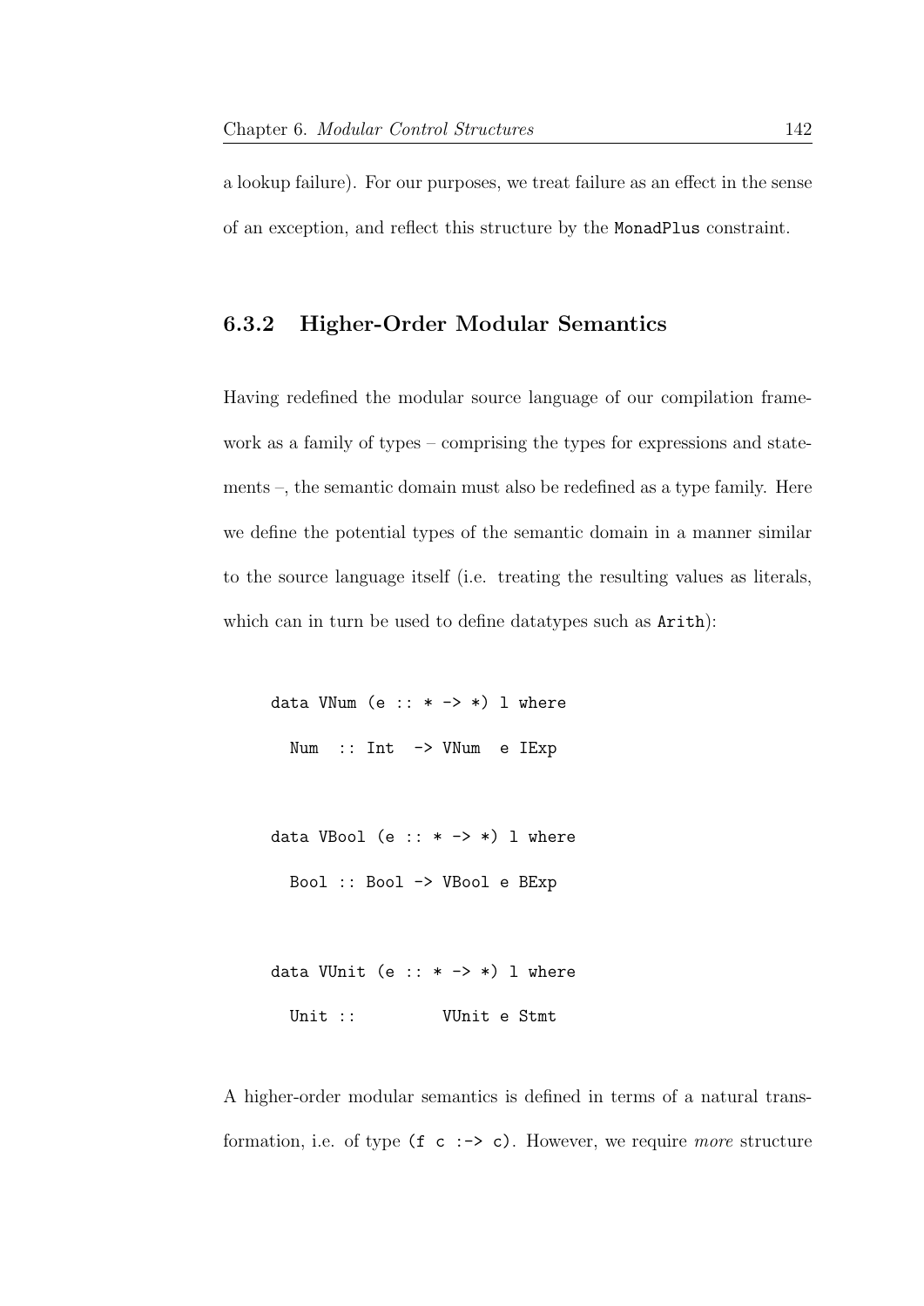a lookup failure). For our purposes, we treat failure as an effect in the sense of an exception, and reflect this structure by the `MonadPlus` constraint.

### 6.3.2 Higher-Order Modular Semantics

Having redefined the modular source language of our compilation framework as a family of types – comprising the types for expressions and statements –, the semantic domain must also be redefined as a type family. Here we define the potential types of the semantic domain in a manner similar to the source language itself (i.e. treating the resulting values as literals, which can in turn be used to define datatypes such as `Arith`):

```
data VNum (e :: * -> *) l where
  Num  :: Int  -> VNum  e IExp

data VBool (e :: * -> *) l where
  Bool :: Bool -> VBool e BExp

data VUnit (e :: * -> *) l where
  Unit ::         VUnit e Stmt
```

A higher-order modular semantics is defined in terms of a natural transformation, i.e. of type `(f c :-> c)`. However, we require *more* structure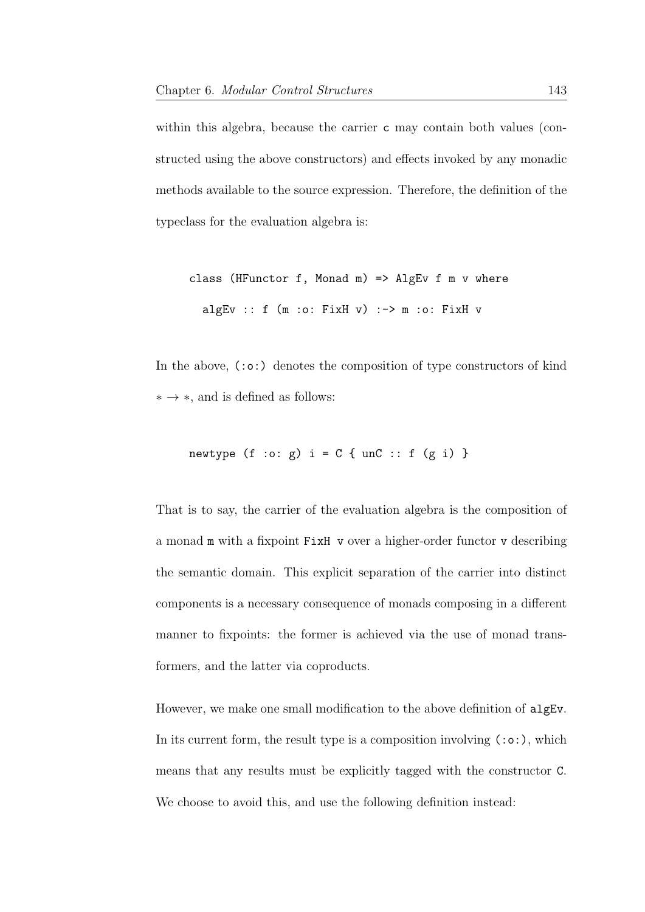within this algebra, because the carrier `c` may contain both values (constructed using the above constructors) and effects invoked by any monadic methods available to the source expression. Therefore, the definition of the typeclass for the evaluation algebra is:

```
class (HFunctor f, Monad m) => AlgEv f m v where
  algEv :: f (m :o: FixH v) :-> m :o: FixH v
```

In the above, `(:o:)` denotes the composition of type constructors of kind $* \to *$, and is defined as follows:

```
newtype (f :o: g) i = C { unC :: f (g i) }
```

That is to say, the carrier of the evaluation algebra is the composition of a monad `m` with a fixpoint `FixH v` over a higher-order functor `v` describing the semantic domain. This explicit separation of the carrier into distinct components is a necessary consequence of monads composing in a different manner to fixpoints: the former is achieved via the use of monad transformers, and the latter via coproducts.

However, we make one small modification to the above definition of `algEv`. In its current form, the result type is a composition involving `(:o:)`, which means that any results must be explicitly tagged with the constructor `C`. We choose to avoid this, and use the following definition instead: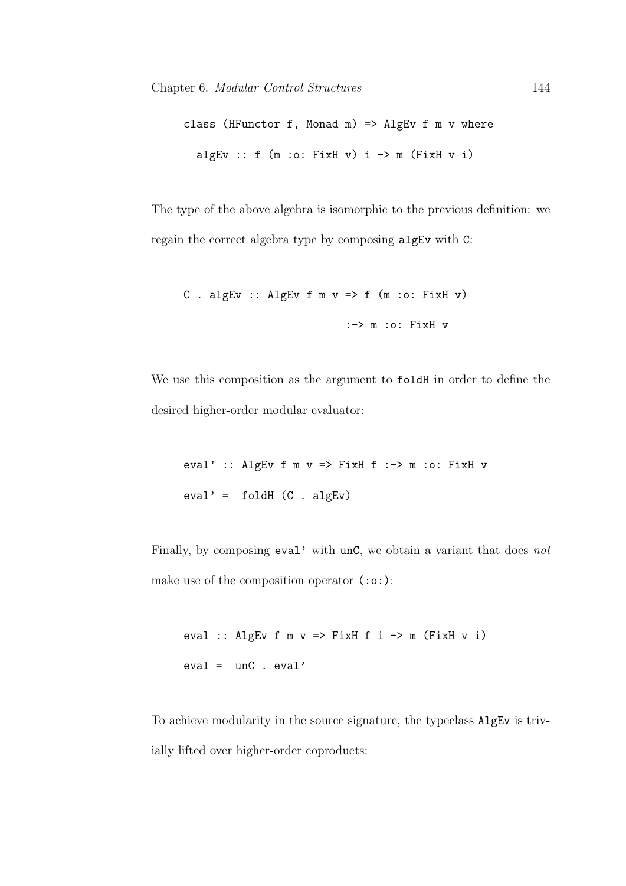```
class (HFunctor f, Monad m) => AlgEv f m v where
  algEv :: f (m :o: FixH v) i -> m (FixH v i)
```

The type of the above algebra is isomorphic to the previous definition: we regain the correct algebra type by composing `algEv` with `C`:

```
C . algEv :: AlgEv f m v => f (m :o: FixH v)
                          :-> m :o: FixH v
```

We use this composition as the argument to `foldH` in order to define the desired higher-order modular evaluator:

```
eval' :: AlgEv f m v => FixH f :-> m :o: FixH v
eval' =  foldH (C . algEv)
```

Finally, by composing `eval'` with `unC`, we obtain a variant that does *not* make use of the composition operator `(:o:)`:

```
eval :: AlgEv f m v => FixH f i -> m (FixH v i)
eval =  unC . eval'
```

To achieve modularity in the source signature, the typeclass `AlgEv` is trivially lifted over higher-order coproducts: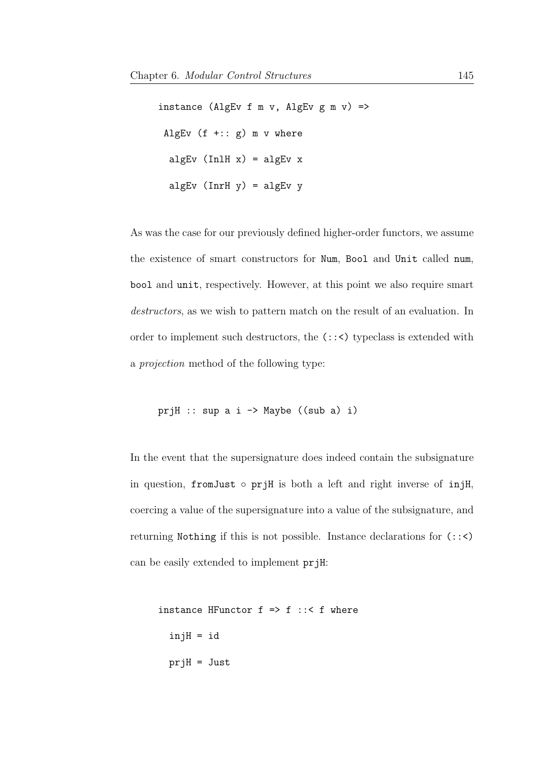```
instance (AlgEv f m v, AlgEv g m v) =>
 AlgEv (f +:: g) m v where
  algEv (InlH x) = algEv x
  algEv (InrH y) = algEv y
```

As was the case for our previously defined higher-order functors, we assume the existence of smart constructors for `Num`, `Bool` and `Unit` called `num`, `bool` and `unit`, respectively. However, at this point we also require smart *destructors*, as we wish to pattern match on the result of an evaluation. In order to implement such destructors, the `(::<)` typeclass is extended with a *projection* method of the following type:

```
prjH :: sup a i -> Maybe ((sub a) i)
```

In the event that the supersignature does indeed contain the subsignature in question, `fromJust` ∘ `prjH` is both a left and right inverse of `injH`, coercing a value of the supersignature into a value of the subsignature, and returning `Nothing` if this is not possible. Instance declarations for `(::<)` can be easily extended to implement `prjH`:

```
instance HFunctor f => f ::< f where
  injH = id
  prjH = Just
```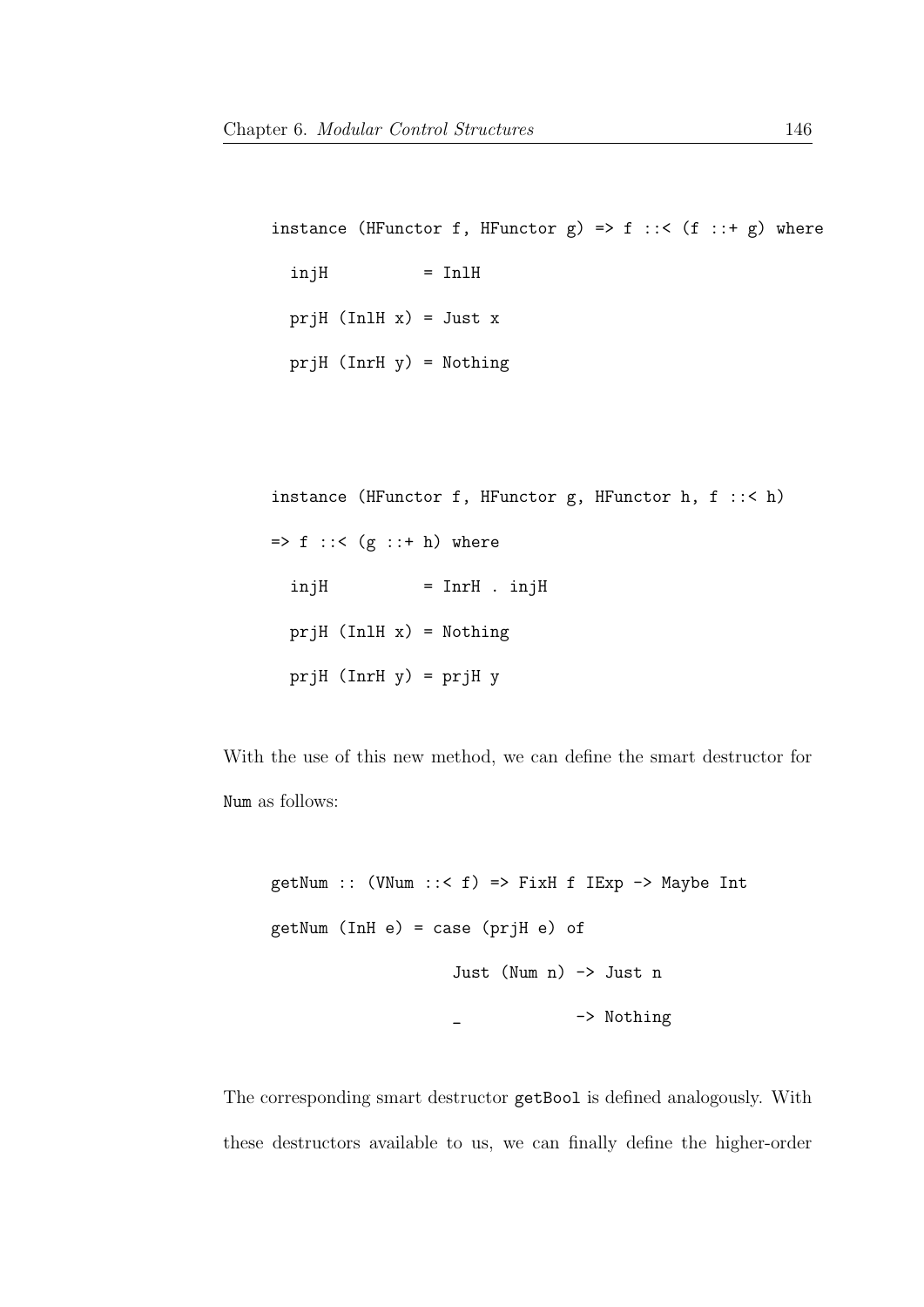```
instance (HFunctor f, HFunctor g) => f ::< (f ::+ g) where
  injH          = InlH
  prjH (InlH x) = Just x
  prjH (InrH y) = Nothing
```

```
instance (HFunctor f, HFunctor g, HFunctor h, f ::< h)
=> f ::< (g ::+ h) where
  injH          = InrH . injH
  prjH (InlH x) = Nothing
  prjH (InrH y) = prjH y
```

With the use of this new method, we can define the smart destructor for Num as follows:

```
getNum :: (VNum ::< f) => FixH f IExp -> Maybe Int
getNum (InH e) = case (prjH e) of
                   Just (Num n) -> Just n
                   _            -> Nothing
```

The corresponding smart destructor getBool is defined analogously. With these destructors available to us, we can finally define the higher-order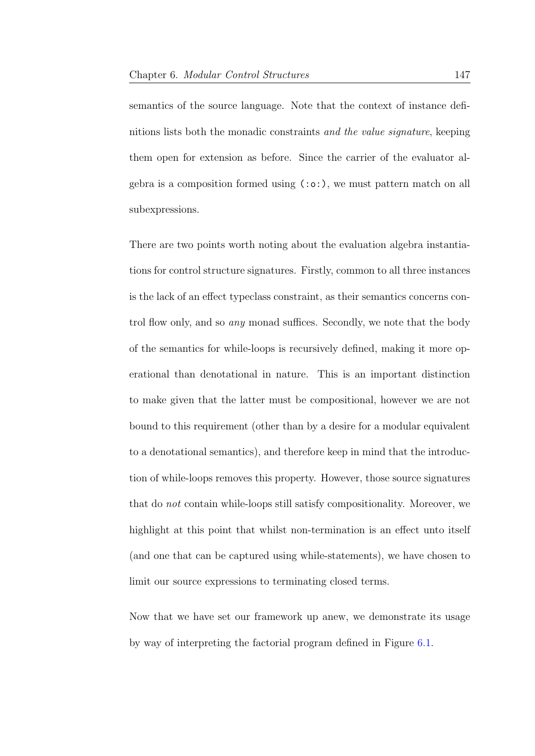semantics of the source language. Note that the context of instance definitions lists both the monadic constraints *and the value signature*, keeping them open for extension as before. Since the carrier of the evaluator algebra is a composition formed using `(:o:)`, we must pattern match on all subexpressions.

There are two points worth noting about the evaluation algebra instantiations for control structure signatures. Firstly, common to all three instances is the lack of an effect typeclass constraint, as their semantics concerns control flow only, and so *any* monad suffices. Secondly, we note that the body of the semantics for while-loops is recursively defined, making it more operational than denotational in nature. This is an important distinction to make given that the latter must be compositional, however we are not bound to this requirement (other than by a desire for a modular equivalent to a denotational semantics), and therefore keep in mind that the introduction of while-loops removes this property. However, those source signatures that do *not* contain while-loops still satisfy compositionality. Moreover, we highlight at this point that whilst non-termination is an effect unto itself (and one that can be captured using while-statements), we have chosen to limit our source expressions to terminating closed terms.

Now that we have set our framework up anew, we demonstrate its usage by way of interpreting the factorial program defined in Figure 6.1.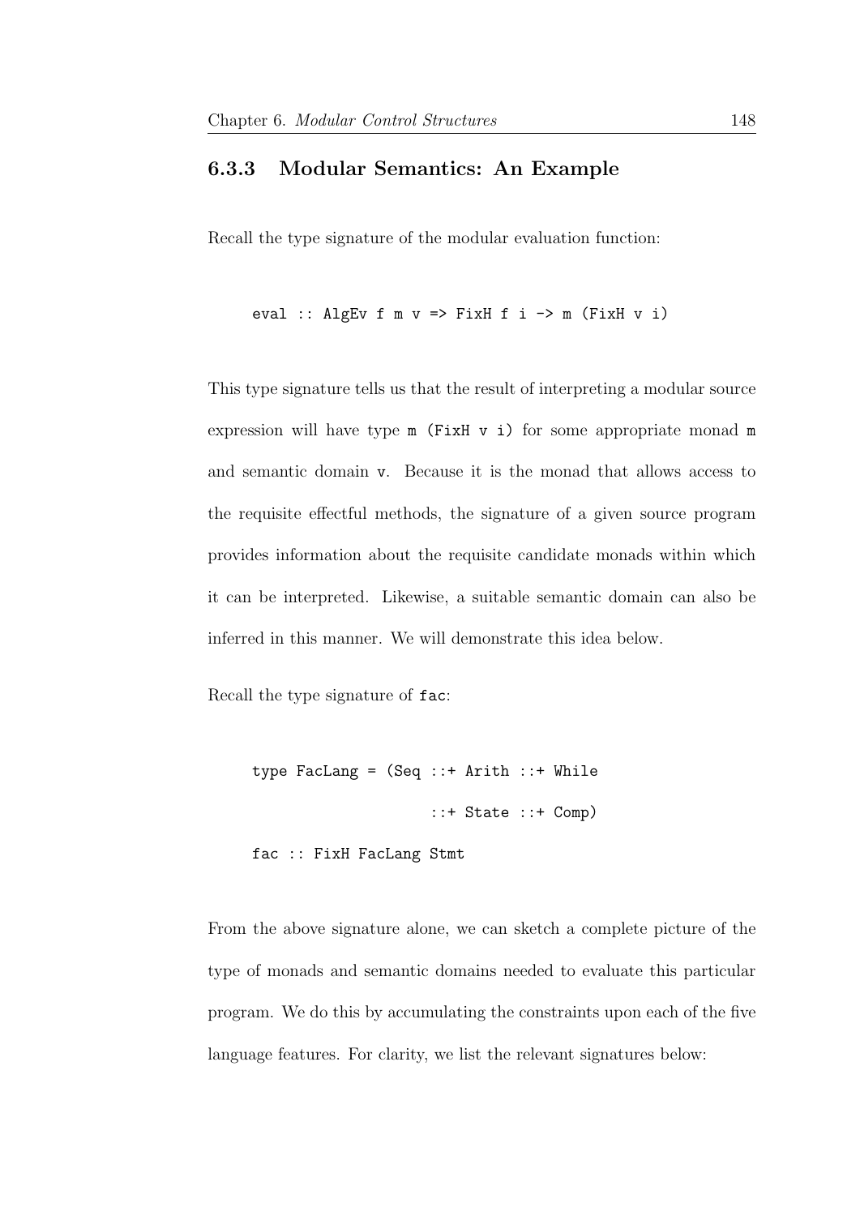### 6.3.3 Modular Semantics: An Example

Recall the type signature of the modular evaluation function:

```
eval :: AlgEv f m v => FixH f i -> m (FixH v i)
```

This type signature tells us that the result of interpreting a modular source expression will have type `m (FixH v i)` for some appropriate monad `m` and semantic domain `v`. Because it is the monad that allows access to the requisite effectful methods, the signature of a given source program provides information about the requisite candidate monads within which it can be interpreted. Likewise, a suitable semantic domain can also be inferred in this manner. We will demonstrate this idea below.

Recall the type signature of `fac`:

```
type FacLang = (Seq ::+ Arith ::+ While
                   ::+ State ::+ Comp)
fac :: FixH FacLang Stmt
```

From the above signature alone, we can sketch a complete picture of the type of monads and semantic domains needed to evaluate this particular program. We do this by accumulating the constraints upon each of the five language features. For clarity, we list the relevant signatures below: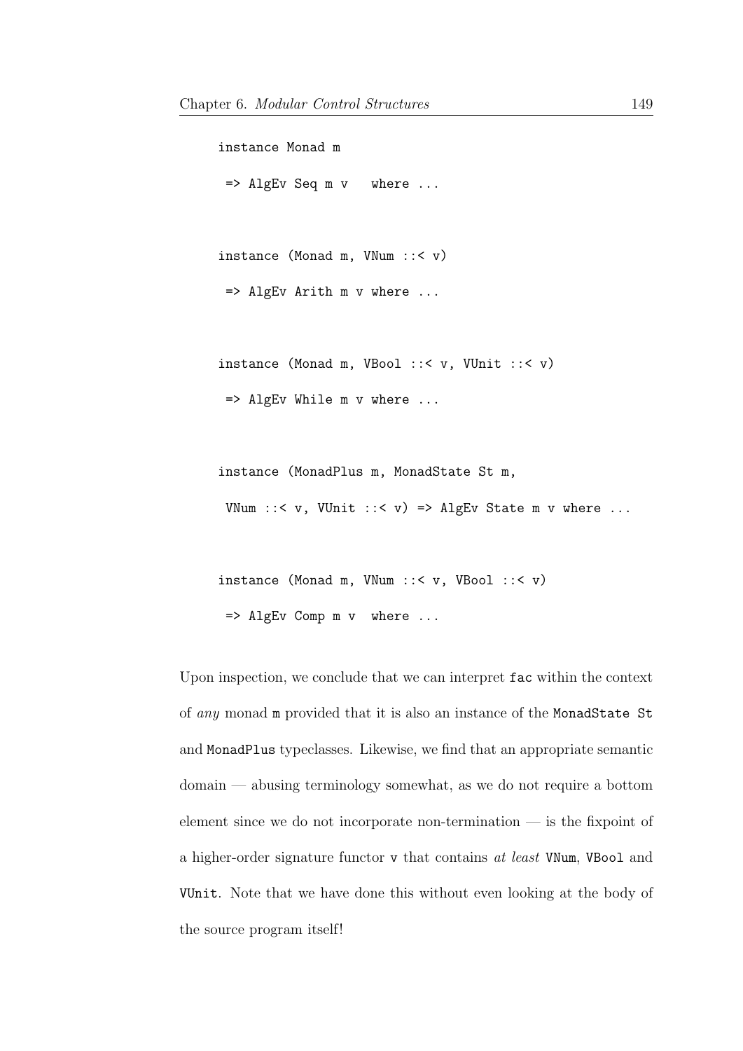```
instance Monad m
 => AlgEv Seq m v   where ...

instance (Monad m, VNum ::< v)
 => AlgEv Arith m v where ...

instance (Monad m, VBool ::< v, VUnit ::< v)
 => AlgEv While m v where ...

instance (MonadPlus m, MonadState St m,
 VNum ::< v, VUnit ::< v) => AlgEv State m v where ...

instance (Monad m, VNum ::< v, VBool ::< v)
 => AlgEv Comp m v  where ...
```

Upon inspection, we conclude that we can interpret `fac` within the context of *any* monad `m` provided that it is also an instance of the `MonadState St` and `MonadPlus` typeclasses. Likewise, we find that an appropriate semantic domain — abusing terminology somewhat, as we do not require a bottom element since we do not incorporate non-termination — is the fixpoint of a higher-order signature functor `v` that contains *at least* `VNum`, `VBool` and `VUnit`. Note that we have done this without even looking at the body of the source program itself!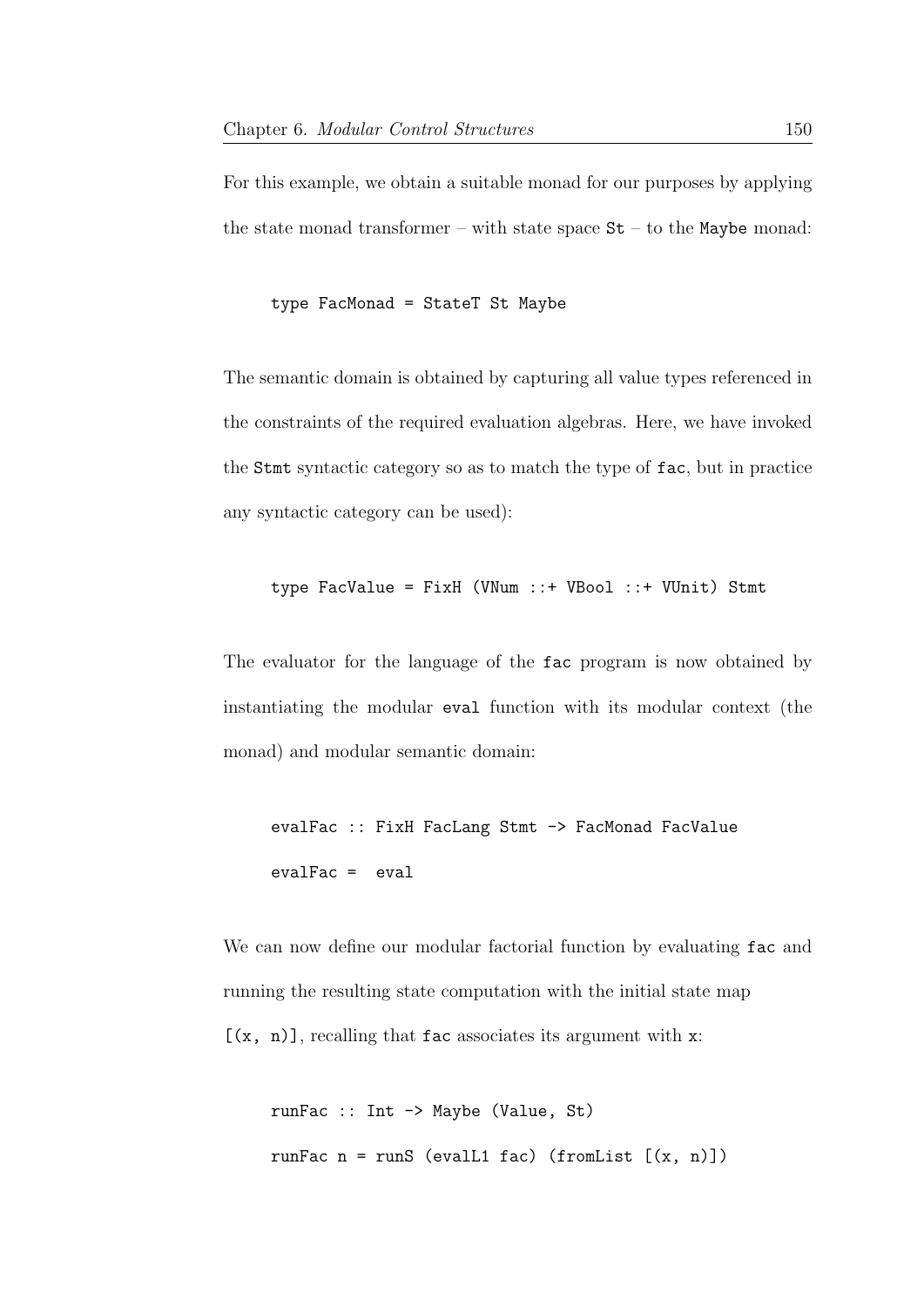For this example, we obtain a suitable monad for our purposes by applying the state monad transformer – with state space `St` – to the `Maybe` monad:

```
type FacMonad = StateT St Maybe
```

The semantic domain is obtained by capturing all value types referenced in the constraints of the required evaluation algebras. Here, we have invoked the `Stmt` syntactic category so as to match the type of `fac`, but in practice any syntactic category can be used):

```
type FacValue = FixH (VNum ::+ VBool ::+ VUnit) Stmt
```

The evaluator for the language of the `fac` program is now obtained by instantiating the modular `eval` function with its modular context (the monad) and modular semantic domain:

```
evalFac :: FixH FacLang Stmt -> FacMonad FacValue
evalFac =  eval
```

We can now define our modular factorial function by evaluating `fac` and running the resulting state computation with the initial state map `[(x, n)]`, recalling that `fac` associates its argument with `x`:

```
runFac :: Int -> Maybe (Value, St)
runFac n = runS (evalL1 fac) (fromList [(x, n)])
```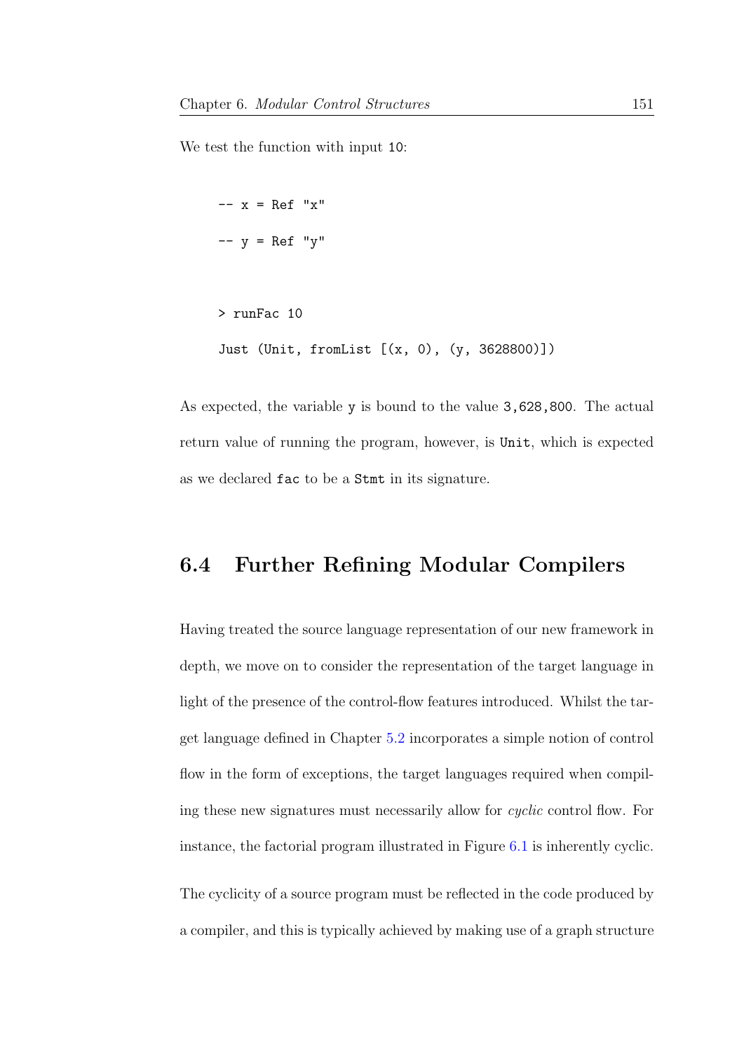We test the function with input `10`:

```
-- x = Ref "x"
-- y = Ref "y"

> runFac 10
Just (Unit, fromList [(x, 0), (y, 3628800)])
```

As expected, the variable `y` is bound to the value `3,628,800`. The actual return value of running the program, however, is `Unit`, which is expected as we declared `fac` to be a `Stmt` in its signature.

## 6.4 Further Refining Modular Compilers

Having treated the source language representation of our new framework in depth, we move on to consider the representation of the target language in light of the presence of the control-flow features introduced. Whilst the target language defined in Chapter 5.2 incorporates a simple notion of control flow in the form of exceptions, the target languages required when compiling these new signatures must necessarily allow for *cyclic* control flow. For instance, the factorial program illustrated in Figure 6.1 is inherently cyclic.

The cyclicity of a source program must be reflected in the code produced by a compiler, and this is typically achieved by making use of a graph structure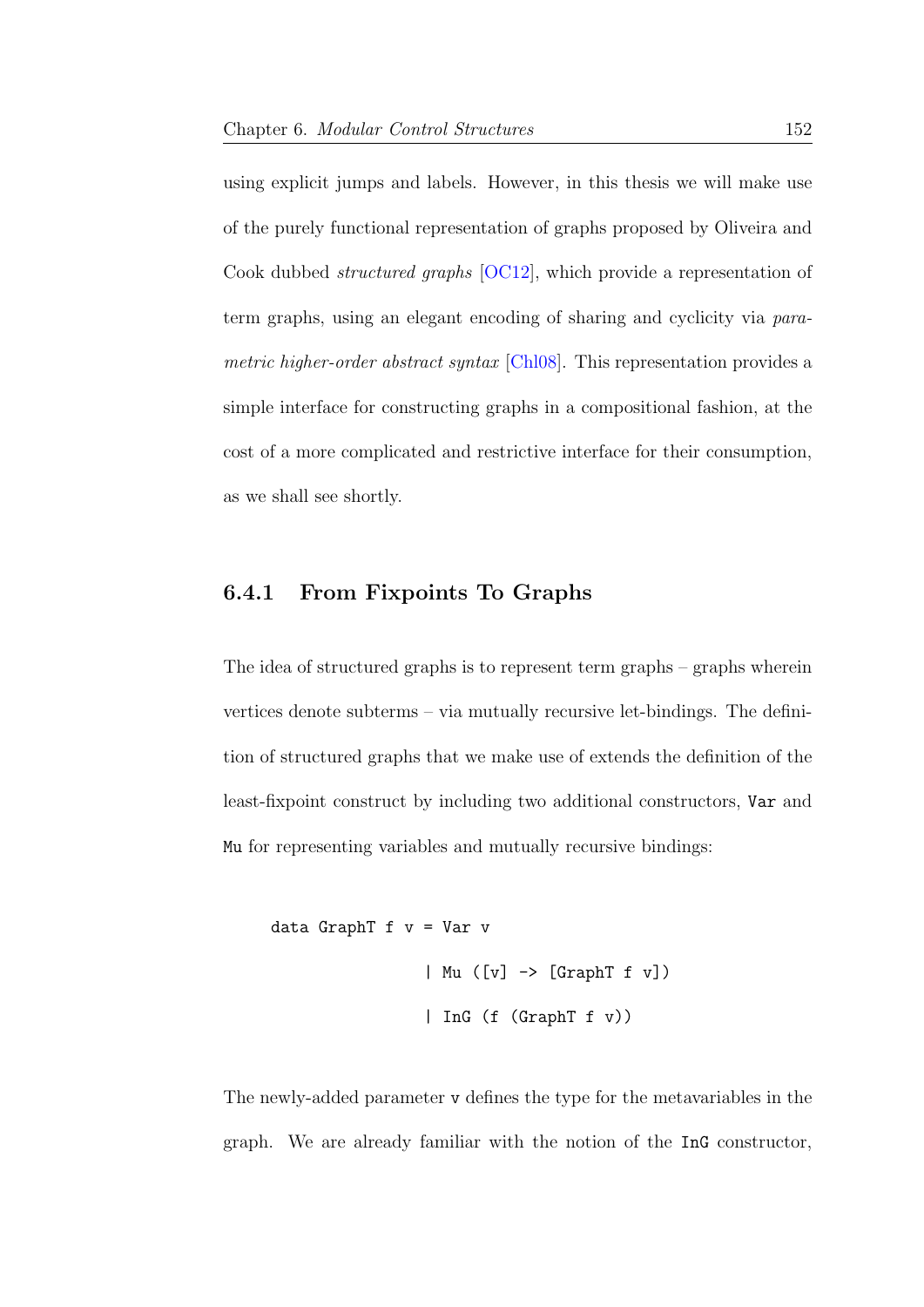using explicit jumps and labels. However, in this thesis we will make use of the purely functional representation of graphs proposed by Oliveira and Cook dubbed *structured graphs* [OC12], which provide a representation of term graphs, using an elegant encoding of sharing and cyclicity via *parametric higher-order abstract syntax* [Chl08]. This representation provides a simple interface for constructing graphs in a compositional fashion, at the cost of a more complicated and restrictive interface for their consumption, as we shall see shortly.

### 6.4.1 From Fixpoints To Graphs

The idea of structured graphs is to represent term graphs – graphs wherein vertices denote subterms – via mutually recursive let-bindings. The definition of structured graphs that we make use of extends the definition of the least-fixpoint construct by including two additional constructors, `Var` and `Mu` for representing variables and mutually recursive bindings:

```
data GraphT f v = Var v
                | Mu ([v] -> [GraphT f v])
                | InG (f (GraphT f v))
```

The newly-added parameter `v` defines the type for the metavariables in the graph. We are already familiar with the notion of the `InG` constructor,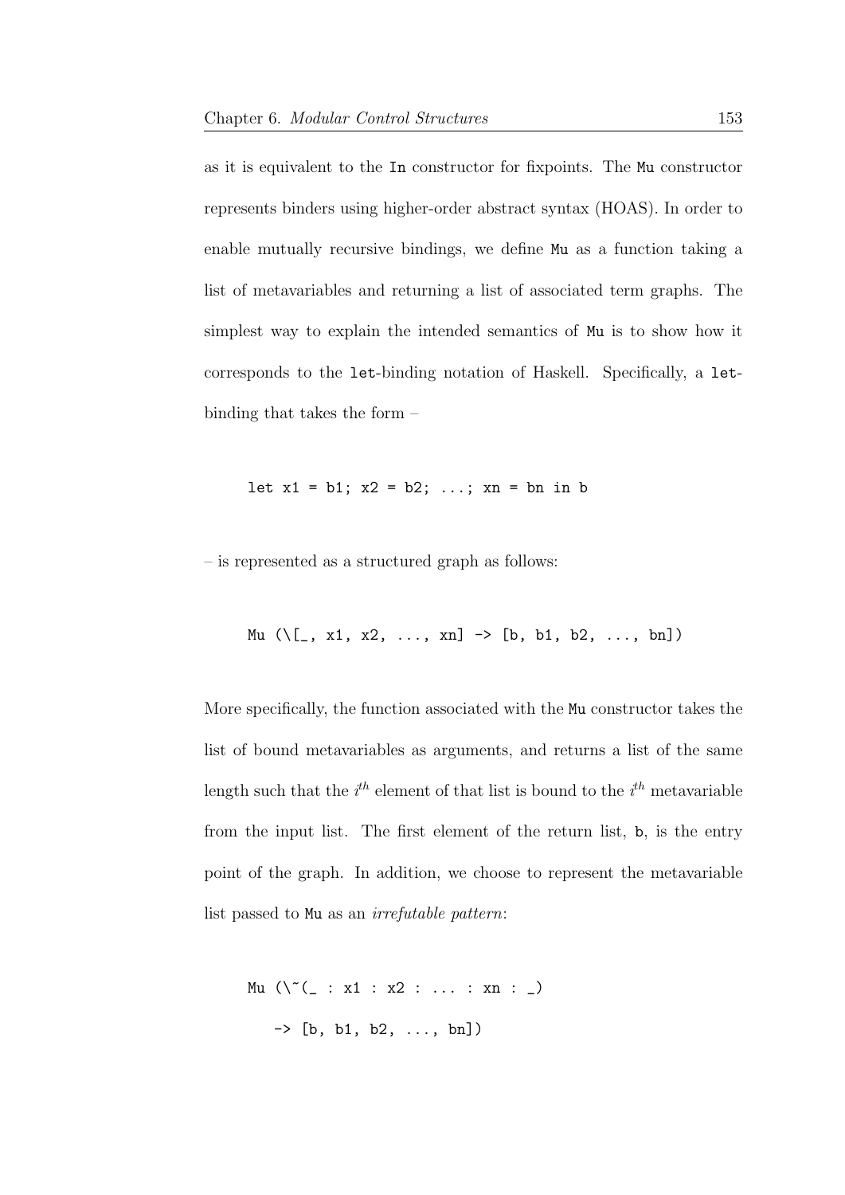as it is equivalent to the `In` constructor for fixpoints. The `Mu` constructor represents binders using higher-order abstract syntax (HOAS). In order to enable mutually recursive bindings, we define `Mu` as a function taking a list of metavariables and returning a list of associated term graphs. The simplest way to explain the intended semantics of `Mu` is to show how it corresponds to the `let`-binding notation of Haskell. Specifically, a `let`-binding that takes the form –

```
let x1 = b1; x2 = b2; ...; xn = bn in b
```

– is represented as a structured graph as follows:

```
Mu (\[_, x1, x2, ..., xn] -> [b, b1, b2, ..., bn])
```

More specifically, the function associated with the `Mu` constructor takes the list of bound metavariables as arguments, and returns a list of the same length such that the $i^{th}$ element of that list is bound to the $i^{th}$ metavariable from the input list. The first element of the return list, `b`, is the entry point of the graph. In addition, we choose to represent the metavariable list passed to `Mu` as an *irrefutable pattern*:

```
Mu (\~(_ : x1 : x2 : ... : xn : _)
   -> [b, b1, b2, ..., bn])
```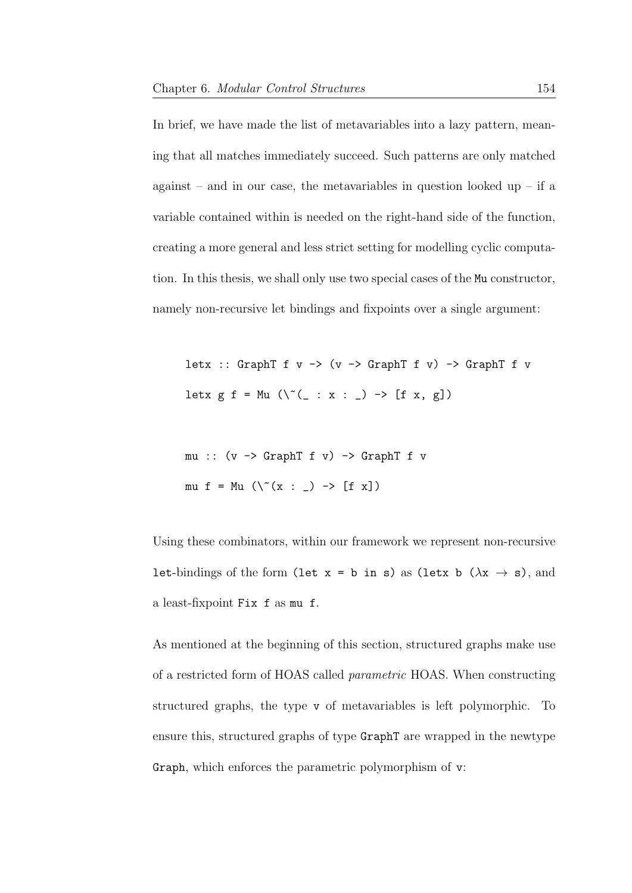In brief, we have made the list of metavariables into a lazy pattern, meaning that all matches immediately succeed. Such patterns are only matched against – and in our case, the metavariables in question looked up – if a variable contained within is needed on the right-hand side of the function, creating a more general and less strict setting for modelling cyclic computation. In this thesis, we shall only use two special cases of the `Mu` constructor, namely non-recursive let bindings and fixpoints over a single argument:

```
letx :: GraphT f v -> (v -> GraphT f v) -> GraphT f v
letx g f = Mu (\~(_ : x : _) -> [f x, g])

mu :: (v -> GraphT f v) -> GraphT f v
mu f = Mu (\~(x : _) -> [f x])
```

Using these combinators, within our framework we represent non-recursive `let`-bindings of the form `(let x = b in s)` as `(letx b (λx → s)`, and a least-fixpoint `Fix f` as `mu f`.

As mentioned at the beginning of this section, structured graphs make use of a restricted form of HOAS called *parametric* HOAS. When constructing structured graphs, the type `v` of metavariables is left polymorphic. To ensure this, structured graphs of type `GraphT` are wrapped in the newtype `Graph`, which enforces the parametric polymorphism of `v`: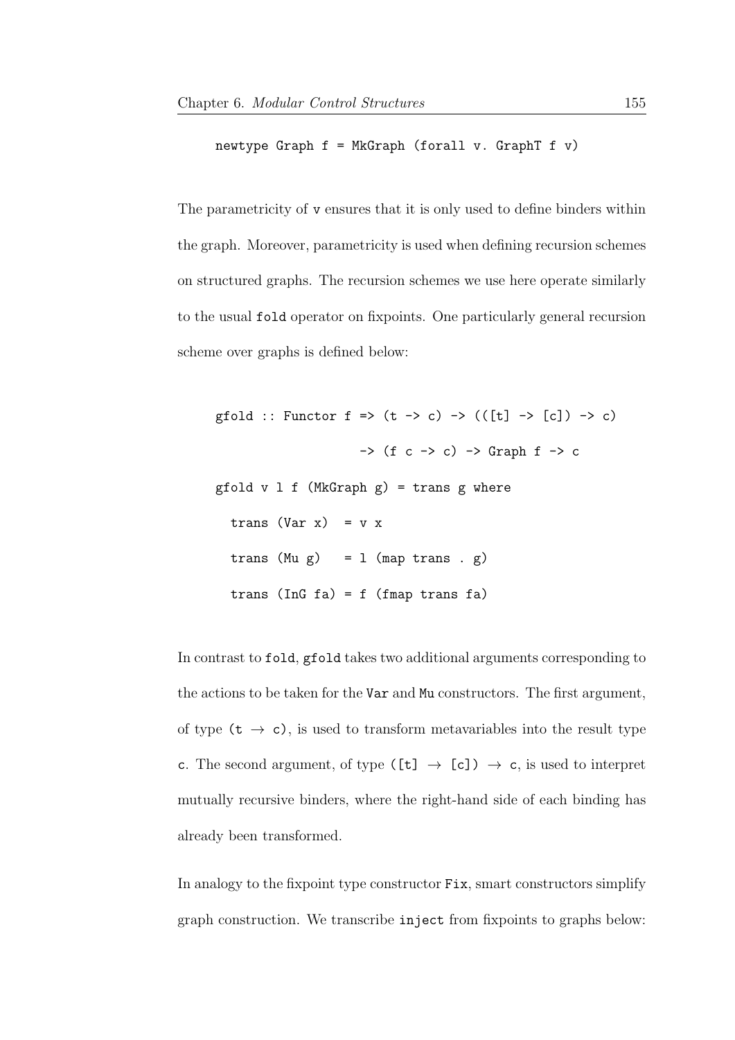```
newtype Graph f = MkGraph (forall v. GraphT f v)
```

The parametricity of `v` ensures that it is only used to define binders within the graph. Moreover, parametricity is used when defining recursion schemes on structured graphs. The recursion schemes we use here operate similarly to the usual `fold` operator on fixpoints. One particularly general recursion scheme over graphs is defined below:

```
gfold :: Functor f => (t -> c) -> (([t] -> [c]) -> c)
                  -> (f c -> c) -> Graph f -> c
gfold v l f (MkGraph g) = trans g where
  trans (Var x)  = v x
  trans (Mu g)   = l (map trans . g)
  trans (InG fa) = f (fmap trans fa)
```

In contrast to `fold`, `gfold` takes two additional arguments corresponding to the actions to be taken for the `Var` and `Mu` constructors. The first argument, of type (`t` → `c`), is used to transform metavariables into the result type `c`. The second argument, of type (`[t]` → `[c]`) → `c`, is used to interpret mutually recursive binders, where the right-hand side of each binding has already been transformed.

In analogy to the fixpoint type constructor `Fix`, smart constructors simplify graph construction. We transcribe `inject` from fixpoints to graphs below: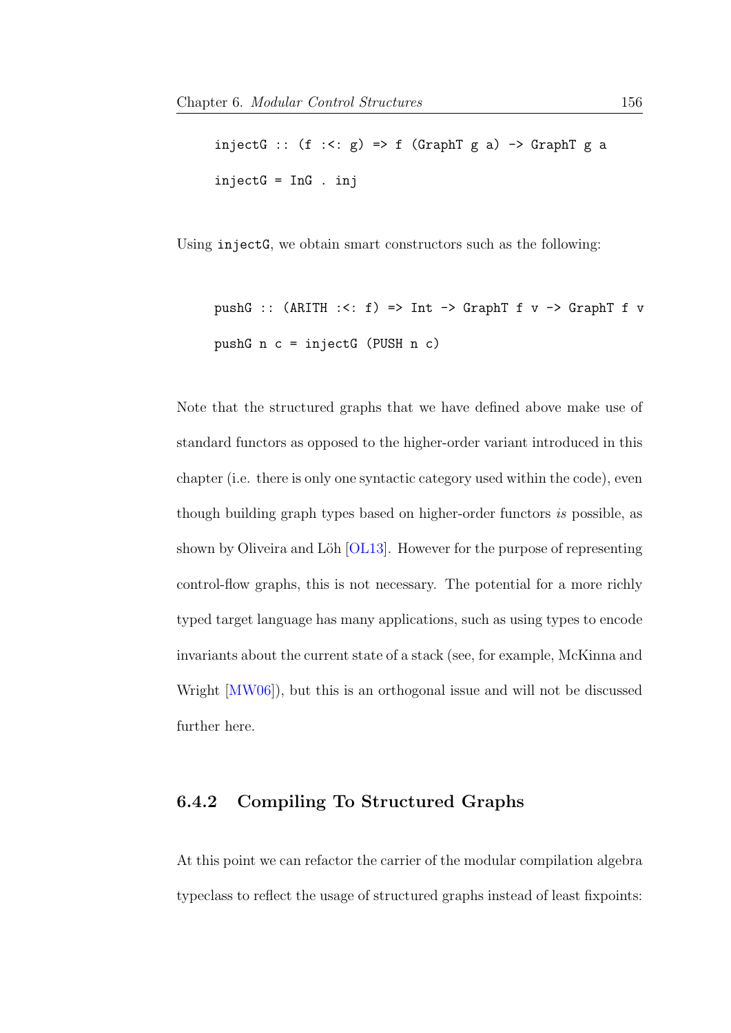```
injectG :: (f :<: g) => f (GraphT g a) -> GraphT g a
injectG = InG . inj
```

Using injectG, we obtain smart constructors such as the following:

```
pushG :: (ARITH :<: f) => Int -> GraphT f v -> GraphT f v
pushG n c = injectG (PUSH n c)
```

Note that the structured graphs that we have defined above make use of standard functors as opposed to the higher-order variant introduced in this chapter (i.e. there is only one syntactic category used within the code), even though building graph types based on higher-order functors *is* possible, as shown by Oliveira and Löh [OL13]. However for the purpose of representing control-flow graphs, this is not necessary. The potential for a more richly typed target language has many applications, such as using types to encode invariants about the current state of a stack (see, for example, McKinna and Wright [MW06]), but this is an orthogonal issue and will not be discussed further here.

### 6.4.2 Compiling To Structured Graphs

At this point we can refactor the carrier of the modular compilation algebra typeclass to reflect the usage of structured graphs instead of least fixpoints: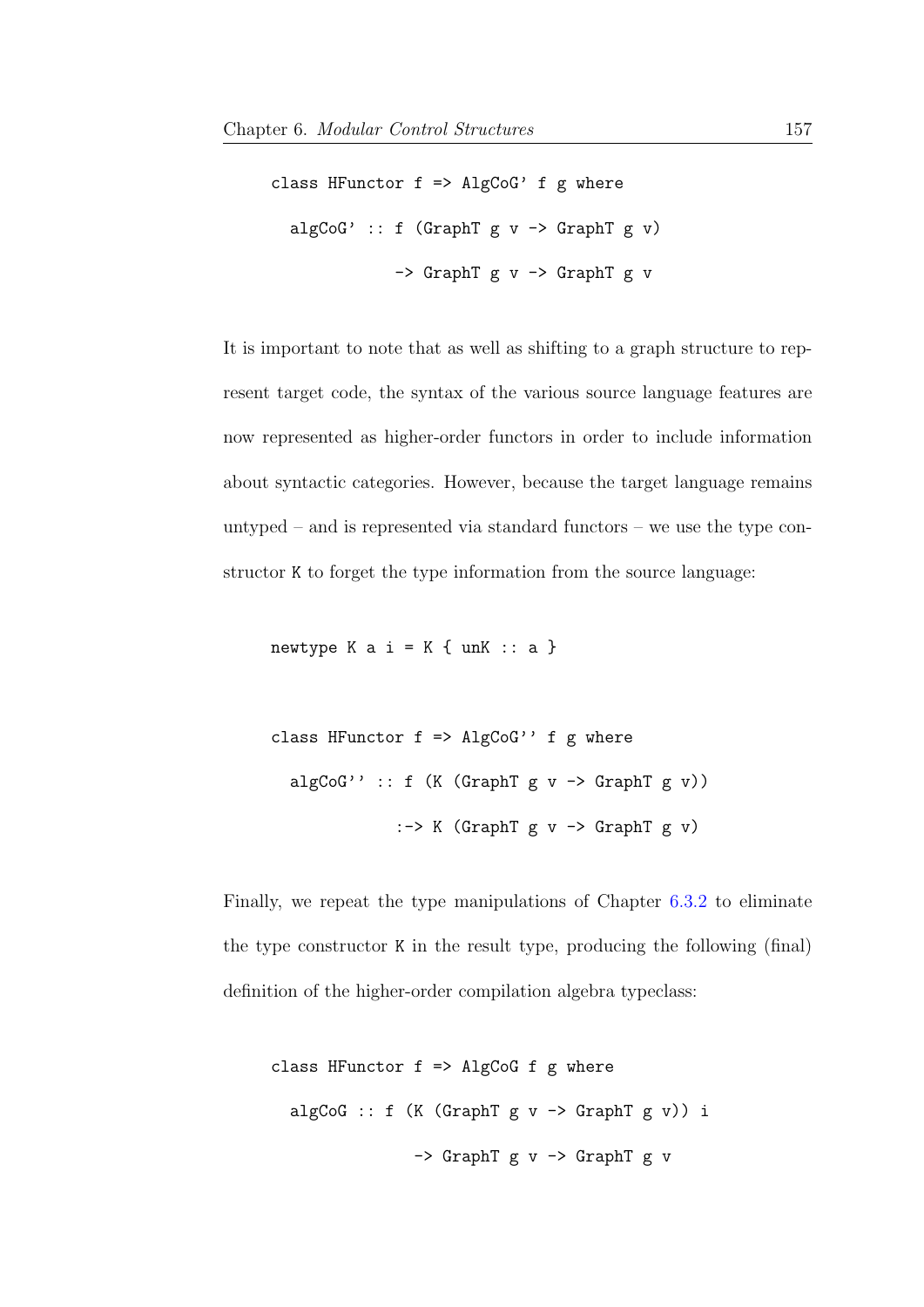```
class HFunctor f => AlgCoG' f g where
  algCoG' :: f (GraphT g v -> GraphT g v)
          -> GraphT g v -> GraphT g v
```

It is important to note that as well as shifting to a graph structure to represent target code, the syntax of the various source language features are now represented as higher-order functors in order to include information about syntactic categories. However, because the target language remains untyped – and is represented via standard functors – we use the type constructor K to forget the type information from the source language:

```
newtype K a i = K { unK :: a }
```

```
class HFunctor f => AlgCoG'' f g where
  algCoG'' :: f (K (GraphT g v -> GraphT g v))
           :-> K (GraphT g v -> GraphT g v)
```

Finally, we repeat the type manipulations of Chapter 6.3.2 to eliminate the type constructor K in the result type, producing the following (final) definition of the higher-order compilation algebra typeclass:

```
class HFunctor f => AlgCoG f g where
  algCoG :: f (K (GraphT g v -> GraphT g v)) i
            -> GraphT g v -> GraphT g v
```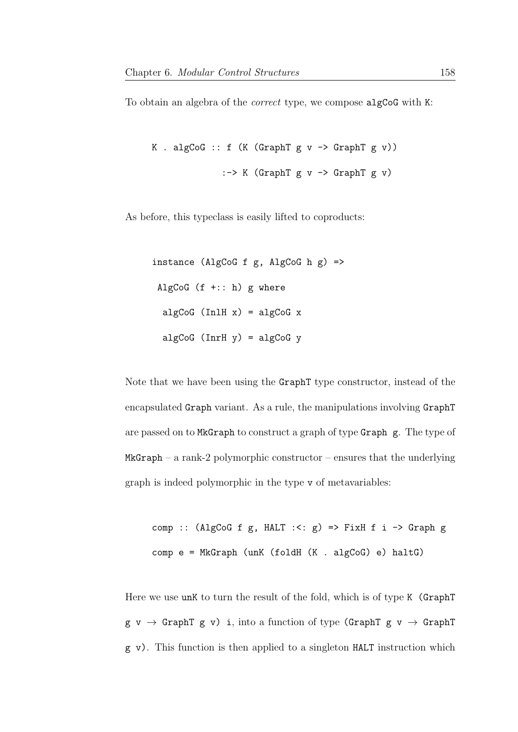To obtain an algebra of the *correct* type, we compose `algCoG` with `K`:

```
K . algCoG :: f (K (GraphT g v -> GraphT g v))
              :-> K (GraphT g v -> GraphT g v)
```

As before, this typeclass is easily lifted to coproducts:

```
instance (AlgCoG f g, AlgCoG h g) =>
 AlgCoG (f +:: h) g where
  algCoG (InlH x) = algCoG x
  algCoG (InrH y) = algCoG y
```

Note that we have been using the `GraphT` type constructor, instead of the encapsulated `Graph` variant. As a rule, the manipulations involving `GraphT` are passed on to `MkGraph` to construct a graph of type `Graph g`. The type of `MkGraph` – a rank-2 polymorphic constructor – ensures that the underlying graph is indeed polymorphic in the type `v` of metavariables:

```
comp :: (AlgCoG f g, HALT :<: g) => FixH f i -> Graph g
comp e = MkGraph (unK (foldH (K . algCoG) e) haltG)
```

Here we use `unK` to turn the result of the fold, which is of type `K (GraphT g v → GraphT g v) i`, into a function of type `(GraphT g v → GraphT g v)`. This function is then applied to a singleton `HALT` instruction which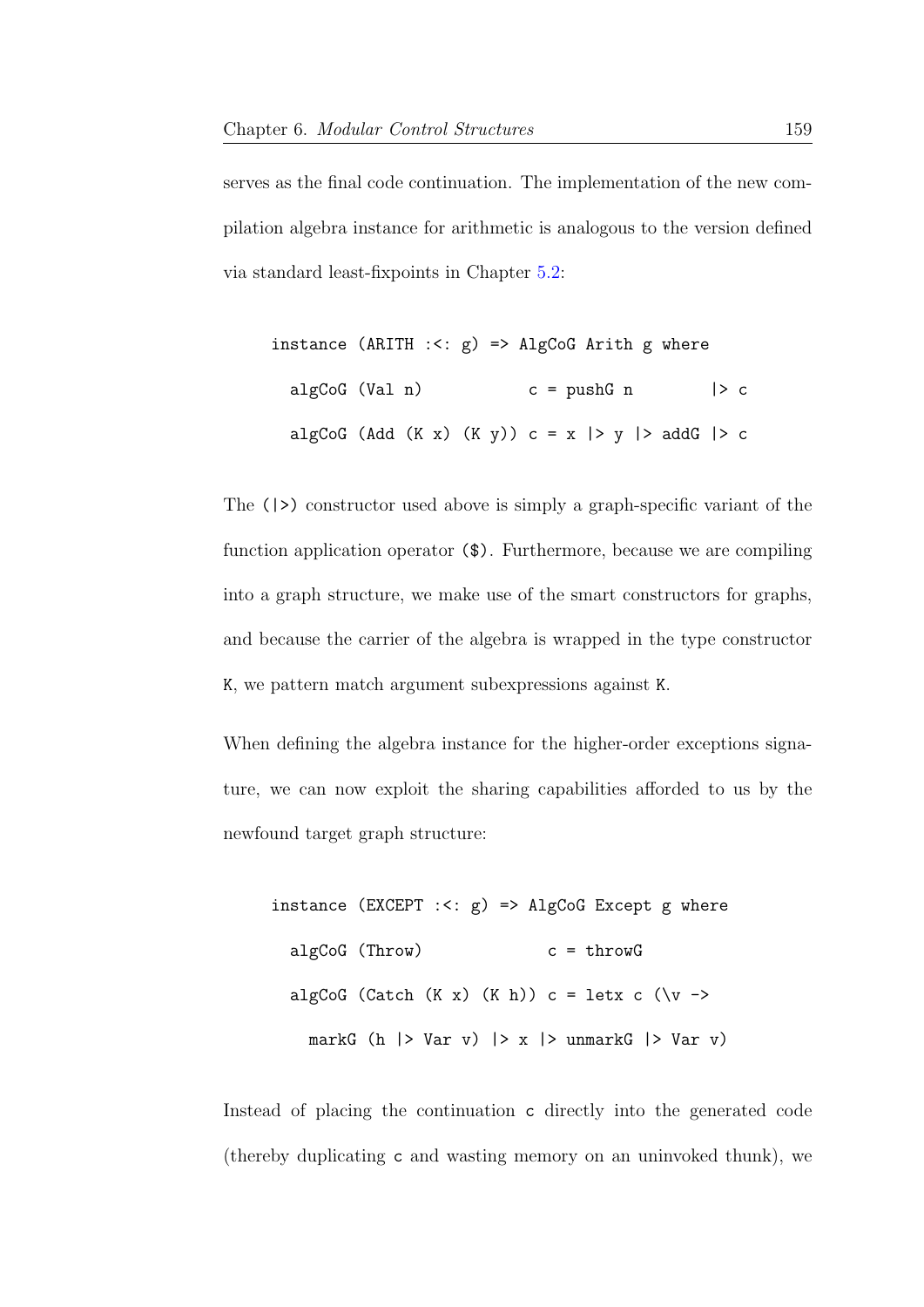serves as the final code continuation. The implementation of the new compilation algebra instance for arithmetic is analogous to the version defined via standard least-fixpoints in Chapter 5.2:

```
instance (ARITH :<: g) => AlgCoG Arith g where
  algCoG (Val n)           c = pushG n        |> c
  algCoG (Add (K x) (K y)) c = x |> y |> addG |> c
```

The (|>) constructor used above is simply a graph-specific variant of the function application operator ($). Furthermore, because we are compiling into a graph structure, we make use of the smart constructors for graphs, and because the carrier of the algebra is wrapped in the type constructor K, we pattern match argument subexpressions against K.

When defining the algebra instance for the higher-order exceptions signature, we can now exploit the sharing capabilities afforded to us by the newfound target graph structure:

```
instance (EXCEPT :<: g) => AlgCoG Except g where
  algCoG (Throw)             c = throwG
  algCoG (Catch (K x) (K h)) c = letx c (\v ->
    markG (h |> Var v) |> x |> unmarkG |> Var v)
```

Instead of placing the continuation c directly into the generated code (thereby duplicating c and wasting memory on an uninvoked thunk), we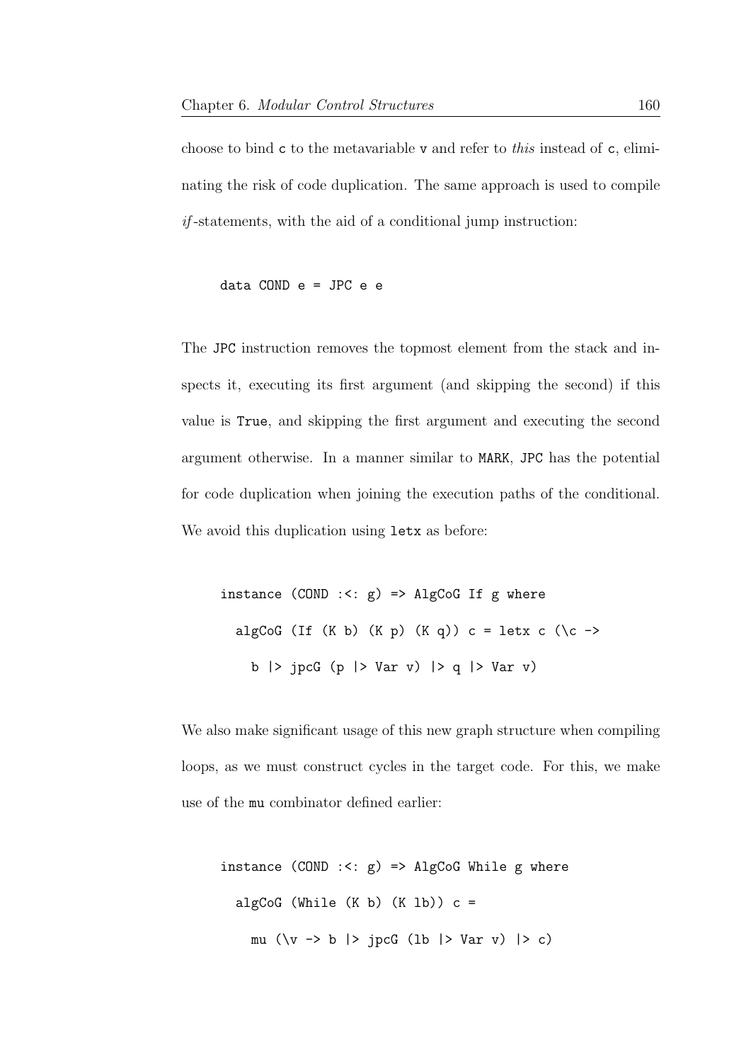choose to bind `c` to the metavariable `v` and refer to *this* instead of `c`, eliminating the risk of code duplication. The same approach is used to compile *if*-statements, with the aid of a conditional jump instruction:

```
data COND e = JPC e e
```

The `JPC` instruction removes the topmost element from the stack and inspects it, executing its first argument (and skipping the second) if this value is `True`, and skipping the first argument and executing the second argument otherwise. In a manner similar to `MARK`, `JPC` has the potential for code duplication when joining the execution paths of the conditional. We avoid this duplication using `letx` as before:

```
instance (COND :<: g) => AlgCoG If g where
  algCoG (If (K b) (K p) (K q)) c = letx c (\c ->
    b |> jpcG (p |> Var v) |> q |> Var v)
```

We also make significant usage of this new graph structure when compiling loops, as we must construct cycles in the target code. For this, we make use of the `mu` combinator defined earlier:

```
instance (COND :<: g) => AlgCoG While g where
  algCoG (While (K b) (K lb)) c =
    mu (\v -> b |> jpcG (lb |> Var v) |> c)
```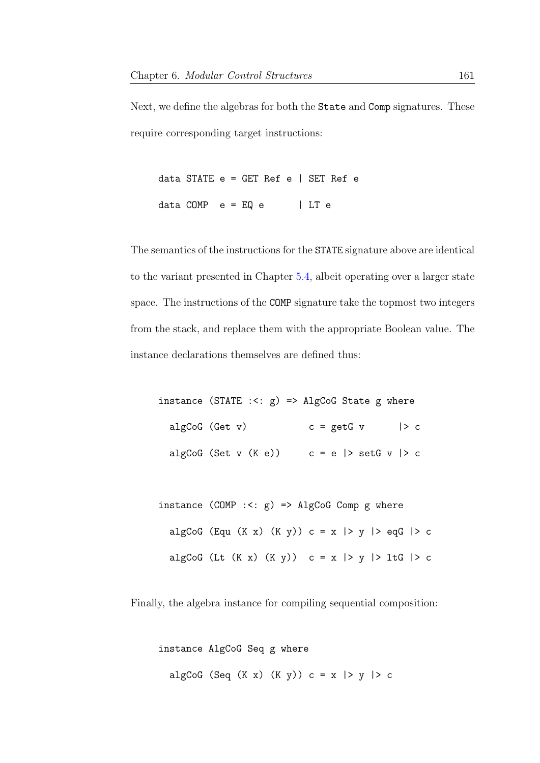Next, we define the algebras for both the State and Comp signatures. These require corresponding target instructions:

```
data STATE e = GET Ref e | SET Ref e
data COMP  e = EQ e      | LT e
```

The semantics of the instructions for the STATE signature above are identical to the variant presented in Chapter 5.4, albeit operating over a larger state space. The instructions of the COMP signature take the topmost two integers from the stack, and replace them with the appropriate Boolean value. The instance declarations themselves are defined thus:

```
instance (STATE :<: g) => AlgCoG State g where
  algCoG (Get v)          c = getG v      |> c
  algCoG (Set v (K e))    c = e |> setG v |> c

instance (COMP :<: g) => AlgCoG Comp g where
  algCoG (Equ (K x) (K y)) c = x |> y |> eqG |> c
  algCoG (Lt (K x) (K y))  c = x |> y |> ltG |> c
```

Finally, the algebra instance for compiling sequential composition:

```
instance AlgCoG Seq g where
  algCoG (Seq (K x) (K y)) c = x |> y |> c
```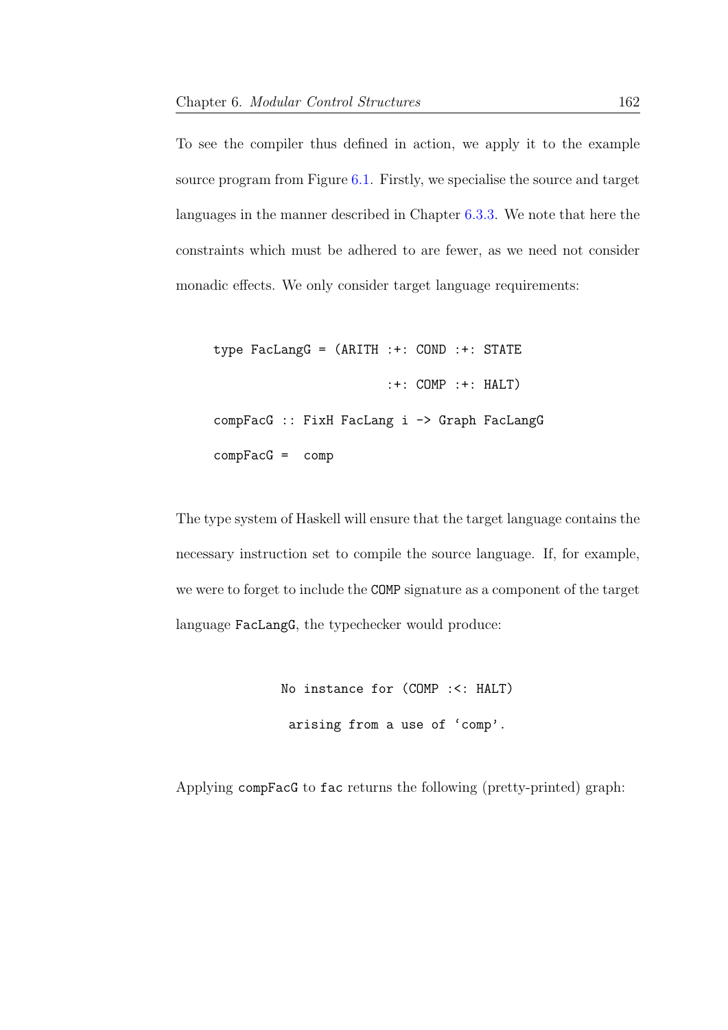To see the compiler thus defined in action, we apply it to the example source program from Figure 6.1. Firstly, we specialise the source and target languages in the manner described in Chapter 6.3.3. We note that here the constraints which must be adhered to are fewer, as we need not consider monadic effects. We only consider target language requirements:

```
type FacLangG = (ARITH :+: COND :+: STATE
                       :+: COMP :+: HALT)
compFacG :: FixH FacLang i -> Graph FacLangG
compFacG =  comp
```

The type system of Haskell will ensure that the target language contains the necessary instruction set to compile the source language. If, for example, we were to forget to include the `COMP` signature as a component of the target language `FacLangG`, the typechecker would produce:

```
No instance for (COMP :<: HALT)
 arising from a use of ‘comp’.
```

Applying `compFacG` to `fac` returns the following (pretty-printed) graph: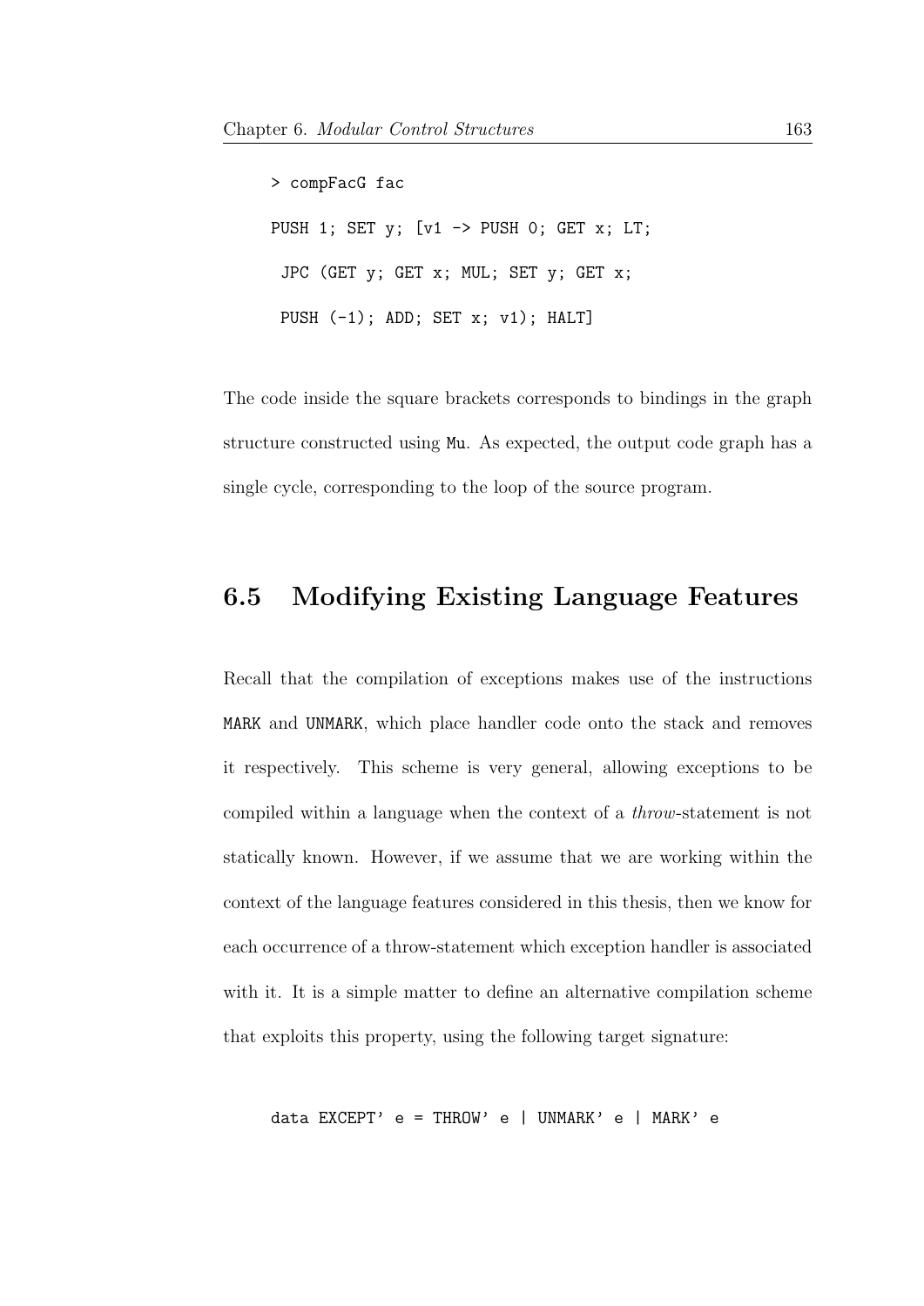```
> compFacG fac

PUSH 1; SET y; [v1 -> PUSH 0; GET x; LT;
 JPC (GET y; GET x; MUL; SET y; GET x;
 PUSH (-1); ADD; SET x; v1); HALT]
```

The code inside the square brackets corresponds to bindings in the graph structure constructed using `Mu`. As expected, the output code graph has a single cycle, corresponding to the loop of the source program.

## 6.5 Modifying Existing Language Features

Recall that the compilation of exceptions makes use of the instructions `MARK` and `UNMARK`, which place handler code onto the stack and removes it respectively. This scheme is very general, allowing exceptions to be compiled within a language when the context of a *throw*-statement is not statically known. However, if we assume that we are working within the context of the language features considered in this thesis, then we know for each occurrence of a throw-statement which exception handler is associated with it. It is a simple matter to define an alternative compilation scheme that exploits this property, using the following target signature:

```
data EXCEPT' e = THROW' e | UNMARK' e | MARK' e
```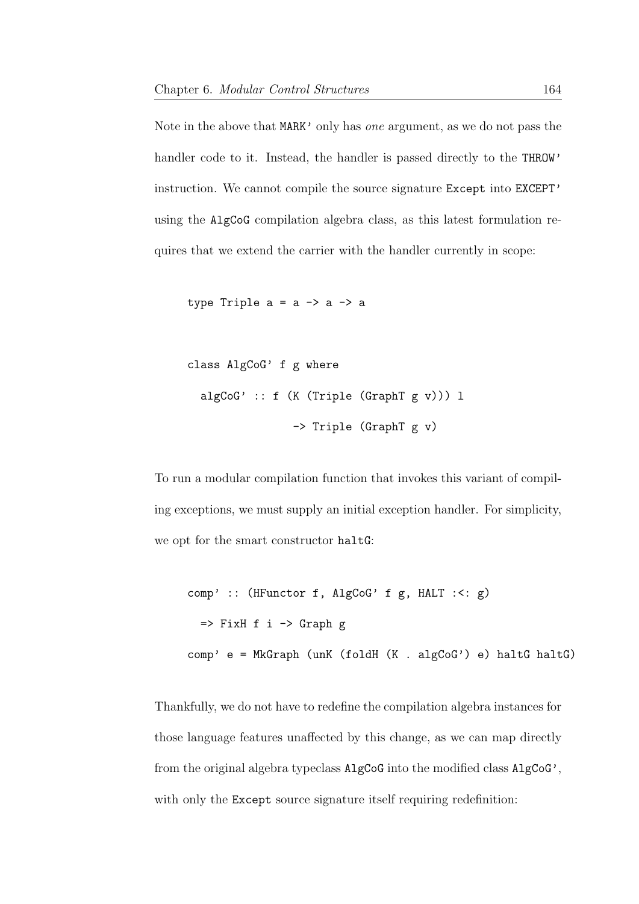Note in the above that `MARK'` only has *one* argument, as we do not pass the handler code to it. Instead, the handler is passed directly to the `THROW'` instruction. We cannot compile the source signature `Except` into `EXCEPT'` using the `AlgCoG` compilation algebra class, as this latest formulation requires that we extend the carrier with the handler currently in scope:

```
type Triple a = a -> a -> a

class AlgCoG' f g where
  algCoG' :: f (K (Triple (GraphT g v))) l
                  -> Triple (GraphT g v)
```

To run a modular compilation function that invokes this variant of compiling exceptions, we must supply an initial exception handler. For simplicity, we opt for the smart constructor `haltG`:

```
comp' :: (HFunctor f, AlgCoG' f g, HALT :<: g)
  => FixH f i -> Graph g
comp' e = MkGraph (unK (foldH (K . algCoG') e) haltG haltG)
```

Thankfully, we do not have to redefine the compilation algebra instances for those language features unaffected by this change, as we can map directly from the original algebra typeclass `AlgCoG` into the modified class `AlgCoG'`, with only the `Except` source signature itself requiring redefinition: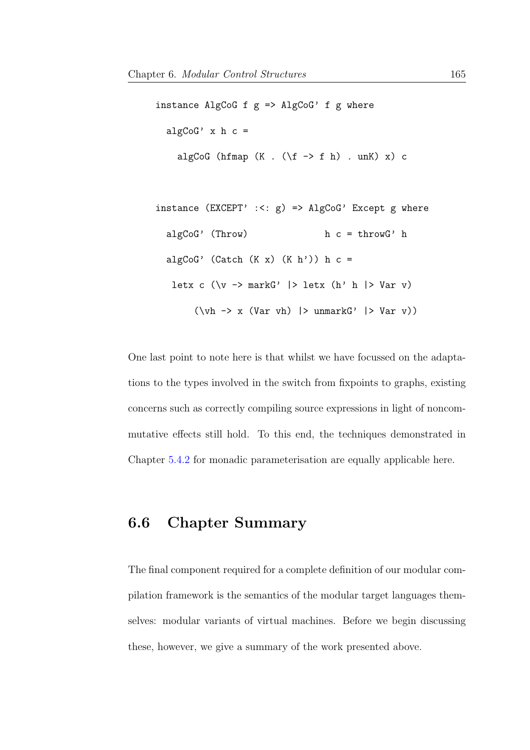```
instance AlgCoG f g => AlgCoG' f g where
  algCoG' x h c =
    algCoG (hfmap (K . (\f -> f h) . unK) x) c

instance (EXCEPT' :<: g) => AlgCoG' Except g where
  algCoG' (Throw)              h c = throwG' h
  algCoG' (Catch (K x) (K h')) h c =
   letx c (\v -> markG' |> letx (h' h |> Var v)
       (\vh -> x (Var vh) |> unmarkG' |> Var v))
```

One last point to note here is that whilst we have focussed on the adaptations to the types involved in the switch from fixpoints to graphs, existing concerns such as correctly compiling source expressions in light of noncommutative effects still hold. To this end, the techniques demonstrated in Chapter 5.4.2 for monadic parameterisation are equally applicable here.

## 6.6 Chapter Summary

The final component required for a complete definition of our modular compilation framework is the semantics of the modular target languages themselves: modular variants of virtual machines. Before we begin discussing these, however, we give a summary of the work presented above.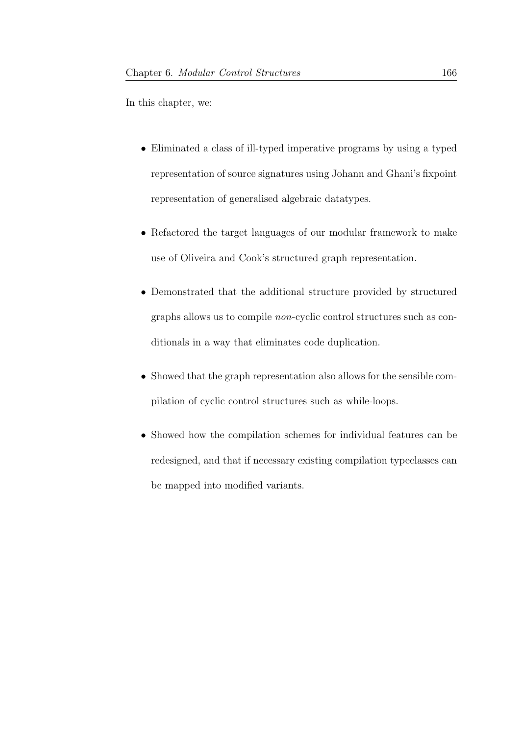In this chapter, we:

- Eliminated a class of ill-typed imperative programs by using a typed representation of source signatures using Johann and Ghani's fixpoint representation of generalised algebraic datatypes.
- Refactored the target languages of our modular framework to make use of Oliveira and Cook's structured graph representation.
- Demonstrated that the additional structure provided by structured graphs allows us to compile *non*-cyclic control structures such as conditionals in a way that eliminates code duplication.
- Showed that the graph representation also allows for the sensible compilation of cyclic control structures such as while-loops.
- Showed how the compilation schemes for individual features can be redesigned, and that if necessary existing compilation typeclasses can be mapped into modified variants.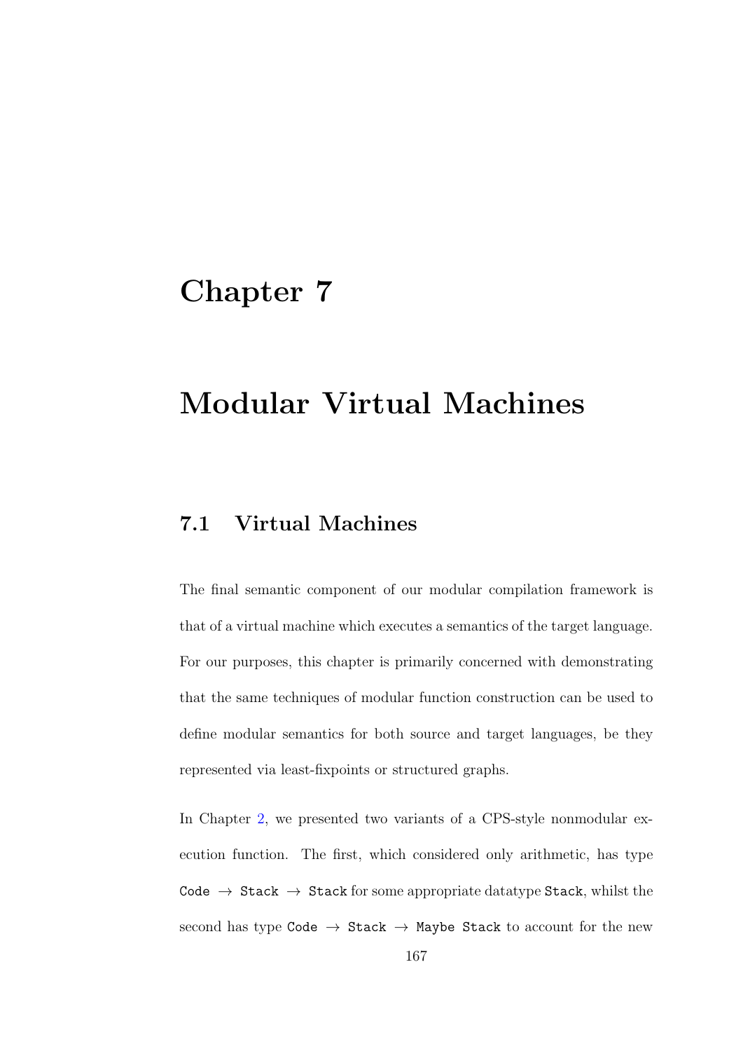# Chapter 7

# Modular Virtual Machines

## 7.1 Virtual Machines

The final semantic component of our modular compilation framework is that of a virtual machine which executes a semantics of the target language. For our purposes, this chapter is primarily concerned with demonstrating that the same techniques of modular function construction can be used to define modular semantics for both source and target languages, be they represented via least-fixpoints or structured graphs.

In Chapter 2, we presented two variants of a CPS-style nonmodular execution function. The first, which considered only arithmetic, has type `Code → Stack → Stack` for some appropriate datatype `Stack`, whilst the second has type `Code → Stack → Maybe Stack` to account for the new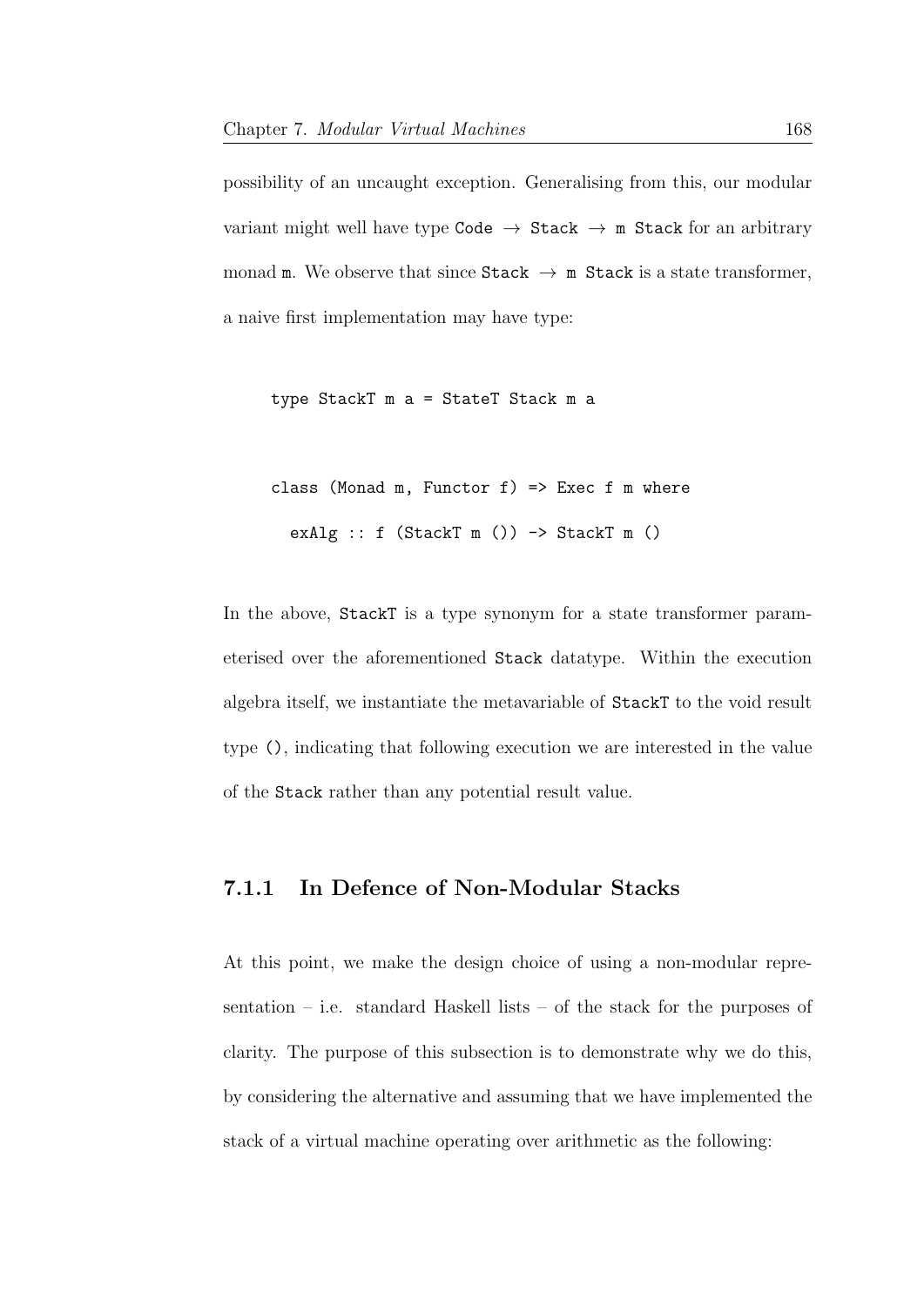possibility of an uncaught exception. Generalising from this, our modular variant might well have type `Code` $\rightarrow$ `Stack` $\rightarrow$ `m Stack` for an arbitrary monad `m`. We observe that since `Stack` $\rightarrow$ `m Stack` is a state transformer, a naive first implementation may have type:

```
type StackT m a = StateT Stack m a

class (Monad m, Functor f) => Exec f m where
  exAlg :: f (StackT m ()) -> StackT m ()
```

In the above, `StackT` is a type synonym for a state transformer parameterised over the aforementioned `Stack` datatype. Within the execution algebra itself, we instantiate the metavariable of `StackT` to the void result type `()`, indicating that following execution we are interested in the value of the `Stack` rather than any potential result value.

### 7.1.1 In Defence of Non-Modular Stacks

At this point, we make the design choice of using a non-modular representation – i.e. standard Haskell lists – of the stack for the purposes of clarity. The purpose of this subsection is to demonstrate why we do this, by considering the alternative and assuming that we have implemented the stack of a virtual machine operating over arithmetic as the following: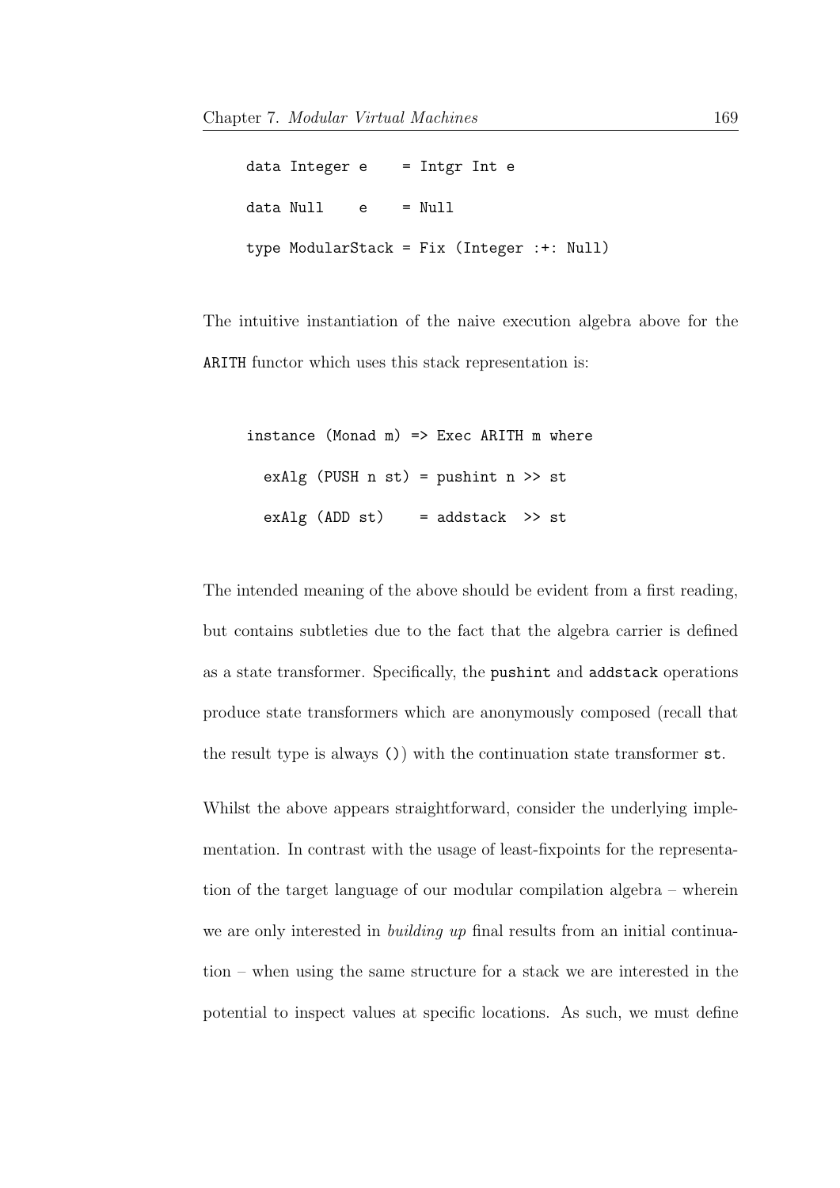```
data Integer e    = Intgr Int e
data Null    e    = Null
type ModularStack = Fix (Integer :+: Null)
```

The intuitive instantiation of the naive execution algebra above for the `ARITH` functor which uses this stack representation is:

```
instance (Monad m) => Exec ARITH m where
  exAlg (PUSH n st) = pushint n >> st
  exAlg (ADD st)    = addstack  >> st
```

The intended meaning of the above should be evident from a first reading, but contains subtleties due to the fact that the algebra carrier is defined as a state transformer. Specifically, the `pushint` and `addstack` operations produce state transformers which are anonymously composed (recall that the result type is always `()`) with the continuation state transformer `st`.

Whilst the above appears straightforward, consider the underlying implementation. In contrast with the usage of least-fixpoints for the representation of the target language of our modular compilation algebra – wherein we are only interested in *building up* final results from an initial continuation – when using the same structure for a stack we are interested in the potential to inspect values at specific locations. As such, we must define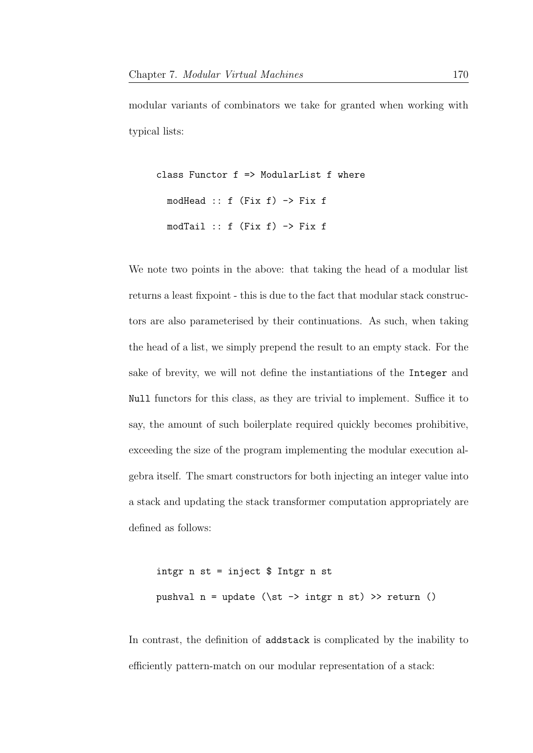modular variants of combinators we take for granted when working with typical lists:

```
class Functor f => ModularList f where
  modHead :: f (Fix f) -> Fix f
  modTail :: f (Fix f) -> Fix f
```

We note two points in the above: that taking the head of a modular list returns a least fixpoint - this is due to the fact that modular stack constructors are also parameterised by their continuations. As such, when taking the head of a list, we simply prepend the result to an empty stack. For the sake of brevity, we will not define the instantiations of the `Integer` and `Null` functors for this class, as they are trivial to implement. Suffice it to say, the amount of such boilerplate required quickly becomes prohibitive, exceeding the size of the program implementing the modular execution algebra itself. The smart constructors for both injecting an integer value into a stack and updating the stack transformer computation appropriately are defined as follows:

```
intgr n st = inject $ Intgr n st
pushval n = update (\st -> intgr n st) >> return ()
```

In contrast, the definition of `addstack` is complicated by the inability to efficiently pattern-match on our modular representation of a stack: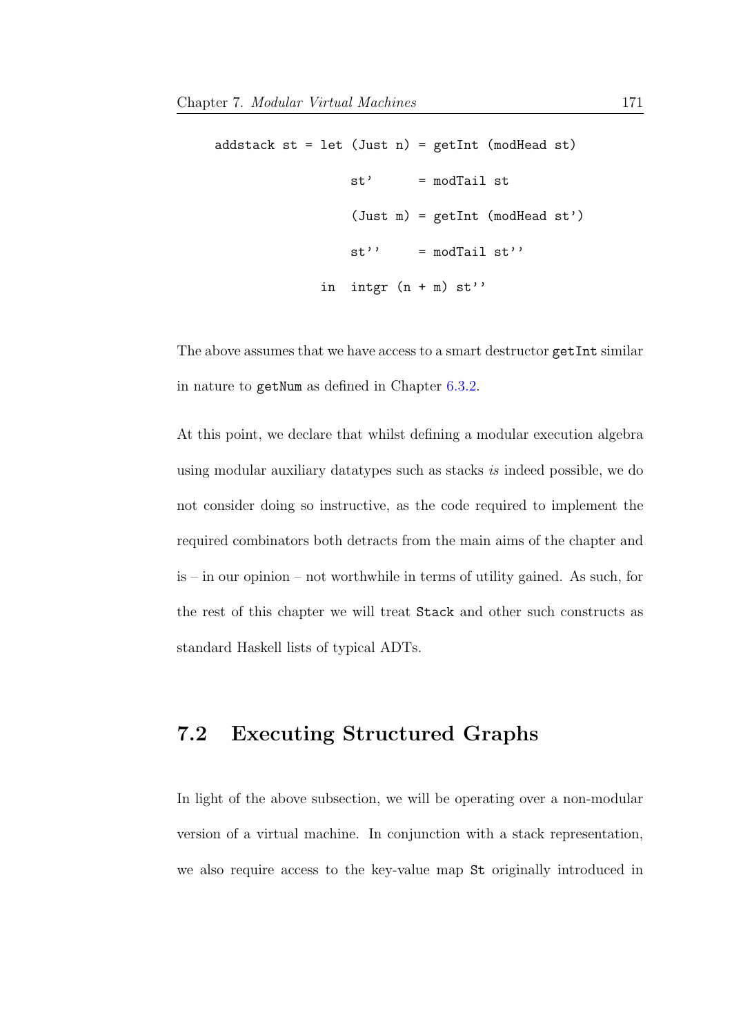```
addstack st = let (Just n) = getInt (modHead st)
                  st'      = modTail st
                  (Just m) = getInt (modHead st')
                  st''     = modTail st''
              in  intgr (n + m) st''
```

The above assumes that we have access to a smart destructor `getInt` similar in nature to `getNum` as defined in Chapter 6.3.2.

At this point, we declare that whilst defining a modular execution algebra using modular auxiliary datatypes such as stacks *is* indeed possible, we do not consider doing so instructive, as the code required to implement the required combinators both detracts from the main aims of the chapter and is – in our opinion – not worthwhile in terms of utility gained. As such, for the rest of this chapter we will treat `Stack` and other such constructs as standard Haskell lists of typical ADTs.

## 7.2 Executing Structured Graphs

In light of the above subsection, we will be operating over a non-modular version of a virtual machine. In conjunction with a stack representation, we also require access to the key-value map `St` originally introduced in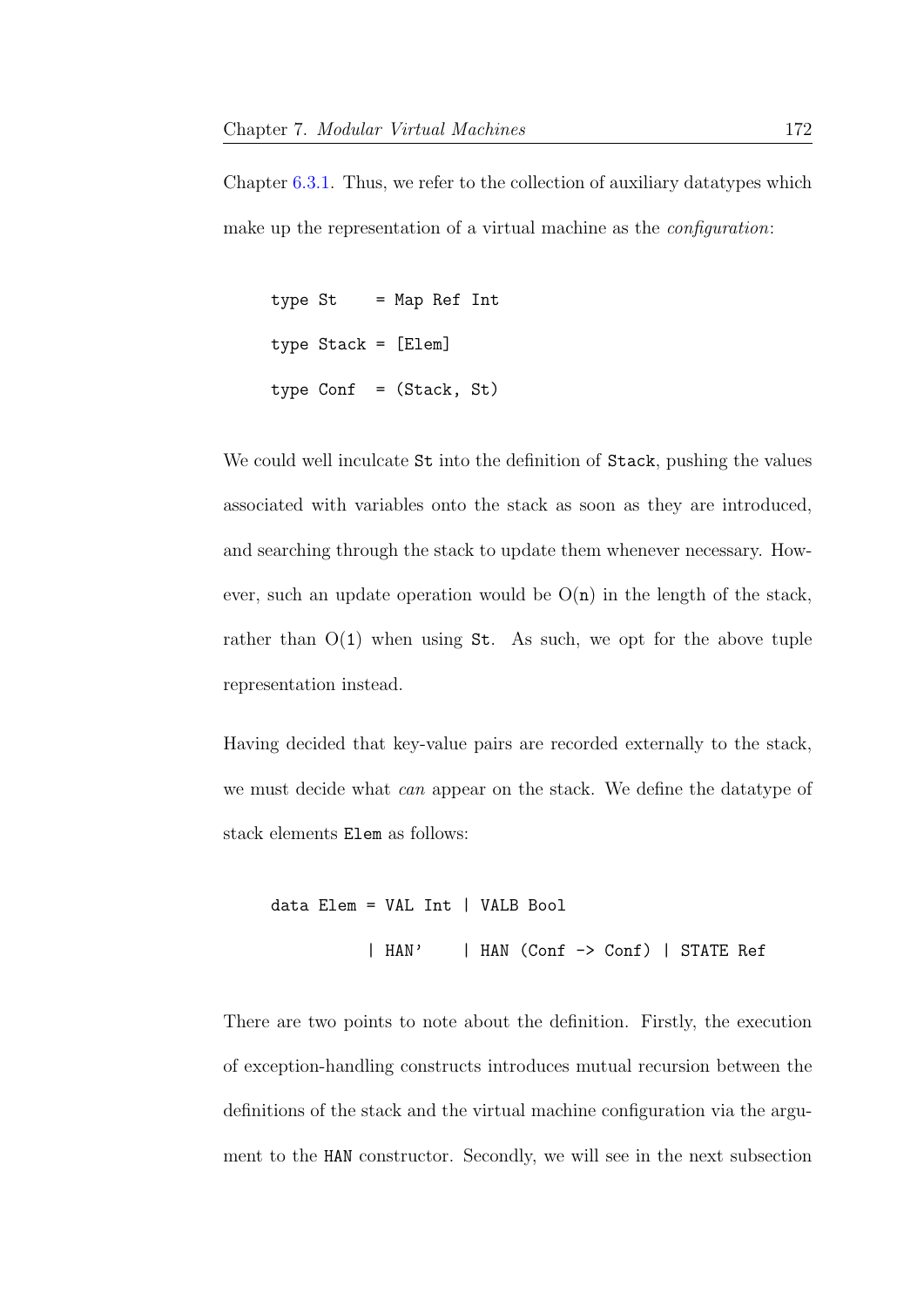Chapter 6.3.1. Thus, we refer to the collection of auxiliary datatypes which make up the representation of a virtual machine as the *configuration*:

```
type St    = Map Ref Int
type Stack = [Elem]
type Conf  = (Stack, St)
```

We could well inculcate `St` into the definition of `Stack`, pushing the values associated with variables onto the stack as soon as they are introduced, and searching through the stack to update them whenever necessary. However, such an update operation would be O(`n`) in the length of the stack, rather than O(`1`) when using `St`. As such, we opt for the above tuple representation instead.

Having decided that key-value pairs are recorded externally to the stack, we must decide what *can* appear on the stack. We define the datatype of stack elements `Elem` as follows:

```
data Elem = VAL Int | VALB Bool
          | HAN'    | HAN (Conf -> Conf) | STATE Ref
```

There are two points to note about the definition. Firstly, the execution of exception-handling constructs introduces mutual recursion between the definitions of the stack and the virtual machine configuration via the argument to the `HAN` constructor. Secondly, we will see in the next subsection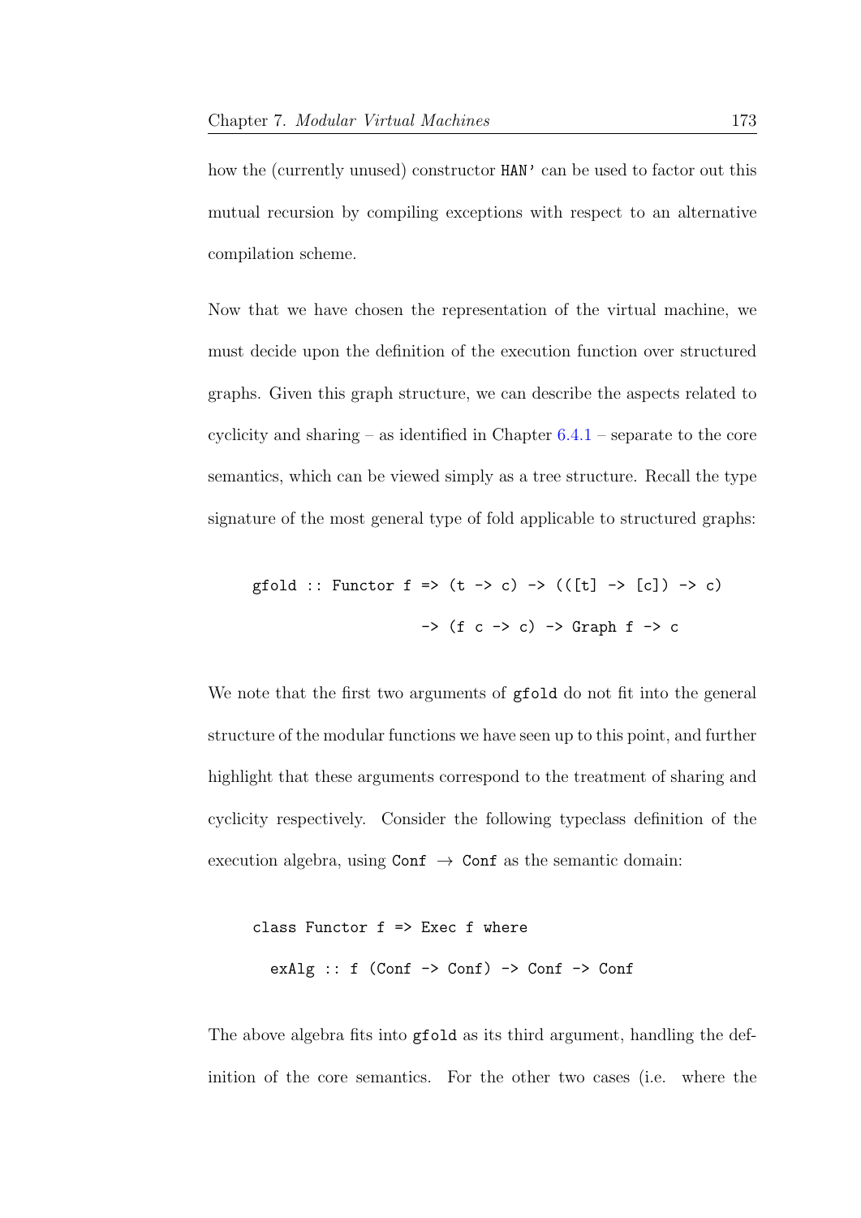how the (currently unused) constructor `HAN'` can be used to factor out this mutual recursion by compiling exceptions with respect to an alternative compilation scheme.

Now that we have chosen the representation of the virtual machine, we must decide upon the definition of the execution function over structured graphs. Given this graph structure, we can describe the aspects related to cyclicity and sharing – as identified in Chapter 6.4.1 – separate to the core semantics, which can be viewed simply as a tree structure. Recall the type signature of the most general type of fold applicable to structured graphs:

```
gfold :: Functor f => (t -> c) -> (([t] -> [c]) -> c)
                   -> (f c -> c) -> Graph f -> c
```

We note that the first two arguments of `gfold` do not fit into the general structure of the modular functions we have seen up to this point, and further highlight that these arguments correspond to the treatment of sharing and cyclicity respectively. Consider the following typeclass definition of the execution algebra, using `Conf` $\rightarrow$ `Conf` as the semantic domain:

```
class Functor f => Exec f where
  exAlg :: f (Conf -> Conf) -> Conf -> Conf
```

The above algebra fits into `gfold` as its third argument, handling the definition of the core semantics. For the other two cases (i.e. where the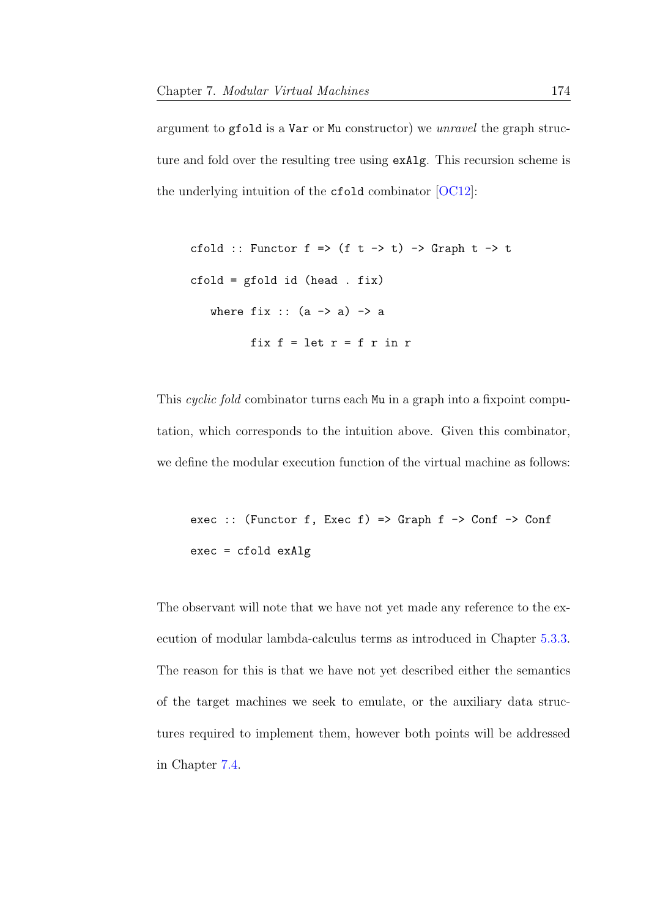argument to `gfold` is a `Var` or `Mu` constructor) we *unravel* the graph structure and fold over the resulting tree using `exAlg`. This recursion scheme is the underlying intuition of the `cfold` combinator [OC12]:

```
cfold :: Functor f => (f t -> t) -> Graph t -> t
cfold = gfold id (head . fix)
   where fix :: (a -> a) -> a
         fix f = let r = f r in r
```

This *cyclic fold* combinator turns each `Mu` in a graph into a fixpoint computation, which corresponds to the intuition above. Given this combinator, we define the modular execution function of the virtual machine as follows:

```
exec :: (Functor f, Exec f) => Graph f -> Conf -> Conf
exec = cfold exAlg
```

The observant will note that we have not yet made any reference to the execution of modular lambda-calculus terms as introduced in Chapter 5.3.3. The reason for this is that we have not yet described either the semantics of the target machines we seek to emulate, or the auxiliary data structures required to implement them, however both points will be addressed in Chapter 7.4.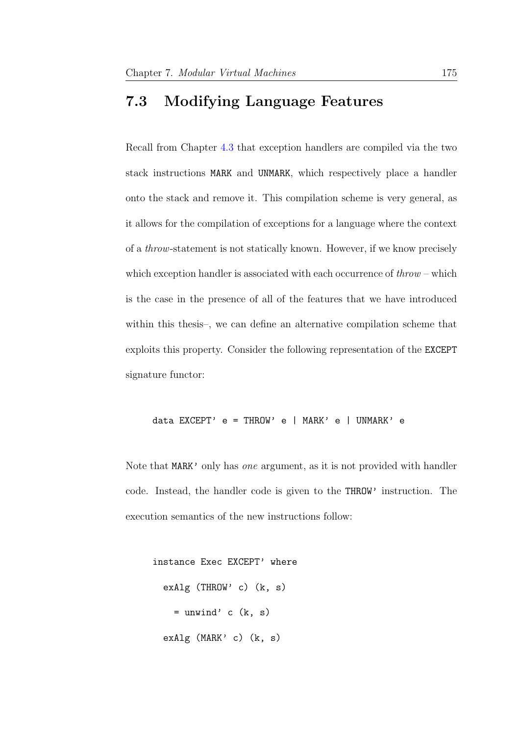## 7.3 Modifying Language Features

Recall from Chapter 4.3 that exception handlers are compiled via the two stack instructions MARK and UNMARK, which respectively place a handler onto the stack and remove it. This compilation scheme is very general, as it allows for the compilation of exceptions for a language where the context of a *throw*-statement is not statically known. However, if we know precisely which exception handler is associated with each occurrence of *throw* – which is the case in the presence of all of the features that we have introduced within this thesis–, we can define an alternative compilation scheme that exploits this property. Consider the following representation of the EXCEPT signature functor:

```
data EXCEPT' e = THROW' e | MARK' e | UNMARK' e
```

Note that MARK' only has *one* argument, as it is not provided with handler code. Instead, the handler code is given to the THROW' instruction. The execution semantics of the new instructions follow:

```
instance Exec EXCEPT' where
  exAlg (THROW' c) (k, s)
    = unwind' c (k, s)
  exAlg (MARK' c) (k, s)
```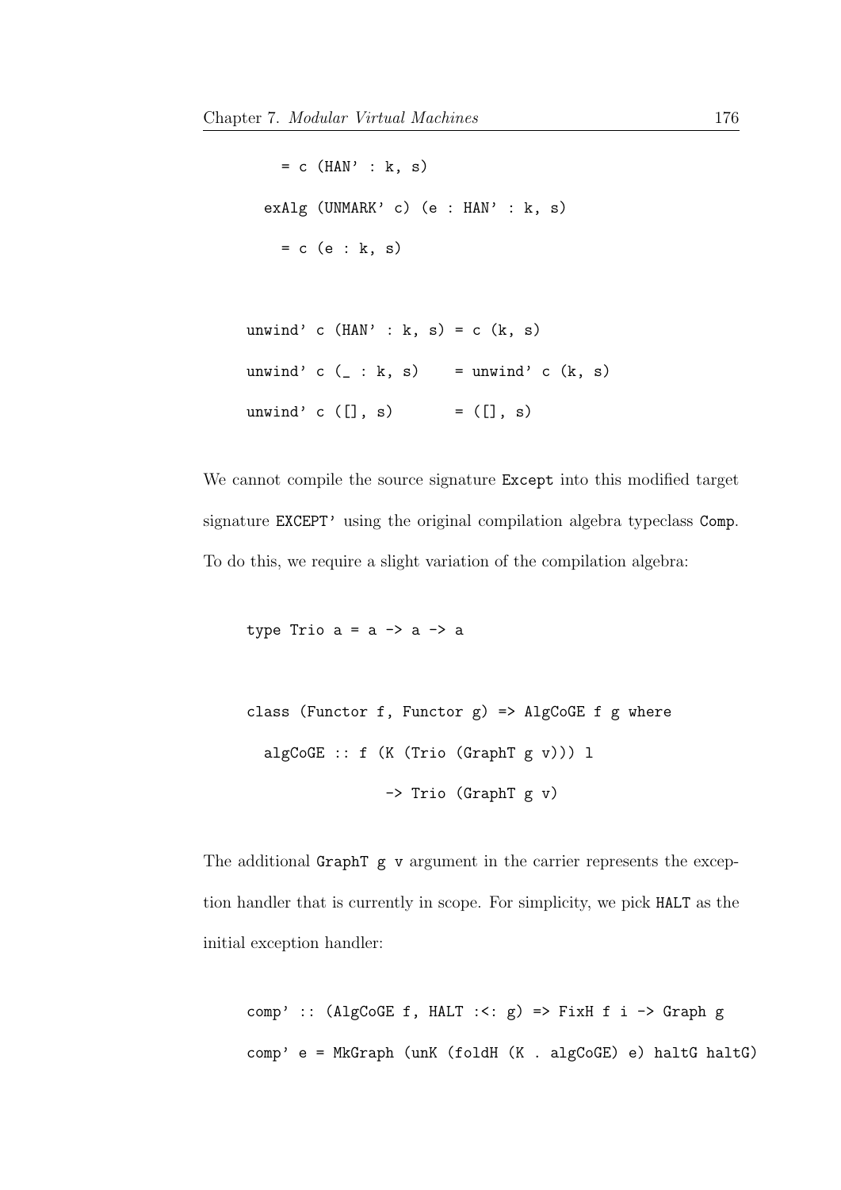```
    = c (HAN' : k, s)
  exAlg (UNMARK' c) (e : HAN' : k, s)
    = c (e : k, s)
```

```
unwind' c (HAN' : k, s) = c (k, s)
unwind' c (_ : k, s)    = unwind' c (k, s)
unwind' c ([], s)       = ([], s)
```

We cannot compile the source signature `Except` into this modified target signature `EXCEPT'` using the original compilation algebra typeclass `Comp`. To do this, we require a slight variation of the compilation algebra:

```
type Trio a = a -> a -> a
```

```
class (Functor f, Functor g) => AlgCoGE f g where
  algCoGE :: f (K (Trio (GraphT g v))) l
                 -> Trio (GraphT g v)
```

The additional `GraphT g v` argument in the carrier represents the exception handler that is currently in scope. For simplicity, we pick `HALT` as the initial exception handler:

```
comp' :: (AlgCoGE f, HALT :<: g) => FixH f i -> Graph g
comp' e = MkGraph (unK (foldH (K . algCoGE) e) haltG haltG)
```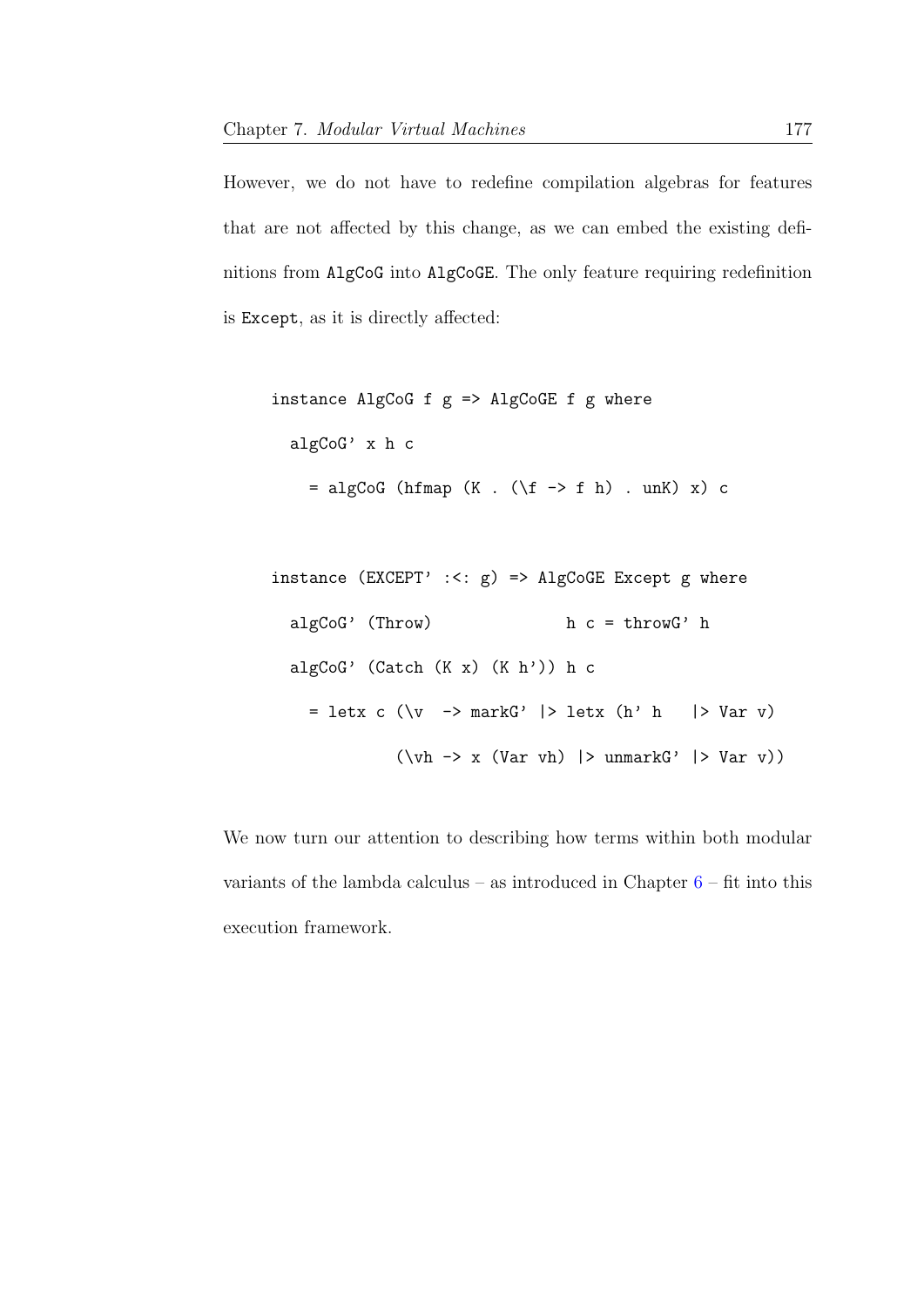However, we do not have to redefine compilation algebras for features that are not affected by this change, as we can embed the existing definitions from `AlgCoG` into `AlgCoGE`. The only feature requiring redefinition is `Except`, as it is directly affected:

```
instance AlgCoG f g => AlgCoGE f g where
  algCoG' x h c
    = algCoG (hfmap (K . (\f -> f h) . unK) x) c

instance (EXCEPT' :<: g) => AlgCoGE Except g where
  algCoG' (Throw)              h c = throwG' h
  algCoG' (Catch (K x) (K h')) h c
    = letx c (\v  -> markG' |> letx (h' h   |> Var v)
              (\vh -> x (Var vh) |> unmarkG' |> Var v))
```

We now turn our attention to describing how terms within both modular variants of the lambda calculus – as introduced in Chapter 6 – fit into this execution framework.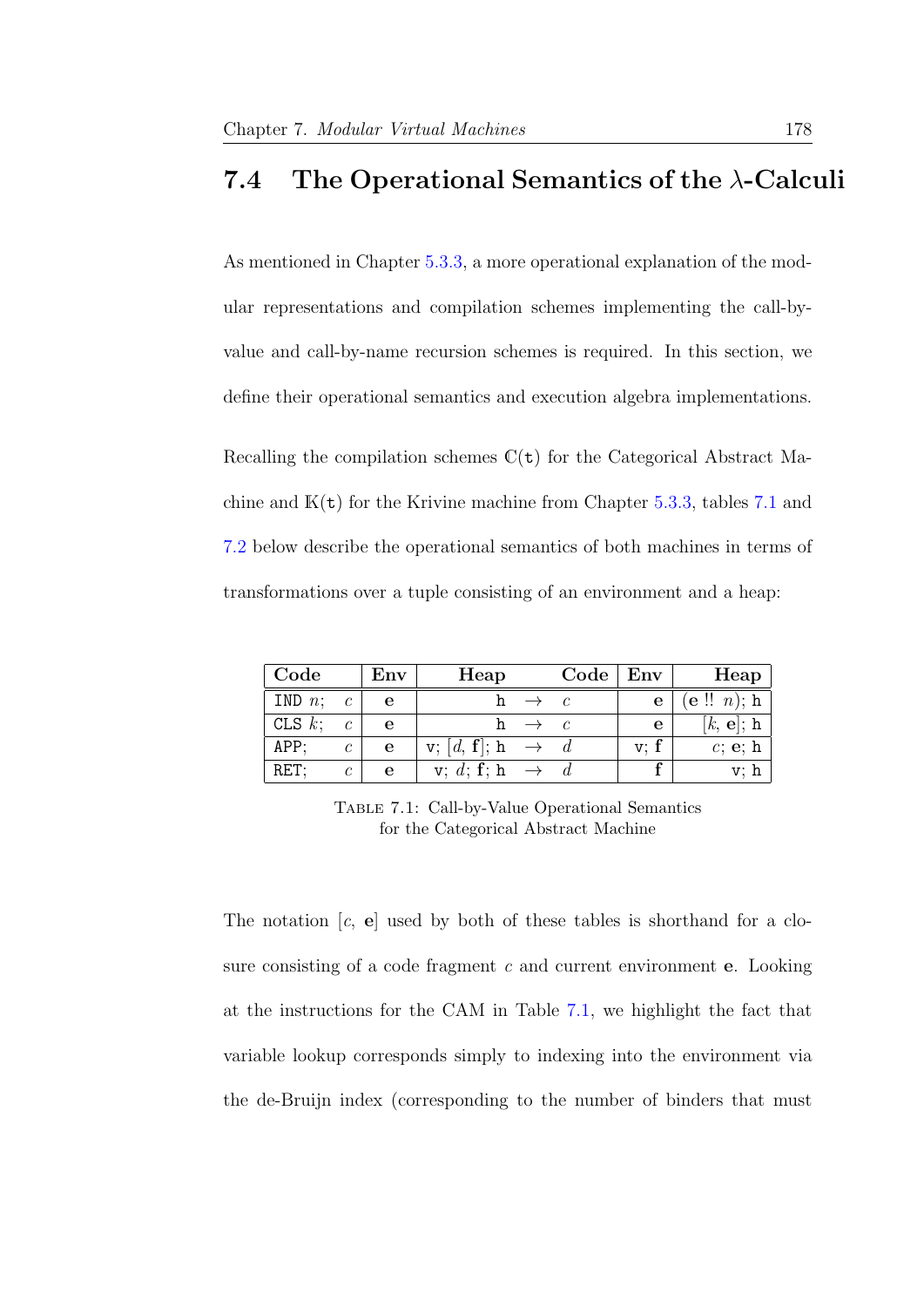## 7.4 The Operational Semantics of the $\lambda$-Calculi

As mentioned in Chapter 5.3.3, a more operational explanation of the modular representations and compilation schemes implementing the call-by-value and call-by-name recursion schemes is required. In this section, we define their operational semantics and execution algebra implementations.

Recalling the compilation schemes $\mathbb{C}(\mathtt{t})$ for the Categorical Abstract Machine and $\mathbb{K}(\mathtt{t})$ for the Krivine machine from Chapter 5.3.3, tables 7.1 and 7.2 below describe the operational semantics of both machines in terms of transformations over a tuple consisting of an environment and a heap:

| Code | Env | Heap | | Code | Env | Heap |
|---|---|---|---|---|---|---|
| `IND` $n$; $c$ | $\mathbf{e}$ | $\mathtt{h}$ | $\rightarrow$ | $c$ | $\mathbf{e}$ | $(\mathbf{e}\ !!\ n)$; $\mathtt{h}$ |
| `CLS` $k$; $c$ | $\mathbf{e}$ | $\mathtt{h}$ | $\rightarrow$ | $c$ | $\mathbf{e}$ | $[k, \mathbf{e}]$; $\mathtt{h}$ |
| `APP`; $c$ | $\mathbf{e}$ | $\mathtt{v}$; $[d, \mathbf{f}]$; $\mathtt{h}$ | $\rightarrow$ | $d$ | $\mathtt{v}$; $\mathbf{f}$ | $c$; $\mathbf{e}$; $\mathtt{h}$ |
| `RET`; $c$ | $\mathbf{e}$ | $\mathtt{v}$; $d$; $\mathbf{f}$; $\mathtt{h}$ | $\rightarrow$ | $d$ | $\mathbf{f}$ | $\mathtt{v}$; $\mathtt{h}$ |

Table 7.1: Call-by-Value Operational Semantics for the Categorical Abstract Machine

The notation $[c, \mathbf{e}]$ used by both of these tables is shorthand for a closure consisting of a code fragment $c$ and current environment $\mathbf{e}$. Looking at the instructions for the CAM in Table 7.1, we highlight the fact that variable lookup corresponds simply to indexing into the environment via the de-Bruijn index (corresponding to the number of binders that must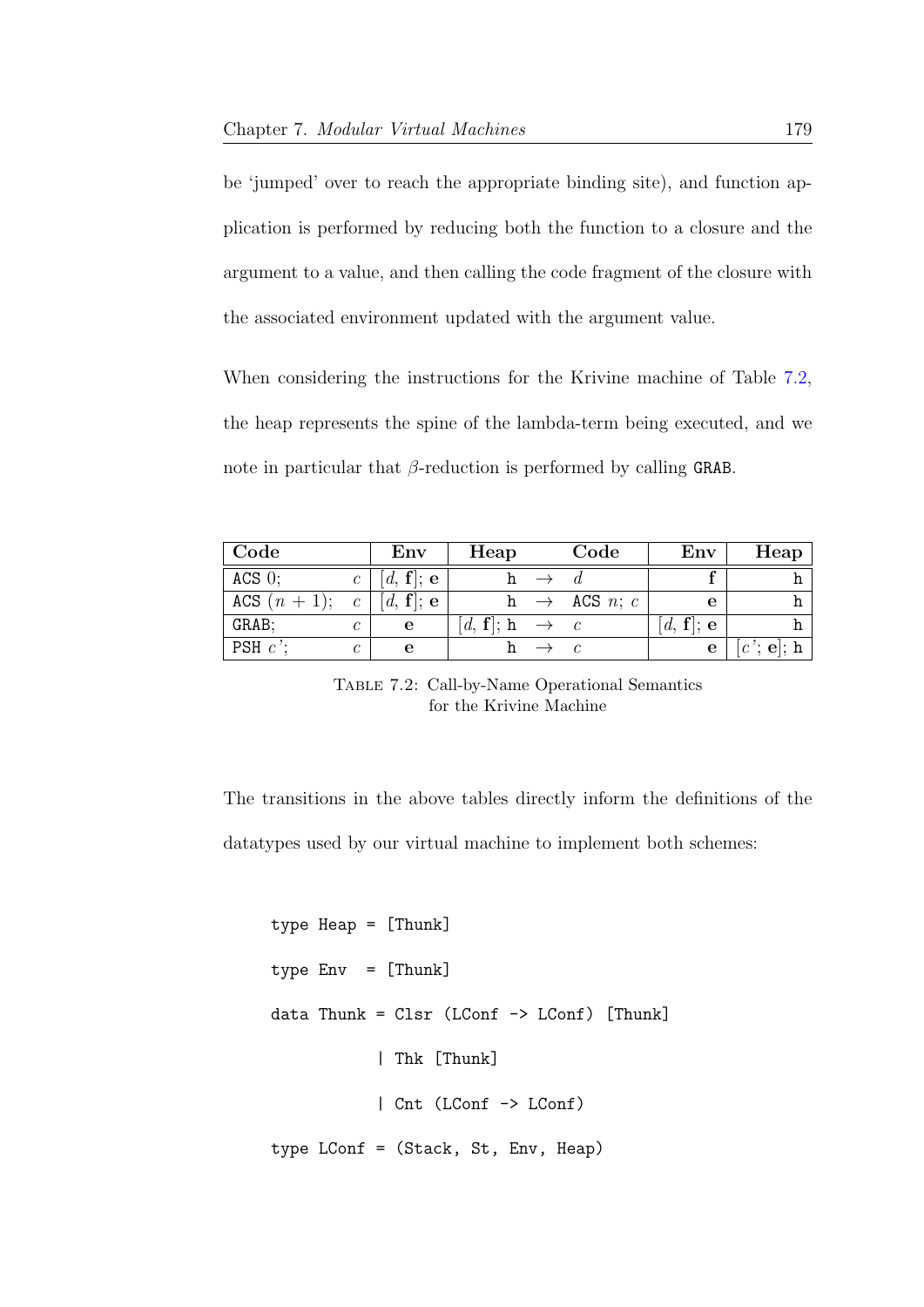be 'jumped' over to reach the appropriate binding site), and function application is performed by reducing both the function to a closure and the argument to a value, and then calling the code fragment of the closure with the associated environment updated with the argument value.

When considering the instructions for the Krivine machine of Table 7.2, the heap represents the spine of the lambda-term being executed, and we note in particular that $\beta$-reduction is performed by calling `GRAB`.

| Code | | Env | Heap | | Code | Env | Heap |
|---|---|---|---|---|---|---|---|
| `ACS` $0$; | $c$ | $[d,\, \mathbf{f}]$; $\mathbf{e}$ | h | $\rightarrow$ | $d$ | $\mathbf{f}$ | h |
| `ACS` $(n+1)$; | $c$ | $[d,\, \mathbf{f}]$; $\mathbf{e}$ | h | $\rightarrow$ | `ACS` $n$; $c$ | $\mathbf{e}$ | h |
| `GRAB`; | $c$ | $\mathbf{e}$ | $[d,\, \mathbf{f}]$; h | $\rightarrow$ | $c$ | $[d,\, \mathbf{f}]$; $\mathbf{e}$ | h |
| `PSH` $c'$; | $c$ | $\mathbf{e}$ | h | $\rightarrow$ | $c$ | $\mathbf{e}$ | $[c';\, \mathbf{e}]$; h |

Table 7.2: Call-by-Name Operational Semantics for the Krivine Machine

The transitions in the above tables directly inform the definitions of the datatypes used by our virtual machine to implement both schemes:

```
type Heap = [Thunk]
type Env  = [Thunk]
data Thunk = Clsr (LConf -> LConf) [Thunk]
           | Thk [Thunk]
           | Cnt (LConf -> LConf)
type LConf = (Stack, St, Env, Heap)
```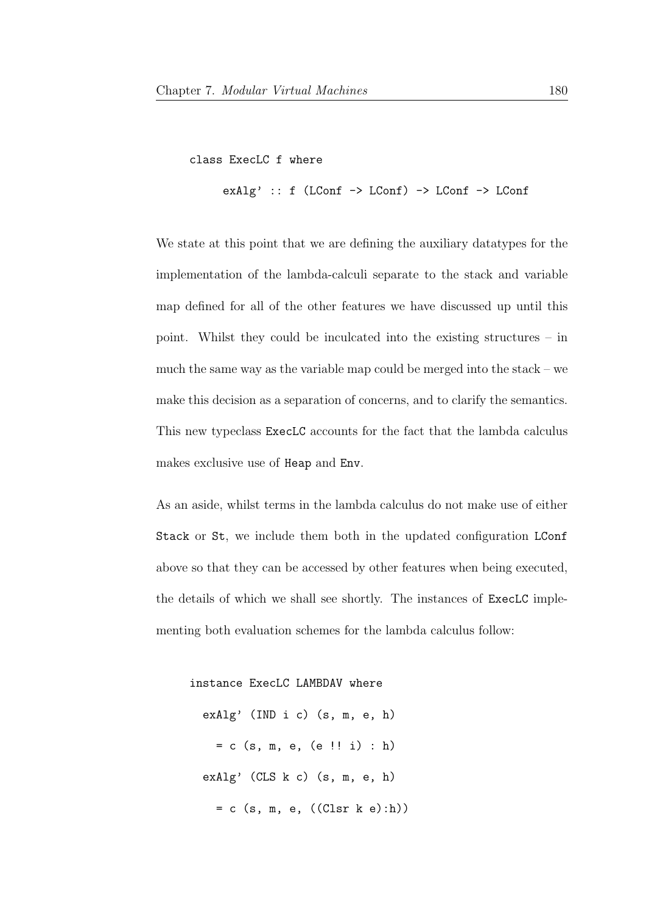```
class ExecLC f where
      exAlg' :: f (LConf -> LConf) -> LConf -> LConf
```

We state at this point that we are defining the auxiliary datatypes for the implementation of the lambda-calculi separate to the stack and variable map defined for all of the other features we have discussed up until this point. Whilst they could be inculcated into the existing structures – in much the same way as the variable map could be merged into the stack – we make this decision as a separation of concerns, and to clarify the semantics. This new typeclass `ExecLC` accounts for the fact that the lambda calculus makes exclusive use of `Heap` and `Env`.

As an aside, whilst terms in the lambda calculus do not make use of either `Stack` or `St`, we include them both in the updated configuration `LConf` above so that they can be accessed by other features when being executed, the details of which we shall see shortly. The instances of `ExecLC` implementing both evaluation schemes for the lambda calculus follow:

```
instance ExecLC LAMBDAV where
  exAlg' (IND i c) (s, m, e, h)
    = c (s, m, e, (e !! i) : h)
  exAlg' (CLS k c) (s, m, e, h)
    = c (s, m, e, ((Clsr k e):h))
```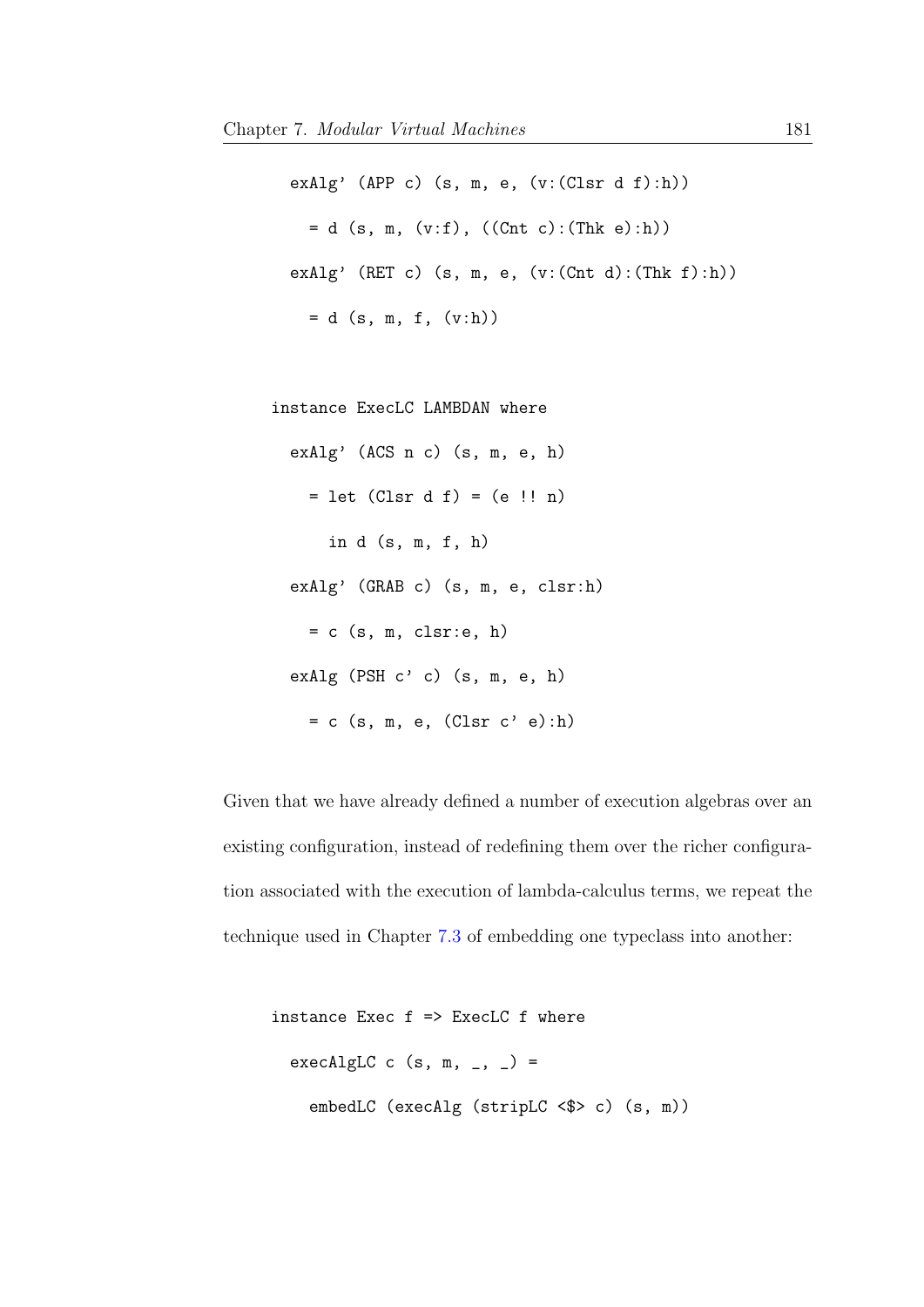```
  exAlg' (APP c) (s, m, e, (v:(Clsr d f):h))
    = d (s, m, (v:f), ((Cnt c):(Thk e):h))
  exAlg' (RET c) (s, m, e, (v:(Cnt d):(Thk f):h))
    = d (s, m, f, (v:h))

instance ExecLC LAMBDAN where
  exAlg' (ACS n c) (s, m, e, h)
    = let (Clsr d f) = (e !! n)
      in d (s, m, f, h)
  exAlg' (GRAB c) (s, m, e, clsr:h)
    = c (s, m, clsr:e, h)
  exAlg (PSH c' c) (s, m, e, h)
    = c (s, m, e, (Clsr c' e):h)
```

Given that we have already defined a number of execution algebras over an existing configuration, instead of redefining them over the richer configuration associated with the execution of lambda-calculus terms, we repeat the technique used in Chapter 7.3 of embedding one typeclass into another:

```
instance Exec f => ExecLC f where
  execAlgLC c (s, m, _, _) =
    embedLC (execAlg (stripLC <$> c) (s, m))
```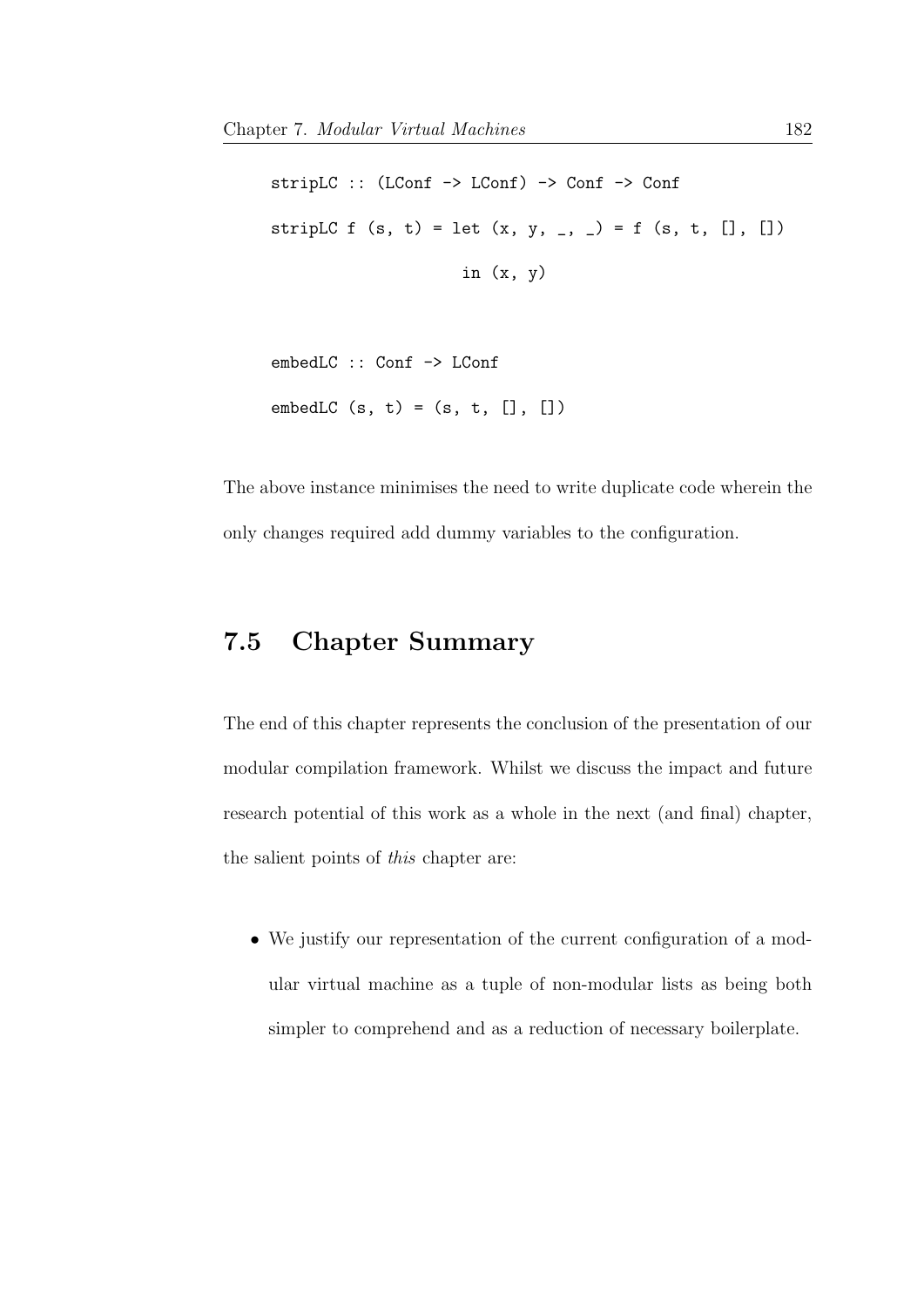```
stripLC :: (LConf -> LConf) -> Conf -> Conf
stripLC f (s, t) = let (x, y, _, _) = f (s, t, [], [])
                   in (x, y)

embedLC :: Conf -> LConf
embedLC (s, t) = (s, t, [], [])
```

The above instance minimises the need to write duplicate code wherein the only changes required add dummy variables to the configuration.

## 7.5 Chapter Summary

The end of this chapter represents the conclusion of the presentation of our modular compilation framework. Whilst we discuss the impact and future research potential of this work as a whole in the next (and final) chapter, the salient points of *this* chapter are:

- We justify our representation of the current configuration of a modular virtual machine as a tuple of non-modular lists as being both simpler to comprehend and as a reduction of necessary boilerplate.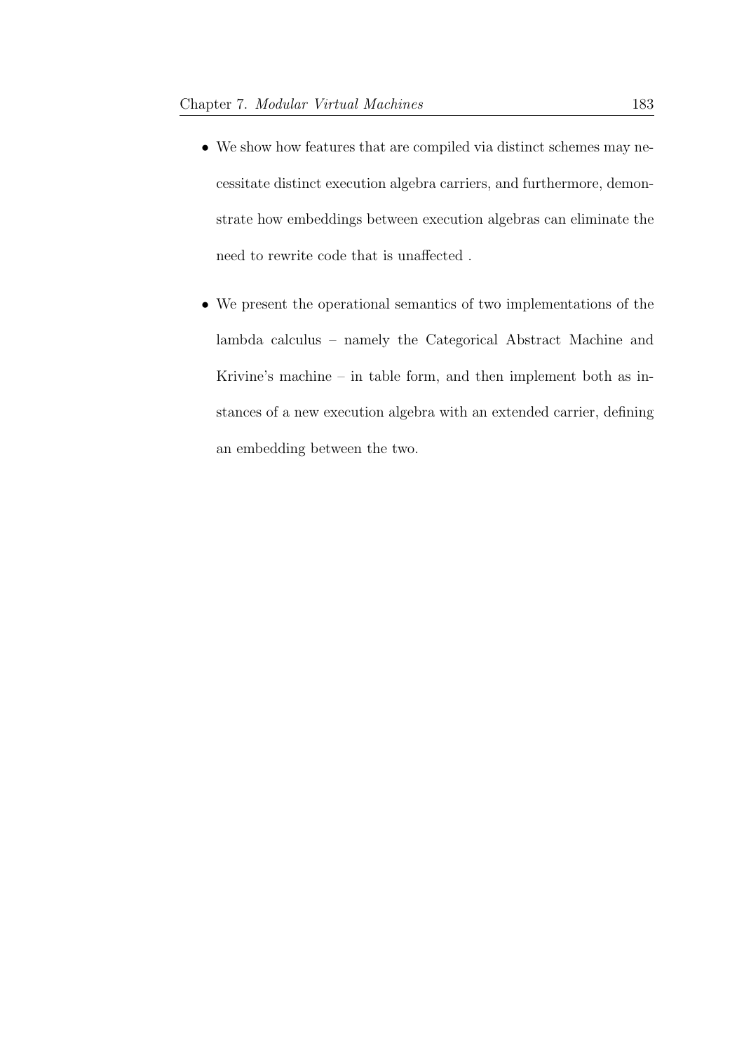- We show how features that are compiled via distinct schemes may necessitate distinct execution algebra carriers, and furthermore, demonstrate how embeddings between execution algebras can eliminate the need to rewrite code that is unaffected .

- We present the operational semantics of two implementations of the lambda calculus – namely the Categorical Abstract Machine and Krivine's machine – in table form, and then implement both as instances of a new execution algebra with an extended carrier, defining an embedding between the two.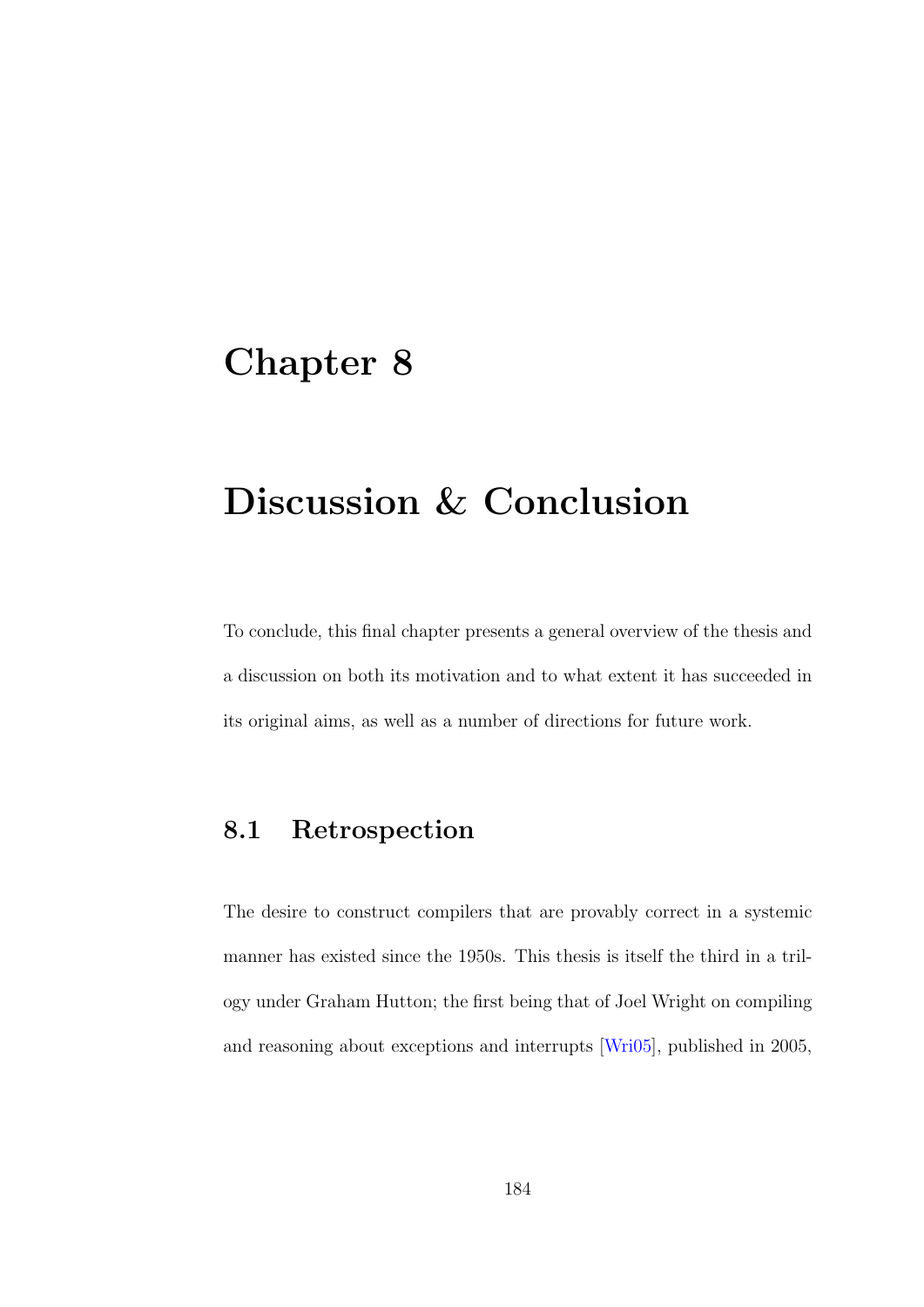# Chapter 8

# Discussion & Conclusion

To conclude, this final chapter presents a general overview of the thesis and a discussion on both its motivation and to what extent it has succeeded in its original aims, as well as a number of directions for future work.

## 8.1 Retrospection

The desire to construct compilers that are provably correct in a systemic manner has existed since the 1950s. This thesis is itself the third in a trilogy under Graham Hutton; the first being that of Joel Wright on compiling and reasoning about exceptions and interrupts [Wri05], published in 2005,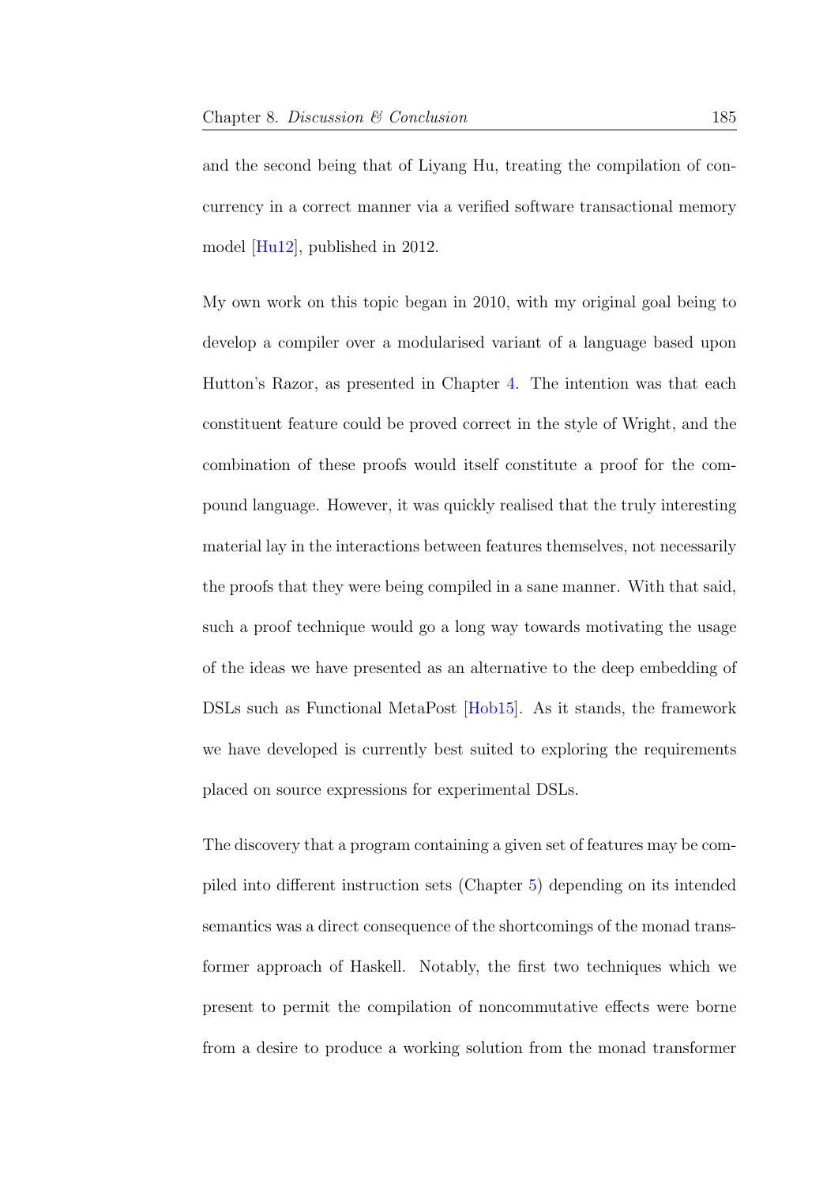and the second being that of Liyang Hu, treating the compilation of concurrency in a correct manner via a verified software transactional memory model [Hu12], published in 2012.

My own work on this topic began in 2010, with my original goal being to develop a compiler over a modularised variant of a language based upon Hutton's Razor, as presented in Chapter 4. The intention was that each constituent feature could be proved correct in the style of Wright, and the combination of these proofs would itself constitute a proof for the compound language. However, it was quickly realised that the truly interesting material lay in the interactions between features themselves, not necessarily the proofs that they were being compiled in a sane manner. With that said, such a proof technique would go a long way towards motivating the usage of the ideas we have presented as an alternative to the deep embedding of DSLs such as Functional MetaPost [Hob15]. As it stands, the framework we have developed is currently best suited to exploring the requirements placed on source expressions for experimental DSLs.

The discovery that a program containing a given set of features may be compiled into different instruction sets (Chapter 5) depending on its intended semantics was a direct consequence of the shortcomings of the monad transformer approach of Haskell. Notably, the first two techniques which we present to permit the compilation of noncommutative effects were borne from a desire to produce a working solution from the monad transformer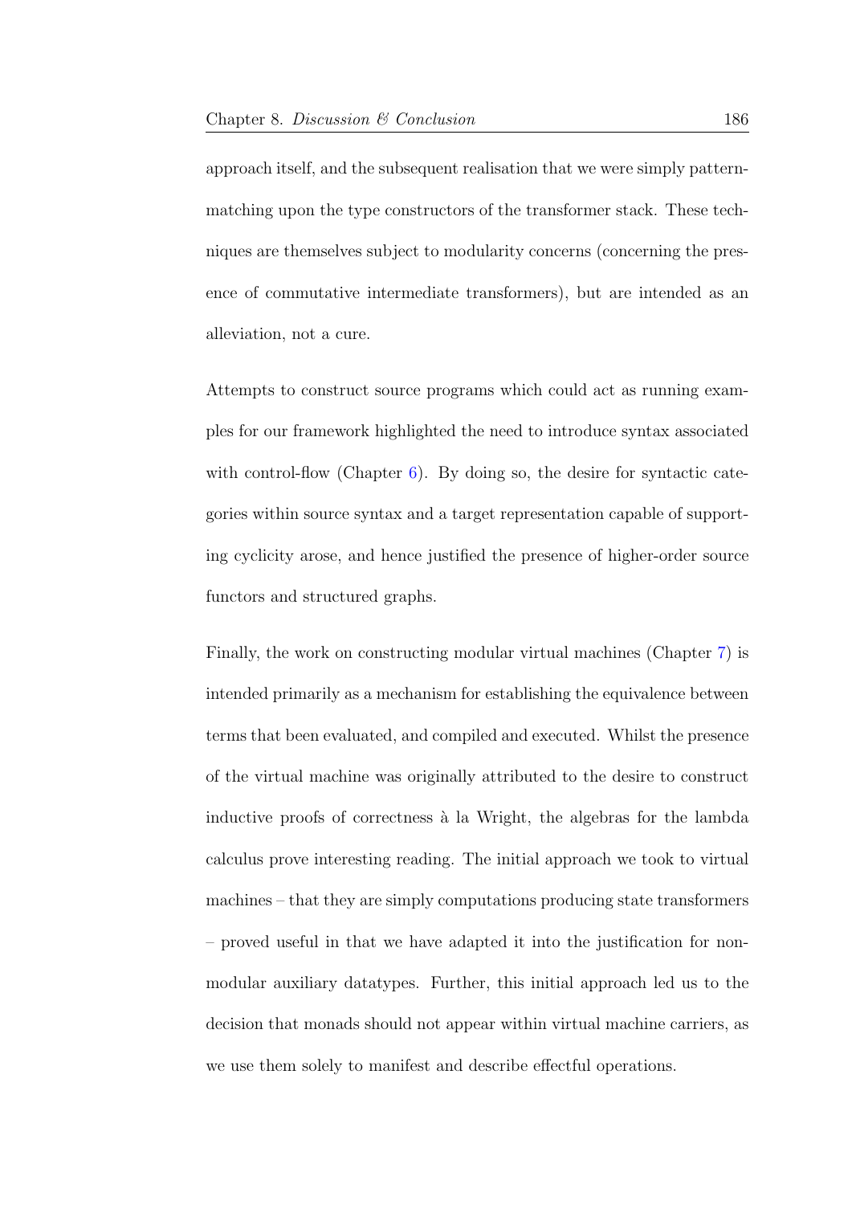approach itself, and the subsequent realisation that we were simply pattern-matching upon the type constructors of the transformer stack. These techniques are themselves subject to modularity concerns (concerning the presence of commutative intermediate transformers), but are intended as an alleviation, not a cure.

Attempts to construct source programs which could act as running examples for our framework highlighted the need to introduce syntax associated with control-flow (Chapter 6). By doing so, the desire for syntactic categories within source syntax and a target representation capable of supporting cyclicity arose, and hence justified the presence of higher-order source functors and structured graphs.

Finally, the work on constructing modular virtual machines (Chapter 7) is intended primarily as a mechanism for establishing the equivalence between terms that been evaluated, and compiled and executed. Whilst the presence of the virtual machine was originally attributed to the desire to construct inductive proofs of correctness à la Wright, the algebras for the lambda calculus prove interesting reading. The initial approach we took to virtual machines – that they are simply computations producing state transformers – proved useful in that we have adapted it into the justification for non-modular auxiliary datatypes. Further, this initial approach led us to the decision that monads should not appear within virtual machine carriers, as we use them solely to manifest and describe effectful operations.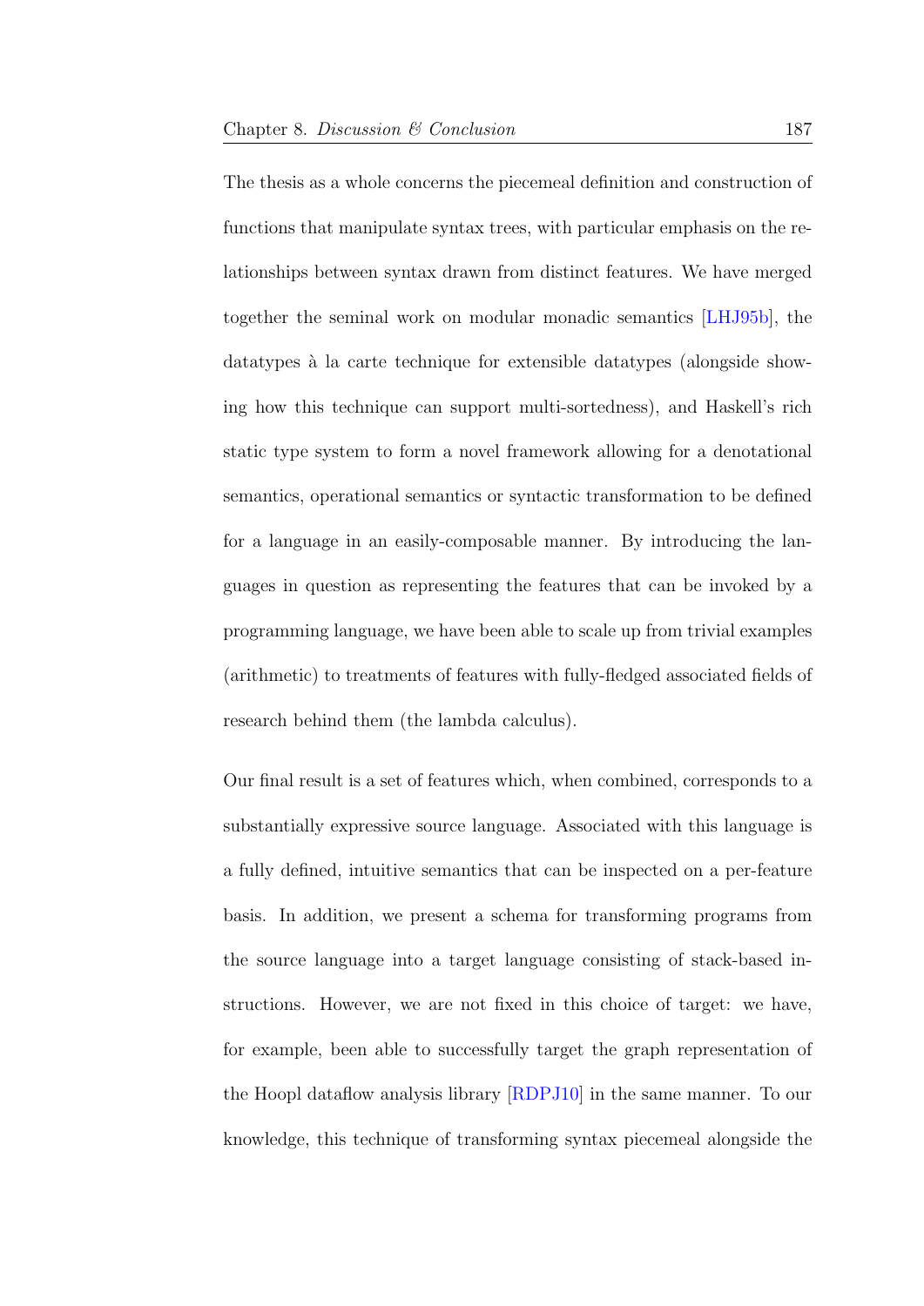The thesis as a whole concerns the piecemeal definition and construction of functions that manipulate syntax trees, with particular emphasis on the relationships between syntax drawn from distinct features. We have merged together the seminal work on modular monadic semantics [LHJ95b], the datatypes à la carte technique for extensible datatypes (alongside showing how this technique can support multi-sortedness), and Haskell's rich static type system to form a novel framework allowing for a denotational semantics, operational semantics or syntactic transformation to be defined for a language in an easily-composable manner. By introducing the languages in question as representing the features that can be invoked by a programming language, we have been able to scale up from trivial examples (arithmetic) to treatments of features with fully-fledged associated fields of research behind them (the lambda calculus).

Our final result is a set of features which, when combined, corresponds to a substantially expressive source language. Associated with this language is a fully defined, intuitive semantics that can be inspected on a per-feature basis. In addition, we present a schema for transforming programs from the source language into a target language consisting of stack-based instructions. However, we are not fixed in this choice of target: we have, for example, been able to successfully target the graph representation of the Hoopl dataflow analysis library [RDPJ10] in the same manner. To our knowledge, this technique of transforming syntax piecemeal alongside the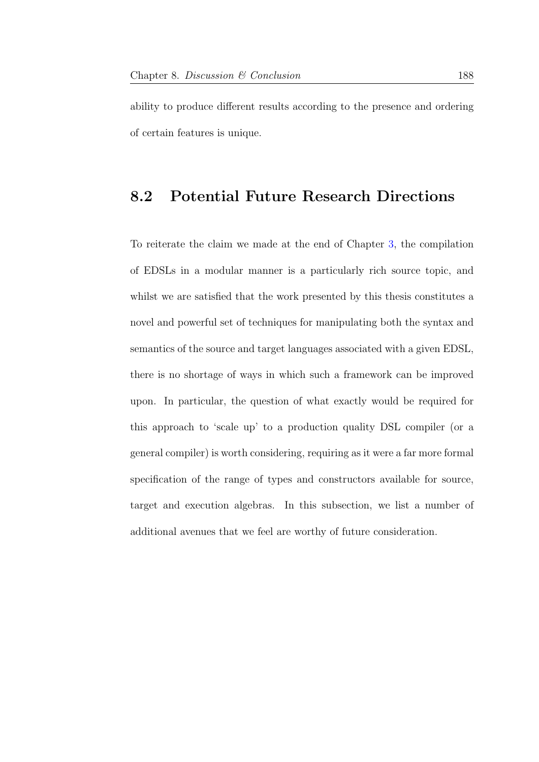ability to produce different results according to the presence and ordering of certain features is unique.

## 8.2 Potential Future Research Directions

To reiterate the claim we made at the end of Chapter 3, the compilation of EDSLs in a modular manner is a particularly rich source topic, and whilst we are satisfied that the work presented by this thesis constitutes a novel and powerful set of techniques for manipulating both the syntax and semantics of the source and target languages associated with a given EDSL, there is no shortage of ways in which such a framework can be improved upon. In particular, the question of what exactly would be required for this approach to 'scale up' to a production quality DSL compiler (or a general compiler) is worth considering, requiring as it were a far more formal specification of the range of types and constructors available for source, target and execution algebras. In this subsection, we list a number of additional avenues that we feel are worthy of future consideration.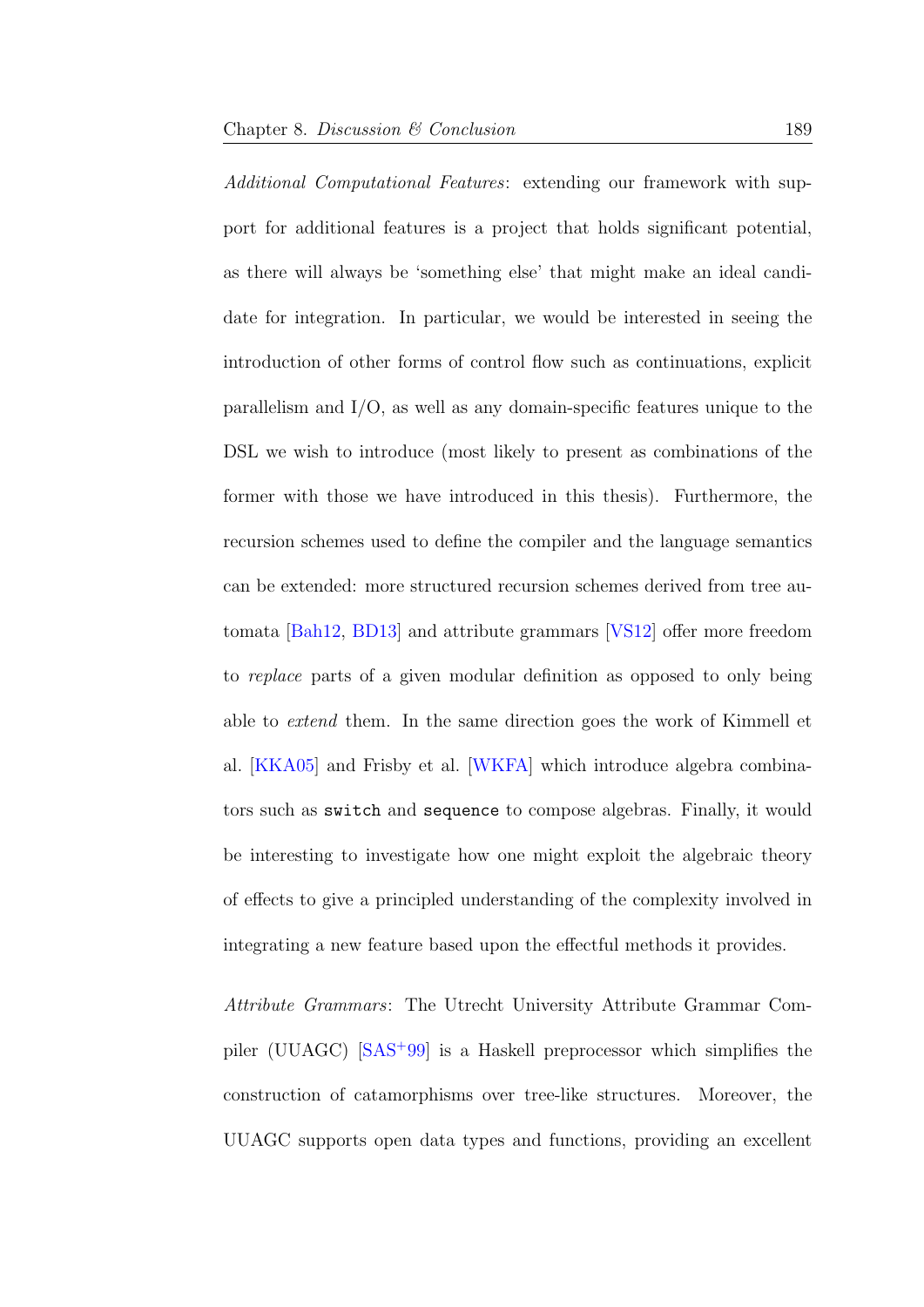*Additional Computational Features*: extending our framework with support for additional features is a project that holds significant potential, as there will always be 'something else' that might make an ideal candidate for integration. In particular, we would be interested in seeing the introduction of other forms of control flow such as continuations, explicit parallelism and I/O, as well as any domain-specific features unique to the DSL we wish to introduce (most likely to present as combinations of the former with those we have introduced in this thesis). Furthermore, the recursion schemes used to define the compiler and the language semantics can be extended: more structured recursion schemes derived from tree automata [Bah12, BD13] and attribute grammars [VS12] offer more freedom to *replace* parts of a given modular definition as opposed to only being able to *extend* them. In the same direction goes the work of Kimmell et al. [KKA05] and Frisby et al. [WKFA] which introduce algebra combinators such as `switch` and `sequence` to compose algebras. Finally, it would be interesting to investigate how one might exploit the algebraic theory of effects to give a principled understanding of the complexity involved in integrating a new feature based upon the effectful methods it provides.

*Attribute Grammars*: The Utrecht University Attribute Grammar Compiler (UUAGC) [SAS+99] is a Haskell preprocessor which simplifies the construction of catamorphisms over tree-like structures. Moreover, the UUAGC supports open data types and functions, providing an excellent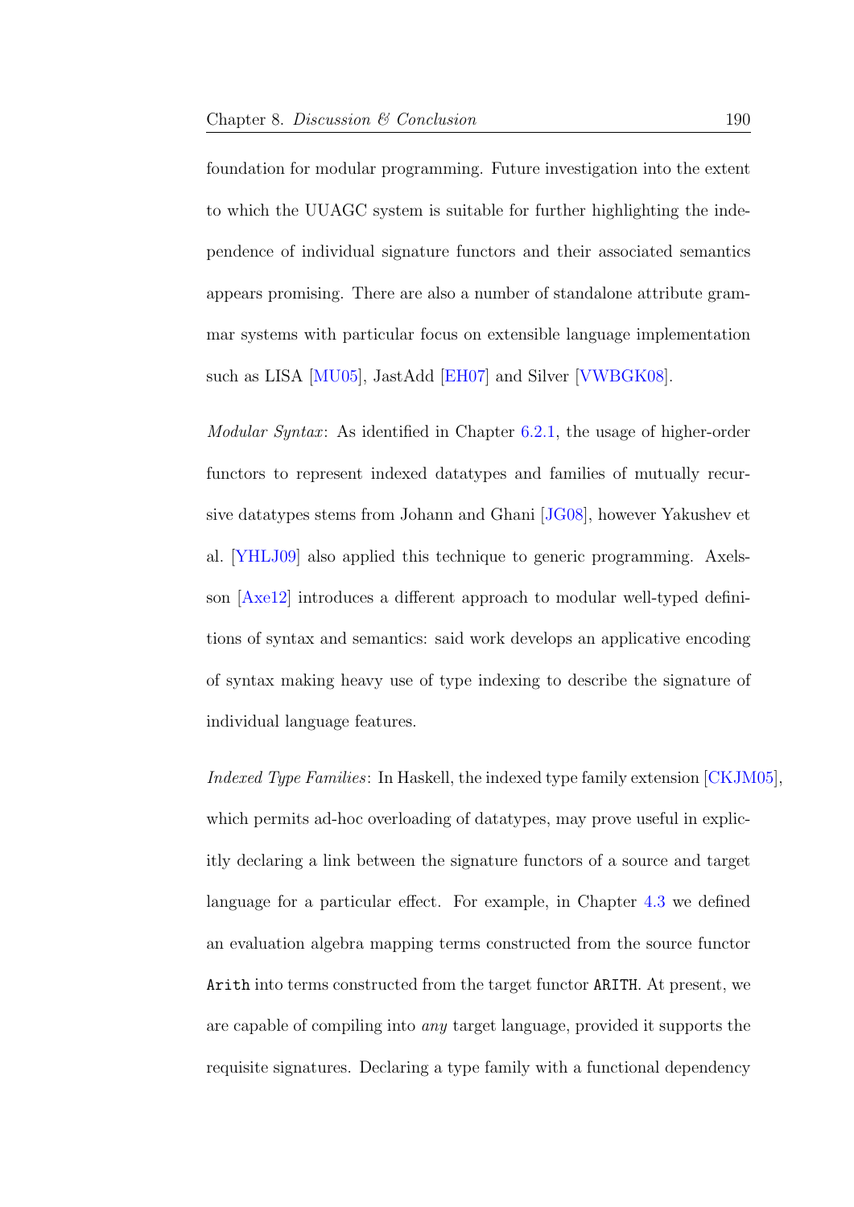foundation for modular programming. Future investigation into the extent to which the UUAGC system is suitable for further highlighting the independence of individual signature functors and their associated semantics appears promising. There are also a number of standalone attribute grammar systems with particular focus on extensible language implementation such as LISA [MU05], JastAdd [EH07] and Silver [VWBGK08].

*Modular Syntax*: As identified in Chapter 6.2.1, the usage of higher-order functors to represent indexed datatypes and families of mutually recursive datatypes stems from Johann and Ghani [JG08], however Yakushev et al. [YHLJ09] also applied this technique to generic programming. Axelsson [Axe12] introduces a different approach to modular well-typed definitions of syntax and semantics: said work develops an applicative encoding of syntax making heavy use of type indexing to describe the signature of individual language features.

*Indexed Type Families*: In Haskell, the indexed type family extension [CKJM05], which permits ad-hoc overloading of datatypes, may prove useful in explicitly declaring a link between the signature functors of a source and target language for a particular effect. For example, in Chapter 4.3 we defined an evaluation algebra mapping terms constructed from the source functor `Arith` into terms constructed from the target functor `ARITH`. At present, we are capable of compiling into *any* target language, provided it supports the requisite signatures. Declaring a type family with a functional dependency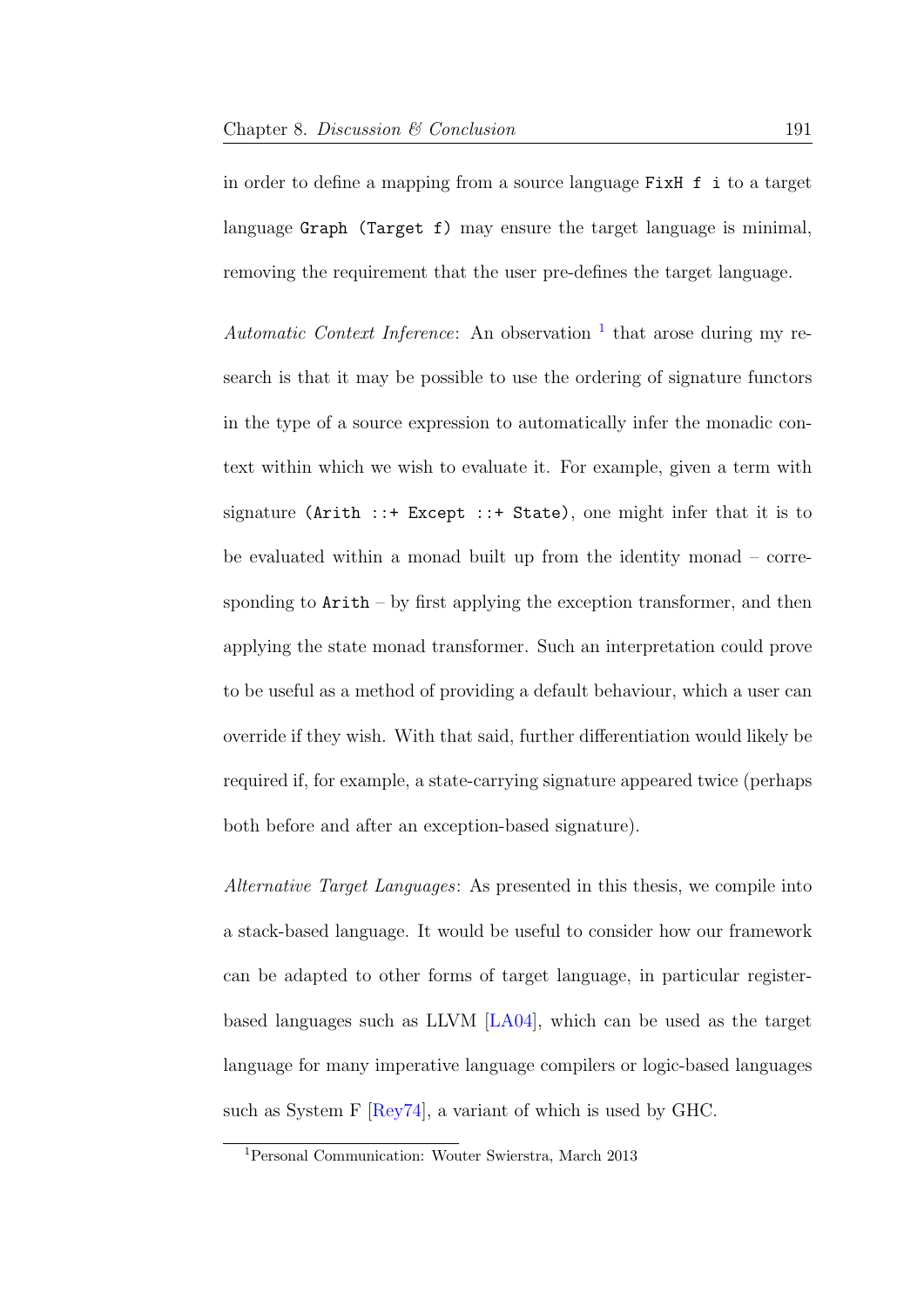in order to define a mapping from a source language `FixH f i` to a target language `Graph (Target f)` may ensure the target language is minimal, removing the requirement that the user pre-defines the target language.

*Automatic Context Inference*: An observation [1] that arose during my research is that it may be possible to use the ordering of signature functors in the type of a source expression to automatically infer the monadic context within which we wish to evaluate it. For example, given a term with signature `(Arith ::+ Except ::+ State)`, one might infer that it is to be evaluated within a monad built up from the identity monad – corresponding to `Arith` – by first applying the exception transformer, and then applying the state monad transformer. Such an interpretation could prove to be useful as a method of providing a default behaviour, which a user can override if they wish. With that said, further differentiation would likely be required if, for example, a state-carrying signature appeared twice (perhaps both before and after an exception-based signature).

*Alternative Target Languages*: As presented in this thesis, we compile into a stack-based language. It would be useful to consider how our framework can be adapted to other forms of target language, in particular register-based languages such as LLVM [LA04], which can be used as the target language for many imperative language compilers or logic-based languages such as System F [Rey74], a variant of which is used by GHC.

[1] Personal Communication: Wouter Swierstra, March 2013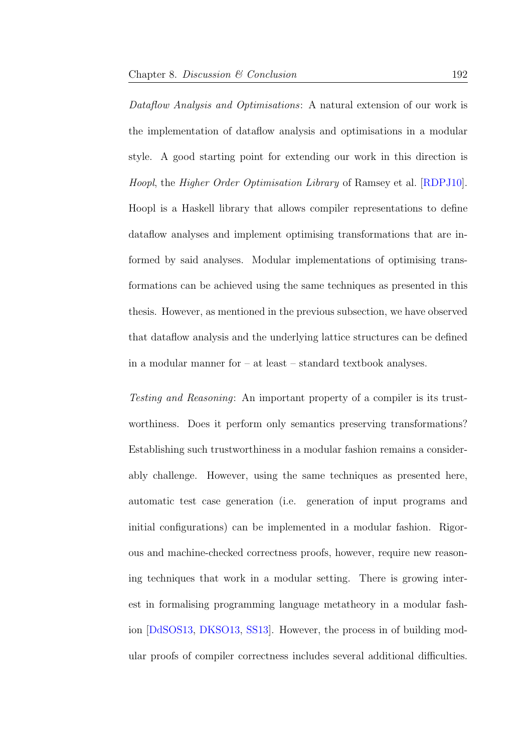*Dataflow Analysis and Optimisations*: A natural extension of our work is the implementation of dataflow analysis and optimisations in a modular style. A good starting point for extending our work in this direction is *Hoopl*, the *Higher Order Optimisation Library* of Ramsey et al. [RDPJ10]. Hoopl is a Haskell library that allows compiler representations to define dataflow analyses and implement optimising transformations that are informed by said analyses. Modular implementations of optimising transformations can be achieved using the same techniques as presented in this thesis. However, as mentioned in the previous subsection, we have observed that dataflow analysis and the underlying lattice structures can be defined in a modular manner for – at least – standard textbook analyses.

*Testing and Reasoning*: An important property of a compiler is its trustworthiness. Does it perform only semantics preserving transformations? Establishing such trustworthiness in a modular fashion remains a considerably challenge. However, using the same techniques as presented here, automatic test case generation (i.e. generation of input programs and initial configurations) can be implemented in a modular fashion. Rigorous and machine-checked correctness proofs, however, require new reasoning techniques that work in a modular setting. There is growing interest in formalising programming language metatheory in a modular fashion [DdSOS13, DKSO13, SS13]. However, the process in of building modular proofs of compiler correctness includes several additional difficulties.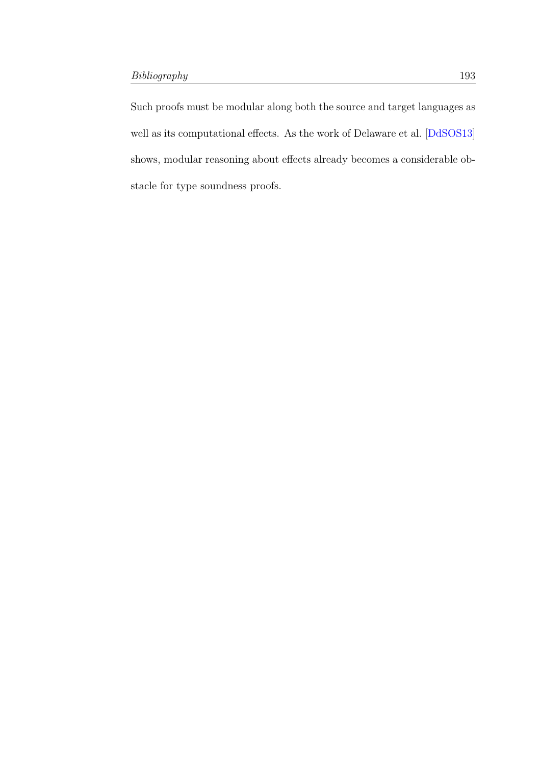Such proofs must be modular along both the source and target languages as well as its computational effects. As the work of Delaware et al. [DdSOS13] shows, modular reasoning about effects already becomes a considerable obstacle for type soundness proofs.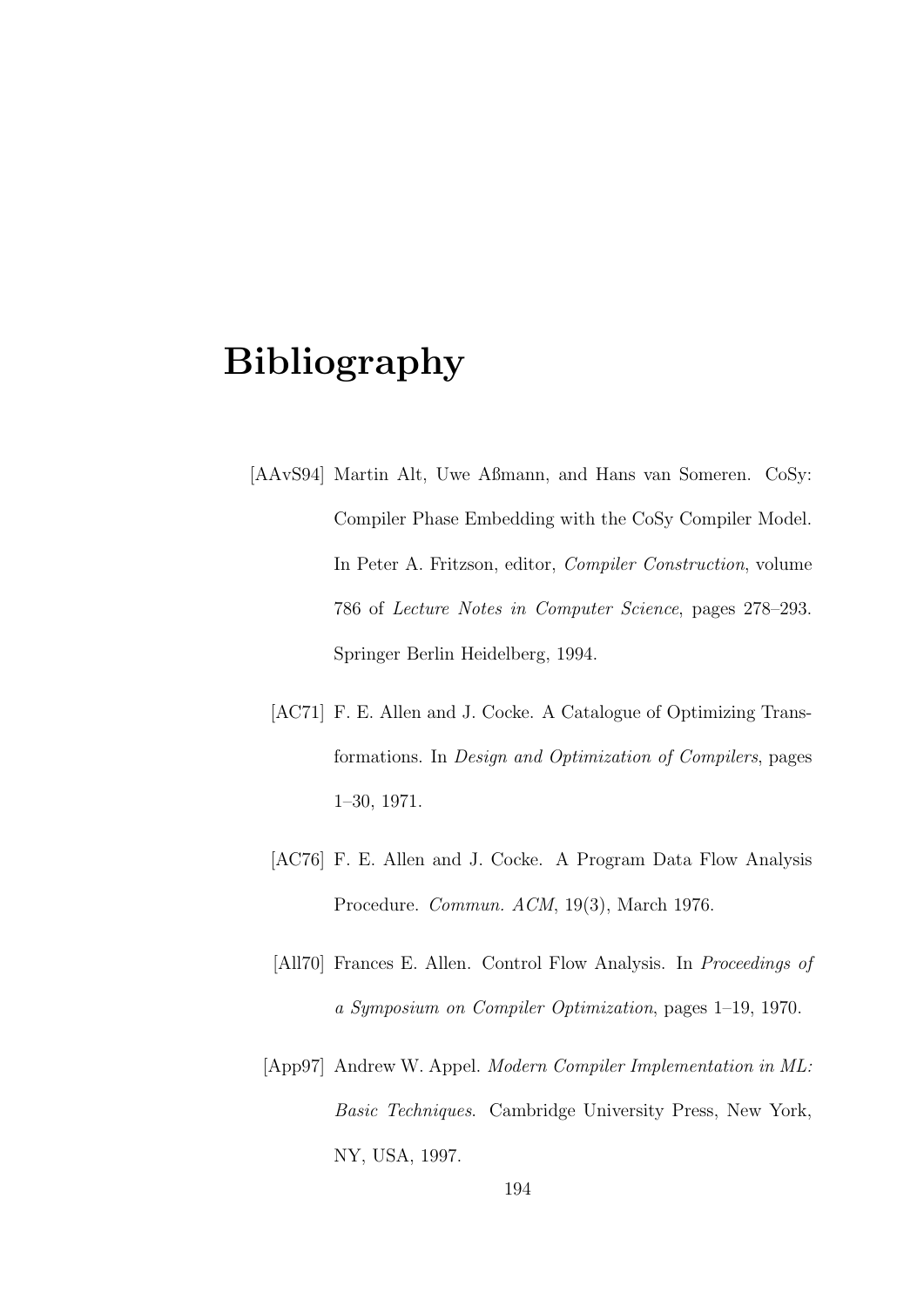# Bibliography

[AAvS94] Martin Alt, Uwe Aßmann, and Hans van Someren. CoSy: Compiler Phase Embedding with the CoSy Compiler Model. In Peter A. Fritzson, editor, *Compiler Construction*, volume 786 of *Lecture Notes in Computer Science*, pages 278–293. Springer Berlin Heidelberg, 1994.

[AC71] F. E. Allen and J. Cocke. A Catalogue of Optimizing Transformations. In *Design and Optimization of Compilers*, pages 1–30, 1971.

[AC76] F. E. Allen and J. Cocke. A Program Data Flow Analysis Procedure. *Commun. ACM*, 19(3), March 1976.

[All70] Frances E. Allen. Control Flow Analysis. In *Proceedings of a Symposium on Compiler Optimization*, pages 1–19, 1970.

[App97] Andrew W. Appel. *Modern Compiler Implementation in ML: Basic Techniques*. Cambridge University Press, New York, NY, USA, 1997.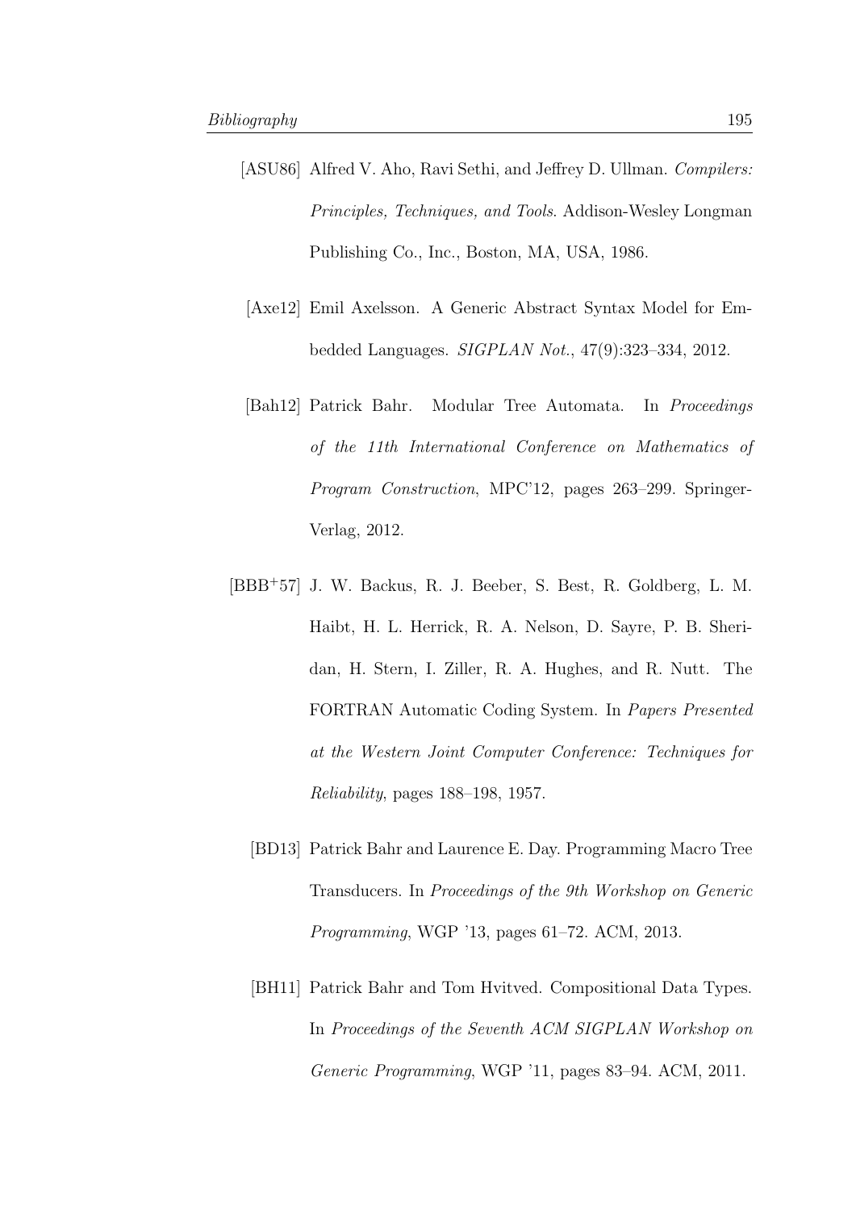[ASU86] Alfred V. Aho, Ravi Sethi, and Jeffrey D. Ullman. *Compilers: Principles, Techniques, and Tools*. Addison-Wesley Longman Publishing Co., Inc., Boston, MA, USA, 1986.

[Axe12] Emil Axelsson. A Generic Abstract Syntax Model for Embedded Languages. *SIGPLAN Not.*, 47(9):323–334, 2012.

[Bah12] Patrick Bahr. Modular Tree Automata. In *Proceedings of the 11th International Conference on Mathematics of Program Construction*, MPC'12, pages 263–299. Springer-Verlag, 2012.

[BBB+57] J. W. Backus, R. J. Beeber, S. Best, R. Goldberg, L. M. Haibt, H. L. Herrick, R. A. Nelson, D. Sayre, P. B. Sheridan, H. Stern, I. Ziller, R. A. Hughes, and R. Nutt. The FORTRAN Automatic Coding System. In *Papers Presented at the Western Joint Computer Conference: Techniques for Reliability*, pages 188–198, 1957.

[BD13] Patrick Bahr and Laurence E. Day. Programming Macro Tree Transducers. In *Proceedings of the 9th Workshop on Generic Programming*, WGP '13, pages 61–72. ACM, 2013.

[BH11] Patrick Bahr and Tom Hvitved. Compositional Data Types. In *Proceedings of the Seventh ACM SIGPLAN Workshop on Generic Programming*, WGP '11, pages 83–94. ACM, 2011.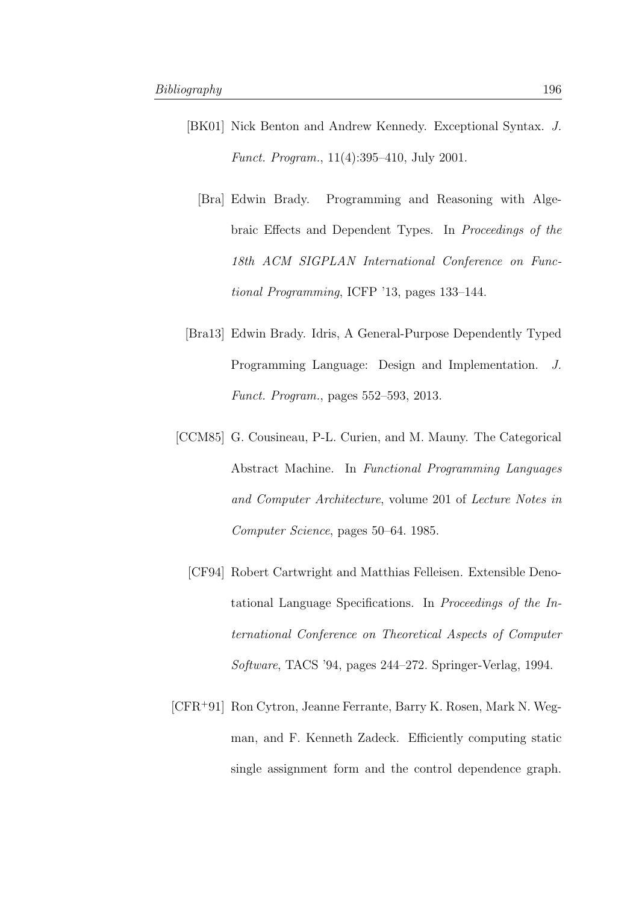[BK01] Nick Benton and Andrew Kennedy. Exceptional Syntax. *J. Funct. Program.*, 11(4):395–410, July 2001.

[Bra] Edwin Brady. Programming and Reasoning with Algebraic Effects and Dependent Types. In *Proceedings of the 18th ACM SIGPLAN International Conference on Functional Programming*, ICFP '13, pages 133–144.

[Bra13] Edwin Brady. Idris, A General-Purpose Dependently Typed Programming Language: Design and Implementation. *J. Funct. Program.*, pages 552–593, 2013.

[CCM85] G. Cousineau, P-L. Curien, and M. Mauny. The Categorical Abstract Machine. In *Functional Programming Languages and Computer Architecture*, volume 201 of *Lecture Notes in Computer Science*, pages 50–64. 1985.

[CF94] Robert Cartwright and Matthias Felleisen. Extensible Denotational Language Specifications. In *Proceedings of the International Conference on Theoretical Aspects of Computer Software*, TACS '94, pages 244–272. Springer-Verlag, 1994.

[CFR+91] Ron Cytron, Jeanne Ferrante, Barry K. Rosen, Mark N. Wegman, and F. Kenneth Zadeck. Efficiently computing static single assignment form and the control dependence graph.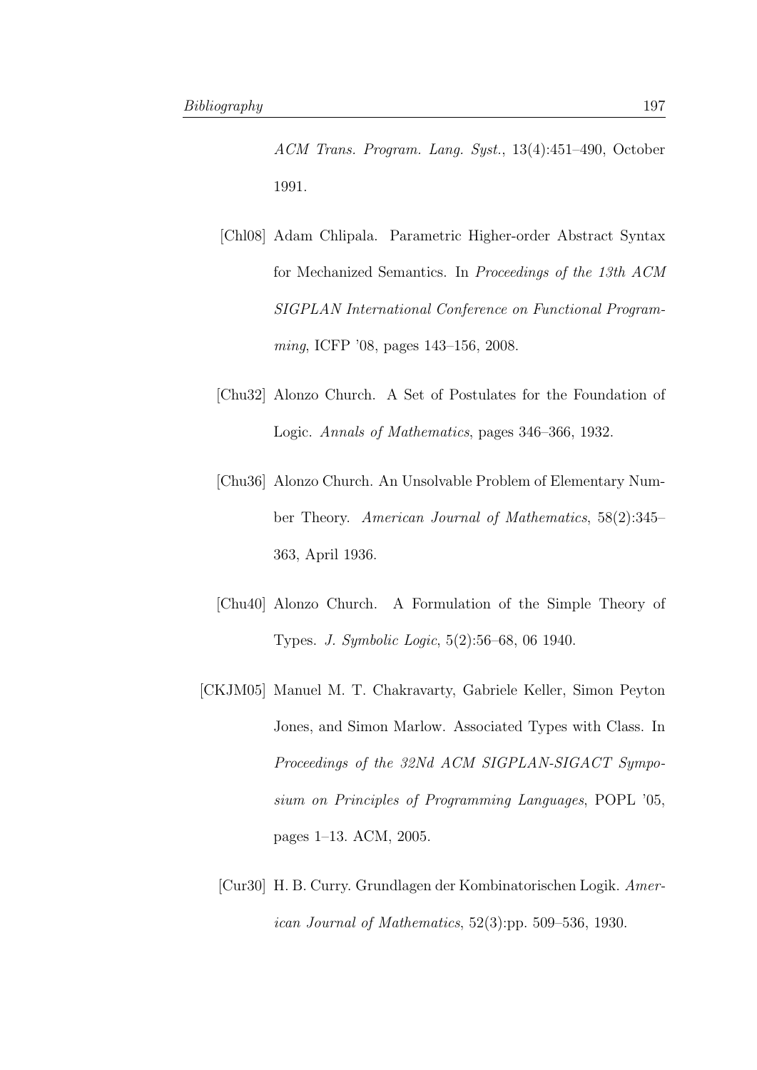*ACM Trans. Program. Lang. Syst.*, 13(4):451–490, October 1991.

[Chl08] Adam Chlipala. Parametric Higher-order Abstract Syntax for Mechanized Semantics. In *Proceedings of the 13th ACM SIGPLAN International Conference on Functional Programming*, ICFP '08, pages 143–156, 2008.

[Chu32] Alonzo Church. A Set of Postulates for the Foundation of Logic. *Annals of Mathematics*, pages 346–366, 1932.

[Chu36] Alonzo Church. An Unsolvable Problem of Elementary Number Theory. *American Journal of Mathematics*, 58(2):345–363, April 1936.

[Chu40] Alonzo Church. A Formulation of the Simple Theory of Types. *J. Symbolic Logic*, 5(2):56–68, 06 1940.

[CKJM05] Manuel M. T. Chakravarty, Gabriele Keller, Simon Peyton Jones, and Simon Marlow. Associated Types with Class. In *Proceedings of the 32Nd ACM SIGPLAN-SIGACT Symposium on Principles of Programming Languages*, POPL '05, pages 1–13. ACM, 2005.

[Cur30] H. B. Curry. Grundlagen der Kombinatorischen Logik. *American Journal of Mathematics*, 52(3):pp. 509–536, 1930.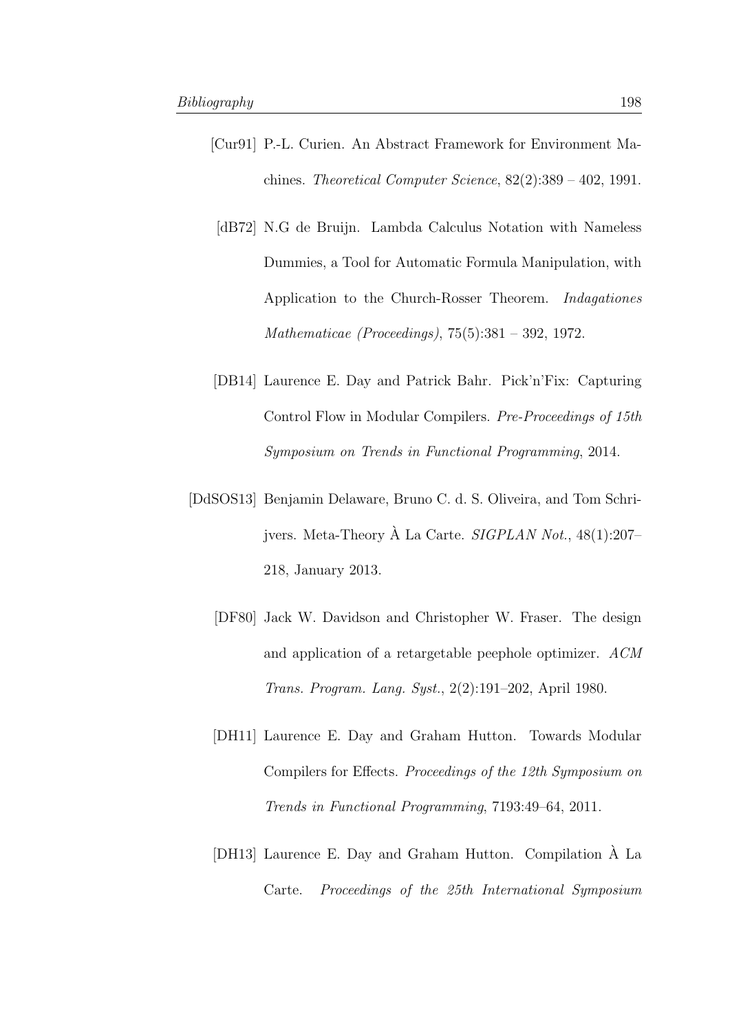[Cur91] P.-L. Curien. An Abstract Framework for Environment Machines. *Theoretical Computer Science*, 82(2):389 – 402, 1991.

[dB72] N.G de Bruijn. Lambda Calculus Notation with Nameless Dummies, a Tool for Automatic Formula Manipulation, with Application to the Church-Rosser Theorem. *Indagationes Mathematicae (Proceedings)*, 75(5):381 – 392, 1972.

[DB14] Laurence E. Day and Patrick Bahr. Pick'n'Fix: Capturing Control Flow in Modular Compilers. *Pre-Proceedings of 15th Symposium on Trends in Functional Programming*, 2014.

[DdSOS13] Benjamin Delaware, Bruno C. d. S. Oliveira, and Tom Schrijvers. Meta-Theory À La Carte. *SIGPLAN Not.*, 48(1):207–218, January 2013.

[DF80] Jack W. Davidson and Christopher W. Fraser. The design and application of a retargetable peephole optimizer. *ACM Trans. Program. Lang. Syst.*, 2(2):191–202, April 1980.

[DH11] Laurence E. Day and Graham Hutton. Towards Modular Compilers for Effects. *Proceedings of the 12th Symposium on Trends in Functional Programming*, 7193:49–64, 2011.

[DH13] Laurence E. Day and Graham Hutton. Compilation À La Carte. *Proceedings of the 25th International Symposium*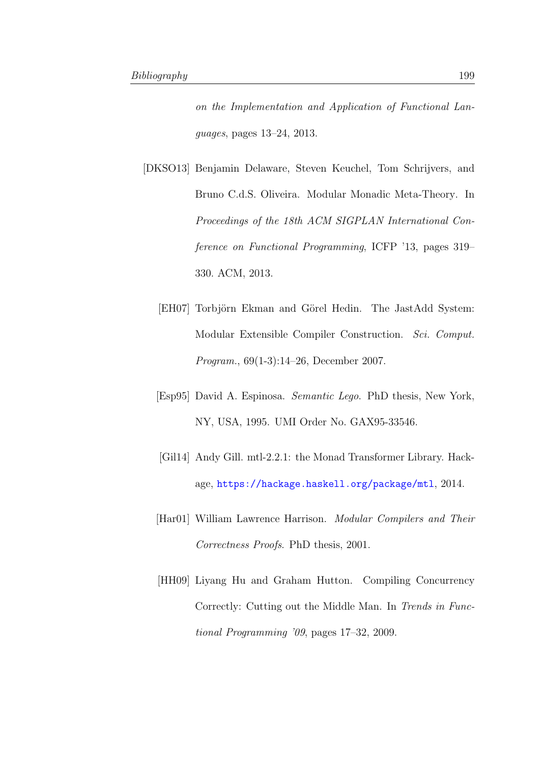*on the Implementation and Application of Functional Languages*, pages 13–24, 2013.

[DKSO13] Benjamin Delaware, Steven Keuchel, Tom Schrijvers, and Bruno C.d.S. Oliveira. Modular Monadic Meta-Theory. In *Proceedings of the 18th ACM SIGPLAN International Conference on Functional Programming*, ICFP '13, pages 319–330. ACM, 2013.

[EH07] Torbjörn Ekman and Görel Hedin. The JastAdd System: Modular Extensible Compiler Construction. *Sci. Comput. Program.*, 69(1-3):14–26, December 2007.

[Esp95] David A. Espinosa. *Semantic Lego*. PhD thesis, New York, NY, USA, 1995. UMI Order No. GAX95-33546.

[Gil14] Andy Gill. mtl-2.2.1: the Monad Transformer Library. Hackage, https://hackage.haskell.org/package/mtl, 2014.

[Har01] William Lawrence Harrison. *Modular Compilers and Their Correctness Proofs*. PhD thesis, 2001.

[HH09] Liyang Hu and Graham Hutton. Compiling Concurrency Correctly: Cutting out the Middle Man. In *Trends in Functional Programming '09*, pages 17–32, 2009.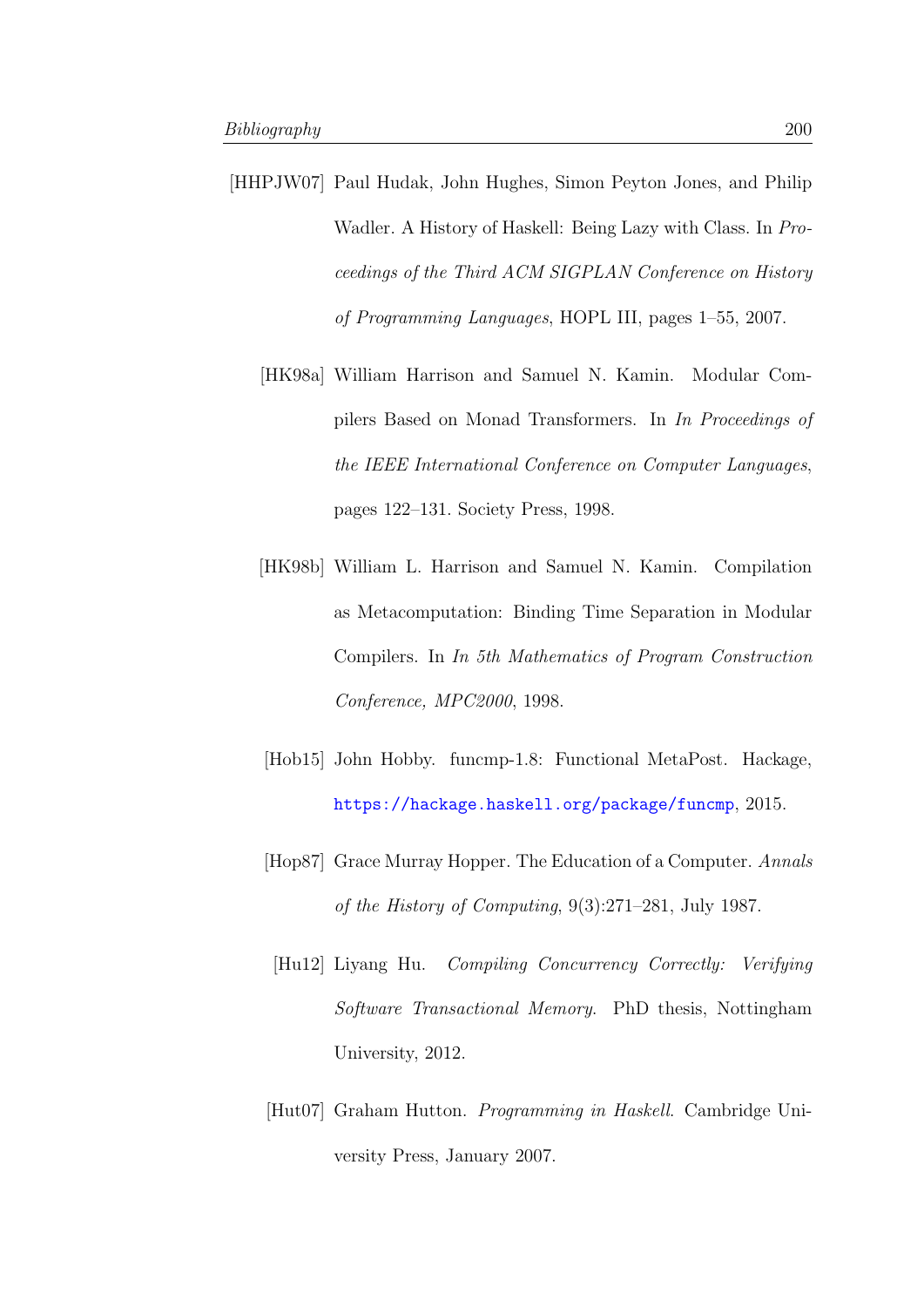[HHPJW07] Paul Hudak, John Hughes, Simon Peyton Jones, and Philip Wadler. A History of Haskell: Being Lazy with Class. In *Proceedings of the Third ACM SIGPLAN Conference on History of Programming Languages*, HOPL III, pages 1–55, 2007.

[HK98a] William Harrison and Samuel N. Kamin. Modular Compilers Based on Monad Transformers. In *In Proceedings of the IEEE International Conference on Computer Languages*, pages 122–131. Society Press, 1998.

[HK98b] William L. Harrison and Samuel N. Kamin. Compilation as Metacomputation: Binding Time Separation in Modular Compilers. In *In 5th Mathematics of Program Construction Conference, MPC2000*, 1998.

[Hob15] John Hobby. funcmp-1.8: Functional MetaPost. Hackage, https://hackage.haskell.org/package/funcmp, 2015.

[Hop87] Grace Murray Hopper. The Education of a Computer. *Annals of the History of Computing*, 9(3):271–281, July 1987.

[Hu12] Liyang Hu. *Compiling Concurrency Correctly: Verifying Software Transactional Memory*. PhD thesis, Nottingham University, 2012.

[Hut07] Graham Hutton. *Programming in Haskell*. Cambridge University Press, January 2007.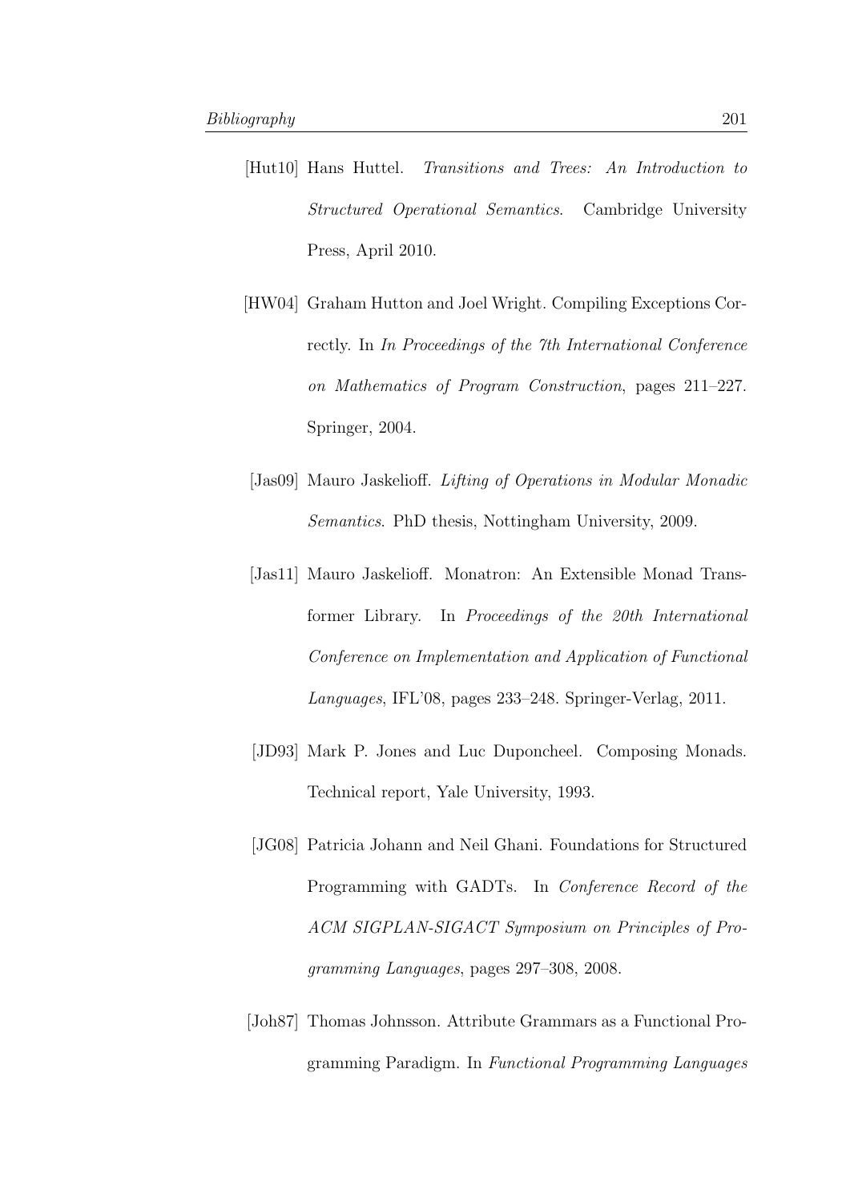[Hut10] Hans Huttel. *Transitions and Trees: An Introduction to Structured Operational Semantics*. Cambridge University Press, April 2010.

[HW04] Graham Hutton and Joel Wright. Compiling Exceptions Correctly. In *In Proceedings of the 7th International Conference on Mathematics of Program Construction*, pages 211–227. Springer, 2004.

[Jas09] Mauro Jaskelioff. *Lifting of Operations in Modular Monadic Semantics*. PhD thesis, Nottingham University, 2009.

[Jas11] Mauro Jaskelioff. Monatron: An Extensible Monad Transformer Library. In *Proceedings of the 20th International Conference on Implementation and Application of Functional Languages*, IFL'08, pages 233–248. Springer-Verlag, 2011.

[JD93] Mark P. Jones and Luc Duponcheel. Composing Monads. Technical report, Yale University, 1993.

[JG08] Patricia Johann and Neil Ghani. Foundations for Structured Programming with GADTs. In *Conference Record of the ACM SIGPLAN-SIGACT Symposium on Principles of Programming Languages*, pages 297–308, 2008.

[Joh87] Thomas Johnsson. Attribute Grammars as a Functional Programming Paradigm. In *Functional Programming Languages*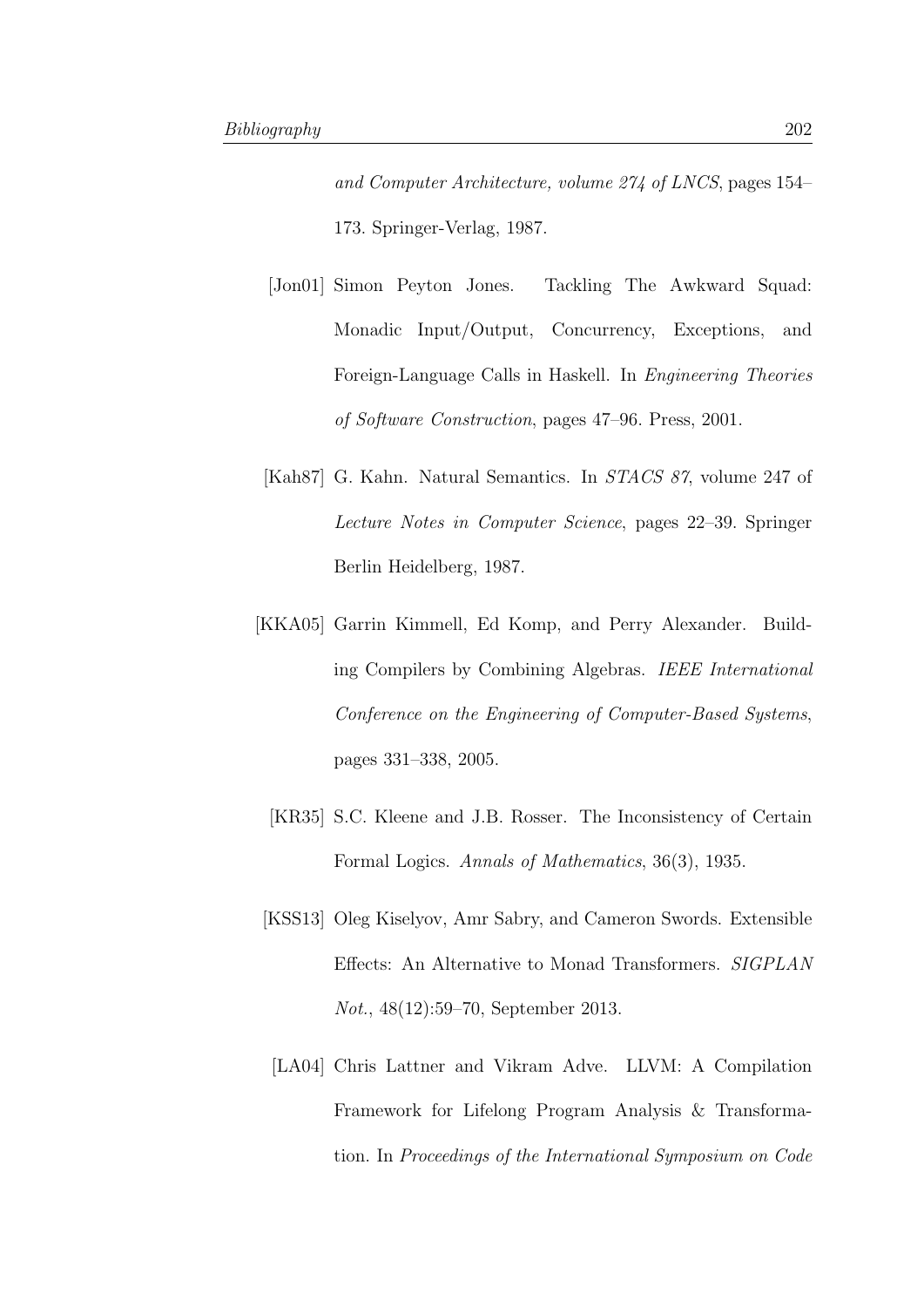*and Computer Architecture, volume 274 of LNCS*, pages 154–173. Springer-Verlag, 1987.

[Jon01] Simon Peyton Jones. Tackling The Awkward Squad: Monadic Input/Output, Concurrency, Exceptions, and Foreign-Language Calls in Haskell. In *Engineering Theories of Software Construction*, pages 47–96. Press, 2001.

[Kah87] G. Kahn. Natural Semantics. In *STACS 87*, volume 247 of *Lecture Notes in Computer Science*, pages 22–39. Springer Berlin Heidelberg, 1987.

[KKA05] Garrin Kimmell, Ed Komp, and Perry Alexander. Building Compilers by Combining Algebras. *IEEE International Conference on the Engineering of Computer-Based Systems*, pages 331–338, 2005.

[KR35] S.C. Kleene and J.B. Rosser. The Inconsistency of Certain Formal Logics. *Annals of Mathematics*, 36(3), 1935.

[KSS13] Oleg Kiselyov, Amr Sabry, and Cameron Swords. Extensible Effects: An Alternative to Monad Transformers. *SIGPLAN Not.*, 48(12):59–70, September 2013.

[LA04] Chris Lattner and Vikram Adve. LLVM: A Compilation Framework for Lifelong Program Analysis & Transformation. In *Proceedings of the International Symposium on Code*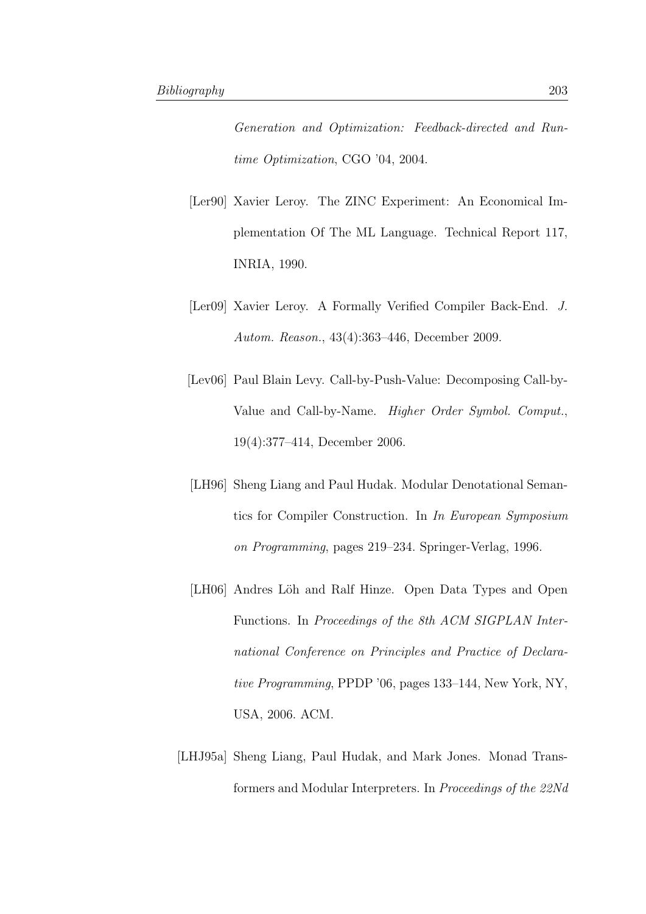*Generation and Optimization: Feedback-directed and Runtime Optimization*, CGO '04, 2004.

[Ler90] Xavier Leroy. The ZINC Experiment: An Economical Implementation Of The ML Language. Technical Report 117, INRIA, 1990.

[Ler09] Xavier Leroy. A Formally Verified Compiler Back-End. *J. Autom. Reason.*, 43(4):363–446, December 2009.

[Lev06] Paul Blain Levy. Call-by-Push-Value: Decomposing Call-by-Value and Call-by-Name. *Higher Order Symbol. Comput.*, 19(4):377–414, December 2006.

[LH96] Sheng Liang and Paul Hudak. Modular Denotational Semantics for Compiler Construction. In *In European Symposium on Programming*, pages 219–234. Springer-Verlag, 1996.

[LH06] Andres Löh and Ralf Hinze. Open Data Types and Open Functions. In *Proceedings of the 8th ACM SIGPLAN International Conference on Principles and Practice of Declarative Programming*, PPDP '06, pages 133–144, New York, NY, USA, 2006. ACM.

[LHJ95a] Sheng Liang, Paul Hudak, and Mark Jones. Monad Transformers and Modular Interpreters. In *Proceedings of the 22Nd*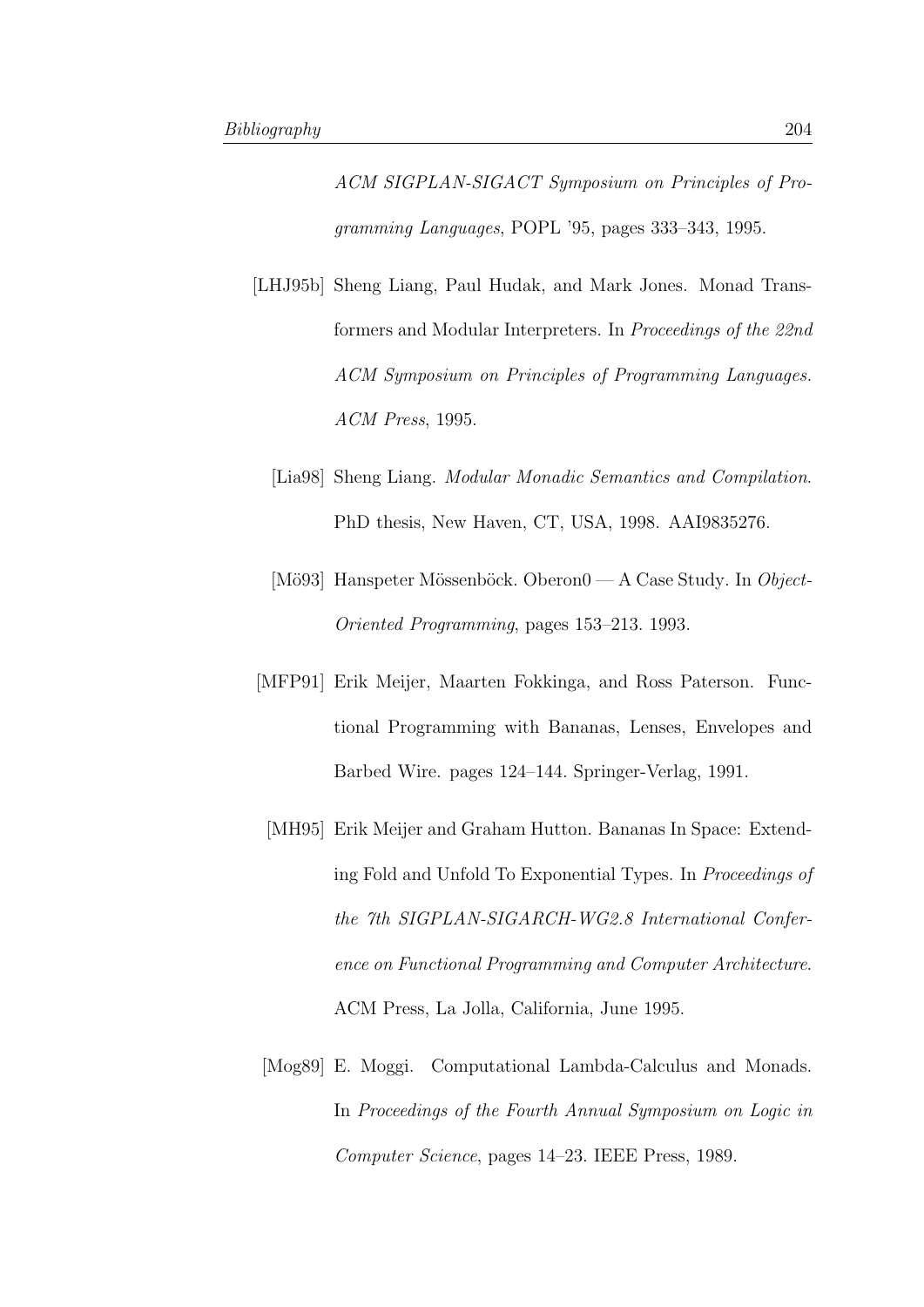*ACM SIGPLAN-SIGACT Symposium on Principles of Programming Languages*, POPL '95, pages 333–343, 1995.

[LHJ95b] Sheng Liang, Paul Hudak, and Mark Jones. Monad Transformers and Modular Interpreters. In *Proceedings of the 22nd ACM Symposium on Principles of Programming Languages. ACM Press*, 1995.

[Lia98] Sheng Liang. *Modular Monadic Semantics and Compilation*. PhD thesis, New Haven, CT, USA, 1998. AAI9835276.

[Mö93] Hanspeter Mössenböck. Oberon0 — A Case Study. In *Object-Oriented Programming*, pages 153–213. 1993.

[MFP91] Erik Meijer, Maarten Fokkinga, and Ross Paterson. Functional Programming with Bananas, Lenses, Envelopes and Barbed Wire. pages 124–144. Springer-Verlag, 1991.

[MH95] Erik Meijer and Graham Hutton. Bananas In Space: Extending Fold and Unfold To Exponential Types. In *Proceedings of the 7th SIGPLAN-SIGARCH-WG2.8 International Conference on Functional Programming and Computer Architecture*. ACM Press, La Jolla, California, June 1995.

[Mog89] E. Moggi. Computational Lambda-Calculus and Monads. In *Proceedings of the Fourth Annual Symposium on Logic in Computer Science*, pages 14–23. IEEE Press, 1989.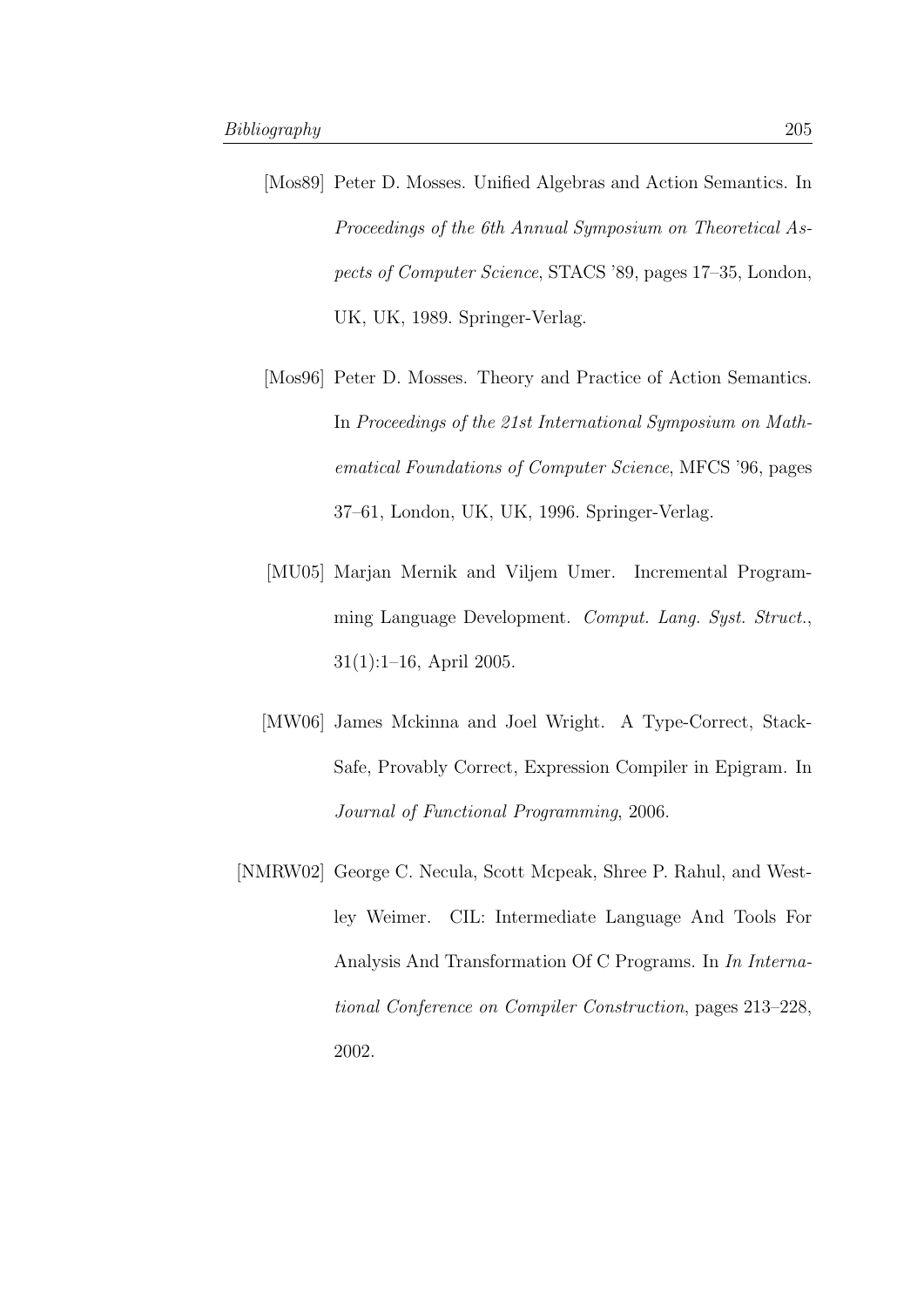[Mos89] Peter D. Mosses. Unified Algebras and Action Semantics. In *Proceedings of the 6th Annual Symposium on Theoretical Aspects of Computer Science*, STACS '89, pages 17–35, London, UK, UK, 1989. Springer-Verlag.

[Mos96] Peter D. Mosses. Theory and Practice of Action Semantics. In *Proceedings of the 21st International Symposium on Mathematical Foundations of Computer Science*, MFCS '96, pages 37–61, London, UK, UK, 1996. Springer-Verlag.

[MU05] Marjan Mernik and Viljem Umer. Incremental Programming Language Development. *Comput. Lang. Syst. Struct.*, 31(1):1–16, April 2005.

[MW06] James Mckinna and Joel Wright. A Type-Correct, Stack-Safe, Provably Correct, Expression Compiler in Epigram. In *Journal of Functional Programming*, 2006.

[NMRW02] George C. Necula, Scott Mcpeak, Shree P. Rahul, and Westley Weimer. CIL: Intermediate Language And Tools For Analysis And Transformation Of C Programs. In *In International Conference on Compiler Construction*, pages 213–228, 2002.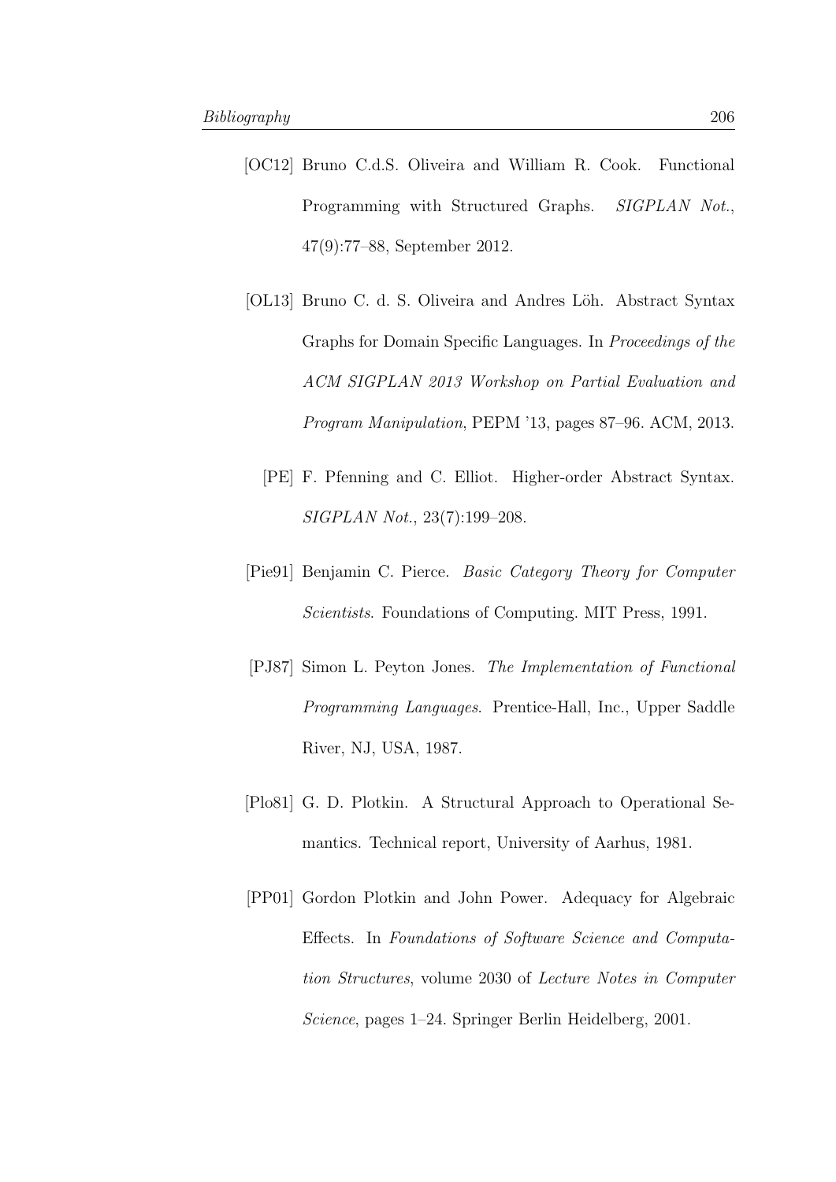[OC12] Bruno C.d.S. Oliveira and William R. Cook. Functional Programming with Structured Graphs. *SIGPLAN Not.*, 47(9):77–88, September 2012.

[OL13] Bruno C. d. S. Oliveira and Andres Löh. Abstract Syntax Graphs for Domain Specific Languages. In *Proceedings of the ACM SIGPLAN 2013 Workshop on Partial Evaluation and Program Manipulation*, PEPM '13, pages 87–96. ACM, 2013.

[PE] F. Pfenning and C. Elliot. Higher-order Abstract Syntax. *SIGPLAN Not.*, 23(7):199–208.

[Pie91] Benjamin C. Pierce. *Basic Category Theory for Computer Scientists*. Foundations of Computing. MIT Press, 1991.

[PJ87] Simon L. Peyton Jones. *The Implementation of Functional Programming Languages*. Prentice-Hall, Inc., Upper Saddle River, NJ, USA, 1987.

[Plo81] G. D. Plotkin. A Structural Approach to Operational Semantics. Technical report, University of Aarhus, 1981.

[PP01] Gordon Plotkin and John Power. Adequacy for Algebraic Effects. In *Foundations of Software Science and Computation Structures*, volume 2030 of *Lecture Notes in Computer Science*, pages 1–24. Springer Berlin Heidelberg, 2001.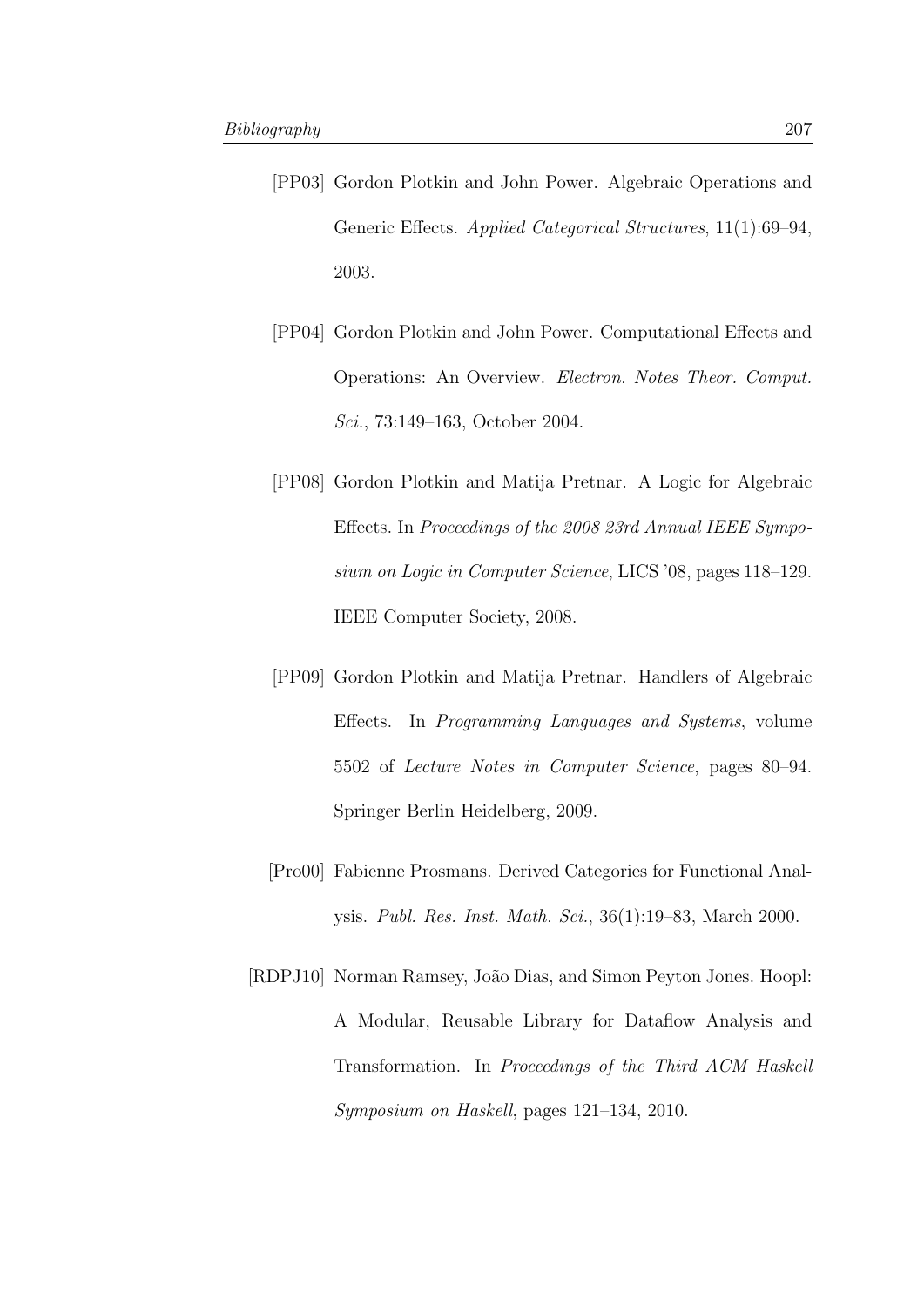[PP03] Gordon Plotkin and John Power. Algebraic Operations and Generic Effects. *Applied Categorical Structures*, 11(1):69–94, 2003.

[PP04] Gordon Plotkin and John Power. Computational Effects and Operations: An Overview. *Electron. Notes Theor. Comput. Sci.*, 73:149–163, October 2004.

[PP08] Gordon Plotkin and Matija Pretnar. A Logic for Algebraic Effects. In *Proceedings of the 2008 23rd Annual IEEE Symposium on Logic in Computer Science*, LICS '08, pages 118–129. IEEE Computer Society, 2008.

[PP09] Gordon Plotkin and Matija Pretnar. Handlers of Algebraic Effects. In *Programming Languages and Systems*, volume 5502 of *Lecture Notes in Computer Science*, pages 80–94. Springer Berlin Heidelberg, 2009.

[Pro00] Fabienne Prosmans. Derived Categories for Functional Analysis. *Publ. Res. Inst. Math. Sci.*, 36(1):19–83, March 2000.

[RDPJ10] Norman Ramsey, João Dias, and Simon Peyton Jones. Hoopl: A Modular, Reusable Library for Dataflow Analysis and Transformation. In *Proceedings of the Third ACM Haskell Symposium on Haskell*, pages 121–134, 2010.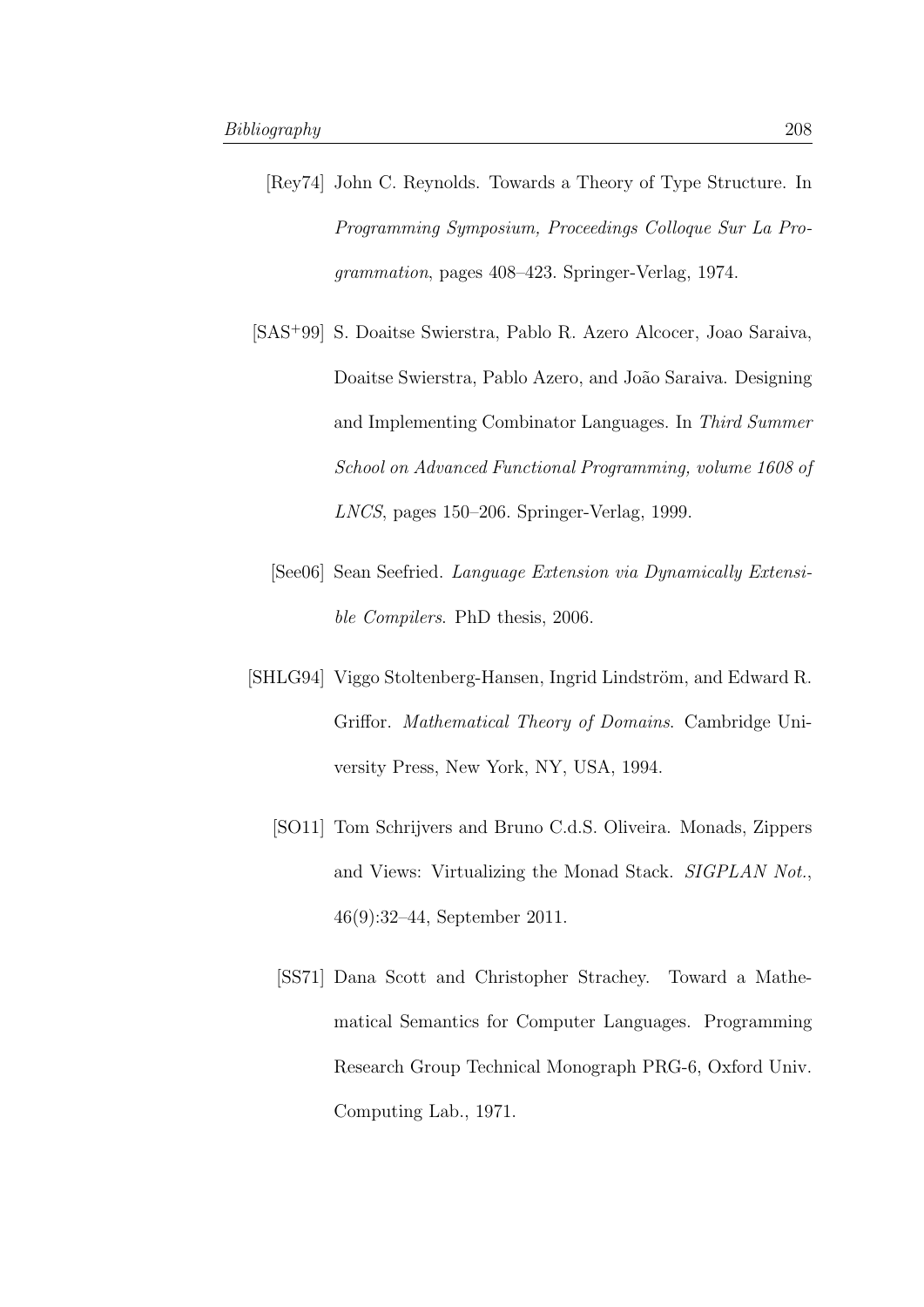[Rey74] John C. Reynolds. Towards a Theory of Type Structure. In *Programming Symposium, Proceedings Colloque Sur La Programmation*, pages 408–423. Springer-Verlag, 1974.

[SAS+99] S. Doaitse Swierstra, Pablo R. Azero Alcocer, Joao Saraiva, Doaitse Swierstra, Pablo Azero, and João Saraiva. Designing and Implementing Combinator Languages. In *Third Summer School on Advanced Functional Programming, volume 1608 of LNCS*, pages 150–206. Springer-Verlag, 1999.

[See06] Sean Seefried. *Language Extension via Dynamically Extensible Compilers*. PhD thesis, 2006.

[SHLG94] Viggo Stoltenberg-Hansen, Ingrid Lindström, and Edward R. Griffor. *Mathematical Theory of Domains*. Cambridge University Press, New York, NY, USA, 1994.

[SO11] Tom Schrijvers and Bruno C.d.S. Oliveira. Monads, Zippers and Views: Virtualizing the Monad Stack. *SIGPLAN Not.*, 46(9):32–44, September 2011.

[SS71] Dana Scott and Christopher Strachey. Toward a Mathematical Semantics for Computer Languages. Programming Research Group Technical Monograph PRG-6, Oxford Univ. Computing Lab., 1971.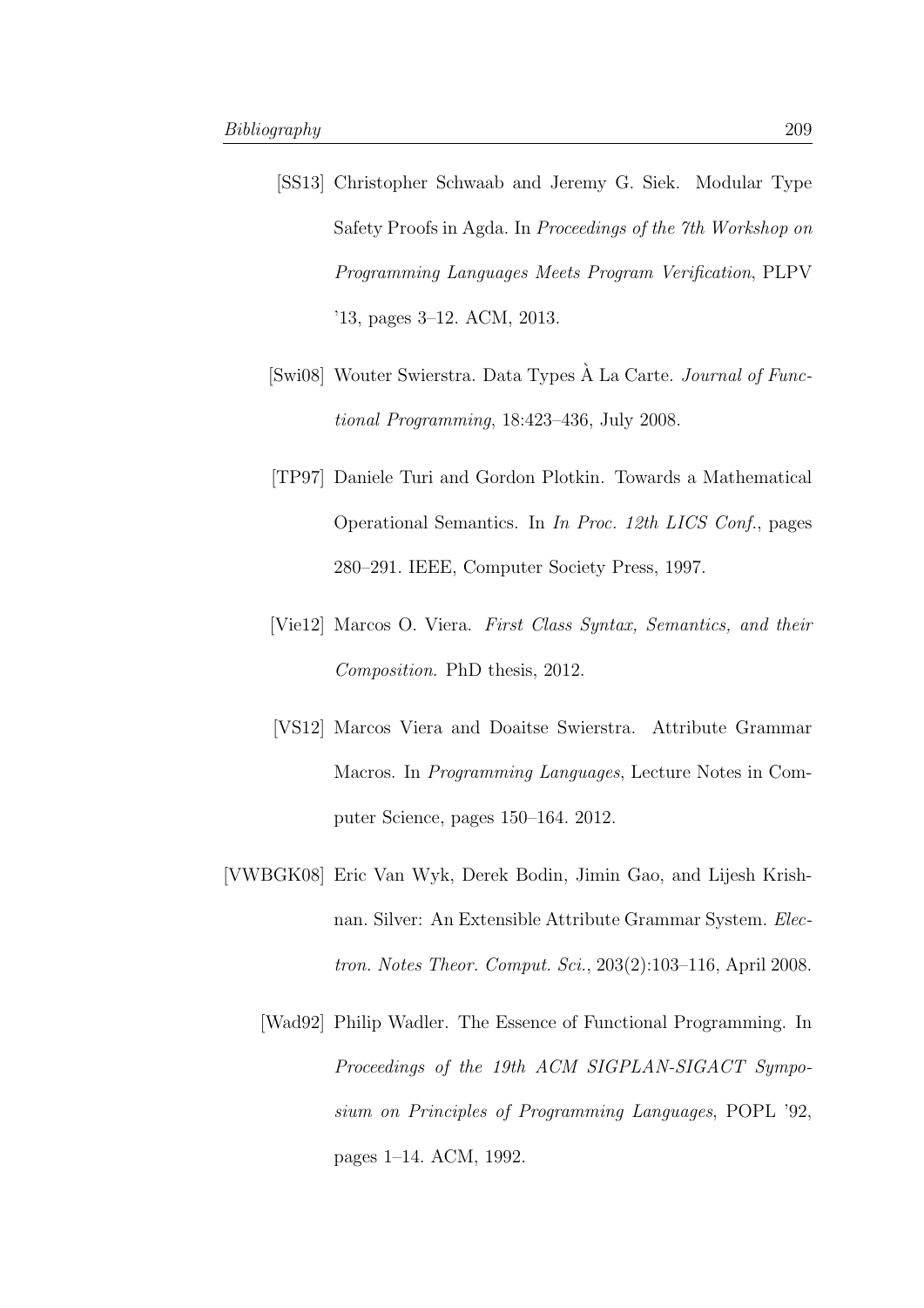[SS13] Christopher Schwaab and Jeremy G. Siek. Modular Type Safety Proofs in Agda. In *Proceedings of the 7th Workshop on Programming Languages Meets Program Verification*, PLPV '13, pages 3–12. ACM, 2013.

[Swi08] Wouter Swierstra. Data Types À La Carte. *Journal of Functional Programming*, 18:423–436, July 2008.

[TP97] Daniele Turi and Gordon Plotkin. Towards a Mathematical Operational Semantics. In *In Proc. 12th LICS Conf.*, pages 280–291. IEEE, Computer Society Press, 1997.

[Vie12] Marcos O. Viera. *First Class Syntax, Semantics, and their Composition*. PhD thesis, 2012.

[VS12] Marcos Viera and Doaitse Swierstra. Attribute Grammar Macros. In *Programming Languages*, Lecture Notes in Computer Science, pages 150–164. 2012.

[VWBGK08] Eric Van Wyk, Derek Bodin, Jimin Gao, and Lijesh Krishnan. Silver: An Extensible Attribute Grammar System. *Electron. Notes Theor. Comput. Sci.*, 203(2):103–116, April 2008.

[Wad92] Philip Wadler. The Essence of Functional Programming. In *Proceedings of the 19th ACM SIGPLAN-SIGACT Symposium on Principles of Programming Languages*, POPL '92, pages 1–14. ACM, 1992.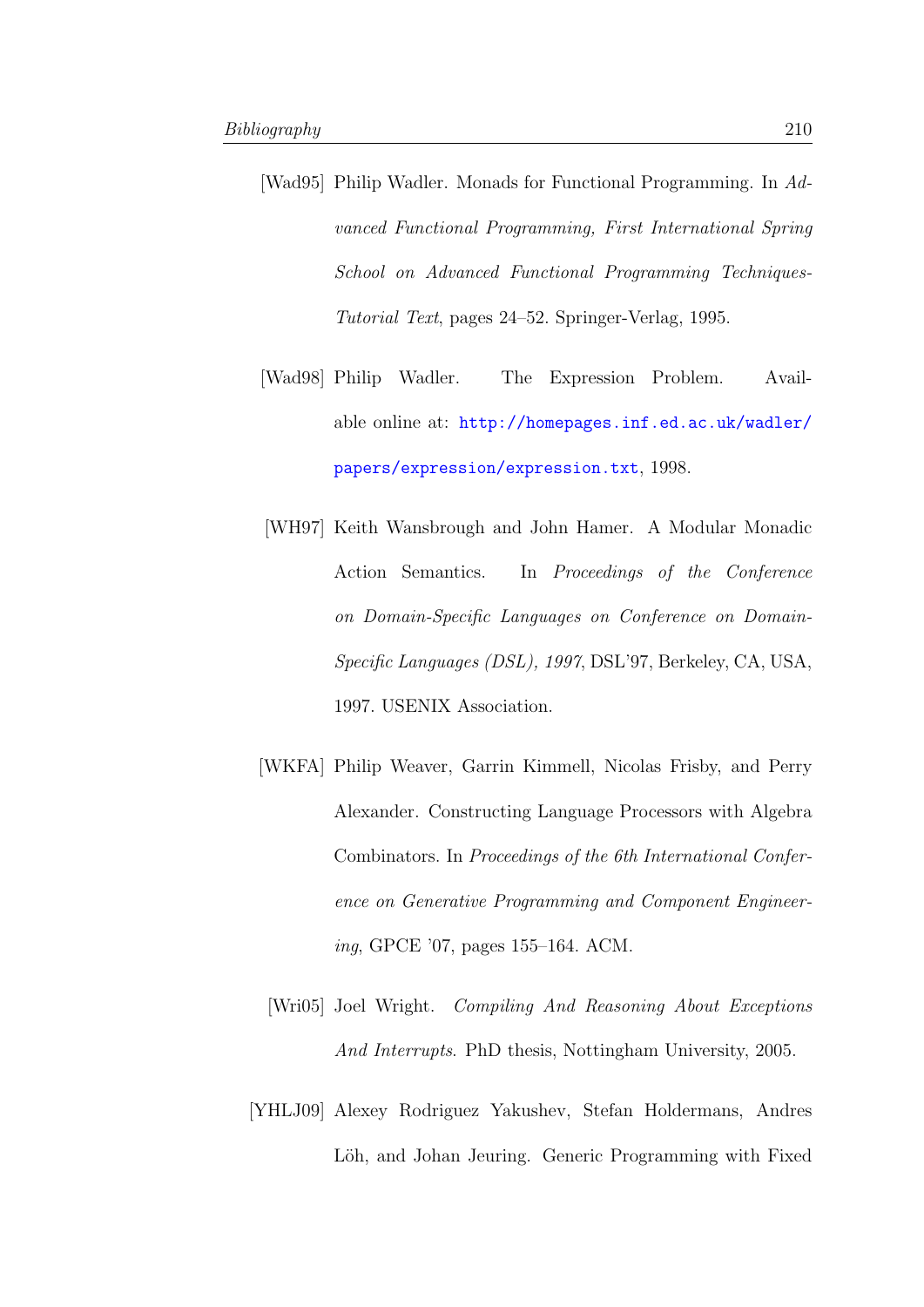[Wad95] Philip Wadler. Monads for Functional Programming. In *Advanced Functional Programming, First International Spring School on Advanced Functional Programming Techniques-Tutorial Text*, pages 24–52. Springer-Verlag, 1995.

[Wad98] Philip Wadler. The Expression Problem. Available online at: http://homepages.inf.ed.ac.uk/wadler/papers/expression/expression.txt, 1998.

[WH97] Keith Wansbrough and John Hamer. A Modular Monadic Action Semantics. In *Proceedings of the Conference on Domain-Specific Languages on Conference on Domain-Specific Languages (DSL), 1997*, DSL'97, Berkeley, CA, USA, 1997. USENIX Association.

[WKFA] Philip Weaver, Garrin Kimmell, Nicolas Frisby, and Perry Alexander. Constructing Language Processors with Algebra Combinators. In *Proceedings of the 6th International Conference on Generative Programming and Component Engineering*, GPCE '07, pages 155–164. ACM.

[Wri05] Joel Wright. *Compiling And Reasoning About Exceptions And Interrupts*. PhD thesis, Nottingham University, 2005.

[YHLJ09] Alexey Rodriguez Yakushev, Stefan Holdermans, Andres Löh, and Johan Jeuring. Generic Programming with Fixed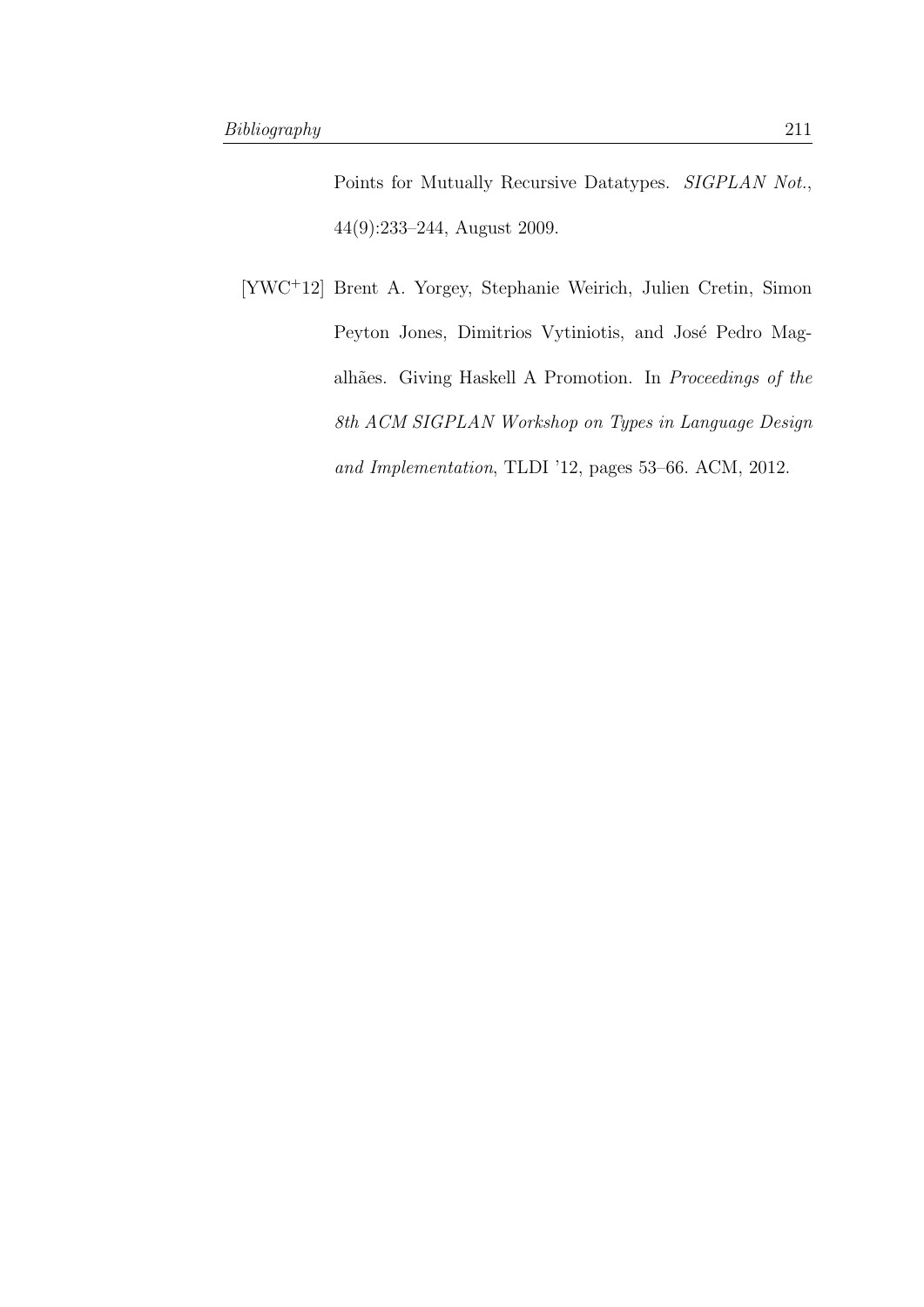Points for Mutually Recursive Datatypes. *SIGPLAN Not.*, 44(9):233–244, August 2009.

[YWC+12] Brent A. Yorgey, Stephanie Weirich, Julien Cretin, Simon Peyton Jones, Dimitrios Vytiniotis, and José Pedro Magalhães. Giving Haskell A Promotion. In *Proceedings of the 8th ACM SIGPLAN Workshop on Types in Language Design and Implementation*, TLDI '12, pages 53–66. ACM, 2012.